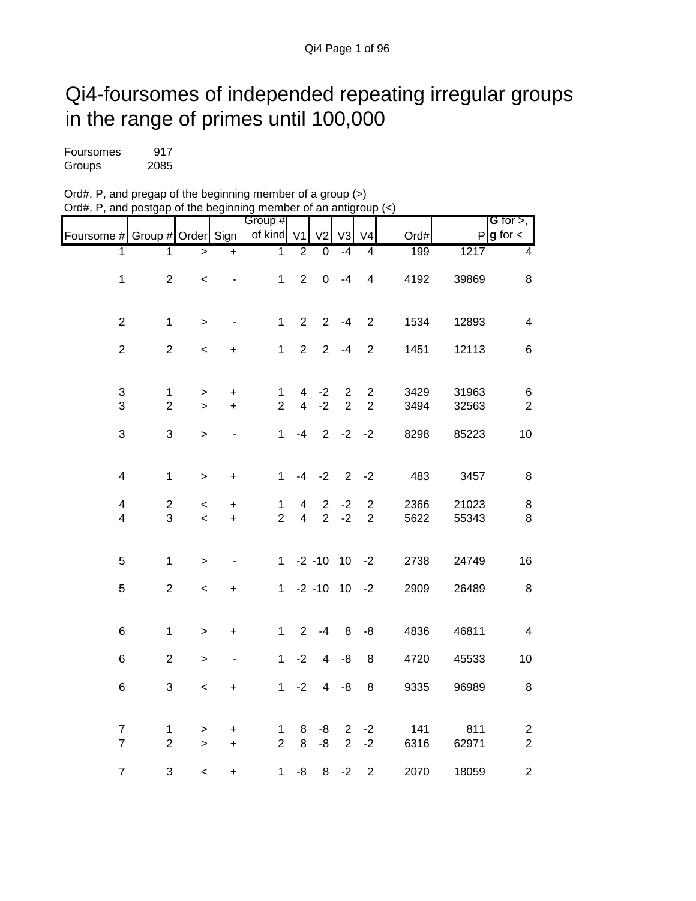# Qi4-foursomes of independed repeating irregular groups in the range of primes until 100,000

Foursomes 917
Groups 2085

Ord#, P, and pregap of the beginning member of a group (>)
Ord#, P, and postgap of the beginning member of an antigroup (<)

| Foursome # | Group # | Order | Sign | Group # of kind | V1 | V2 | V3 | V4 | Ord# | P | G for >, g for < |
|---|---|---|---|---|---|---|---|---|---|---|---|
| 1 | 1 | > | + | 1 | 2 | 0 | -4 | 4 | 199 | 1217 | 4 |
| 1 | 2 | < | - | 1 | 2 | 0 | -4 | 4 | 4192 | 39869 | 8 |
| 2 | 1 | > | - | 1 | 2 | 2 | -4 | 2 | 1534 | 12893 | 4 |
| 2 | 2 | < | + | 1 | 2 | 2 | -4 | 2 | 1451 | 12113 | 6 |
| 3 | 1 | > | + | 1 | 4 | -2 | 2 | 2 | 3429 | 31963 | 6 |
| 3 | 2 | > | + | 2 | 4 | -2 | 2 | 2 | 3494 | 32563 | 2 |
| 3 | 3 | > | - | 1 | -4 | 2 | -2 | -2 | 8298 | 85223 | 10 |
| 4 | 1 | > | + | 1 | -4 | -2 | 2 | -2 | 483 | 3457 | 8 |
| 4 | 2 | < | + | 1 | 4 | 2 | -2 | 2 | 2366 | 21023 | 8 |
| 4 | 3 | < | + | 2 | 4 | 2 | -2 | 2 | 5622 | 55343 | 8 |
| 5 | 1 | > | - | 1 | -2 | -10 | 10 | -2 | 2738 | 24749 | 16 |
| 5 | 2 | < | + | 1 | -2 | -10 | 10 | -2 | 2909 | 26489 | 8 |
| 6 | 1 | > | + | 1 | 2 | -4 | 8 | -8 | 4836 | 46811 | 4 |
| 6 | 2 | > | - | 1 | -2 | 4 | -8 | 8 | 4720 | 45533 | 10 |
| 6 | 3 | < | + | 1 | -2 | 4 | -8 | 8 | 9335 | 96989 | 8 |
| 7 | 1 | > | + | 1 | 8 | -8 | 2 | -2 | 141 | 811 | 2 |
| 7 | 2 | > | + | 2 | 8 | -8 | 2 | -2 | 6316 | 62971 | 2 |
| 7 | 3 | < | + | 1 | -8 | 8 | -2 | 2 | 2070 | 18059 | 2 |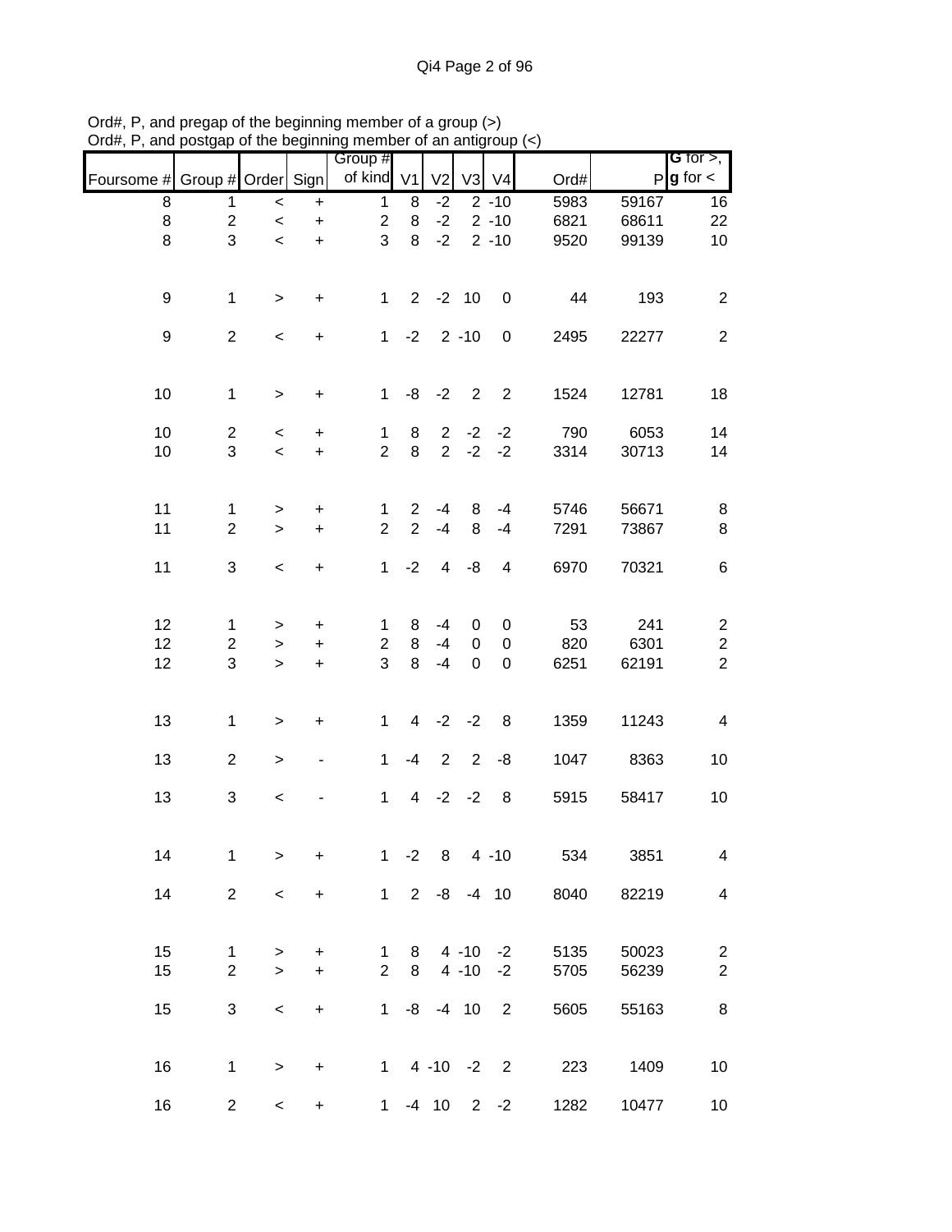Ord#, P, and pregap of the beginning member of a group (>)
Ord#, P, and postgap of the beginning member of an antigroup (<)

| Foursome # | Group # | Order | Sign | Group # of kind | V1 | V2 | V3 | V4 | Ord# | P | G for >, g for < |
|---|---|---|---|---|---|---|---|---|---|---|---|
| 8 | 1 | < | + | 1 | 8 | -2 | 2 | -10 | 5983 | 59167 | 16 |
| 8 | 2 | < | + | 2 | 8 | -2 | 2 | -10 | 6821 | 68611 | 22 |
| 8 | 3 | < | + | 3 | 8 | -2 | 2 | -10 | 9520 | 99139 | 10 |
| | | | | | | | | | | | |
| 9 | 1 | > | + | 1 | 2 | -2 | 10 | 0 | 44 | 193 | 2 |
| | | | | | | | | | | | |
| 9 | 2 | < | + | 1 | -2 | 2 | -10 | 0 | 2495 | 22277 | 2 |
| | | | | | | | | | | | |
| 10 | 1 | > | + | 1 | -8 | -2 | 2 | 2 | 1524 | 12781 | 18 |
| | | | | | | | | | | | |
| 10 | 2 | < | + | 1 | 8 | 2 | -2 | -2 | 790 | 6053 | 14 |
| 10 | 3 | < | + | 2 | 8 | 2 | -2 | -2 | 3314 | 30713 | 14 |
| | | | | | | | | | | | |
| 11 | 1 | > | + | 1 | 2 | -4 | 8 | -4 | 5746 | 56671 | 8 |
| 11 | 2 | > | + | 2 | 2 | -4 | 8 | -4 | 7291 | 73867 | 8 |
| | | | | | | | | | | | |
| 11 | 3 | < | + | 1 | -2 | 4 | -8 | 4 | 6970 | 70321 | 6 |
| | | | | | | | | | | | |
| 12 | 1 | > | + | 1 | 8 | -4 | 0 | 0 | 53 | 241 | 2 |
| 12 | 2 | > | + | 2 | 8 | -4 | 0 | 0 | 820 | 6301 | 2 |
| 12 | 3 | > | + | 3 | 8 | -4 | 0 | 0 | 6251 | 62191 | 2 |
| | | | | | | | | | | | |
| 13 | 1 | > | + | 1 | 4 | -2 | -2 | 8 | 1359 | 11243 | 4 |
| | | | | | | | | | | | |
| 13 | 2 | > | - | 1 | -4 | 2 | 2 | -8 | 1047 | 8363 | 10 |
| | | | | | | | | | | | |
| 13 | 3 | < | - | 1 | 4 | -2 | -2 | 8 | 5915 | 58417 | 10 |
| | | | | | | | | | | | |
| 14 | 1 | > | + | 1 | -2 | 8 | 4 | -10 | 534 | 3851 | 4 |
| | | | | | | | | | | | |
| 14 | 2 | < | + | 1 | 2 | -8 | -4 | 10 | 8040 | 82219 | 4 |
| | | | | | | | | | | | |
| 15 | 1 | > | + | 1 | 8 | 4 | -10 | -2 | 5135 | 50023 | 2 |
| 15 | 2 | > | + | 2 | 8 | 4 | -10 | -2 | 5705 | 56239 | 2 |
| | | | | | | | | | | | |
| 15 | 3 | < | + | 1 | -8 | -4 | 10 | 2 | 5605 | 55163 | 8 |
| | | | | | | | | | | | |
| 16 | 1 | > | + | 1 | 4 | -10 | -2 | 2 | 223 | 1409 | 10 |
| | | | | | | | | | | | |
| 16 | 2 | < | + | 1 | -4 | 10 | 2 | -2 | 1282 | 10477 | 10 |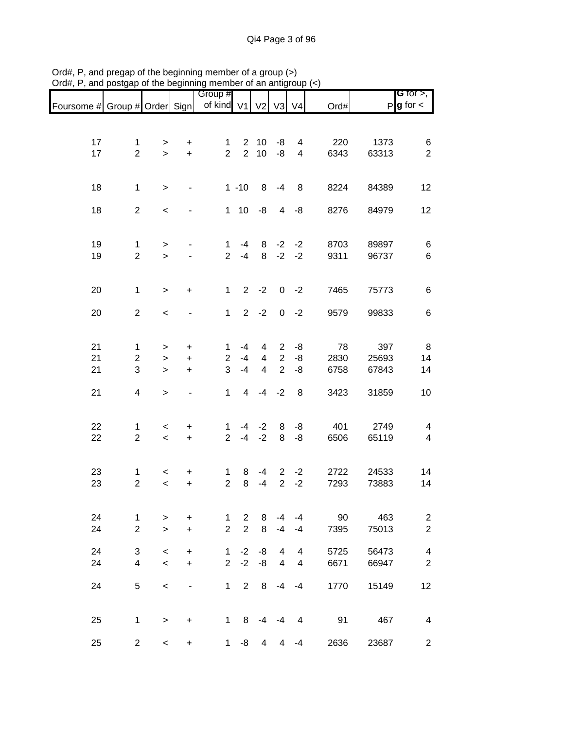Ord#, P, and pregap of the beginning member of a group (>)
Ord#, P, and postgap of the beginning member of an antigroup (<)

| Foursome # | Group # | Order | Sign | Group # of kind | V1 | V2 | V3 | V4 | Ord# | P | G for >, g for < |
|---|---|---|---|---|---|---|---|---|---|---|---|
| 17 | 1 | > | + | 1 | 2 | 10 | -8 | 4 | 220 | 1373 | 6 |
| 17 | 2 | > | + | 2 | 2 | 10 | -8 | 4 | 6343 | 63313 | 2 |
| 18 | 1 | > | - | 1 | -10 | 8 | -4 | 8 | 8224 | 84389 | 12 |
| 18 | 2 | < | - | 1 | 10 | -8 | 4 | -8 | 8276 | 84979 | 12 |
| 19 | 1 | > | - | 1 | -4 | 8 | -2 | -2 | 8703 | 89897 | 6 |
| 19 | 2 | > | - | 2 | -4 | 8 | -2 | -2 | 9311 | 96737 | 6 |
| 20 | 1 | > | + | 1 | 2 | -2 | 0 | -2 | 7465 | 75773 | 6 |
| 20 | 2 | < | - | 1 | 2 | -2 | 0 | -2 | 9579 | 99833 | 6 |
| 21 | 1 | > | + | 1 | -4 | 4 | 2 | -8 | 78 | 397 | 8 |
| 21 | 2 | > | + | 2 | -4 | 4 | 2 | -8 | 2830 | 25693 | 14 |
| 21 | 3 | > | + | 3 | -4 | 4 | 2 | -8 | 6758 | 67843 | 14 |
| 21 | 4 | > | - | 1 | 4 | -4 | -2 | 8 | 3423 | 31859 | 10 |
| 22 | 1 | < | + | 1 | -4 | -2 | 8 | -8 | 401 | 2749 | 4 |
| 22 | 2 | < | + | 2 | -4 | -2 | 8 | -8 | 6506 | 65119 | 4 |
| 23 | 1 | < | + | 1 | 8 | -4 | 2 | -2 | 2722 | 24533 | 14 |
| 23 | 2 | < | + | 2 | 8 | -4 | 2 | -2 | 7293 | 73883 | 14 |
| 24 | 1 | > | + | 1 | 2 | 8 | -4 | -4 | 90 | 463 | 2 |
| 24 | 2 | > | + | 2 | 2 | 8 | -4 | -4 | 7395 | 75013 | 2 |
| 24 | 3 | < | + | 1 | -2 | -8 | 4 | 4 | 5725 | 56473 | 4 |
| 24 | 4 | < | + | 2 | -2 | -8 | 4 | 4 | 6671 | 66947 | 2 |
| 24 | 5 | < | - | 1 | 2 | 8 | -4 | -4 | 1770 | 15149 | 12 |
| 25 | 1 | > | + | 1 | 8 | -4 | -4 | 4 | 91 | 467 | 4 |
| 25 | 2 | < | + | 1 | -8 | 4 | 4 | -4 | 2636 | 23687 | 2 |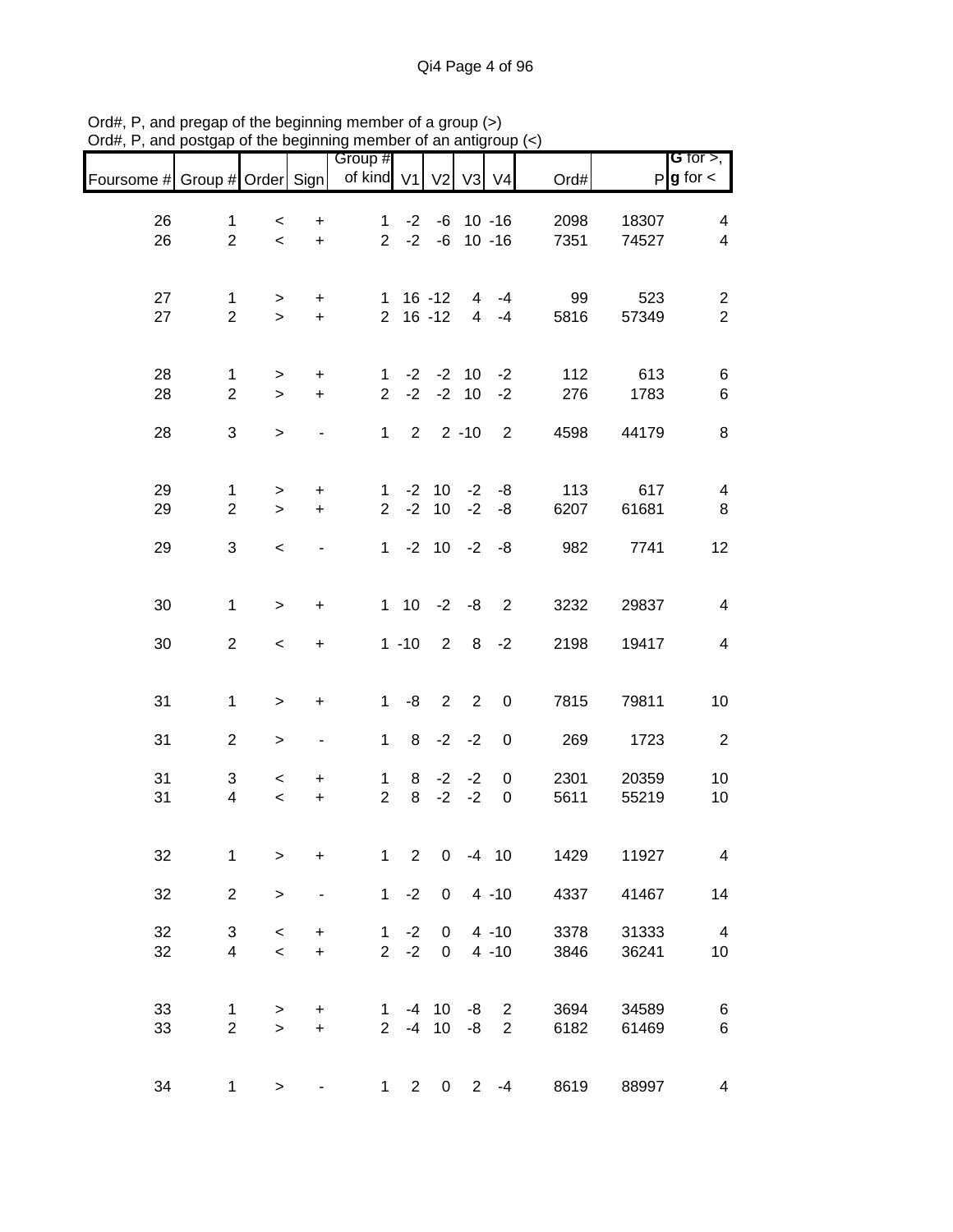Ord#, P, and pregap of the beginning member of a group (>)
Ord#, P, and postgap of the beginning member of an antigroup (<)

| Foursome # | Group # | Order | Sign | Group # of kind | V1 | V2 | V3 | V4 | Ord# | P | G for >, g for < |
|---|---|---|---|---|---|---|---|---|---|---|---|
| 26 | 1 | < | + | 1 | -2 | -6 | 10 | -16 | 2098 | 18307 | 4 |
| 26 | 2 | < | + | 2 | -2 | -6 | 10 | -16 | 7351 | 74527 | 4 |
| 27 | 1 | > | + | 1 | 16 | -12 | 4 | -4 | 99 | 523 | 2 |
| 27 | 2 | > | + | 2 | 16 | -12 | 4 | -4 | 5816 | 57349 | 2 |
| 28 | 1 | > | + | 1 | -2 | -2 | 10 | -2 | 112 | 613 | 6 |
| 28 | 2 | > | + | 2 | -2 | -2 | 10 | -2 | 276 | 1783 | 6 |
| 28 | 3 | > | - | 1 | 2 | 2 | -10 | 2 | 4598 | 44179 | 8 |
| 29 | 1 | > | + | 1 | -2 | 10 | -2 | -8 | 113 | 617 | 4 |
| 29 | 2 | > | + | 2 | -2 | 10 | -2 | -8 | 6207 | 61681 | 8 |
| 29 | 3 | < | - | 1 | -2 | 10 | -2 | -8 | 982 | 7741 | 12 |
| 30 | 1 | > | + | 1 | 10 | -2 | -8 | 2 | 3232 | 29837 | 4 |
| 30 | 2 | < | + | 1 | -10 | 2 | 8 | -2 | 2198 | 19417 | 4 |
| 31 | 1 | > | + | 1 | -8 | 2 | 2 | 0 | 7815 | 79811 | 10 |
| 31 | 2 | > | - | 1 | 8 | -2 | -2 | 0 | 269 | 1723 | 2 |
| 31 | 3 | < | + | 1 | 8 | -2 | -2 | 0 | 2301 | 20359 | 10 |
| 31 | 4 | < | + | 2 | 8 | -2 | -2 | 0 | 5611 | 55219 | 10 |
| 32 | 1 | > | + | 1 | 2 | 0 | -4 | 10 | 1429 | 11927 | 4 |
| 32 | 2 | > | - | 1 | -2 | 0 | 4 | -10 | 4337 | 41467 | 14 |
| 32 | 3 | < | + | 1 | -2 | 0 | 4 | -10 | 3378 | 31333 | 4 |
| 32 | 4 | < | + | 2 | -2 | 0 | 4 | -10 | 3846 | 36241 | 10 |
| 33 | 1 | > | + | 1 | -4 | 10 | -8 | 2 | 3694 | 34589 | 6 |
| 33 | 2 | > | + | 2 | -4 | 10 | -8 | 2 | 6182 | 61469 | 6 |
| 34 | 1 | > | - | 1 | 2 | 0 | 2 | -4 | 8619 | 88997 | 4 |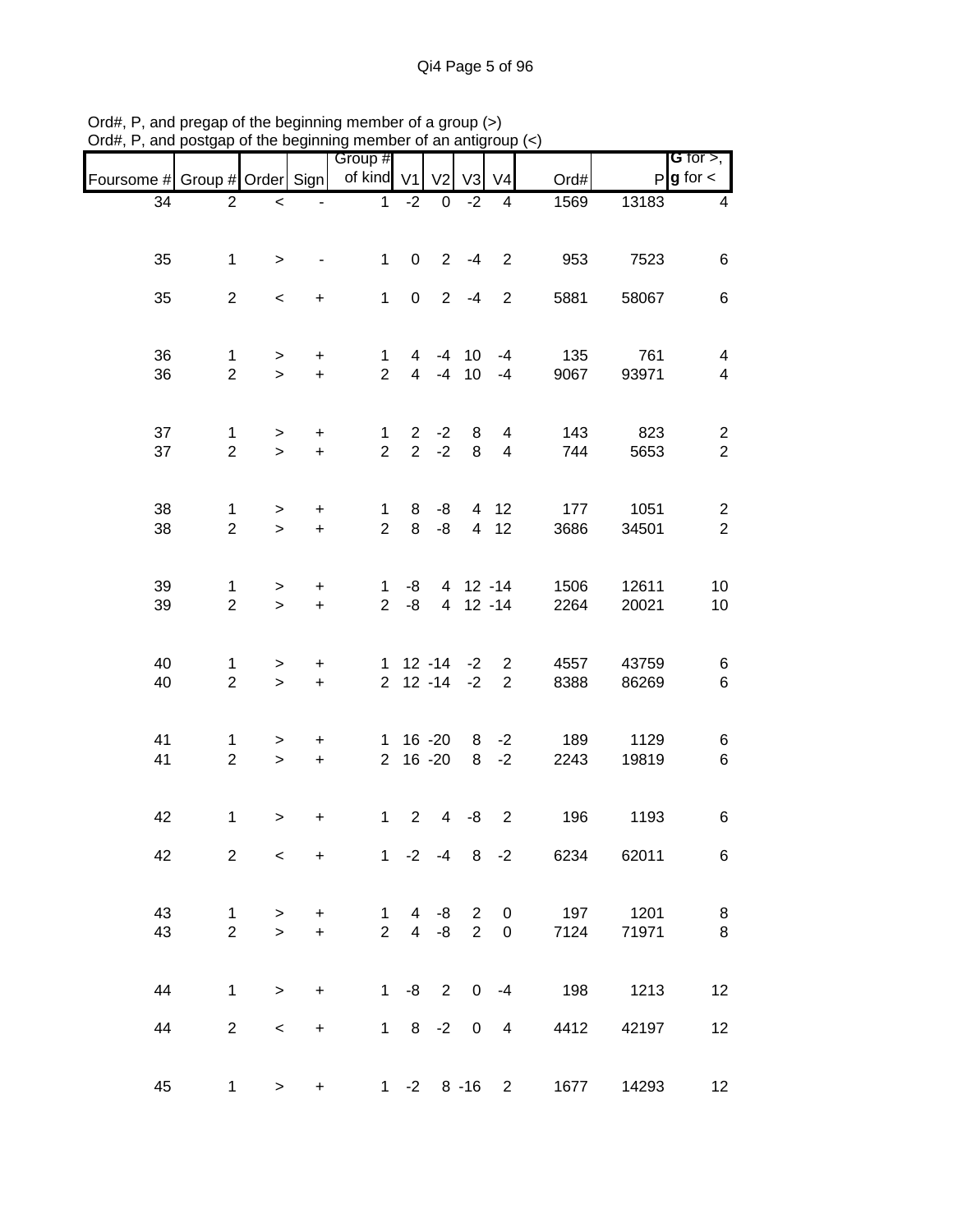Ord#, P, and pregap of the beginning member of a group (>)
Ord#, P, and postgap of the beginning member of an antigroup (<)

| Foursome # | Group # | Order | Sign | Group # of kind | V1 | V2 | V3 | V4 | Ord# | P | G for >, g for < |
|---|---|---|---|---|---|---|---|---|---|---|---|
| 34 | 2 | < | - | 1 | -2 | 0 | -2 | 4 | 1569 | 13183 | 4 |
| 35 | 1 | > | - | 1 | 0 | 2 | -4 | 2 | 953 | 7523 | 6 |
| 35 | 2 | < | + | 1 | 0 | 2 | -4 | 2 | 5881 | 58067 | 6 |
| 36 | 1 | > | + | 1 | 4 | -4 | 10 | -4 | 135 | 761 | 4 |
| 36 | 2 | > | + | 2 | 4 | -4 | 10 | -4 | 9067 | 93971 | 4 |
| 37 | 1 | > | + | 1 | 2 | -2 | 8 | 4 | 143 | 823 | 2 |
| 37 | 2 | > | + | 2 | 2 | -2 | 8 | 4 | 744 | 5653 | 2 |
| 38 | 1 | > | + | 1 | 8 | -8 | 4 | 12 | 177 | 1051 | 2 |
| 38 | 2 | > | + | 2 | 8 | -8 | 4 | 12 | 3686 | 34501 | 2 |
| 39 | 1 | > | + | 1 | -8 | 4 | 12 | -14 | 1506 | 12611 | 10 |
| 39 | 2 | > | + | 2 | -8 | 4 | 12 | -14 | 2264 | 20021 | 10 |
| 40 | 1 | > | + | 1 | 12 | -14 | -2 | 2 | 4557 | 43759 | 6 |
| 40 | 2 | > | + | 2 | 12 | -14 | -2 | 2 | 8388 | 86269 | 6 |
| 41 | 1 | > | + | 1 | 16 | -20 | 8 | -2 | 189 | 1129 | 6 |
| 41 | 2 | > | + | 2 | 16 | -20 | 8 | -2 | 2243 | 19819 | 6 |
| 42 | 1 | > | + | 1 | 2 | 4 | -8 | 2 | 196 | 1193 | 6 |
| 42 | 2 | < | + | 1 | -2 | -4 | 8 | -2 | 6234 | 62011 | 6 |
| 43 | 1 | > | + | 1 | 4 | -8 | 2 | 0 | 197 | 1201 | 8 |
| 43 | 2 | > | + | 2 | 4 | -8 | 2 | 0 | 7124 | 71971 | 8 |
| 44 | 1 | > | + | 1 | -8 | 2 | 0 | -4 | 198 | 1213 | 12 |
| 44 | 2 | < | + | 1 | 8 | -2 | 0 | 4 | 4412 | 42197 | 12 |
| 45 | 1 | > | + | 1 | -2 | 8 | -16 | 2 | 1677 | 14293 | 12 |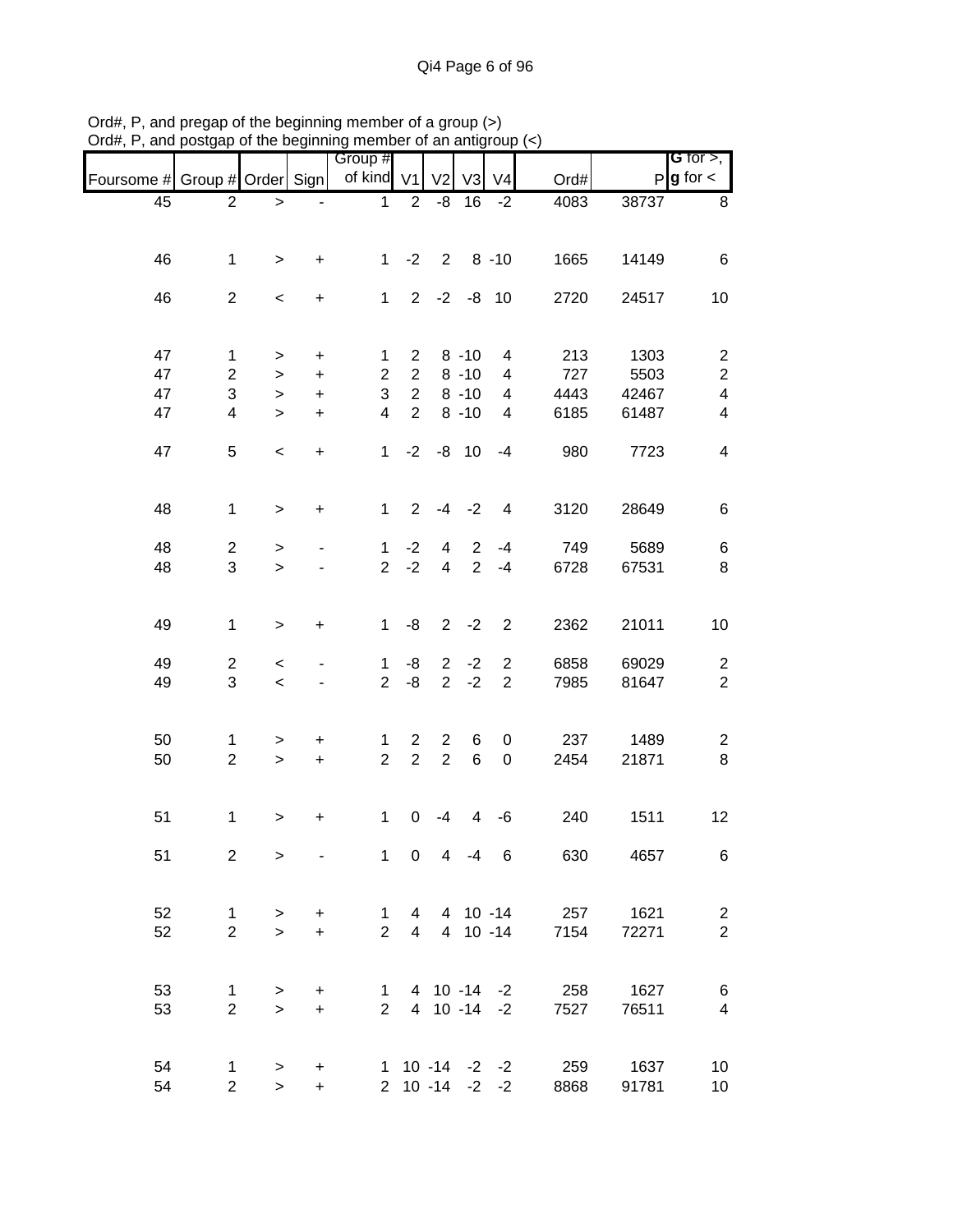Ord#, P, and pregap of the beginning member of a group (>)
Ord#, P, and postgap of the beginning member of an antigroup (<)

| Foursome # | Group # | Order | Sign | Group # of kind | V1 | V2 | V3 | V4 | Ord# | P | G for >, g for < |
|---|---|---|---|---|---|---|---|---|---|---|---|
| 45 | 2 | > | - | 1 | 2 | -8 | 16 | -2 | 4083 | 38737 | 8 |
| | | | | | | | | | | | |
| 46 | 1 | > | + | 1 | -2 | 2 | 8 | -10 | 1665 | 14149 | 6 |
| | | | | | | | | | | | |
| 46 | 2 | < | + | 1 | 2 | -2 | -8 | 10 | 2720 | 24517 | 10 |
| | | | | | | | | | | | |
| 47 | 1 | > | + | 1 | 2 | 8 | -10 | 4 | 213 | 1303 | 2 |
| 47 | 2 | > | + | 2 | 2 | 8 | -10 | 4 | 727 | 5503 | 2 |
| 47 | 3 | > | + | 3 | 2 | 8 | -10 | 4 | 4443 | 42467 | 4 |
| 47 | 4 | > | + | 4 | 2 | 8 | -10 | 4 | 6185 | 61487 | 4 |
| | | | | | | | | | | | |
| 47 | 5 | < | + | 1 | -2 | -8 | 10 | -4 | 980 | 7723 | 4 |
| | | | | | | | | | | | |
| 48 | 1 | > | + | 1 | 2 | -4 | -2 | 4 | 3120 | 28649 | 6 |
| | | | | | | | | | | | |
| 48 | 2 | > | - | 1 | -2 | 4 | 2 | -4 | 749 | 5689 | 6 |
| 48 | 3 | > | - | 2 | -2 | 4 | 2 | -4 | 6728 | 67531 | 8 |
| | | | | | | | | | | | |
| 49 | 1 | > | + | 1 | -8 | 2 | -2 | 2 | 2362 | 21011 | 10 |
| | | | | | | | | | | | |
| 49 | 2 | < | - | 1 | -8 | 2 | -2 | 2 | 6858 | 69029 | 2 |
| 49 | 3 | < | - | 2 | -8 | 2 | -2 | 2 | 7985 | 81647 | 2 |
| | | | | | | | | | | | |
| 50 | 1 | > | + | 1 | 2 | 2 | 6 | 0 | 237 | 1489 | 2 |
| 50 | 2 | > | + | 2 | 2 | 2 | 6 | 0 | 2454 | 21871 | 8 |
| | | | | | | | | | | | |
| 51 | 1 | > | + | 1 | 0 | -4 | 4 | -6 | 240 | 1511 | 12 |
| | | | | | | | | | | | |
| 51 | 2 | > | - | 1 | 0 | 4 | -4 | 6 | 630 | 4657 | 6 |
| | | | | | | | | | | | |
| 52 | 1 | > | + | 1 | 4 | 4 | 10 | -14 | 257 | 1621 | 2 |
| 52 | 2 | > | + | 2 | 4 | 4 | 10 | -14 | 7154 | 72271 | 2 |
| | | | | | | | | | | | |
| 53 | 1 | > | + | 1 | 4 | 10 | -14 | -2 | 258 | 1627 | 6 |
| 53 | 2 | > | + | 2 | 4 | 10 | -14 | -2 | 7527 | 76511 | 4 |
| | | | | | | | | | | | |
| 54 | 1 | > | + | 1 | 10 | -14 | -2 | -2 | 259 | 1637 | 10 |
| 54 | 2 | > | + | 2 | 10 | -14 | -2 | -2 | 8868 | 91781 | 10 |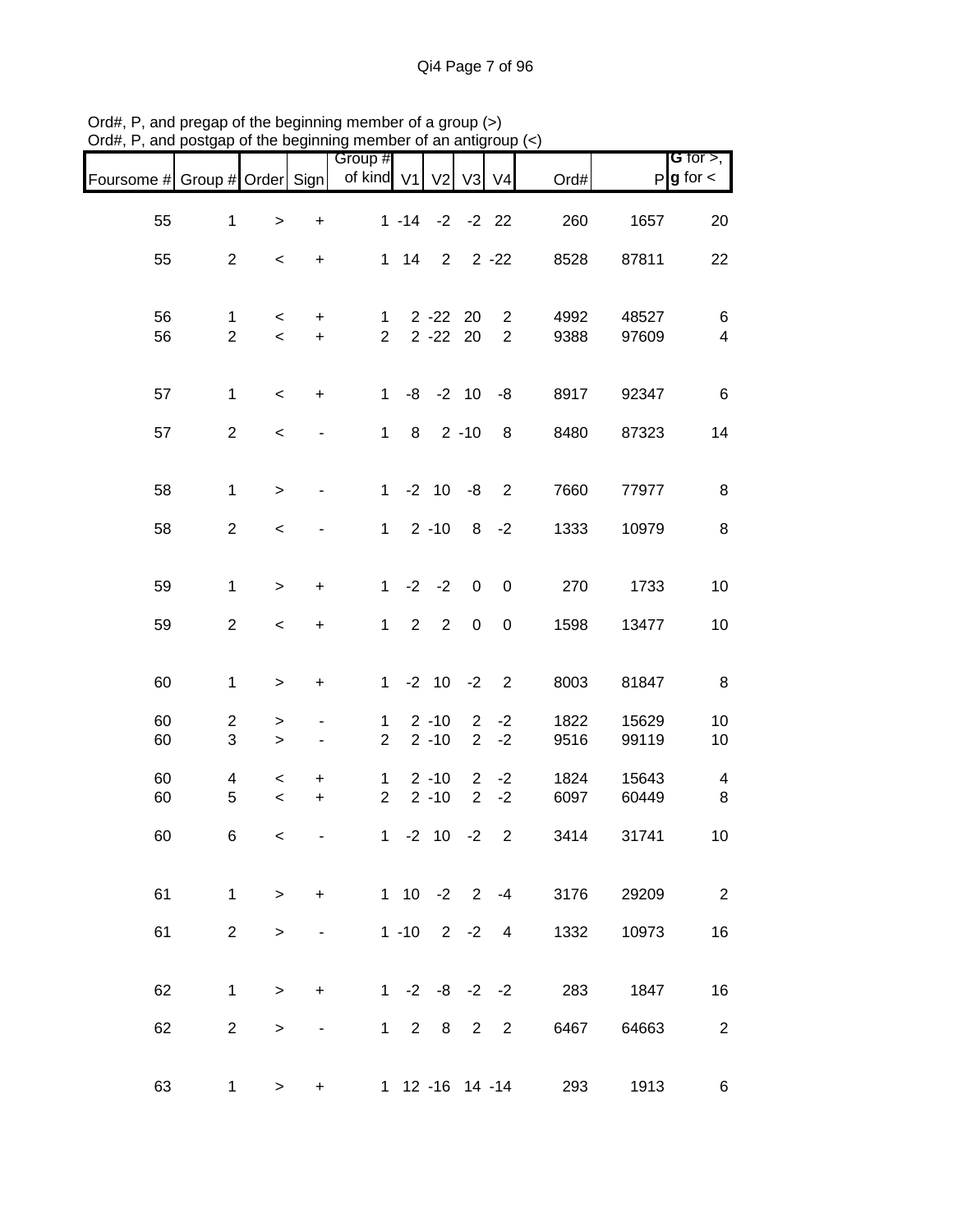Ord#, P, and pregap of the beginning member of a group (>)
Ord#, P, and postgap of the beginning member of an antigroup (<)

| Foursome # | Group # | Order | Sign | Group # of kind | V1 | V2 | V3 | V4 | Ord# | P | G for >, g for < |
|---|---|---|---|---|---|---|---|---|---|---|---|
| 55 | 1 | > | + | 1 | -14 | -2 | -2 | 22 | 260 | 1657 | 20 |
| 55 | 2 | < | + | 1 | 14 | 2 | 2 | -22 | 8528 | 87811 | 22 |
| 56 | 1 | < | + | 1 | 2 | -22 | 20 | 2 | 4992 | 48527 | 6 |
| 56 | 2 | < | + | 2 | 2 | -22 | 20 | 2 | 9388 | 97609 | 4 |
| 57 | 1 | < | + | 1 | -8 | -2 | 10 | -8 | 8917 | 92347 | 6 |
| 57 | 2 | < | - | 1 | 8 | 2 | -10 | 8 | 8480 | 87323 | 14 |
| 58 | 1 | > | - | 1 | -2 | 10 | -8 | 2 | 7660 | 77977 | 8 |
| 58 | 2 | < | - | 1 | 2 | -10 | 8 | -2 | 1333 | 10979 | 8 |
| 59 | 1 | > | + | 1 | -2 | -2 | 0 | 0 | 270 | 1733 | 10 |
| 59 | 2 | < | + | 1 | 2 | 2 | 0 | 0 | 1598 | 13477 | 10 |
| 60 | 1 | > | + | 1 | -2 | 10 | -2 | 2 | 8003 | 81847 | 8 |
| 60 | 2 | > | - | 1 | 2 | -10 | 2 | -2 | 1822 | 15629 | 10 |
| 60 | 3 | > | - | 2 | 2 | -10 | 2 | -2 | 9516 | 99119 | 10 |
| 60 | 4 | < | + | 1 | 2 | -10 | 2 | -2 | 1824 | 15643 | 4 |
| 60 | 5 | < | + | 2 | 2 | -10 | 2 | -2 | 6097 | 60449 | 8 |
| 60 | 6 | < | - | 1 | -2 | 10 | -2 | 2 | 3414 | 31741 | 10 |
| 61 | 1 | > | + | 1 | 10 | -2 | 2 | -4 | 3176 | 29209 | 2 |
| 61 | 2 | > | - | 1 | -10 | 2 | -2 | 4 | 1332 | 10973 | 16 |
| 62 | 1 | > | + | 1 | -2 | -8 | -2 | -2 | 283 | 1847 | 16 |
| 62 | 2 | > | - | 1 | 2 | 8 | 2 | 2 | 6467 | 64663 | 2 |
| 63 | 1 | > | + | 1 | 12 | -16 | 14 | -14 | 293 | 1913 | 6 |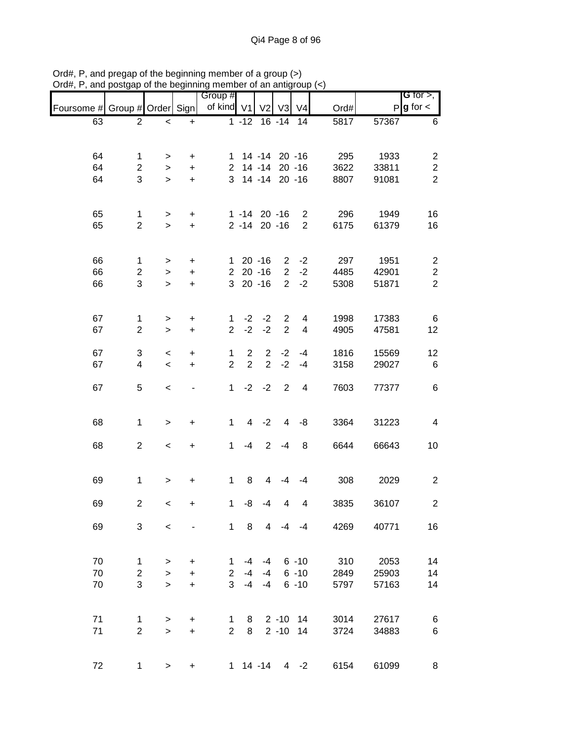Ord#, P, and pregap of the beginning member of a group (>)
Ord#, P, and postgap of the beginning member of an antigroup (<)

| Foursome # | Group # | Order | Sign | Group # of kind | V1 | V2 | V3 | V4 | Ord# | P | G for >, g for < |
|---|---|---|---|---|---|---|---|---|---|---|---|
| 63 | 2 | < | + | 1 | -12 | 16 | -14 | 14 | 5817 | 57367 | 6 |
| | | | | | | | | | | | |
| 64 | 1 | > | + | 1 | 14 | -14 | 20 | -16 | 295 | 1933 | 2 |
| 64 | 2 | > | + | 2 | 14 | -14 | 20 | -16 | 3622 | 33811 | 2 |
| 64 | 3 | > | + | 3 | 14 | -14 | 20 | -16 | 8807 | 91081 | 2 |
| | | | | | | | | | | | |
| 65 | 1 | > | + | 1 | -14 | 20 | -16 | 2 | 296 | 1949 | 16 |
| 65 | 2 | > | + | 2 | -14 | 20 | -16 | 2 | 6175 | 61379 | 16 |
| | | | | | | | | | | | |
| 66 | 1 | > | + | 1 | 20 | -16 | 2 | -2 | 297 | 1951 | 2 |
| 66 | 2 | > | + | 2 | 20 | -16 | 2 | -2 | 4485 | 42901 | 2 |
| 66 | 3 | > | + | 3 | 20 | -16 | 2 | -2 | 5308 | 51871 | 2 |
| | | | | | | | | | | | |
| 67 | 1 | > | + | 1 | -2 | -2 | 2 | 4 | 1998 | 17383 | 6 |
| 67 | 2 | > | + | 2 | -2 | -2 | 2 | 4 | 4905 | 47581 | 12 |
| | | | | | | | | | | | |
| 67 | 3 | < | + | 1 | 2 | 2 | -2 | -4 | 1816 | 15569 | 12 |
| 67 | 4 | < | + | 2 | 2 | 2 | -2 | -4 | 3158 | 29027 | 6 |
| | | | | | | | | | | | |
| 67 | 5 | < | - | 1 | -2 | -2 | 2 | 4 | 7603 | 77377 | 6 |
| | | | | | | | | | | | |
| 68 | 1 | > | + | 1 | 4 | -2 | 4 | -8 | 3364 | 31223 | 4 |
| | | | | | | | | | | | |
| 68 | 2 | < | + | 1 | -4 | 2 | -4 | 8 | 6644 | 66643 | 10 |
| | | | | | | | | | | | |
| 69 | 1 | > | + | 1 | 8 | 4 | -4 | -4 | 308 | 2029 | 2 |
| | | | | | | | | | | | |
| 69 | 2 | < | + | 1 | -8 | -4 | 4 | 4 | 3835 | 36107 | 2 |
| | | | | | | | | | | | |
| 69 | 3 | < | - | 1 | 8 | 4 | -4 | -4 | 4269 | 40771 | 16 |
| | | | | | | | | | | | |
| 70 | 1 | > | + | 1 | -4 | -4 | 6 | -10 | 310 | 2053 | 14 |
| 70 | 2 | > | + | 2 | -4 | -4 | 6 | -10 | 2849 | 25903 | 14 |
| 70 | 3 | > | + | 3 | -4 | -4 | 6 | -10 | 5797 | 57163 | 14 |
| | | | | | | | | | | | |
| 71 | 1 | > | + | 1 | 8 | 2 | -10 | 14 | 3014 | 27617 | 6 |
| 71 | 2 | > | + | 2 | 8 | 2 | -10 | 14 | 3724 | 34883 | 6 |
| | | | | | | | | | | | |
| 72 | 1 | > | + | 1 | 14 | -14 | 4 | -2 | 6154 | 61099 | 8 |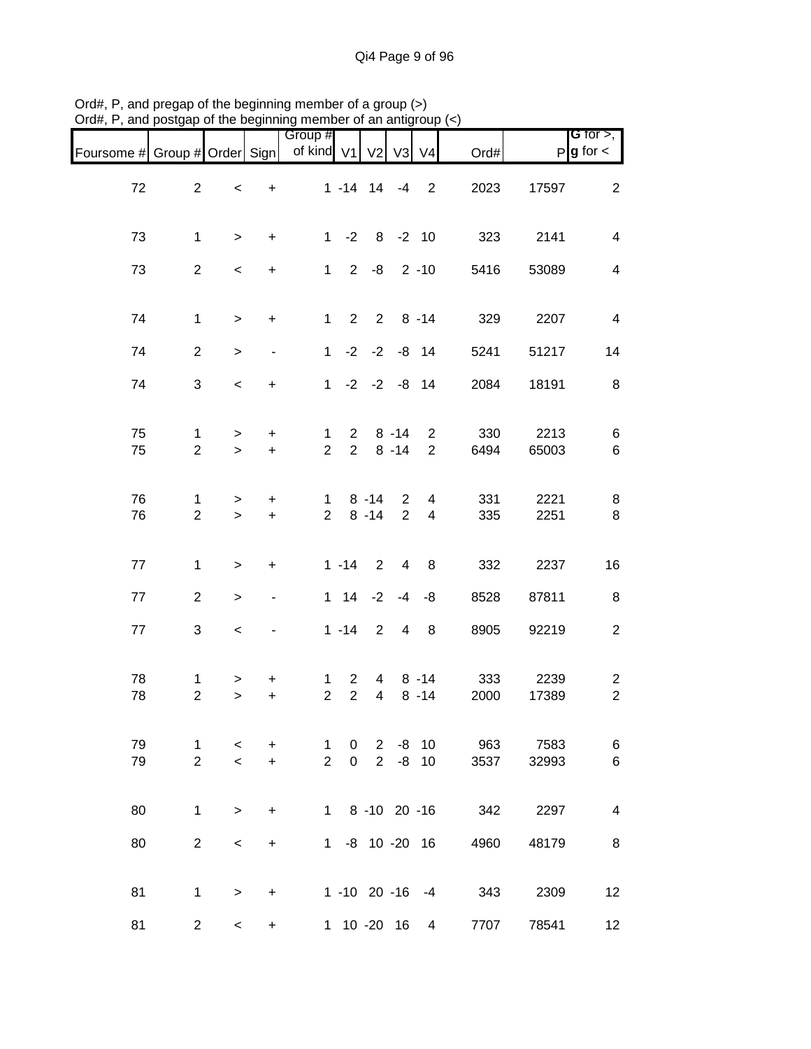Ord#, P, and pregap of the beginning member of a group (>)
Ord#, P, and postgap of the beginning member of an antigroup (<)

| Foursome # | Group # | Order | Sign | Group # of kind | V1 | V2 | V3 | V4 | Ord# | P | G for >, g for < |
|---|---|---|---|---|---|---|---|---|---|---|---|
| 72 | 2 | < | + | 1 | -14 | 14 | -4 | 2 | 2023 | 17597 | 2 |
| 73 | 1 | > | + | 1 | -2 | 8 | -2 | 10 | 323 | 2141 | 4 |
| 73 | 2 | < | + | 1 | 2 | -8 | 2 | -10 | 5416 | 53089 | 4 |
| 74 | 1 | > | + | 1 | 2 | 2 | 8 | -14 | 329 | 2207 | 4 |
| 74 | 2 | > | - | 1 | -2 | -2 | -8 | 14 | 5241 | 51217 | 14 |
| 74 | 3 | < | + | 1 | -2 | -2 | -8 | 14 | 2084 | 18191 | 8 |
| 75 | 1 | > | + | 1 | 2 | 8 | -14 | 2 | 330 | 2213 | 6 |
| 75 | 2 | > | + | 2 | 2 | 8 | -14 | 2 | 6494 | 65003 | 6 |
| 76 | 1 | > | + | 1 | 8 | -14 | 2 | 4 | 331 | 2221 | 8 |
| 76 | 2 | > | + | 2 | 8 | -14 | 2 | 4 | 335 | 2251 | 8 |
| 77 | 1 | > | + | 1 | -14 | 2 | 4 | 8 | 332 | 2237 | 16 |
| 77 | 2 | > | - | 1 | 14 | -2 | -4 | -8 | 8528 | 87811 | 8 |
| 77 | 3 | < | - | 1 | -14 | 2 | 4 | 8 | 8905 | 92219 | 2 |
| 78 | 1 | > | + | 1 | 2 | 4 | 8 | -14 | 333 | 2239 | 2 |
| 78 | 2 | > | + | 2 | 2 | 4 | 8 | -14 | 2000 | 17389 | 2 |
| 79 | 1 | < | + | 1 | 0 | 2 | -8 | 10 | 963 | 7583 | 6 |
| 79 | 2 | < | + | 2 | 0 | 2 | -8 | 10 | 3537 | 32993 | 6 |
| 80 | 1 | > | + | 1 | 8 | -10 | 20 | -16 | 342 | 2297 | 4 |
| 80 | 2 | < | + | 1 | -8 | 10 | -20 | 16 | 4960 | 48179 | 8 |
| 81 | 1 | > | + | 1 | -10 | 20 | -16 | -4 | 343 | 2309 | 12 |
| 81 | 2 | < | + | 1 | 10 | -20 | 16 | 4 | 7707 | 78541 | 12 |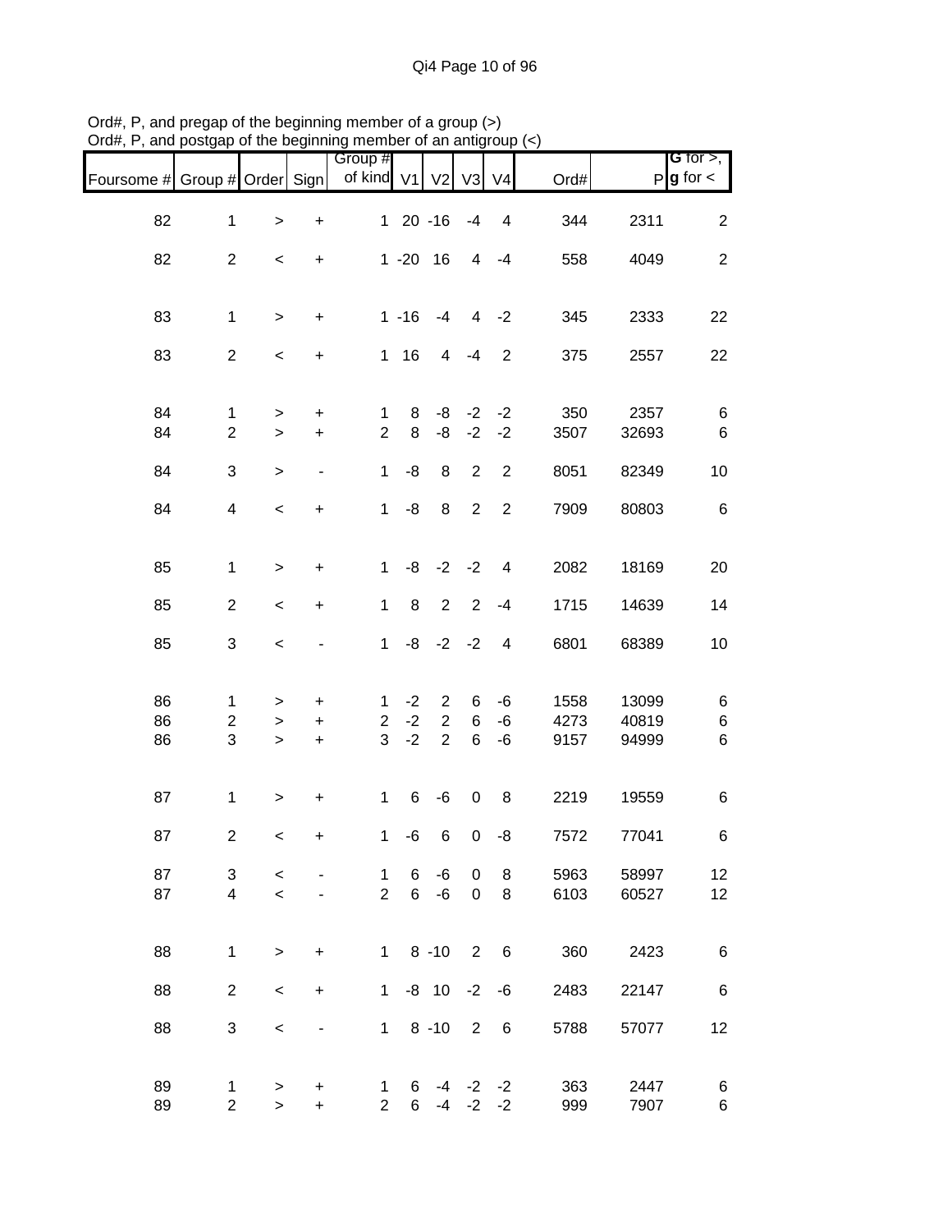Ord#, P, and pregap of the beginning member of a group (>)
Ord#, P, and postgap of the beginning member of an antigroup (<)

| Foursome # | Group # | Order | Sign | Group # of kind | V1 | V2 | V3 | V4 | Ord# | P | G for >, g for < |
|---|---|---|---|---|---|---|---|---|---|---|---|
| 82 | 1 | > | + | 1 | 20 | -16 | -4 | 4 | 344 | 2311 | 2 |
| 82 | 2 | < | + | 1 | -20 | 16 | 4 | -4 | 558 | 4049 | 2 |
| 83 | 1 | > | + | 1 | -16 | -4 | 4 | -2 | 345 | 2333 | 22 |
| 83 | 2 | < | + | 1 | 16 | 4 | -4 | 2 | 375 | 2557 | 22 |
| 84 | 1 | > | + | 1 | 8 | -8 | -2 | -2 | 350 | 2357 | 6 |
| 84 | 2 | > | + | 2 | 8 | -8 | -2 | -2 | 3507 | 32693 | 6 |
| 84 | 3 | > | - | 1 | -8 | 8 | 2 | 2 | 8051 | 82349 | 10 |
| 84 | 4 | < | + | 1 | -8 | 8 | 2 | 2 | 7909 | 80803 | 6 |
| 85 | 1 | > | + | 1 | -8 | -2 | -2 | 4 | 2082 | 18169 | 20 |
| 85 | 2 | < | + | 1 | 8 | 2 | 2 | -4 | 1715 | 14639 | 14 |
| 85 | 3 | < | - | 1 | -8 | -2 | -2 | 4 | 6801 | 68389 | 10 |
| 86 | 1 | > | + | 1 | -2 | 2 | 6 | -6 | 1558 | 13099 | 6 |
| 86 | 2 | > | + | 2 | -2 | 2 | 6 | -6 | 4273 | 40819 | 6 |
| 86 | 3 | > | + | 3 | -2 | 2 | 6 | -6 | 9157 | 94999 | 6 |
| 87 | 1 | > | + | 1 | 6 | -6 | 0 | 8 | 2219 | 19559 | 6 |
| 87 | 2 | < | + | 1 | -6 | 6 | 0 | -8 | 7572 | 77041 | 6 |
| 87 | 3 | < | - | 1 | 6 | -6 | 0 | 8 | 5963 | 58997 | 12 |
| 87 | 4 | < | - | 2 | 6 | -6 | 0 | 8 | 6103 | 60527 | 12 |
| 88 | 1 | > | + | 1 | 8 | -10 | 2 | 6 | 360 | 2423 | 6 |
| 88 | 2 | < | + | 1 | -8 | 10 | -2 | -6 | 2483 | 22147 | 6 |
| 88 | 3 | < | - | 1 | 8 | -10 | 2 | 6 | 5788 | 57077 | 12 |
| 89 | 1 | > | + | 1 | 6 | -4 | -2 | -2 | 363 | 2447 | 6 |
| 89 | 2 | > | + | 2 | 6 | -4 | -2 | -2 | 999 | 7907 | 6 |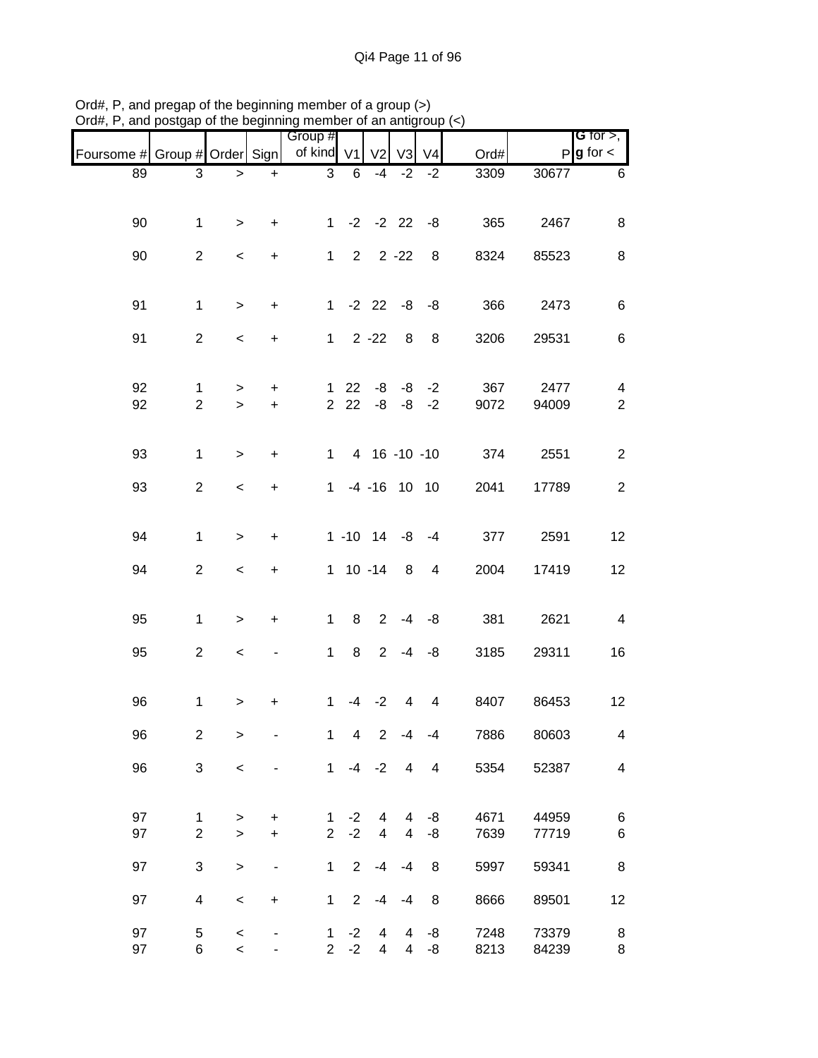Ord#, P, and pregap of the beginning member of a group (>)
Ord#, P, and postgap of the beginning member of an antigroup (<)

| Foursome # | Group # | Order | Sign | Group # of kind | V1 | V2 | V3 | V4 | Ord# | P | G for >, g for < |
|---|---|---|---|---|---|---|---|---|---|---|---|
| 89 | 3 | > | + | 3 | 6 | -4 | -2 | -2 | 3309 | 30677 | 6 |
| 90 | 1 | > | + | 1 | -2 | -2 | 22 | -8 | 365 | 2467 | 8 |
| 90 | 2 | < | + | 1 | 2 | 2 | -22 | 8 | 8324 | 85523 | 8 |
| 91 | 1 | > | + | 1 | -2 | 22 | -8 | -8 | 366 | 2473 | 6 |
| 91 | 2 | < | + | 1 | 2 | -22 | 8 | 8 | 3206 | 29531 | 6 |
| 92 | 1 | > | + | 1 | 22 | -8 | -8 | -2 | 367 | 2477 | 4 |
| 92 | 2 | > | + | 2 | 22 | -8 | -8 | -2 | 9072 | 94009 | 2 |
| 93 | 1 | > | + | 1 | 4 | 16 | -10 | -10 | 374 | 2551 | 2 |
| 93 | 2 | < | + | 1 | -4 | -16 | 10 | 10 | 2041 | 17789 | 2 |
| 94 | 1 | > | + | 1 | -10 | 14 | -8 | -4 | 377 | 2591 | 12 |
| 94 | 2 | < | + | 1 | 10 | -14 | 8 | 4 | 2004 | 17419 | 12 |
| 95 | 1 | > | + | 1 | 8 | 2 | -4 | -8 | 381 | 2621 | 4 |
| 95 | 2 | < | - | 1 | 8 | 2 | -4 | -8 | 3185 | 29311 | 16 |
| 96 | 1 | > | + | 1 | -4 | -2 | 4 | 4 | 8407 | 86453 | 12 |
| 96 | 2 | > | - | 1 | 4 | 2 | -4 | -4 | 7886 | 80603 | 4 |
| 96 | 3 | < | - | 1 | -4 | -2 | 4 | 4 | 5354 | 52387 | 4 |
| 97 | 1 | > | + | 1 | -2 | 4 | 4 | -8 | 4671 | 44959 | 6 |
| 97 | 2 | > | + | 2 | -2 | 4 | 4 | -8 | 7639 | 77719 | 6 |
| 97 | 3 | > | - | 1 | 2 | -4 | -4 | 8 | 5997 | 59341 | 8 |
| 97 | 4 | < | + | 1 | 2 | -4 | -4 | 8 | 8666 | 89501 | 12 |
| 97 | 5 | < | - | 1 | -2 | 4 | 4 | -8 | 7248 | 73379 | 8 |
| 97 | 6 | < | - | 2 | -2 | 4 | 4 | -8 | 8213 | 84239 | 8 |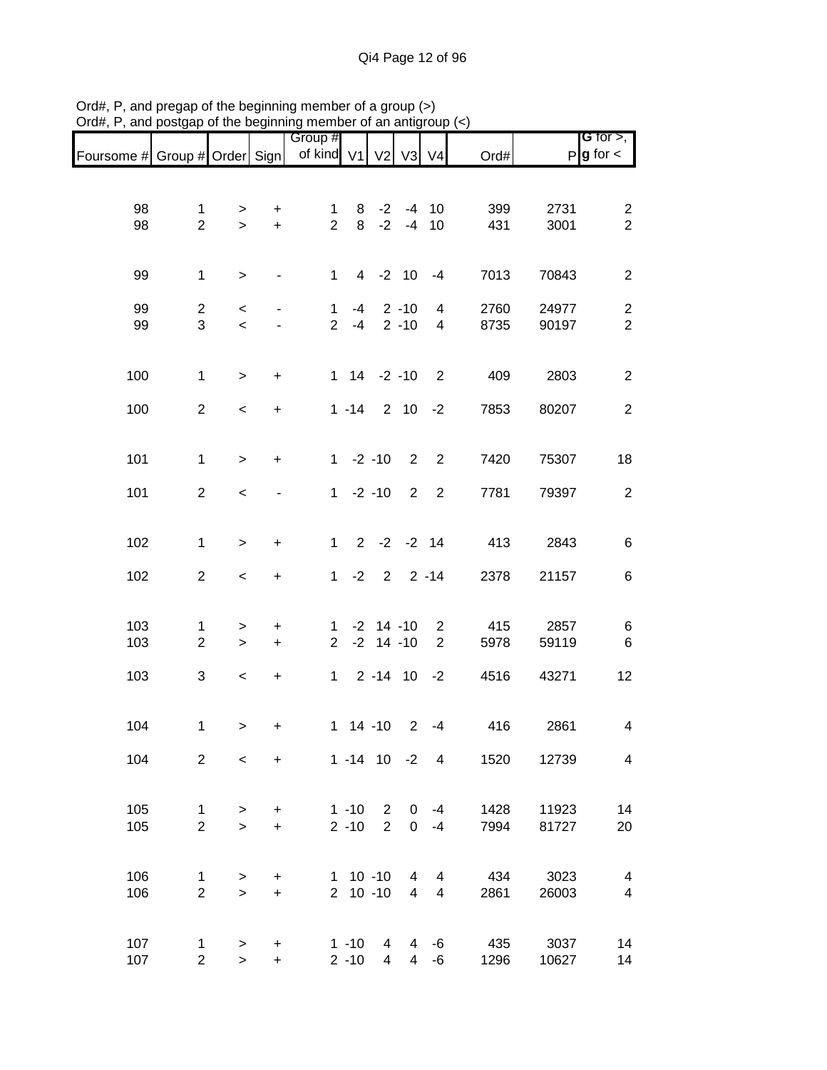Ord#, P, and pregap of the beginning member of a group (>)
Ord#, P, and postgap of the beginning member of an antigroup (<)

| Foursome # | Group # | Order | Sign | Group # of kind | V1 | V2 | V3 | V4 | Ord# | P | G for >, g for < |
|---|---|---|---|---|---|---|---|---|---|---|---|
| 98 | 1 | > | + | 1 | 8 | -2 | -4 | 10 | 399 | 2731 | 2 |
| 98 | 2 | > | + | 2 | 8 | -2 | -4 | 10 | 431 | 3001 | 2 |
| 99 | 1 | > | - | 1 | 4 | -2 | 10 | -4 | 7013 | 70843 | 2 |
| 99 | 2 | < | - | 1 | -4 | 2 | -10 | 4 | 2760 | 24977 | 2 |
| 99 | 3 | < | - | 2 | -4 | 2 | -10 | 4 | 8735 | 90197 | 2 |
| 100 | 1 | > | + | 1 | 14 | -2 | -10 | 2 | 409 | 2803 | 2 |
| 100 | 2 | < | + | 1 | -14 | 2 | 10 | -2 | 7853 | 80207 | 2 |
| 101 | 1 | > | + | 1 | -2 | -10 | 2 | 2 | 7420 | 75307 | 18 |
| 101 | 2 | < | - | 1 | -2 | -10 | 2 | 2 | 7781 | 79397 | 2 |
| 102 | 1 | > | + | 1 | 2 | -2 | -2 | 14 | 413 | 2843 | 6 |
| 102 | 2 | < | + | 1 | -2 | 2 | 2 | -14 | 2378 | 21157 | 6 |
| 103 | 1 | > | + | 1 | -2 | 14 | -10 | 2 | 415 | 2857 | 6 |
| 103 | 2 | > | + | 2 | -2 | 14 | -10 | 2 | 5978 | 59119 | 6 |
| 103 | 3 | < | + | 1 | 2 | -14 | 10 | -2 | 4516 | 43271 | 12 |
| 104 | 1 | > | + | 1 | 14 | -10 | 2 | -4 | 416 | 2861 | 4 |
| 104 | 2 | < | + | 1 | -14 | 10 | -2 | 4 | 1520 | 12739 | 4 |
| 105 | 1 | > | + | 1 | -10 | 2 | 0 | -4 | 1428 | 11923 | 14 |
| 105 | 2 | > | + | 2 | -10 | 2 | 0 | -4 | 7994 | 81727 | 20 |
| 106 | 1 | > | + | 1 | 10 | -10 | 4 | 4 | 434 | 3023 | 4 |
| 106 | 2 | > | + | 2 | 10 | -10 | 4 | 4 | 2861 | 26003 | 4 |
| 107 | 1 | > | + | 1 | -10 | 4 | 4 | -6 | 435 | 3037 | 14 |
| 107 | 2 | > | + | 2 | -10 | 4 | 4 | -6 | 1296 | 10627 | 14 |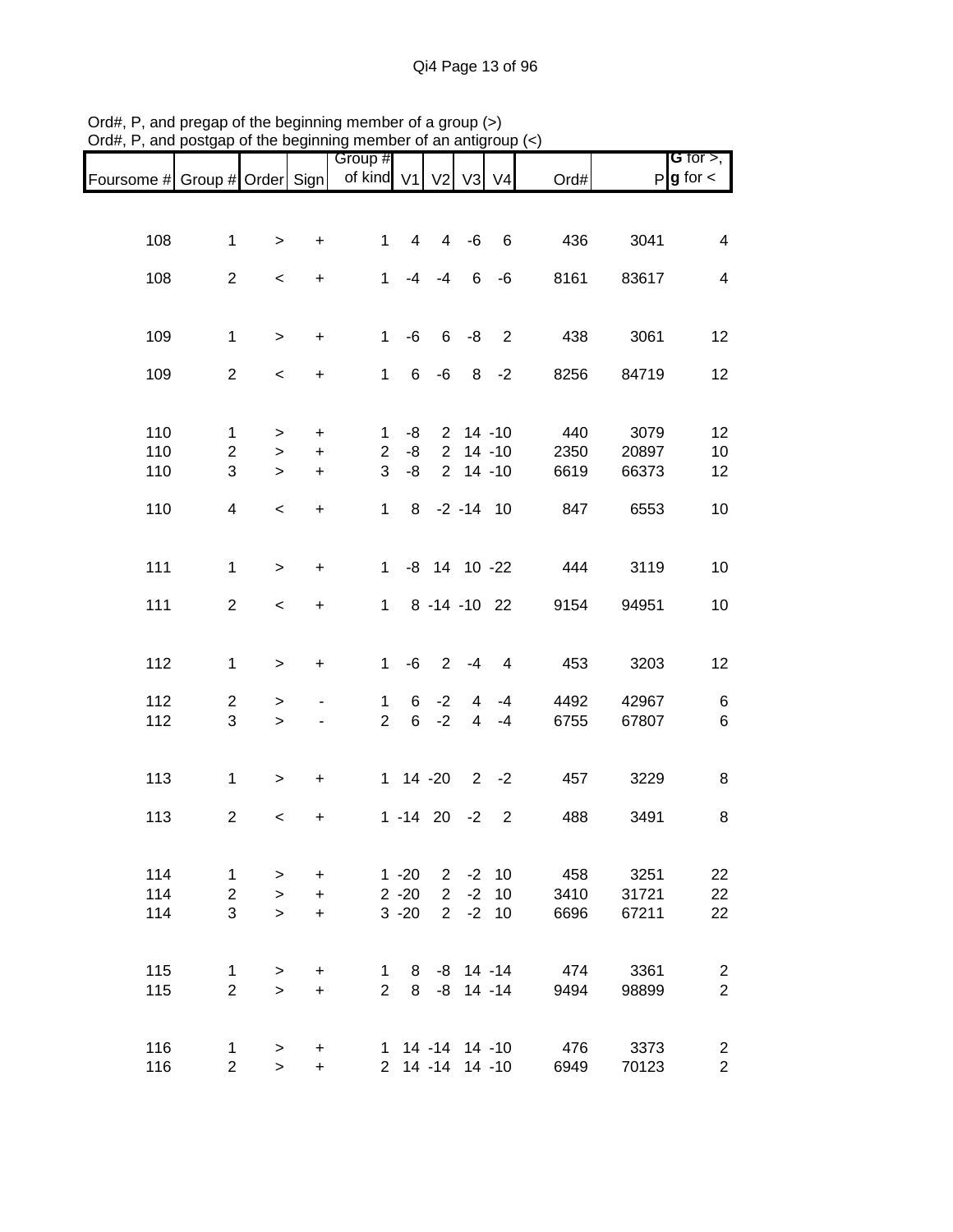Ord#, P, and pregap of the beginning member of a group (>)
Ord#, P, and postgap of the beginning member of an antigroup (<)

| Foursome # | Group # | Order | Sign | Group # of kind | V1 | V2 | V3 | V4 | Ord# | P | G for >, g for < |
|---|---|---|---|---|---|---|---|---|---|---|---|
| 108 | 1 | > | + | 1 | 4 | 4 | -6 | 6 | 436 | 3041 | 4 |
| 108 | 2 | < | + | 1 | -4 | -4 | 6 | -6 | 8161 | 83617 | 4 |
| 109 | 1 | > | + | 1 | -6 | 6 | -8 | 2 | 438 | 3061 | 12 |
| 109 | 2 | < | + | 1 | 6 | -6 | 8 | -2 | 8256 | 84719 | 12 |
| 110 | 1 | > | + | 1 | -8 | 2 | 14 | -10 | 440 | 3079 | 12 |
| 110 | 2 | > | + | 2 | -8 | 2 | 14 | -10 | 2350 | 20897 | 10 |
| 110 | 3 | > | + | 3 | -8 | 2 | 14 | -10 | 6619 | 66373 | 12 |
| 110 | 4 | < | + | 1 | 8 | -2 | -14 | 10 | 847 | 6553 | 10 |
| 111 | 1 | > | + | 1 | -8 | 14 | 10 | -22 | 444 | 3119 | 10 |
| 111 | 2 | < | + | 1 | 8 | -14 | -10 | 22 | 9154 | 94951 | 10 |
| 112 | 1 | > | + | 1 | -6 | 2 | -4 | 4 | 453 | 3203 | 12 |
| 112 | 2 | > | - | 1 | 6 | -2 | 4 | -4 | 4492 | 42967 | 6 |
| 112 | 3 | > | - | 2 | 6 | -2 | 4 | -4 | 6755 | 67807 | 6 |
| 113 | 1 | > | + | 1 | 14 | -20 | 2 | -2 | 457 | 3229 | 8 |
| 113 | 2 | < | + | 1 | -14 | 20 | -2 | 2 | 488 | 3491 | 8 |
| 114 | 1 | > | + | 1 | -20 | 2 | -2 | 10 | 458 | 3251 | 22 |
| 114 | 2 | > | + | 2 | -20 | 2 | -2 | 10 | 3410 | 31721 | 22 |
| 114 | 3 | > | + | 3 | -20 | 2 | -2 | 10 | 6696 | 67211 | 22 |
| 115 | 1 | > | + | 1 | 8 | -8 | 14 | -14 | 474 | 3361 | 2 |
| 115 | 2 | > | + | 2 | 8 | -8 | 14 | -14 | 9494 | 98899 | 2 |
| 116 | 1 | > | + | 1 | 14 | -14 | 14 | -10 | 476 | 3373 | 2 |
| 116 | 2 | > | + | 2 | 14 | -14 | 14 | -10 | 6949 | 70123 | 2 |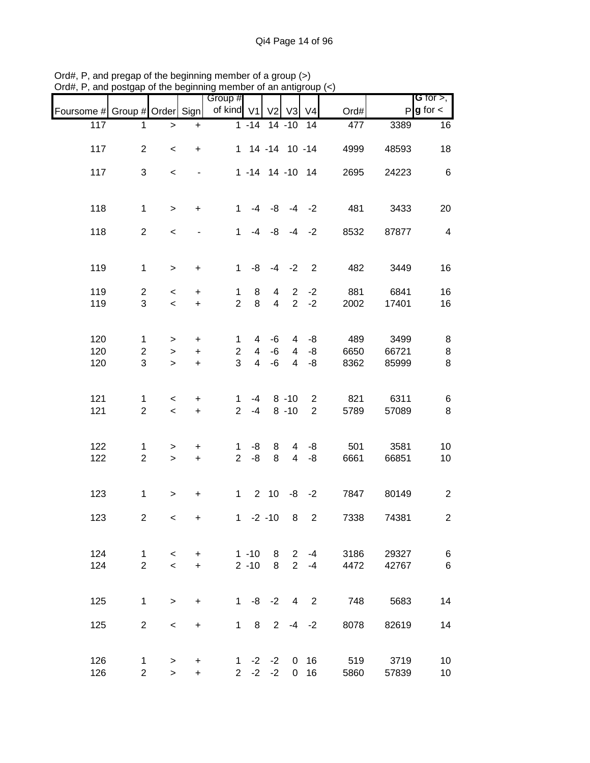Ord#, P, and pregap of the beginning member of a group (>)
Ord#, P, and postgap of the beginning member of an antigroup (<)

| Foursome # | Group # | Order | Sign | Group # of kind | V1 | V2 | V3 | V4 | Ord# | P | G for >, g for < |
|---|---|---|---|---|---|---|---|---|---|---|---|
| 117 | 1 | > | + | 1 | -14 | 14 | -10 | 14 | 477 | 3389 | 16 |
| 117 | 2 | < | + | 1 | 14 | -14 | 10 | -14 | 4999 | 48593 | 18 |
| 117 | 3 | < | - | 1 | -14 | 14 | -10 | 14 | 2695 | 24223 | 6 |
| 118 | 1 | > | + | 1 | -4 | -8 | -4 | -2 | 481 | 3433 | 20 |
| 118 | 2 | < | - | 1 | -4 | -8 | -4 | -2 | 8532 | 87877 | 4 |
| 119 | 1 | > | + | 1 | -8 | -4 | -2 | 2 | 482 | 3449 | 16 |
| 119 | 2 | < | + | 1 | 8 | 4 | 2 | -2 | 881 | 6841 | 16 |
| 119 | 3 | < | + | 2 | 8 | 4 | 2 | -2 | 2002 | 17401 | 16 |
| 120 | 1 | > | + | 1 | 4 | -6 | 4 | -8 | 489 | 3499 | 8 |
| 120 | 2 | > | + | 2 | 4 | -6 | 4 | -8 | 6650 | 66721 | 8 |
| 120 | 3 | > | + | 3 | 4 | -6 | 4 | -8 | 8362 | 85999 | 8 |
| 121 | 1 | < | + | 1 | -4 | 8 | -10 | 2 | 821 | 6311 | 6 |
| 121 | 2 | < | + | 2 | -4 | 8 | -10 | 2 | 5789 | 57089 | 8 |
| 122 | 1 | > | + | 1 | -8 | 8 | 4 | -8 | 501 | 3581 | 10 |
| 122 | 2 | > | + | 2 | -8 | 8 | 4 | -8 | 6661 | 66851 | 10 |
| 123 | 1 | > | + | 1 | 2 | 10 | -8 | -2 | 7847 | 80149 | 2 |
| 123 | 2 | < | + | 1 | -2 | -10 | 8 | 2 | 7338 | 74381 | 2 |
| 124 | 1 | < | + | 1 | -10 | 8 | 2 | -4 | 3186 | 29327 | 6 |
| 124 | 2 | < | + | 2 | -10 | 8 | 2 | -4 | 4472 | 42767 | 6 |
| 125 | 1 | > | + | 1 | -8 | -2 | 4 | 2 | 748 | 5683 | 14 |
| 125 | 2 | < | + | 1 | 8 | 2 | -4 | -2 | 8078 | 82619 | 14 |
| 126 | 1 | > | + | 1 | -2 | -2 | 0 | 16 | 519 | 3719 | 10 |
| 126 | 2 | > | + | 2 | -2 | -2 | 0 | 16 | 5860 | 57839 | 10 |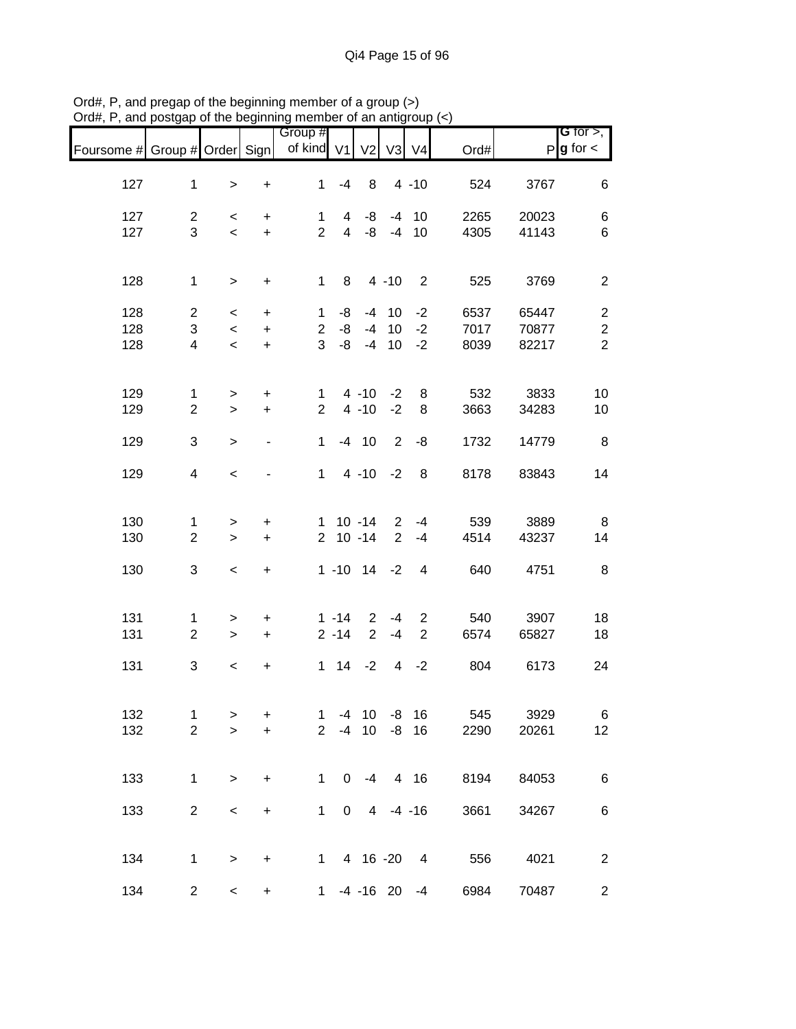Ord#, P, and pregap of the beginning member of a group (>)
Ord#, P, and postgap of the beginning member of an antigroup (<)

| Foursome # | Group # | Order | Sign | Group # of kind | V1 | V2 | V3 | V4 | Ord# | P | G for >, g for < |
|---|---|---|---|---|---|---|---|---|---|---|---|
| 127 | 1 | > | + | 1 | -4 | 8 | 4 | -10 | 524 | 3767 | 6 |
| 127 | 2 | < | + | 1 | 4 | -8 | -4 | 10 | 2265 | 20023 | 6 |
| 127 | 3 | < | + | 2 | 4 | -8 | -4 | 10 | 4305 | 41143 | 6 |
| 128 | 1 | > | + | 1 | 8 | 4 | -10 | 2 | 525 | 3769 | 2 |
| 128 | 2 | < | + | 1 | -8 | -4 | 10 | -2 | 6537 | 65447 | 2 |
| 128 | 3 | < | + | 2 | -8 | -4 | 10 | -2 | 7017 | 70877 | 2 |
| 128 | 4 | < | + | 3 | -8 | -4 | 10 | -2 | 8039 | 82217 | 2 |
| 129 | 1 | > | + | 1 | 4 | -10 | -2 | 8 | 532 | 3833 | 10 |
| 129 | 2 | > | + | 2 | 4 | -10 | -2 | 8 | 3663 | 34283 | 10 |
| 129 | 3 | > | - | 1 | -4 | 10 | 2 | -8 | 1732 | 14779 | 8 |
| 129 | 4 | < | - | 1 | 4 | -10 | -2 | 8 | 8178 | 83843 | 14 |
| 130 | 1 | > | + | 1 | 10 | -14 | 2 | -4 | 539 | 3889 | 8 |
| 130 | 2 | > | + | 2 | 10 | -14 | 2 | -4 | 4514 | 43237 | 14 |
| 130 | 3 | < | + | 1 | -10 | 14 | -2 | 4 | 640 | 4751 | 8 |
| 131 | 1 | > | + | 1 | -14 | 2 | -4 | 2 | 540 | 3907 | 18 |
| 131 | 2 | > | + | 2 | -14 | 2 | -4 | 2 | 6574 | 65827 | 18 |
| 131 | 3 | < | + | 1 | 14 | -2 | 4 | -2 | 804 | 6173 | 24 |
| 132 | 1 | > | + | 1 | -4 | 10 | -8 | 16 | 545 | 3929 | 6 |
| 132 | 2 | > | + | 2 | -4 | 10 | -8 | 16 | 2290 | 20261 | 12 |
| 133 | 1 | > | + | 1 | 0 | -4 | 4 | 16 | 8194 | 84053 | 6 |
| 133 | 2 | < | + | 1 | 0 | 4 | -4 | -16 | 3661 | 34267 | 6 |
| 134 | 1 | > | + | 1 | 4 | 16 | -20 | 4 | 556 | 4021 | 2 |
| 134 | 2 | < | + | 1 | -4 | -16 | 20 | -4 | 6984 | 70487 | 2 |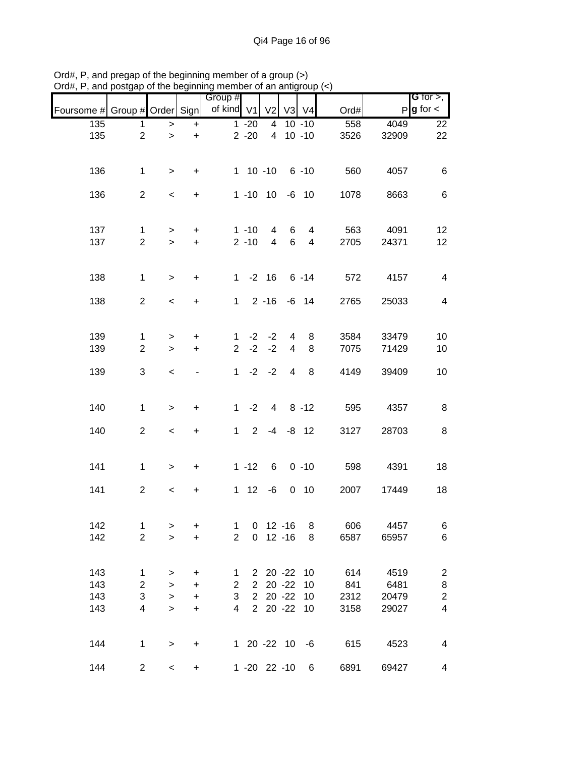Ord#, P, and pregap of the beginning member of a group (>)
Ord#, P, and postgap of the beginning member of an antigroup (<)

| Foursome # | Group # | Order | Sign | Group # of kind | V1 | V2 | V3 | V4 | Ord# | P | G for >, g for < |
|---|---|---|---|---|---|---|---|---|---|---|---|
| 135 | 1 | > | + | 1 | -20 | 4 | 10 | -10 | 558 | 4049 | 22 |
| 135 | 2 | > | + | 2 | -20 | 4 | 10 | -10 | 3526 | 32909 | 22 |
| | | | | | | | | | | | |
| 136 | 1 | > | + | 1 | 10 | -10 | 6 | -10 | 560 | 4057 | 6 |
| 136 | 2 | < | + | 1 | -10 | 10 | -6 | 10 | 1078 | 8663 | 6 |
| | | | | | | | | | | | |
| 137 | 1 | > | + | 1 | -10 | 4 | 6 | 4 | 563 | 4091 | 12 |
| 137 | 2 | > | + | 2 | -10 | 4 | 6 | 4 | 2705 | 24371 | 12 |
| | | | | | | | | | | | |
| 138 | 1 | > | + | 1 | -2 | 16 | 6 | -14 | 572 | 4157 | 4 |
| 138 | 2 | < | + | 1 | 2 | -16 | -6 | 14 | 2765 | 25033 | 4 |
| | | | | | | | | | | | |
| 139 | 1 | > | + | 1 | -2 | -2 | 4 | 8 | 3584 | 33479 | 10 |
| 139 | 2 | > | + | 2 | -2 | -2 | 4 | 8 | 7075 | 71429 | 10 |
| 139 | 3 | < | - | 1 | -2 | -2 | 4 | 8 | 4149 | 39409 | 10 |
| | | | | | | | | | | | |
| 140 | 1 | > | + | 1 | -2 | 4 | 8 | -12 | 595 | 4357 | 8 |
| 140 | 2 | < | + | 1 | 2 | -4 | -8 | 12 | 3127 | 28703 | 8 |
| | | | | | | | | | | | |
| 141 | 1 | > | + | 1 | -12 | 6 | 0 | -10 | 598 | 4391 | 18 |
| 141 | 2 | < | + | 1 | 12 | -6 | 0 | 10 | 2007 | 17449 | 18 |
| | | | | | | | | | | | |
| 142 | 1 | > | + | 1 | 0 | 12 | -16 | 8 | 606 | 4457 | 6 |
| 142 | 2 | > | + | 2 | 0 | 12 | -16 | 8 | 6587 | 65957 | 6 |
| | | | | | | | | | | | |
| 143 | 1 | > | + | 1 | 2 | 20 | -22 | 10 | 614 | 4519 | 2 |
| 143 | 2 | > | + | 2 | 2 | 20 | -22 | 10 | 841 | 6481 | 8 |
| 143 | 3 | > | + | 3 | 2 | 20 | -22 | 10 | 2312 | 20479 | 2 |
| 143 | 4 | > | + | 4 | 2 | 20 | -22 | 10 | 3158 | 29027 | 4 |
| | | | | | | | | | | | |
| 144 | 1 | > | + | 1 | 20 | -22 | 10 | -6 | 615 | 4523 | 4 |
| 144 | 2 | < | + | 1 | -20 | 22 | -10 | 6 | 6891 | 69427 | 4 |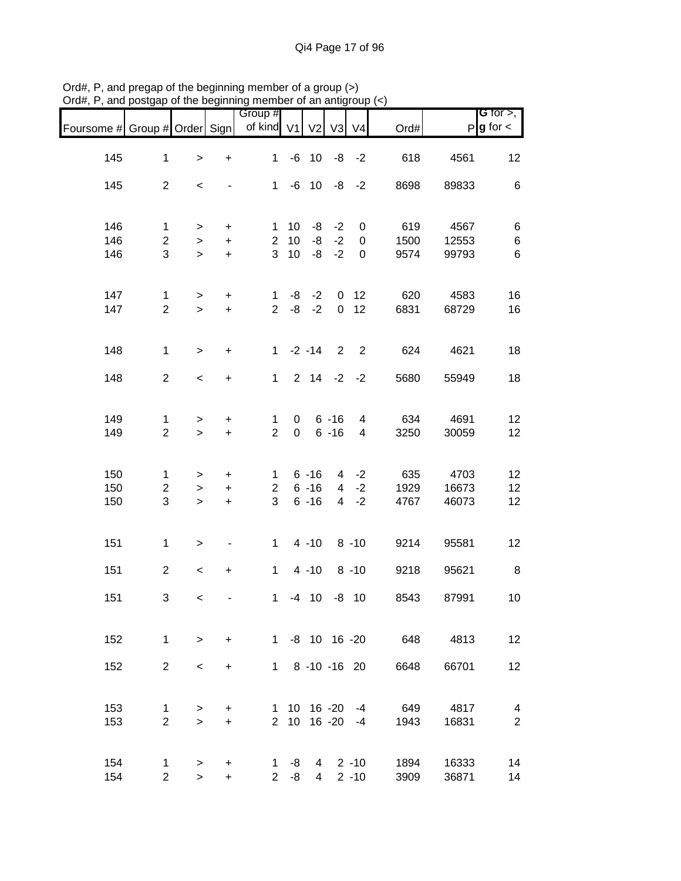Ord#, P, and pregap of the beginning member of a group (>)
Ord#, P, and postgap of the beginning member of an antigroup (<)

| Foursome # | Group # | Order | Sign | Group # of kind | V1 | V2 | V3 | V4 | Ord# | P | G for >, g for < |
|---|---|---|---|---|---|---|---|---|---|---|---|
| 145 | 1 | > | + | 1 | -6 | 10 | -8 | -2 | 618 | 4561 | 12 |
| 145 | 2 | < | - | 1 | -6 | 10 | -8 | -2 | 8698 | 89833 | 6 |
| 146 | 1 | > | + | 1 | 10 | -8 | -2 | 0 | 619 | 4567 | 6 |
| 146 | 2 | > | + | 2 | 10 | -8 | -2 | 0 | 1500 | 12553 | 6 |
| 146 | 3 | > | + | 3 | 10 | -8 | -2 | 0 | 9574 | 99793 | 6 |
| 147 | 1 | > | + | 1 | -8 | -2 | 0 | 12 | 620 | 4583 | 16 |
| 147 | 2 | > | + | 2 | -8 | -2 | 0 | 12 | 6831 | 68729 | 16 |
| 148 | 1 | > | + | 1 | -2 | -14 | 2 | 2 | 624 | 4621 | 18 |
| 148 | 2 | < | + | 1 | 2 | 14 | -2 | -2 | 5680 | 55949 | 18 |
| 149 | 1 | > | + | 1 | 0 | 6 | -16 | 4 | 634 | 4691 | 12 |
| 149 | 2 | > | + | 2 | 0 | 6 | -16 | 4 | 3250 | 30059 | 12 |
| 150 | 1 | > | + | 1 | 6 | -16 | 4 | -2 | 635 | 4703 | 12 |
| 150 | 2 | > | + | 2 | 6 | -16 | 4 | -2 | 1929 | 16673 | 12 |
| 150 | 3 | > | + | 3 | 6 | -16 | 4 | -2 | 4767 | 46073 | 12 |
| 151 | 1 | > | - | 1 | 4 | -10 | 8 | -10 | 9214 | 95581 | 12 |
| 151 | 2 | < | + | 1 | 4 | -10 | 8 | -10 | 9218 | 95621 | 8 |
| 151 | 3 | < | - | 1 | -4 | 10 | -8 | 10 | 8543 | 87991 | 10 |
| 152 | 1 | > | + | 1 | -8 | 10 | 16 | -20 | 648 | 4813 | 12 |
| 152 | 2 | < | + | 1 | 8 | -10 | -16 | 20 | 6648 | 66701 | 12 |
| 153 | 1 | > | + | 1 | 10 | 16 | -20 | -4 | 649 | 4817 | 4 |
| 153 | 2 | > | + | 2 | 10 | 16 | -20 | -4 | 1943 | 16831 | 2 |
| 154 | 1 | > | + | 1 | -8 | 4 | 2 | -10 | 1894 | 16333 | 14 |
| 154 | 2 | > | + | 2 | -8 | 4 | 2 | -10 | 3909 | 36871 | 14 |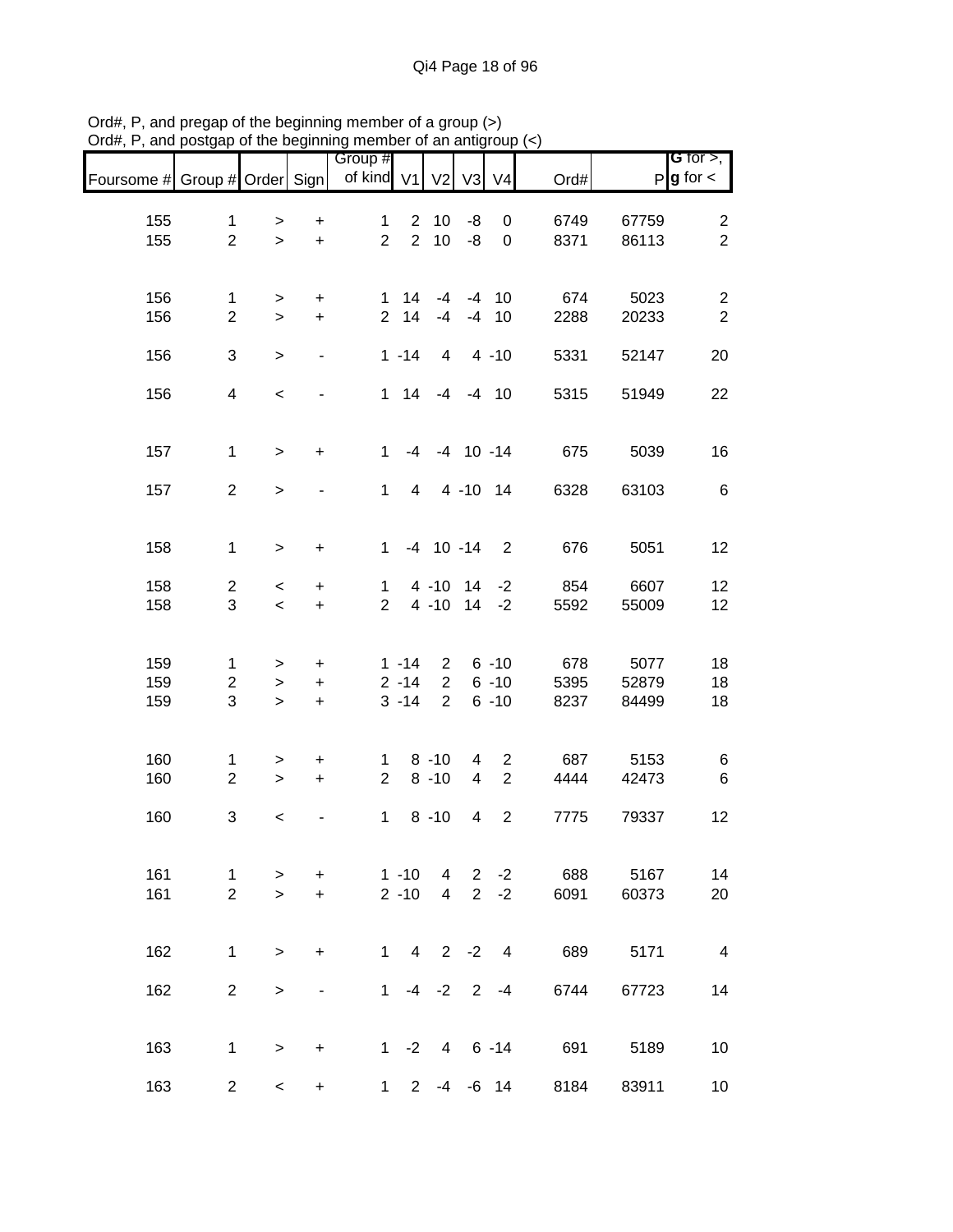Ord#, P, and pregap of the beginning member of a group (>)
Ord#, P, and postgap of the beginning member of an antigroup (<)

| Foursome # | Group # | Order | Sign | Group # of kind | V1 | V2 | V3 | V4 | Ord# | P | G for >, g for < |
|---|---|---|---|---|---|---|---|---|---|---|---|
| 155 | 1 | > | + | 1 | 2 | 10 | -8 | 0 | 6749 | 67759 | 2 |
| 155 | 2 | > | + | 2 | 2 | 10 | -8 | 0 | 8371 | 86113 | 2 |
| 156 | 1 | > | + | 1 | 14 | -4 | -4 | 10 | 674 | 5023 | 2 |
| 156 | 2 | > | + | 2 | 14 | -4 | -4 | 10 | 2288 | 20233 | 2 |
| 156 | 3 | > | - | 1 | -14 | 4 | 4 | -10 | 5331 | 52147 | 20 |
| 156 | 4 | < | - | 1 | 14 | -4 | -4 | 10 | 5315 | 51949 | 22 |
| 157 | 1 | > | + | 1 | -4 | -4 | 10 | -14 | 675 | 5039 | 16 |
| 157 | 2 | > | - | 1 | 4 | 4 | -10 | 14 | 6328 | 63103 | 6 |
| 158 | 1 | > | + | 1 | -4 | 10 | -14 | 2 | 676 | 5051 | 12 |
| 158 | 2 | < | + | 1 | 4 | -10 | 14 | -2 | 854 | 6607 | 12 |
| 158 | 3 | < | + | 2 | 4 | -10 | 14 | -2 | 5592 | 55009 | 12 |
| 159 | 1 | > | + | 1 | -14 | 2 | 6 | -10 | 678 | 5077 | 18 |
| 159 | 2 | > | + | 2 | -14 | 2 | 6 | -10 | 5395 | 52879 | 18 |
| 159 | 3 | > | + | 3 | -14 | 2 | 6 | -10 | 8237 | 84499 | 18 |
| 160 | 1 | > | + | 1 | 8 | -10 | 4 | 2 | 687 | 5153 | 6 |
| 160 | 2 | > | + | 2 | 8 | -10 | 4 | 2 | 4444 | 42473 | 6 |
| 160 | 3 | < | - | 1 | 8 | -10 | 4 | 2 | 7775 | 79337 | 12 |
| 161 | 1 | > | + | 1 | -10 | 4 | 2 | -2 | 688 | 5167 | 14 |
| 161 | 2 | > | + | 2 | -10 | 4 | 2 | -2 | 6091 | 60373 | 20 |
| 162 | 1 | > | + | 1 | 4 | 2 | -2 | 4 | 689 | 5171 | 4 |
| 162 | 2 | > | - | 1 | -4 | -2 | 2 | -4 | 6744 | 67723 | 14 |
| 163 | 1 | > | + | 1 | -2 | 4 | 6 | -14 | 691 | 5189 | 10 |
| 163 | 2 | < | + | 1 | 2 | -4 | -6 | 14 | 8184 | 83911 | 10 |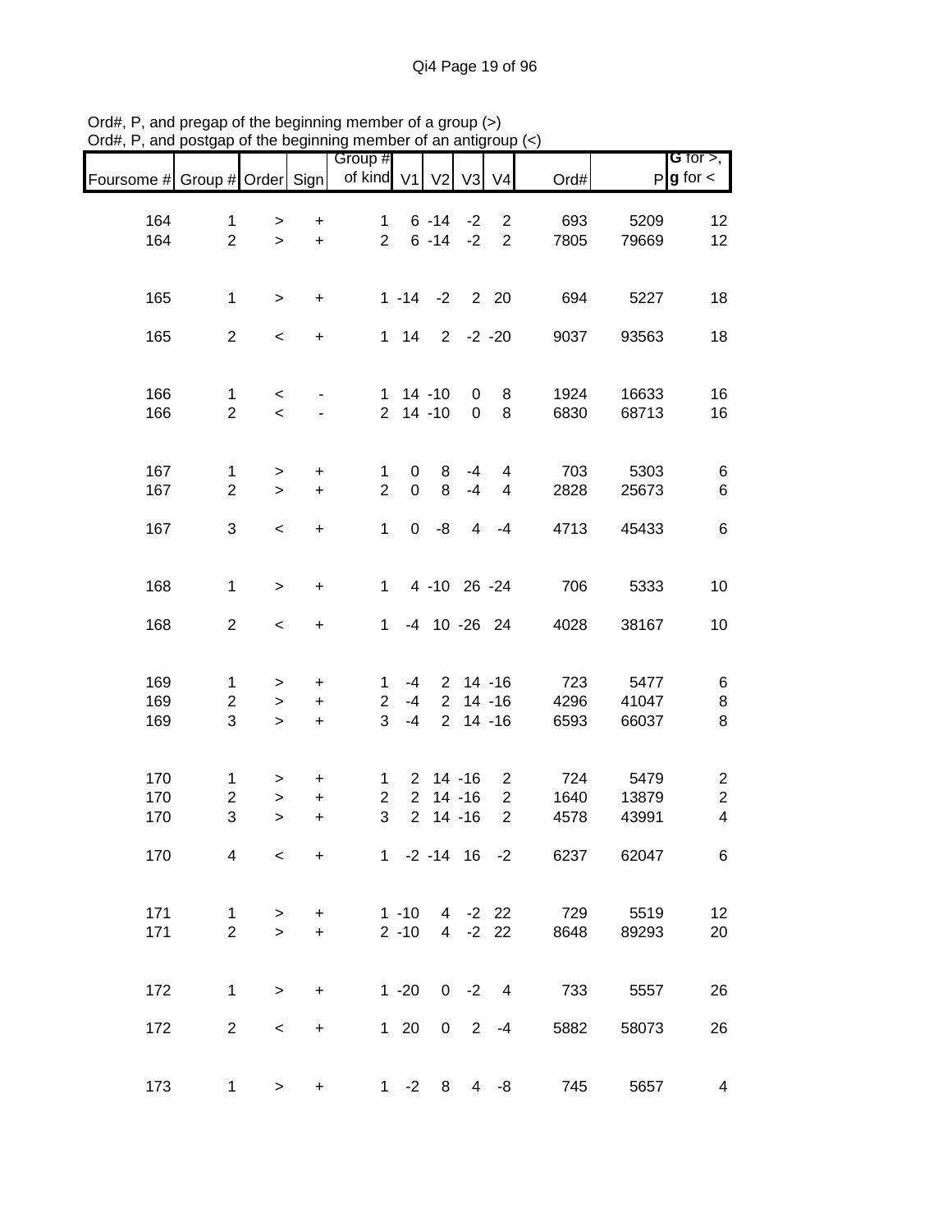Ord#, P, and pregap of the beginning member of a group (>)
Ord#, P, and postgap of the beginning member of an antigroup (<)

| Foursome # | Group # | Order | Sign | Group # of kind | V1 | V2 | V3 | V4 | Ord# | P | G for >, g for < |
|---|---|---|---|---|---|---|---|---|---|---|---|
| 164 | 1 | > | + | 1 | 6 | -14 | -2 | 2 | 693 | 5209 | 12 |
| 164 | 2 | > | + | 2 | 6 | -14 | -2 | 2 | 7805 | 79669 | 12 |
| 165 | 1 | > | + | 1 | -14 | -2 | 2 | 20 | 694 | 5227 | 18 |
| 165 | 2 | < | + | 1 | 14 | 2 | -2 | -20 | 9037 | 93563 | 18 |
| 166 | 1 | < | - | 1 | 14 | -10 | 0 | 8 | 1924 | 16633 | 16 |
| 166 | 2 | < | - | 2 | 14 | -10 | 0 | 8 | 6830 | 68713 | 16 |
| 167 | 1 | > | + | 1 | 0 | 8 | -4 | 4 | 703 | 5303 | 6 |
| 167 | 2 | > | + | 2 | 0 | 8 | -4 | 4 | 2828 | 25673 | 6 |
| 167 | 3 | < | + | 1 | 0 | -8 | 4 | -4 | 4713 | 45433 | 6 |
| 168 | 1 | > | + | 1 | 4 | -10 | 26 | -24 | 706 | 5333 | 10 |
| 168 | 2 | < | + | 1 | -4 | 10 | -26 | 24 | 4028 | 38167 | 10 |
| 169 | 1 | > | + | 1 | -4 | 2 | 14 | -16 | 723 | 5477 | 6 |
| 169 | 2 | > | + | 2 | -4 | 2 | 14 | -16 | 4296 | 41047 | 8 |
| 169 | 3 | > | + | 3 | -4 | 2 | 14 | -16 | 6593 | 66037 | 8 |
| 170 | 1 | > | + | 1 | 2 | 14 | -16 | 2 | 724 | 5479 | 2 |
| 170 | 2 | > | + | 2 | 2 | 14 | -16 | 2 | 1640 | 13879 | 2 |
| 170 | 3 | > | + | 3 | 2 | 14 | -16 | 2 | 4578 | 43991 | 4 |
| 170 | 4 | < | + | 1 | -2 | -14 | 16 | -2 | 6237 | 62047 | 6 |
| 171 | 1 | > | + | 1 | -10 | 4 | -2 | 22 | 729 | 5519 | 12 |
| 171 | 2 | > | + | 2 | -10 | 4 | -2 | 22 | 8648 | 89293 | 20 |
| 172 | 1 | > | + | 1 | -20 | 0 | -2 | 4 | 733 | 5557 | 26 |
| 172 | 2 | < | + | 1 | 20 | 0 | 2 | -4 | 5882 | 58073 | 26 |
| 173 | 1 | > | + | 1 | -2 | 8 | 4 | -8 | 745 | 5657 | 4 |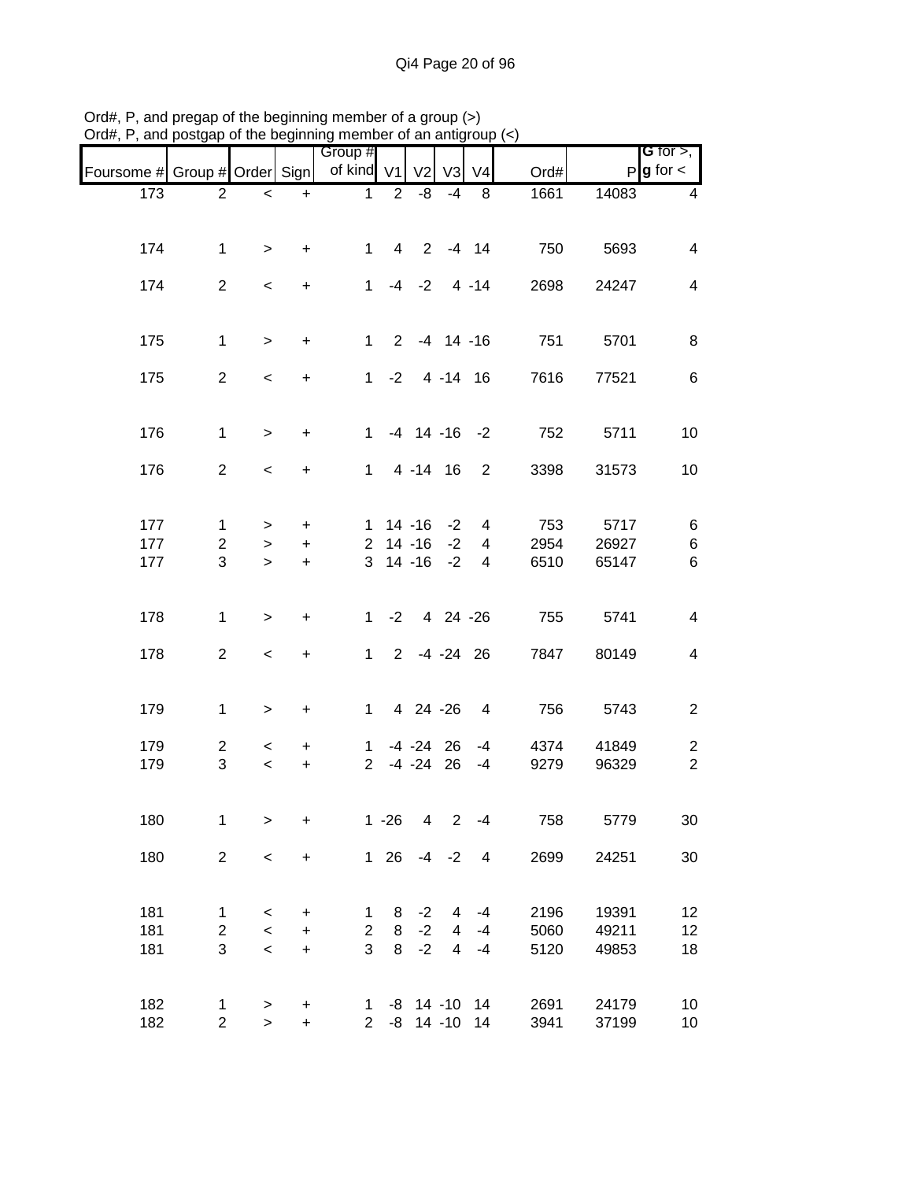Ord#, P, and pregap of the beginning member of a group (>)
Ord#, P, and postgap of the beginning member of an antigroup (<)

| Foursome # | Group # | Order | Sign | Group # of kind | V1 | V2 | V3 | V4 | Ord# | P | G for >, g for < |
|---|---|---|---|---|---|---|---|---|---|---|---|
| 173 | 2 | < | + | 1 | 2 | -8 | -4 | 8 | 1661 | 14083 | 4 |
| 174 | 1 | > | + | 1 | 4 | 2 | -4 | 14 | 750 | 5693 | 4 |
| 174 | 2 | < | + | 1 | -4 | -2 | 4 | -14 | 2698 | 24247 | 4 |
| 175 | 1 | > | + | 1 | 2 | -4 | 14 | -16 | 751 | 5701 | 8 |
| 175 | 2 | < | + | 1 | -2 | 4 | -14 | 16 | 7616 | 77521 | 6 |
| 176 | 1 | > | + | 1 | -4 | 14 | -16 | -2 | 752 | 5711 | 10 |
| 176 | 2 | < | + | 1 | 4 | -14 | 16 | 2 | 3398 | 31573 | 10 |
| 177 | 1 | > | + | 1 | 14 | -16 | -2 | 4 | 753 | 5717 | 6 |
| 177 | 2 | > | + | 2 | 14 | -16 | -2 | 4 | 2954 | 26927 | 6 |
| 177 | 3 | > | + | 3 | 14 | -16 | -2 | 4 | 6510 | 65147 | 6 |
| 178 | 1 | > | + | 1 | -2 | 4 | 24 | -26 | 755 | 5741 | 4 |
| 178 | 2 | < | + | 1 | 2 | -4 | -24 | 26 | 7847 | 80149 | 4 |
| 179 | 1 | > | + | 1 | 4 | 24 | -26 | 4 | 756 | 5743 | 2 |
| 179 | 2 | < | + | 1 | -4 | -24 | 26 | -4 | 4374 | 41849 | 2 |
| 179 | 3 | < | + | 2 | -4 | -24 | 26 | -4 | 9279 | 96329 | 2 |
| 180 | 1 | > | + | 1 | -26 | 4 | 2 | -4 | 758 | 5779 | 30 |
| 180 | 2 | < | + | 1 | 26 | -4 | -2 | 4 | 2699 | 24251 | 30 |
| 181 | 1 | < | + | 1 | 8 | -2 | 4 | -4 | 2196 | 19391 | 12 |
| 181 | 2 | < | + | 2 | 8 | -2 | 4 | -4 | 5060 | 49211 | 12 |
| 181 | 3 | < | + | 3 | 8 | -2 | 4 | -4 | 5120 | 49853 | 18 |
| 182 | 1 | > | + | 1 | -8 | 14 | -10 | 14 | 2691 | 24179 | 10 |
| 182 | 2 | > | + | 2 | -8 | 14 | -10 | 14 | 3941 | 37199 | 10 |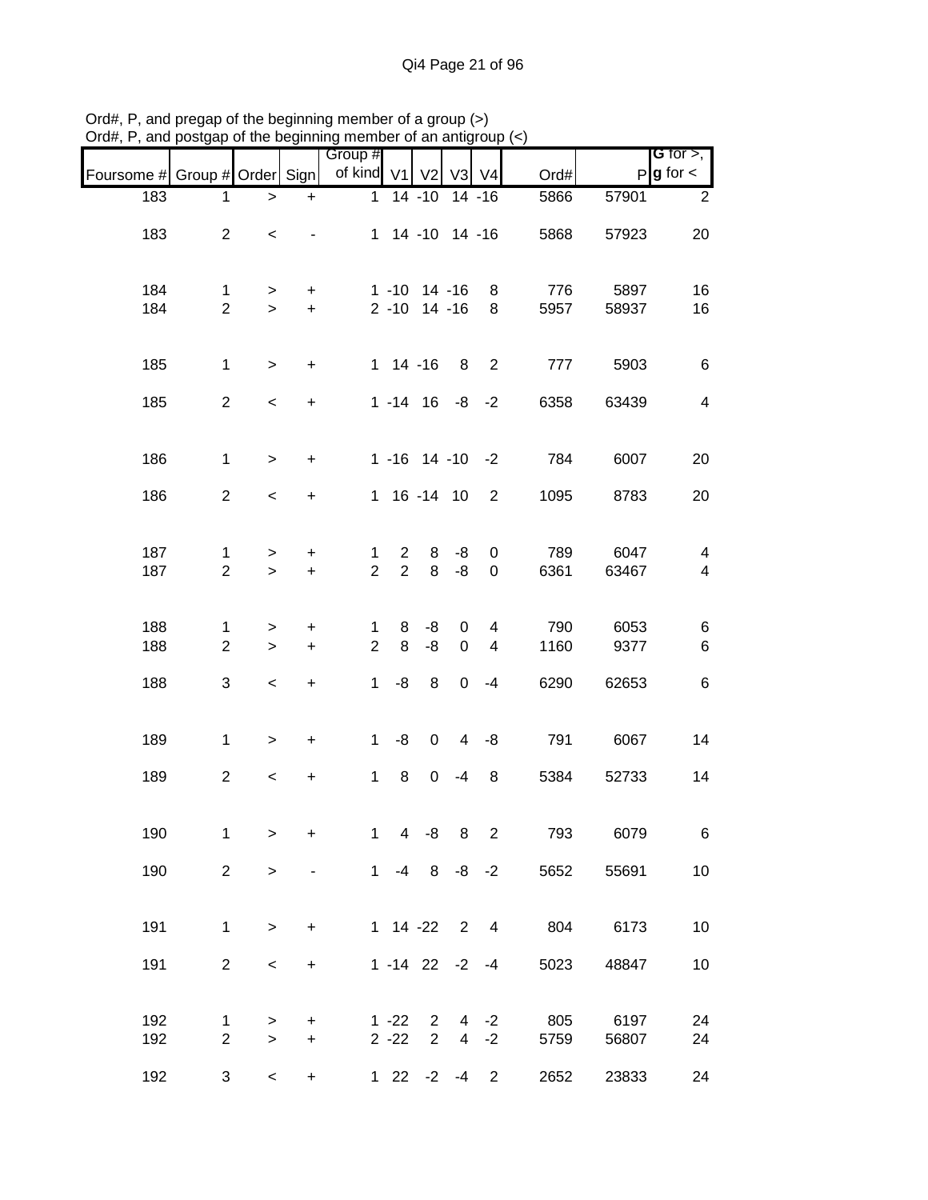Ord#, P, and pregap of the beginning member of a group (>)
Ord#, P, and postgap of the beginning member of an antigroup (<)

| Foursome # | Group # | Order | Sign | Group # of kind | V1 | V2 | V3 | V4 | Ord# | P | G for >, g for < |
|---|---|---|---|---|---|---|---|---|---|---|---|
| 183 | 1 | > | + | 1 | 14 | -10 | 14 | -16 | 5866 | 57901 | 2 |
| 183 | 2 | < | - | 1 | 14 | -10 | 14 | -16 | 5868 | 57923 | 20 |
| 184 | 1 | > | + | 1 | -10 | 14 | -16 | 8 | 776 | 5897 | 16 |
| 184 | 2 | > | + | 2 | -10 | 14 | -16 | 8 | 5957 | 58937 | 16 |
| 185 | 1 | > | + | 1 | 14 | -16 | 8 | 2 | 777 | 5903 | 6 |
| 185 | 2 | < | + | 1 | -14 | 16 | -8 | -2 | 6358 | 63439 | 4 |
| 186 | 1 | > | + | 1 | -16 | 14 | -10 | -2 | 784 | 6007 | 20 |
| 186 | 2 | < | + | 1 | 16 | -14 | 10 | 2 | 1095 | 8783 | 20 |
| 187 | 1 | > | + | 1 | 2 | 8 | -8 | 0 | 789 | 6047 | 4 |
| 187 | 2 | > | + | 2 | 2 | 8 | -8 | 0 | 6361 | 63467 | 4 |
| 188 | 1 | > | + | 1 | 8 | -8 | 0 | 4 | 790 | 6053 | 6 |
| 188 | 2 | > | + | 2 | 8 | -8 | 0 | 4 | 1160 | 9377 | 6 |
| 188 | 3 | < | + | 1 | -8 | 8 | 0 | -4 | 6290 | 62653 | 6 |
| 189 | 1 | > | + | 1 | -8 | 0 | 4 | -8 | 791 | 6067 | 14 |
| 189 | 2 | < | + | 1 | 8 | 0 | -4 | 8 | 5384 | 52733 | 14 |
| 190 | 1 | > | + | 1 | 4 | -8 | 8 | 2 | 793 | 6079 | 6 |
| 190 | 2 | > | - | 1 | -4 | 8 | -8 | -2 | 5652 | 55691 | 10 |
| 191 | 1 | > | + | 1 | 14 | -22 | 2 | 4 | 804 | 6173 | 10 |
| 191 | 2 | < | + | 1 | -14 | 22 | -2 | -4 | 5023 | 48847 | 10 |
| 192 | 1 | > | + | 1 | -22 | 2 | 4 | -2 | 805 | 6197 | 24 |
| 192 | 2 | > | + | 2 | -22 | 2 | 4 | -2 | 5759 | 56807 | 24 |
| 192 | 3 | < | + | 1 | 22 | -2 | -4 | 2 | 2652 | 23833 | 24 |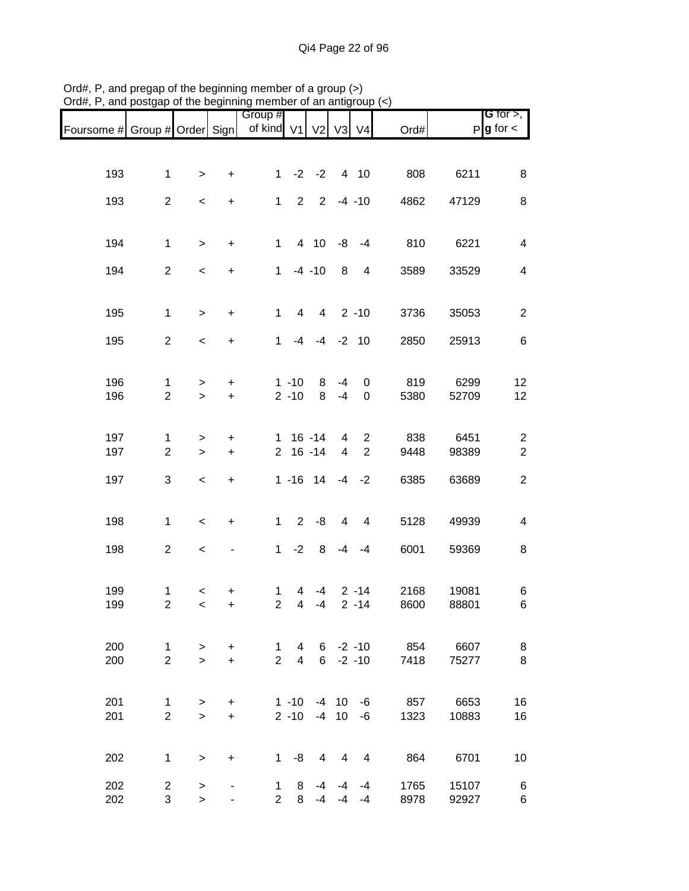Ord#, P, and pregap of the beginning member of a group (>)
Ord#, P, and postgap of the beginning member of an antigroup (<)

| Foursome # | Group # | Order | Sign | Group # of kind | V1 | V2 | V3 | V4 | Ord# | P | G for >, g for < |
|---|---|---|---|---|---|---|---|---|---|---|---|
| 193 | 1 | > | + | 1 | -2 | -2 | 4 | 10 | 808 | 6211 | 8 |
| 193 | 2 | < | + | 1 | 2 | 2 | -4 | -10 | 4862 | 47129 | 8 |
| 194 | 1 | > | + | 1 | 4 | 10 | -8 | -4 | 810 | 6221 | 4 |
| 194 | 2 | < | + | 1 | -4 | -10 | 8 | 4 | 3589 | 33529 | 4 |
| 195 | 1 | > | + | 1 | 4 | 4 | 2 | -10 | 3736 | 35053 | 2 |
| 195 | 2 | < | + | 1 | -4 | -4 | -2 | 10 | 2850 | 25913 | 6 |
| 196 | 1 | > | + | 1 | -10 | 8 | -4 | 0 | 819 | 6299 | 12 |
| 196 | 2 | > | + | 2 | -10 | 8 | -4 | 0 | 5380 | 52709 | 12 |
| 197 | 1 | > | + | 1 | 16 | -14 | 4 | 2 | 838 | 6451 | 2 |
| 197 | 2 | > | + | 2 | 16 | -14 | 4 | 2 | 9448 | 98389 | 2 |
| 197 | 3 | < | + | 1 | -16 | 14 | -4 | -2 | 6385 | 63689 | 2 |
| 198 | 1 | < | + | 1 | 2 | -8 | 4 | 4 | 5128 | 49939 | 4 |
| 198 | 2 | < | - | 1 | -2 | 8 | -4 | -4 | 6001 | 59369 | 8 |
| 199 | 1 | < | + | 1 | 4 | -4 | 2 | -14 | 2168 | 19081 | 6 |
| 199 | 2 | < | + | 2 | 4 | -4 | 2 | -14 | 8600 | 88801 | 6 |
| 200 | 1 | > | + | 1 | 4 | 6 | -2 | -10 | 854 | 6607 | 8 |
| 200 | 2 | > | + | 2 | 4 | 6 | -2 | -10 | 7418 | 75277 | 8 |
| 201 | 1 | > | + | 1 | -10 | -4 | 10 | -6 | 857 | 6653 | 16 |
| 201 | 2 | > | + | 2 | -10 | -4 | 10 | -6 | 1323 | 10883 | 16 |
| 202 | 1 | > | + | 1 | -8 | 4 | 4 | 4 | 864 | 6701 | 10 |
| 202 | 2 | > | - | 1 | 8 | -4 | -4 | -4 | 1765 | 15107 | 6 |
| 202 | 3 | > | - | 2 | 8 | -4 | -4 | -4 | 8978 | 92927 | 6 |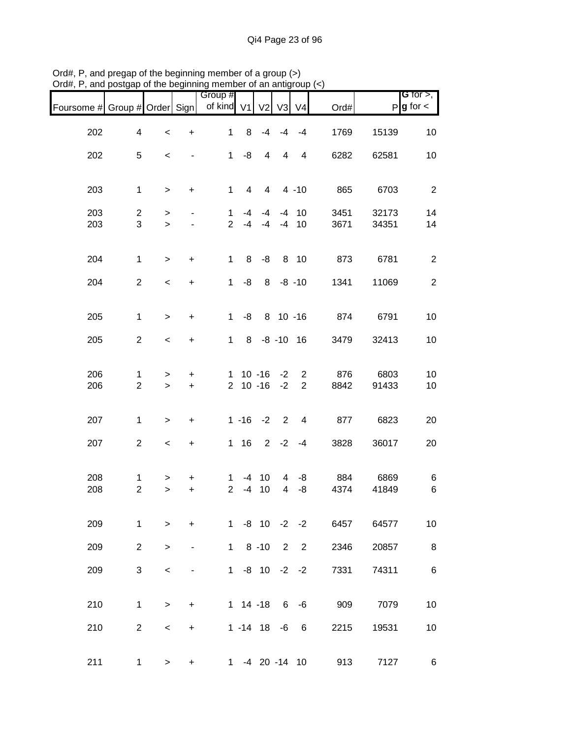Ord#, P, and pregap of the beginning member of a group (>)
Ord#, P, and postgap of the beginning member of an antigroup (<)

| Foursome # | Group # | Order | Sign | Group # of kind | V1 | V2 | V3 | V4 | Ord# | P | G for >, g for < |
|---|---|---|---|---|---|---|---|---|---|---|---|
| 202 | 4 | < | + | 1 | 8 | -4 | -4 | -4 | 1769 | 15139 | 10 |
| 202 | 5 | < | - | 1 | -8 | 4 | 4 | 4 | 6282 | 62581 | 10 |
| 203 | 1 | > | + | 1 | 4 | 4 | 4 | -10 | 865 | 6703 | 2 |
| 203 | 2 | > | - | 1 | -4 | -4 | -4 | 10 | 3451 | 32173 | 14 |
| 203 | 3 | > | - | 2 | -4 | -4 | -4 | 10 | 3671 | 34351 | 14 |
| 204 | 1 | > | + | 1 | 8 | -8 | 8 | 10 | 873 | 6781 | 2 |
| 204 | 2 | < | + | 1 | -8 | 8 | -8 | -10 | 1341 | 11069 | 2 |
| 205 | 1 | > | + | 1 | -8 | 8 | 10 | -16 | 874 | 6791 | 10 |
| 205 | 2 | < | + | 1 | 8 | -8 | -10 | 16 | 3479 | 32413 | 10 |
| 206 | 1 | > | + | 1 | 10 | -16 | -2 | 2 | 876 | 6803 | 10 |
| 206 | 2 | > | + | 2 | 10 | -16 | -2 | 2 | 8842 | 91433 | 10 |
| 207 | 1 | > | + | 1 | -16 | -2 | 2 | 4 | 877 | 6823 | 20 |
| 207 | 2 | < | + | 1 | 16 | 2 | -2 | -4 | 3828 | 36017 | 20 |
| 208 | 1 | > | + | 1 | -4 | 10 | 4 | -8 | 884 | 6869 | 6 |
| 208 | 2 | > | + | 2 | -4 | 10 | 4 | -8 | 4374 | 41849 | 6 |
| 209 | 1 | > | + | 1 | -8 | 10 | -2 | -2 | 6457 | 64577 | 10 |
| 209 | 2 | > | - | 1 | 8 | -10 | 2 | 2 | 2346 | 20857 | 8 |
| 209 | 3 | < | - | 1 | -8 | 10 | -2 | -2 | 7331 | 74311 | 6 |
| 210 | 1 | > | + | 1 | 14 | -18 | 6 | -6 | 909 | 7079 | 10 |
| 210 | 2 | < | + | 1 | -14 | 18 | -6 | 6 | 2215 | 19531 | 10 |
| 211 | 1 | > | + | 1 | -4 | 20 | -14 | 10 | 913 | 7127 | 6 |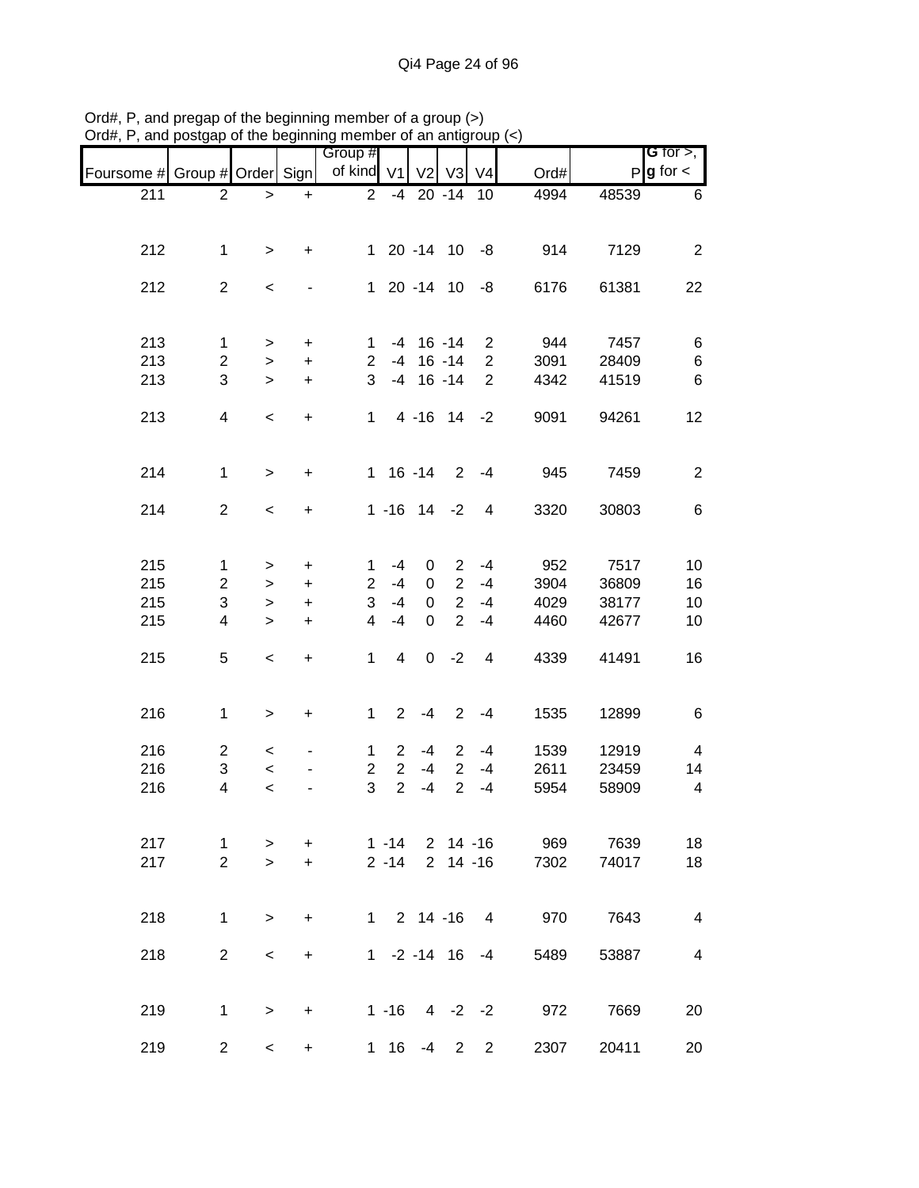Ord#, P, and pregap of the beginning member of a group (>)
Ord#, P, and postgap of the beginning member of an antigroup (<)

| Foursome # | Group # | Order | Sign | Group # of kind | V1 | V2 | V3 | V4 | Ord# | P | G for >, g for < |
|---|---|---|---|---|---|---|---|---|---|---|---|
| 211 | 2 | > | + | 2 | -4 | 20 | -14 | 10 | 4994 | 48539 | 6 |
| 212 | 1 | > | + | 1 | 20 | -14 | 10 | -8 | 914 | 7129 | 2 |
| 212 | 2 | < | - | 1 | 20 | -14 | 10 | -8 | 6176 | 61381 | 22 |
| 213 | 1 | > | + | 1 | -4 | 16 | -14 | 2 | 944 | 7457 | 6 |
| 213 | 2 | > | + | 2 | -4 | 16 | -14 | 2 | 3091 | 28409 | 6 |
| 213 | 3 | > | + | 3 | -4 | 16 | -14 | 2 | 4342 | 41519 | 6 |
| 213 | 4 | < | + | 1 | 4 | -16 | 14 | -2 | 9091 | 94261 | 12 |
| 214 | 1 | > | + | 1 | 16 | -14 | 2 | -4 | 945 | 7459 | 2 |
| 214 | 2 | < | + | 1 | -16 | 14 | -2 | 4 | 3320 | 30803 | 6 |
| 215 | 1 | > | + | 1 | -4 | 0 | 2 | -4 | 952 | 7517 | 10 |
| 215 | 2 | > | + | 2 | -4 | 0 | 2 | -4 | 3904 | 36809 | 16 |
| 215 | 3 | > | + | 3 | -4 | 0 | 2 | -4 | 4029 | 38177 | 10 |
| 215 | 4 | > | + | 4 | -4 | 0 | 2 | -4 | 4460 | 42677 | 10 |
| 215 | 5 | < | + | 1 | 4 | 0 | -2 | 4 | 4339 | 41491 | 16 |
| 216 | 1 | > | + | 1 | 2 | -4 | 2 | -4 | 1535 | 12899 | 6 |
| 216 | 2 | < | - | 1 | 2 | -4 | 2 | -4 | 1539 | 12919 | 4 |
| 216 | 3 | < | - | 2 | 2 | -4 | 2 | -4 | 2611 | 23459 | 14 |
| 216 | 4 | < | - | 3 | 2 | -4 | 2 | -4 | 5954 | 58909 | 4 |
| 217 | 1 | > | + | 1 | -14 | 2 | 14 | -16 | 969 | 7639 | 18 |
| 217 | 2 | > | + | 2 | -14 | 2 | 14 | -16 | 7302 | 74017 | 18 |
| 218 | 1 | > | + | 1 | 2 | 14 | -16 | 4 | 970 | 7643 | 4 |
| 218 | 2 | < | + | 1 | -2 | -14 | 16 | -4 | 5489 | 53887 | 4 |
| 219 | 1 | > | + | 1 | -16 | 4 | -2 | -2 | 972 | 7669 | 20 |
| 219 | 2 | < | + | 1 | 16 | -4 | 2 | 2 | 2307 | 20411 | 20 |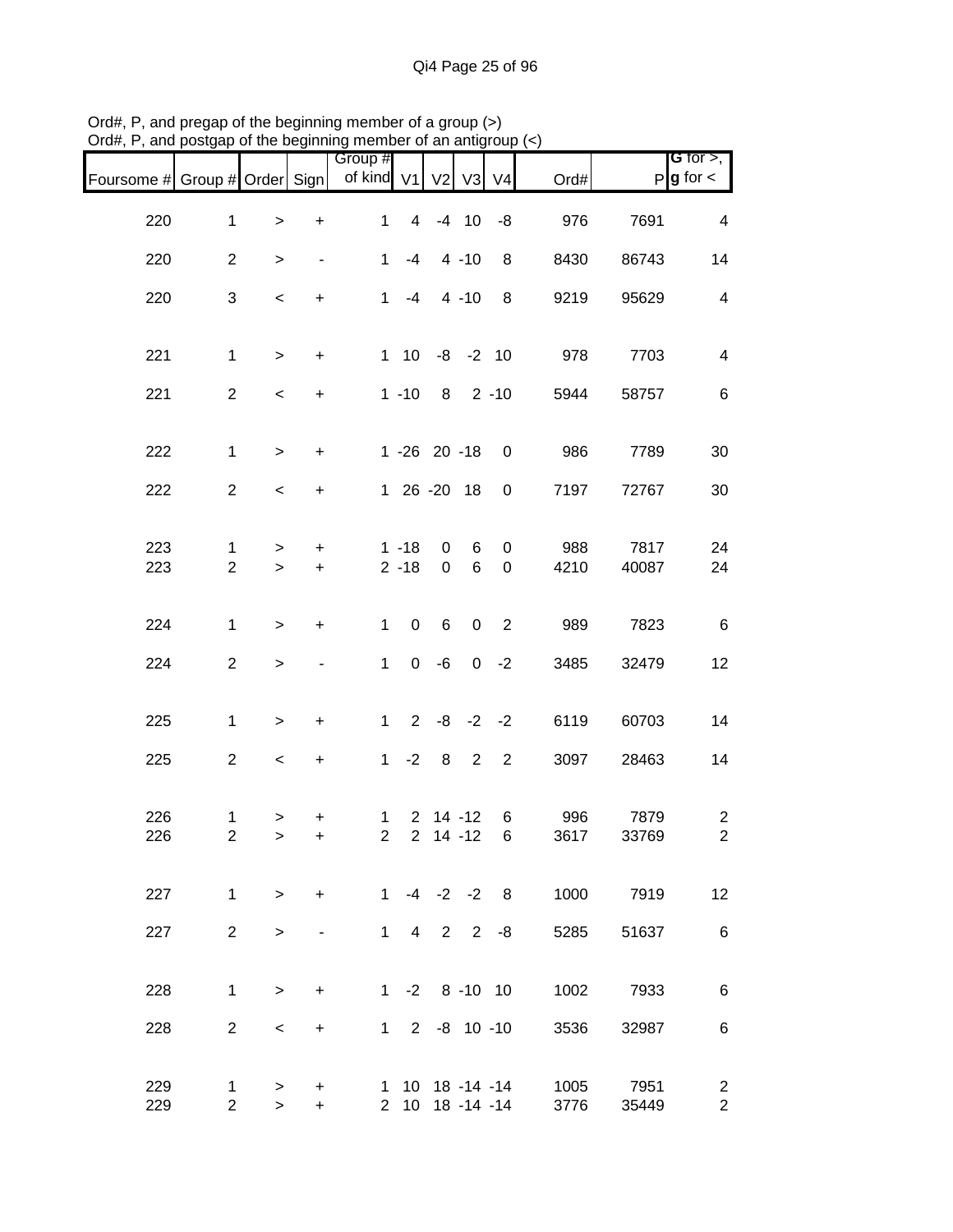Ord#, P, and pregap of the beginning member of a group (>)
Ord#, P, and postgap of the beginning member of an antigroup (<)

| Foursome # | Group # | Order | Sign | Group # of kind | V1 | V2 | V3 | V4 | Ord# | P | G for >, g for < |
|---|---|---|---|---|---|---|---|---|---|---|---|
| 220 | 1 | > | + | 1 | 4 | -4 | 10 | -8 | 976 | 7691 | 4 |
| 220 | 2 | > | - | 1 | -4 | 4 | -10 | 8 | 8430 | 86743 | 14 |
| 220 | 3 | < | + | 1 | -4 | 4 | -10 | 8 | 9219 | 95629 | 4 |
| 221 | 1 | > | + | 1 | 10 | -8 | -2 | 10 | 978 | 7703 | 4 |
| 221 | 2 | < | + | 1 | -10 | 8 | 2 | -10 | 5944 | 58757 | 6 |
| 222 | 1 | > | + | 1 | -26 | 20 | -18 | 0 | 986 | 7789 | 30 |
| 222 | 2 | < | + | 1 | 26 | -20 | 18 | 0 | 7197 | 72767 | 30 |
| 223 | 1 | > | + | 1 | -18 | 0 | 6 | 0 | 988 | 7817 | 24 |
| 223 | 2 | > | + | 2 | -18 | 0 | 6 | 0 | 4210 | 40087 | 24 |
| 224 | 1 | > | + | 1 | 0 | 6 | 0 | 2 | 989 | 7823 | 6 |
| 224 | 2 | > | - | 1 | 0 | -6 | 0 | -2 | 3485 | 32479 | 12 |
| 225 | 1 | > | + | 1 | 2 | -8 | -2 | -2 | 6119 | 60703 | 14 |
| 225 | 2 | < | + | 1 | -2 | 8 | 2 | 2 | 3097 | 28463 | 14 |
| 226 | 1 | > | + | 1 | 2 | 14 | -12 | 6 | 996 | 7879 | 2 |
| 226 | 2 | > | + | 2 | 2 | 14 | -12 | 6 | 3617 | 33769 | 2 |
| 227 | 1 | > | + | 1 | -4 | -2 | -2 | 8 | 1000 | 7919 | 12 |
| 227 | 2 | > | - | 1 | 4 | 2 | 2 | -8 | 5285 | 51637 | 6 |
| 228 | 1 | > | + | 1 | -2 | 8 | -10 | 10 | 1002 | 7933 | 6 |
| 228 | 2 | < | + | 1 | 2 | -8 | 10 | -10 | 3536 | 32987 | 6 |
| 229 | 1 | > | + | 1 | 10 | 18 | -14 | -14 | 1005 | 7951 | 2 |
| 229 | 2 | > | + | 2 | 10 | 18 | -14 | -14 | 3776 | 35449 | 2 |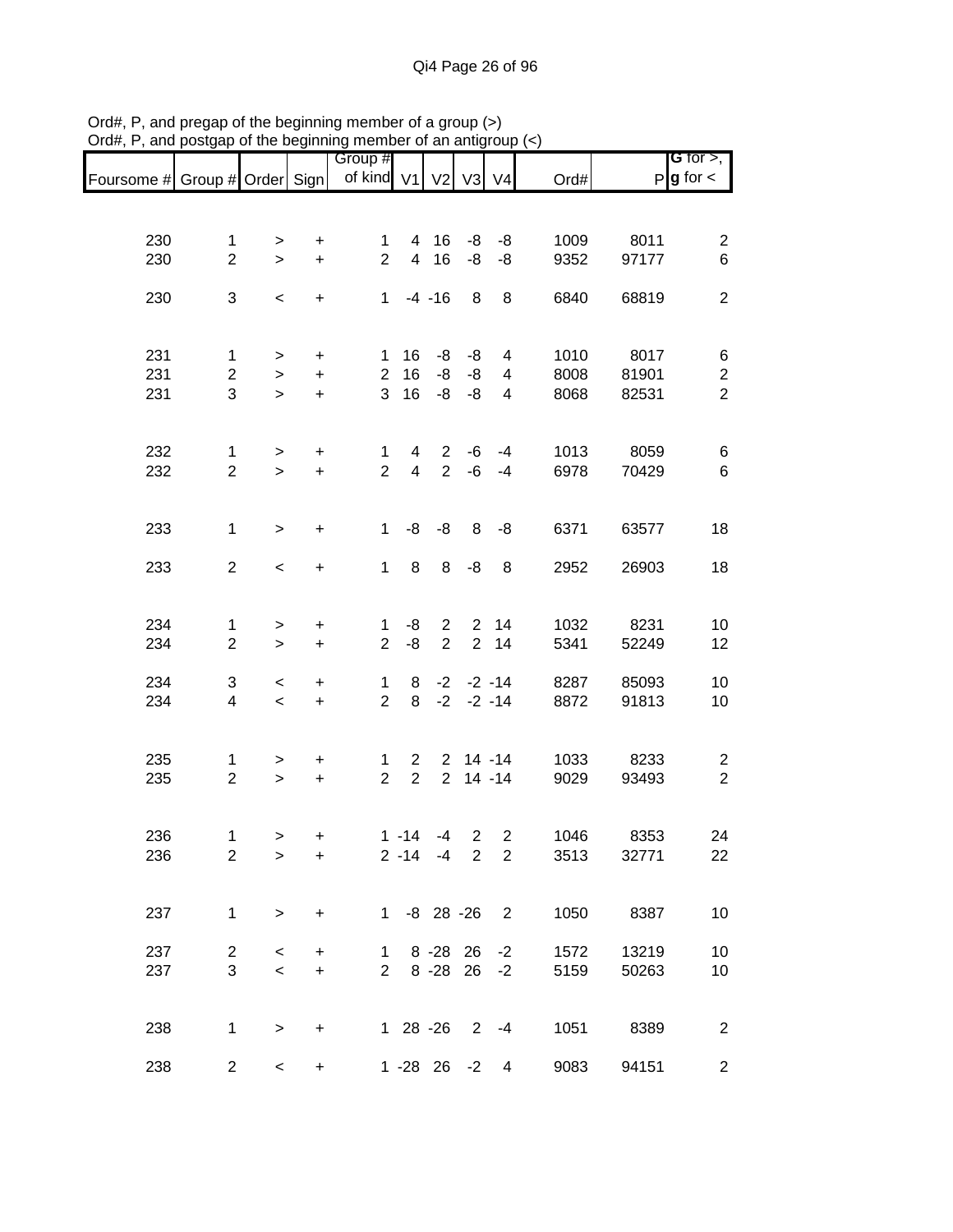Ord#, P, and pregap of the beginning member of a group (>)
Ord#, P, and postgap of the beginning member of an antigroup (<)

| Foursome # | Group # | Order | Sign | Group # of kind | V1 | V2 | V3 | V4 | Ord# | P | G for >, g for < |
|---|---|---|---|---|---|---|---|---|---|---|---|
| 230 | 1 | > | + | 1 | 4 | 16 | -8 | -8 | 1009 | 8011 | 2 |
| 230 | 2 | > | + | 2 | 4 | 16 | -8 | -8 | 9352 | 97177 | 6 |
| 230 | 3 | < | + | 1 | -4 | -16 | 8 | 8 | 6840 | 68819 | 2 |
| 231 | 1 | > | + | 1 | 16 | -8 | -8 | 4 | 1010 | 8017 | 6 |
| 231 | 2 | > | + | 2 | 16 | -8 | -8 | 4 | 8008 | 81901 | 2 |
| 231 | 3 | > | + | 3 | 16 | -8 | -8 | 4 | 8068 | 82531 | 2 |
| 232 | 1 | > | + | 1 | 4 | 2 | -6 | -4 | 1013 | 8059 | 6 |
| 232 | 2 | > | + | 2 | 4 | 2 | -6 | -4 | 6978 | 70429 | 6 |
| 233 | 1 | > | + | 1 | -8 | -8 | 8 | -8 | 6371 | 63577 | 18 |
| 233 | 2 | < | + | 1 | 8 | 8 | -8 | 8 | 2952 | 26903 | 18 |
| 234 | 1 | > | + | 1 | -8 | 2 | 2 | 14 | 1032 | 8231 | 10 |
| 234 | 2 | > | + | 2 | -8 | 2 | 2 | 14 | 5341 | 52249 | 12 |
| 234 | 3 | < | + | 1 | 8 | -2 | -2 | -14 | 8287 | 85093 | 10 |
| 234 | 4 | < | + | 2 | 8 | -2 | -2 | -14 | 8872 | 91813 | 10 |
| 235 | 1 | > | + | 1 | 2 | 2 | 14 | -14 | 1033 | 8233 | 2 |
| 235 | 2 | > | + | 2 | 2 | 2 | 14 | -14 | 9029 | 93493 | 2 |
| 236 | 1 | > | + | 1 | -14 | -4 | 2 | 2 | 1046 | 8353 | 24 |
| 236 | 2 | > | + | 2 | -14 | -4 | 2 | 2 | 3513 | 32771 | 22 |
| 237 | 1 | > | + | 1 | -8 | 28 | -26 | 2 | 1050 | 8387 | 10 |
| 237 | 2 | < | + | 1 | 8 | -28 | 26 | -2 | 1572 | 13219 | 10 |
| 237 | 3 | < | + | 2 | 8 | -28 | 26 | -2 | 5159 | 50263 | 10 |
| 238 | 1 | > | + | 1 | 28 | -26 | 2 | -4 | 1051 | 8389 | 2 |
| 238 | 2 | < | + | 1 | -28 | 26 | -2 | 4 | 9083 | 94151 | 2 |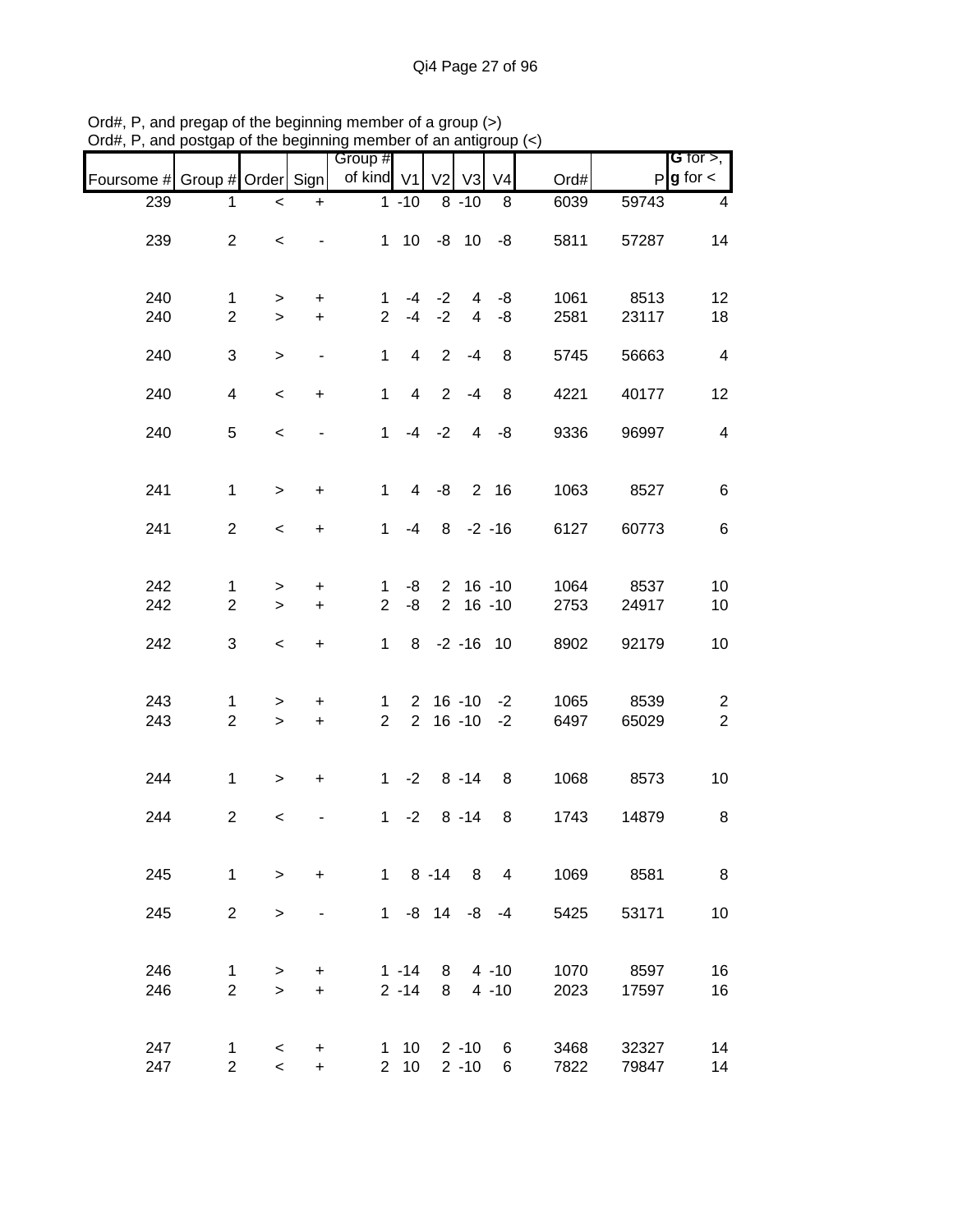Ord#, P, and pregap of the beginning member of a group (>)
Ord#, P, and postgap of the beginning member of an antigroup (<)

| Foursome # | Group # | Order | Sign | Group # of kind | V1 | V2 | V3 | V4 | Ord# | P | G for >, g for < |
|---|---|---|---|---|---|---|---|---|---|---|---|
| 239 | 1 | < | + | 1 | -10 | 8 | -10 | 8 | 6039 | 59743 | 4 |
| 239 | 2 | < | - | 1 | 10 | -8 | 10 | -8 | 5811 | 57287 | 14 |
| 240 | 1 | > | + | 1 | -4 | -2 | 4 | -8 | 1061 | 8513 | 12 |
| 240 | 2 | > | + | 2 | -4 | -2 | 4 | -8 | 2581 | 23117 | 18 |
| 240 | 3 | > | - | 1 | 4 | 2 | -4 | 8 | 5745 | 56663 | 4 |
| 240 | 4 | < | + | 1 | 4 | 2 | -4 | 8 | 4221 | 40177 | 12 |
| 240 | 5 | < | - | 1 | -4 | -2 | 4 | -8 | 9336 | 96997 | 4 |
| 241 | 1 | > | + | 1 | 4 | -8 | 2 | 16 | 1063 | 8527 | 6 |
| 241 | 2 | < | + | 1 | -4 | 8 | -2 | -16 | 6127 | 60773 | 6 |
| 242 | 1 | > | + | 1 | -8 | 2 | 16 | -10 | 1064 | 8537 | 10 |
| 242 | 2 | > | + | 2 | -8 | 2 | 16 | -10 | 2753 | 24917 | 10 |
| 242 | 3 | < | + | 1 | 8 | -2 | -16 | 10 | 8902 | 92179 | 10 |
| 243 | 1 | > | + | 1 | 2 | 16 | -10 | -2 | 1065 | 8539 | 2 |
| 243 | 2 | > | + | 2 | 2 | 16 | -10 | -2 | 6497 | 65029 | 2 |
| 244 | 1 | > | + | 1 | -2 | 8 | -14 | 8 | 1068 | 8573 | 10 |
| 244 | 2 | < | - | 1 | -2 | 8 | -14 | 8 | 1743 | 14879 | 8 |
| 245 | 1 | > | + | 1 | 8 | -14 | 8 | 4 | 1069 | 8581 | 8 |
| 245 | 2 | > | - | 1 | -8 | 14 | -8 | -4 | 5425 | 53171 | 10 |
| 246 | 1 | > | + | 1 | -14 | 8 | 4 | -10 | 1070 | 8597 | 16 |
| 246 | 2 | > | + | 2 | -14 | 8 | 4 | -10 | 2023 | 17597 | 16 |
| 247 | 1 | < | + | 1 | 10 | 2 | -10 | 6 | 3468 | 32327 | 14 |
| 247 | 2 | < | + | 2 | 10 | 2 | -10 | 6 | 7822 | 79847 | 14 |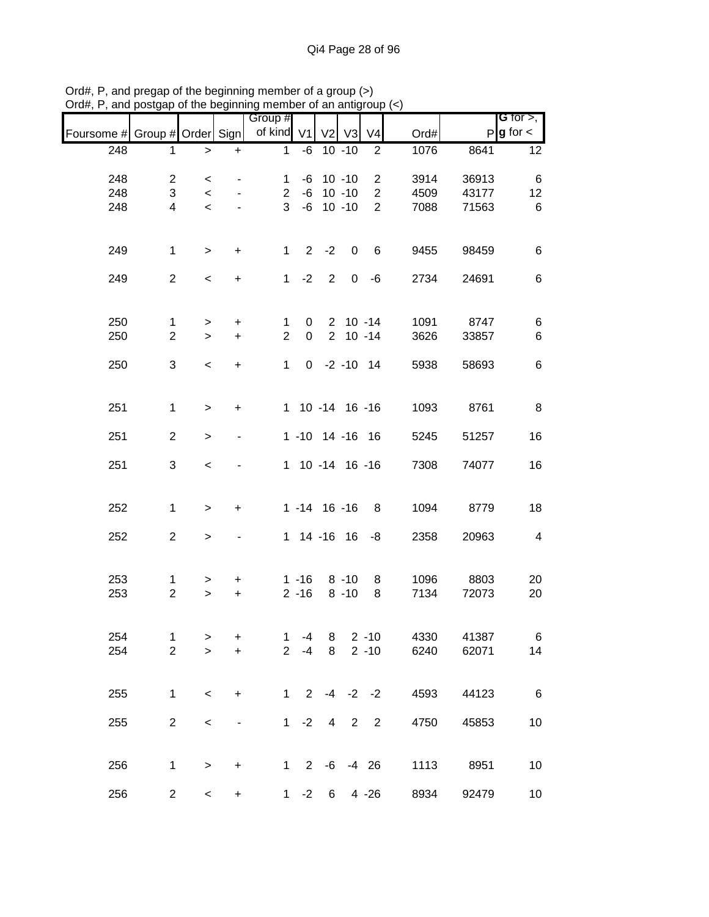Ord#, P, and pregap of the beginning member of a group (>)
Ord#, P, and postgap of the beginning member of an antigroup (<)

| Foursome # | Group # | Order | Sign | Group # of kind | V1 | V2 | V3 | V4 | Ord# | P | G for >, g for < |
|---|---|---|---|---|---|---|---|---|---|---|---|
| 248 | 1 | > | + | 1 | -6 | 10 | -10 | 2 | 1076 | 8641 | 12 |
| 248 | 2 | < | - | 1 | -6 | 10 | -10 | 2 | 3914 | 36913 | 6 |
| 248 | 3 | < | - | 2 | -6 | 10 | -10 | 2 | 4509 | 43177 | 12 |
| 248 | 4 | < | - | 3 | -6 | 10 | -10 | 2 | 7088 | 71563 | 6 |
| 249 | 1 | > | + | 1 | 2 | -2 | 0 | 6 | 9455 | 98459 | 6 |
| 249 | 2 | < | + | 1 | -2 | 2 | 0 | -6 | 2734 | 24691 | 6 |
| 250 | 1 | > | + | 1 | 0 | 2 | 10 | -14 | 1091 | 8747 | 6 |
| 250 | 2 | > | + | 2 | 0 | 2 | 10 | -14 | 3626 | 33857 | 6 |
| 250 | 3 | < | + | 1 | 0 | -2 | -10 | 14 | 5938 | 58693 | 6 |
| 251 | 1 | > | + | 1 | 10 | -14 | 16 | -16 | 1093 | 8761 | 8 |
| 251 | 2 | > | - | 1 | -10 | 14 | -16 | 16 | 5245 | 51257 | 16 |
| 251 | 3 | < | - | 1 | 10 | -14 | 16 | -16 | 7308 | 74077 | 16 |
| 252 | 1 | > | + | 1 | -14 | 16 | -16 | 8 | 1094 | 8779 | 18 |
| 252 | 2 | > | - | 1 | 14 | -16 | 16 | -8 | 2358 | 20963 | 4 |
| 253 | 1 | > | + | 1 | -16 | 8 | -10 | 8 | 1096 | 8803 | 20 |
| 253 | 2 | > | + | 2 | -16 | 8 | -10 | 8 | 7134 | 72073 | 20 |
| 254 | 1 | > | + | 1 | -4 | 8 | 2 | -10 | 4330 | 41387 | 6 |
| 254 | 2 | > | + | 2 | -4 | 8 | 2 | -10 | 6240 | 62071 | 14 |
| 255 | 1 | < | + | 1 | 2 | -4 | -2 | -2 | 4593 | 44123 | 6 |
| 255 | 2 | < | - | 1 | -2 | 4 | 2 | 2 | 4750 | 45853 | 10 |
| 256 | 1 | > | + | 1 | 2 | -6 | -4 | 26 | 1113 | 8951 | 10 |
| 256 | 2 | < | + | 1 | -2 | 6 | 4 | -26 | 8934 | 92479 | 10 |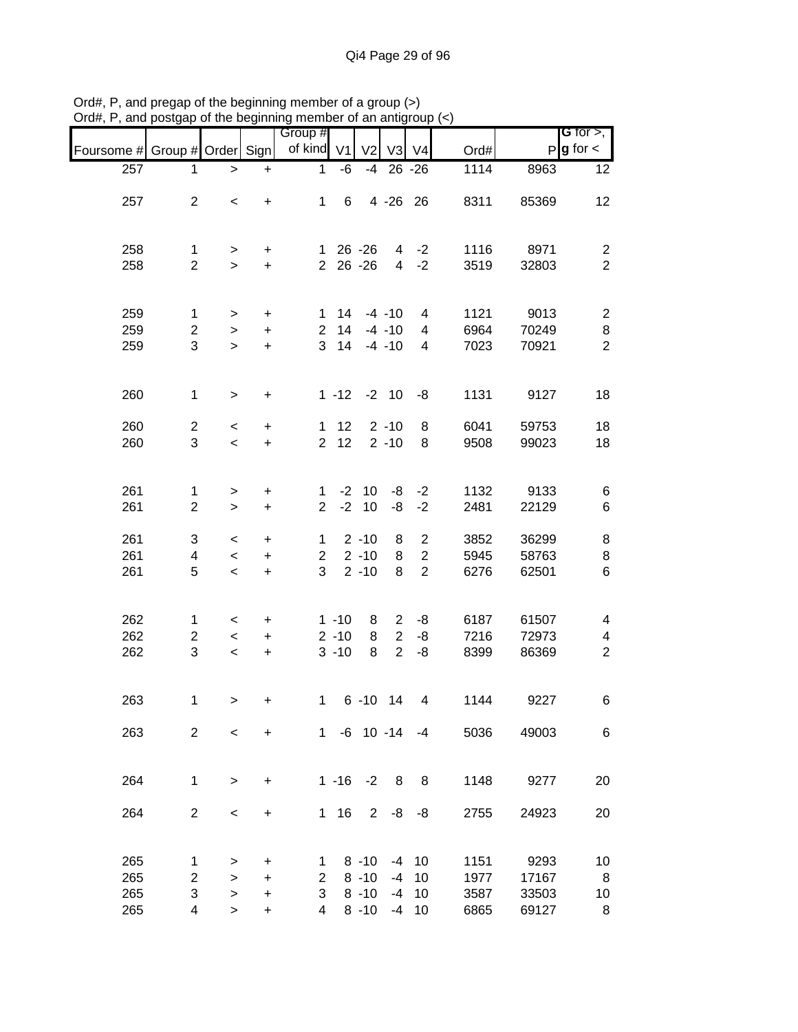Ord#, P, and pregap of the beginning member of a group (>)
Ord#, P, and postgap of the beginning member of an antigroup (<)

| Foursome # | Group # | Order | Sign | Group # of kind | V1 | V2 | V3 | V4 | Ord# | P | G for >, g for < |
|---|---|---|---|---|---|---|---|---|---|---|---|
| 257 | 1 | > | + | 1 | -6 | -4 | 26 | -26 | 1114 | 8963 | 12 |
| 257 | 2 | < | + | 1 | 6 | 4 | -26 | 26 | 8311 | 85369 | 12 |
| 258 | 1 | > | + | 1 | 26 | -26 | 4 | -2 | 1116 | 8971 | 2 |
| 258 | 2 | > | + | 2 | 26 | -26 | 4 | -2 | 3519 | 32803 | 2 |
| 259 | 1 | > | + | 1 | 14 | -4 | -10 | 4 | 1121 | 9013 | 2 |
| 259 | 2 | > | + | 2 | 14 | -4 | -10 | 4 | 6964 | 70249 | 8 |
| 259 | 3 | > | + | 3 | 14 | -4 | -10 | 4 | 7023 | 70921 | 2 |
| 260 | 1 | > | + | 1 | -12 | -2 | 10 | -8 | 1131 | 9127 | 18 |
| 260 | 2 | < | + | 1 | 12 | 2 | -10 | 8 | 6041 | 59753 | 18 |
| 260 | 3 | < | + | 2 | 12 | 2 | -10 | 8 | 9508 | 99023 | 18 |
| 261 | 1 | > | + | 1 | -2 | 10 | -8 | -2 | 1132 | 9133 | 6 |
| 261 | 2 | > | + | 2 | -2 | 10 | -8 | -2 | 2481 | 22129 | 6 |
| 261 | 3 | < | + | 1 | 2 | -10 | 8 | 2 | 3852 | 36299 | 8 |
| 261 | 4 | < | + | 2 | 2 | -10 | 8 | 2 | 5945 | 58763 | 8 |
| 261 | 5 | < | + | 3 | 2 | -10 | 8 | 2 | 6276 | 62501 | 6 |
| 262 | 1 | < | + | 1 | -10 | 8 | 2 | -8 | 6187 | 61507 | 4 |
| 262 | 2 | < | + | 2 | -10 | 8 | 2 | -8 | 7216 | 72973 | 4 |
| 262 | 3 | < | + | 3 | -10 | 8 | 2 | -8 | 8399 | 86369 | 2 |
| 263 | 1 | > | + | 1 | 6 | -10 | 14 | 4 | 1144 | 9227 | 6 |
| 263 | 2 | < | + | 1 | -6 | 10 | -14 | -4 | 5036 | 49003 | 6 |
| 264 | 1 | > | + | 1 | -16 | -2 | 8 | 8 | 1148 | 9277 | 20 |
| 264 | 2 | < | + | 1 | 16 | 2 | -8 | -8 | 2755 | 24923 | 20 |
| 265 | 1 | > | + | 1 | 8 | -10 | -4 | 10 | 1151 | 9293 | 10 |
| 265 | 2 | > | + | 2 | 8 | -10 | -4 | 10 | 1977 | 17167 | 8 |
| 265 | 3 | > | + | 3 | 8 | -10 | -4 | 10 | 3587 | 33503 | 10 |
| 265 | 4 | > | + | 4 | 8 | -10 | -4 | 10 | 6865 | 69127 | 8 |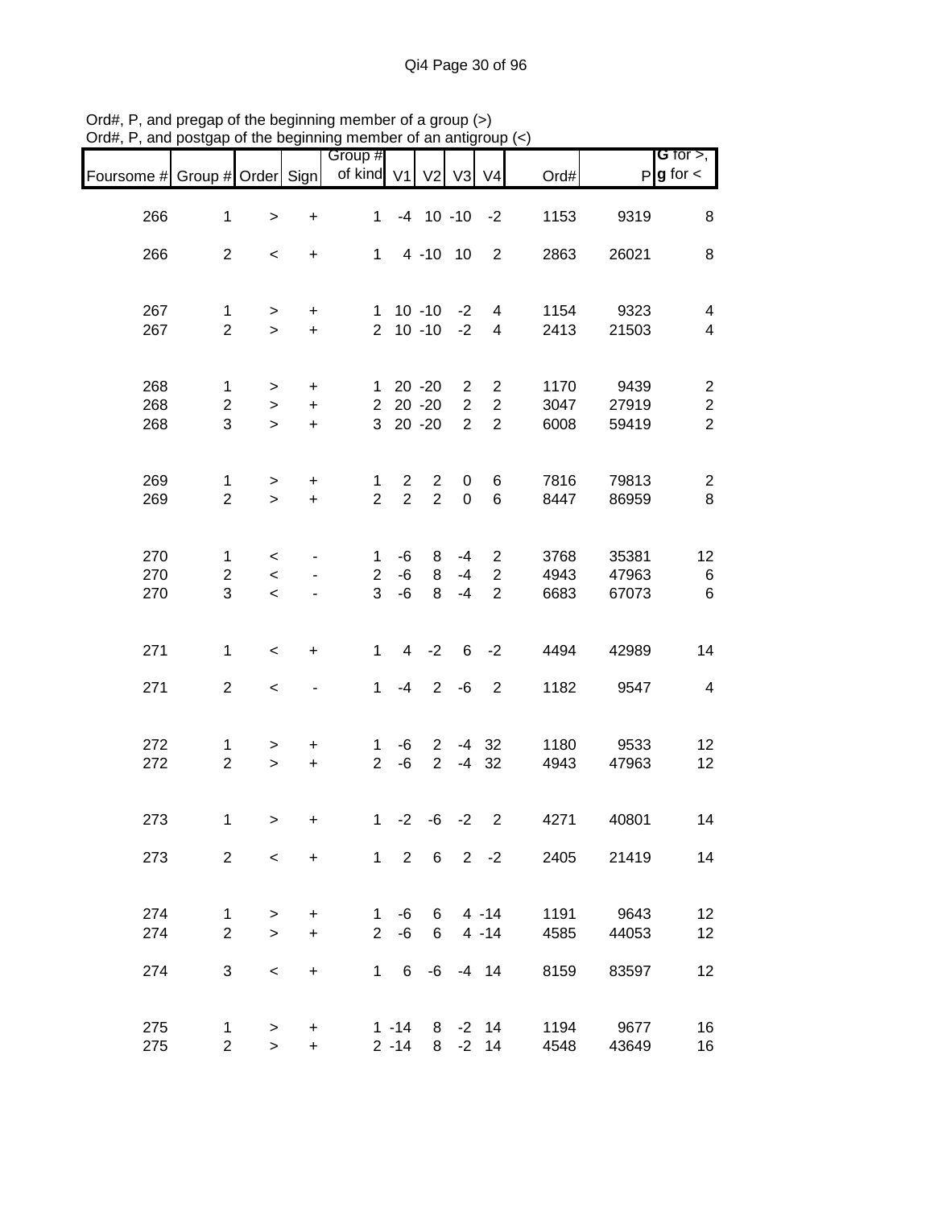Ord#, P, and pregap of the beginning member of a group (>)
Ord#, P, and postgap of the beginning member of an antigroup (<)

| Foursome # | Group # | Order | Sign | Group # of kind | V1 | V2 | V3 | V4 | Ord# | P | G for >, g for < |
|---|---|---|---|---|---|---|---|---|---|---|---|
| 266 | 1 | > | + | 1 | -4 | 10 | -10 | -2 | 1153 | 9319 | 8 |
| 266 | 2 | < | + | 1 | 4 | -10 | 10 | 2 | 2863 | 26021 | 8 |
| 267 | 1 | > | + | 1 | 10 | -10 | -2 | 4 | 1154 | 9323 | 4 |
| 267 | 2 | > | + | 2 | 10 | -10 | -2 | 4 | 2413 | 21503 | 4 |
| 268 | 1 | > | + | 1 | 20 | -20 | 2 | 2 | 1170 | 9439 | 2 |
| 268 | 2 | > | + | 2 | 20 | -20 | 2 | 2 | 3047 | 27919 | 2 |
| 268 | 3 | > | + | 3 | 20 | -20 | 2 | 2 | 6008 | 59419 | 2 |
| 269 | 1 | > | + | 1 | 2 | 2 | 0 | 6 | 7816 | 79813 | 2 |
| 269 | 2 | > | + | 2 | 2 | 2 | 0 | 6 | 8447 | 86959 | 8 |
| 270 | 1 | < | - | 1 | -6 | 8 | -4 | 2 | 3768 | 35381 | 12 |
| 270 | 2 | < | - | 2 | -6 | 8 | -4 | 2 | 4943 | 47963 | 6 |
| 270 | 3 | < | - | 3 | -6 | 8 | -4 | 2 | 6683 | 67073 | 6 |
| 271 | 1 | < | + | 1 | 4 | -2 | 6 | -2 | 4494 | 42989 | 14 |
| 271 | 2 | < | - | 1 | -4 | 2 | -6 | 2 | 1182 | 9547 | 4 |
| 272 | 1 | > | + | 1 | -6 | 2 | -4 | 32 | 1180 | 9533 | 12 |
| 272 | 2 | > | + | 2 | -6 | 2 | -4 | 32 | 4943 | 47963 | 12 |
| 273 | 1 | > | + | 1 | -2 | -6 | -2 | 2 | 4271 | 40801 | 14 |
| 273 | 2 | < | + | 1 | 2 | 6 | 2 | -2 | 2405 | 21419 | 14 |
| 274 | 1 | > | + | 1 | -6 | 6 | 4 | -14 | 1191 | 9643 | 12 |
| 274 | 2 | > | + | 2 | -6 | 6 | 4 | -14 | 4585 | 44053 | 12 |
| 274 | 3 | < | + | 1 | 6 | -6 | -4 | 14 | 8159 | 83597 | 12 |
| 275 | 1 | > | + | 1 | -14 | 8 | -2 | 14 | 1194 | 9677 | 16 |
| 275 | 2 | > | + | 2 | -14 | 8 | -2 | 14 | 4548 | 43649 | 16 |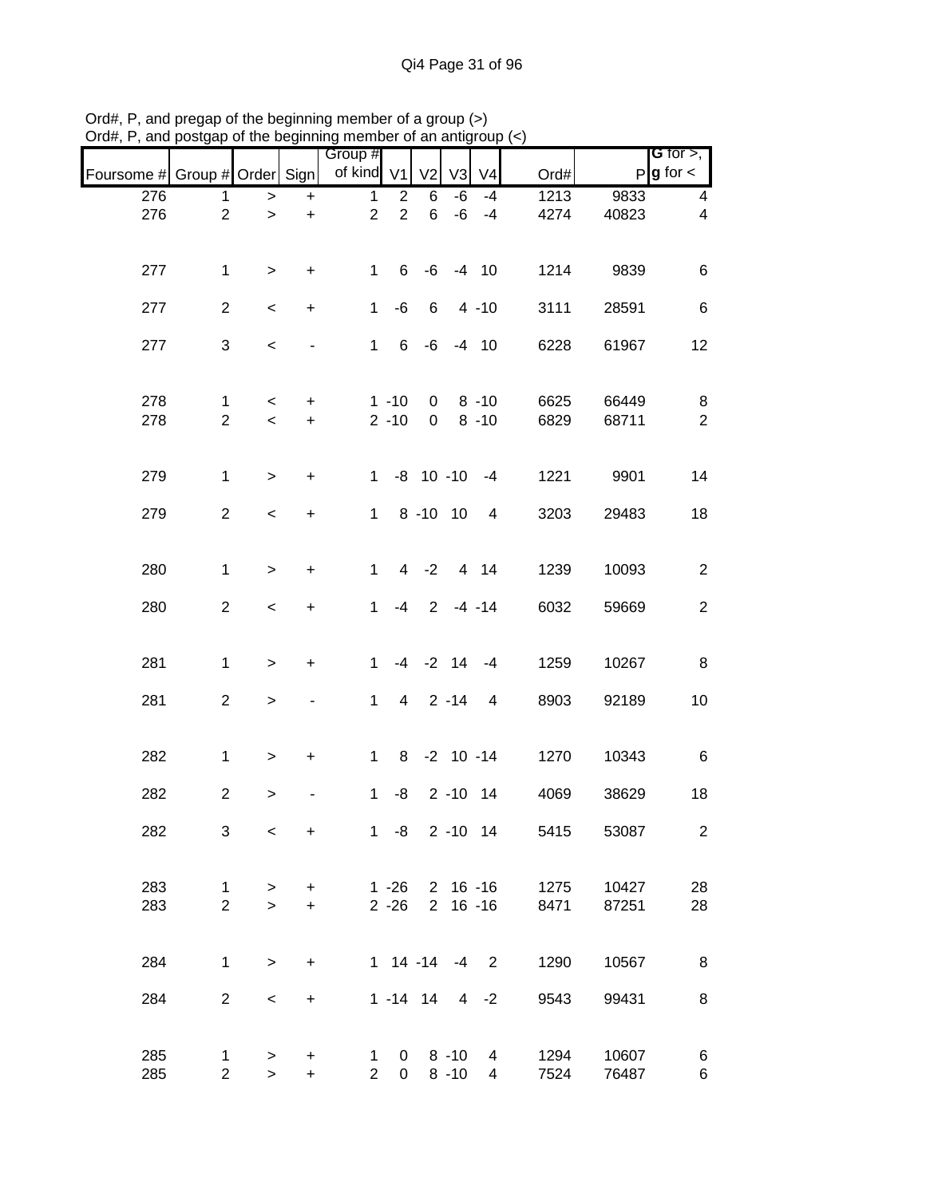Ord#, P, and pregap of the beginning member of a group (>)
Ord#, P, and postgap of the beginning member of an antigroup (<)

| Foursome # | Group # | Order | Sign | Group # of kind | V1 | V2 | V3 | V4 | Ord# | P | G for >, g for < |
|---|---|---|---|---|---|---|---|---|---|---|---|
| 276 | 1 | > | + | 1 | 2 | 6 | -6 | -4 | 1213 | 9833 | 4 |
| 276 | 2 | > | + | 2 | 2 | 6 | -6 | -4 | 4274 | 40823 | 4 |
| 277 | 1 | > | + | 1 | 6 | -6 | -4 | 10 | 1214 | 9839 | 6 |
| 277 | 2 | < | + | 1 | -6 | 6 | 4 | -10 | 3111 | 28591 | 6 |
| 277 | 3 | < | - | 1 | 6 | -6 | -4 | 10 | 6228 | 61967 | 12 |
| 278 | 1 | < | + | 1 | -10 | 0 | 8 | -10 | 6625 | 66449 | 8 |
| 278 | 2 | < | + | 2 | -10 | 0 | 8 | -10 | 6829 | 68711 | 2 |
| 279 | 1 | > | + | 1 | -8 | 10 | -10 | -4 | 1221 | 9901 | 14 |
| 279 | 2 | < | + | 1 | 8 | -10 | 10 | 4 | 3203 | 29483 | 18 |
| 280 | 1 | > | + | 1 | 4 | -2 | 4 | 14 | 1239 | 10093 | 2 |
| 280 | 2 | < | + | 1 | -4 | 2 | -4 | -14 | 6032 | 59669 | 2 |
| 281 | 1 | > | + | 1 | -4 | -2 | 14 | -4 | 1259 | 10267 | 8 |
| 281 | 2 | > | - | 1 | 4 | 2 | -14 | 4 | 8903 | 92189 | 10 |
| 282 | 1 | > | + | 1 | 8 | -2 | 10 | -14 | 1270 | 10343 | 6 |
| 282 | 2 | > | - | 1 | -8 | 2 | -10 | 14 | 4069 | 38629 | 18 |
| 282 | 3 | < | + | 1 | -8 | 2 | -10 | 14 | 5415 | 53087 | 2 |
| 283 | 1 | > | + | 1 | -26 | 2 | 16 | -16 | 1275 | 10427 | 28 |
| 283 | 2 | > | + | 2 | -26 | 2 | 16 | -16 | 8471 | 87251 | 28 |
| 284 | 1 | > | + | 1 | 14 | -14 | -4 | 2 | 1290 | 10567 | 8 |
| 284 | 2 | < | + | 1 | -14 | 14 | 4 | -2 | 9543 | 99431 | 8 |
| 285 | 1 | > | + | 1 | 0 | 8 | -10 | 4 | 1294 | 10607 | 6 |
| 285 | 2 | > | + | 2 | 0 | 8 | -10 | 4 | 7524 | 76487 | 6 |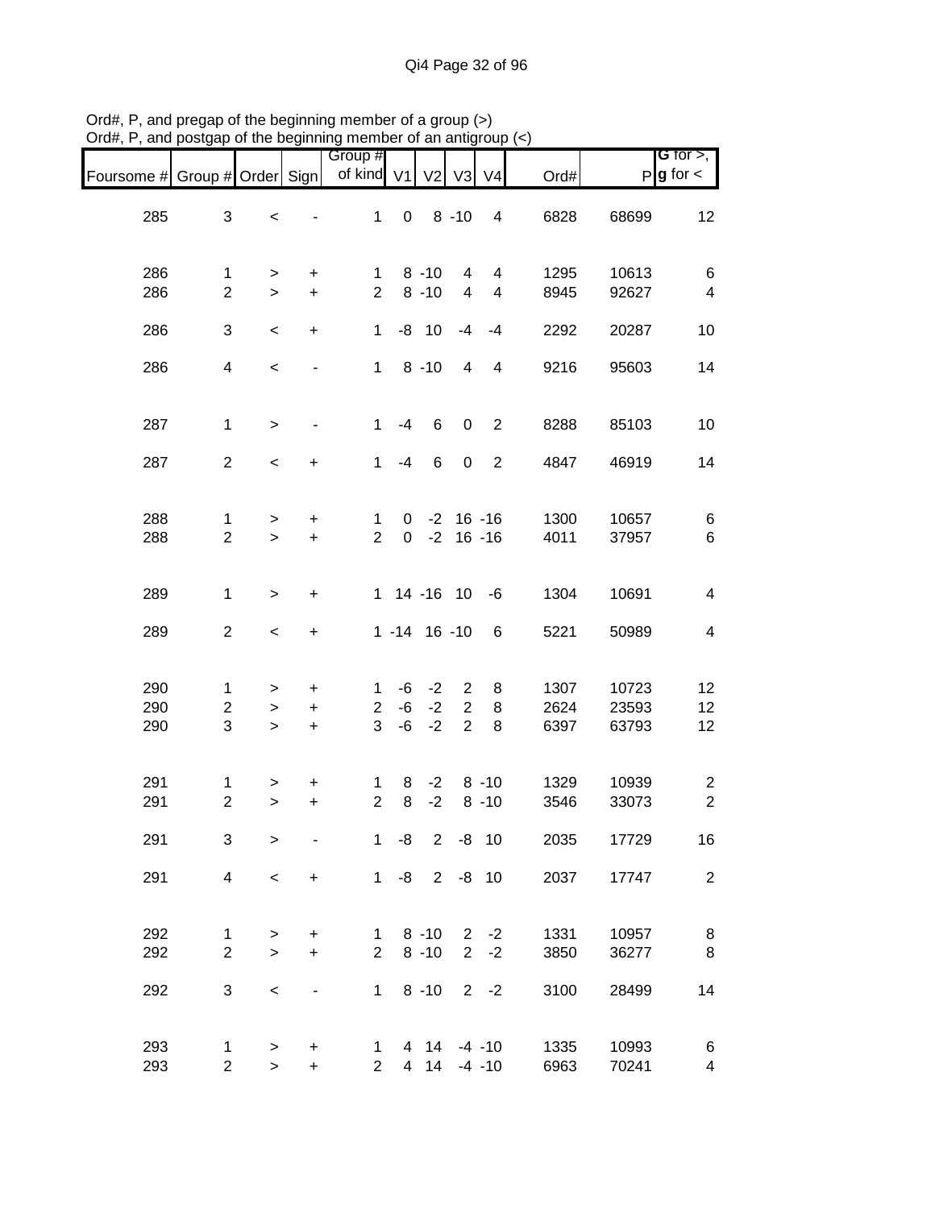Ord#, P, and pregap of the beginning member of a group (>)
Ord#, P, and postgap of the beginning member of an antigroup (<)

| Foursome # | Group # | Order | Sign | Group # of kind | V1 | V2 | V3 | V4 | Ord# | P | G for >, g for < |
|---|---|---|---|---|---|---|---|---|---|---|---|
| 285 | 3 | < | - | 1 | 0 | 8 | -10 | 4 | 6828 | 68699 | 12 |
| 286 | 1 | > | + | 1 | 8 | -10 | 4 | 4 | 1295 | 10613 | 6 |
| 286 | 2 | > | + | 2 | 8 | -10 | 4 | 4 | 8945 | 92627 | 4 |
| 286 | 3 | < | + | 1 | -8 | 10 | -4 | -4 | 2292 | 20287 | 10 |
| 286 | 4 | < | - | 1 | 8 | -10 | 4 | 4 | 9216 | 95603 | 14 |
| 287 | 1 | > | - | 1 | -4 | 6 | 0 | 2 | 8288 | 85103 | 10 |
| 287 | 2 | < | + | 1 | -4 | 6 | 0 | 2 | 4847 | 46919 | 14 |
| 288 | 1 | > | + | 1 | 0 | -2 | 16 | -16 | 1300 | 10657 | 6 |
| 288 | 2 | > | + | 2 | 0 | -2 | 16 | -16 | 4011 | 37957 | 6 |
| 289 | 1 | > | + | 1 | 14 | -16 | 10 | -6 | 1304 | 10691 | 4 |
| 289 | 2 | < | + | 1 | -14 | 16 | -10 | 6 | 5221 | 50989 | 4 |
| 290 | 1 | > | + | 1 | -6 | -2 | 2 | 8 | 1307 | 10723 | 12 |
| 290 | 2 | > | + | 2 | -6 | -2 | 2 | 8 | 2624 | 23593 | 12 |
| 290 | 3 | > | + | 3 | -6 | -2 | 2 | 8 | 6397 | 63793 | 12 |
| 291 | 1 | > | + | 1 | 8 | -2 | 8 | -10 | 1329 | 10939 | 2 |
| 291 | 2 | > | + | 2 | 8 | -2 | 8 | -10 | 3546 | 33073 | 2 |
| 291 | 3 | > | - | 1 | -8 | 2 | -8 | 10 | 2035 | 17729 | 16 |
| 291 | 4 | < | + | 1 | -8 | 2 | -8 | 10 | 2037 | 17747 | 2 |
| 292 | 1 | > | + | 1 | 8 | -10 | 2 | -2 | 1331 | 10957 | 8 |
| 292 | 2 | > | + | 2 | 8 | -10 | 2 | -2 | 3850 | 36277 | 8 |
| 292 | 3 | < | - | 1 | 8 | -10 | 2 | -2 | 3100 | 28499 | 14 |
| 293 | 1 | > | + | 1 | 4 | 14 | -4 | -10 | 1335 | 10993 | 6 |
| 293 | 2 | > | + | 2 | 4 | 14 | -4 | -10 | 6963 | 70241 | 4 |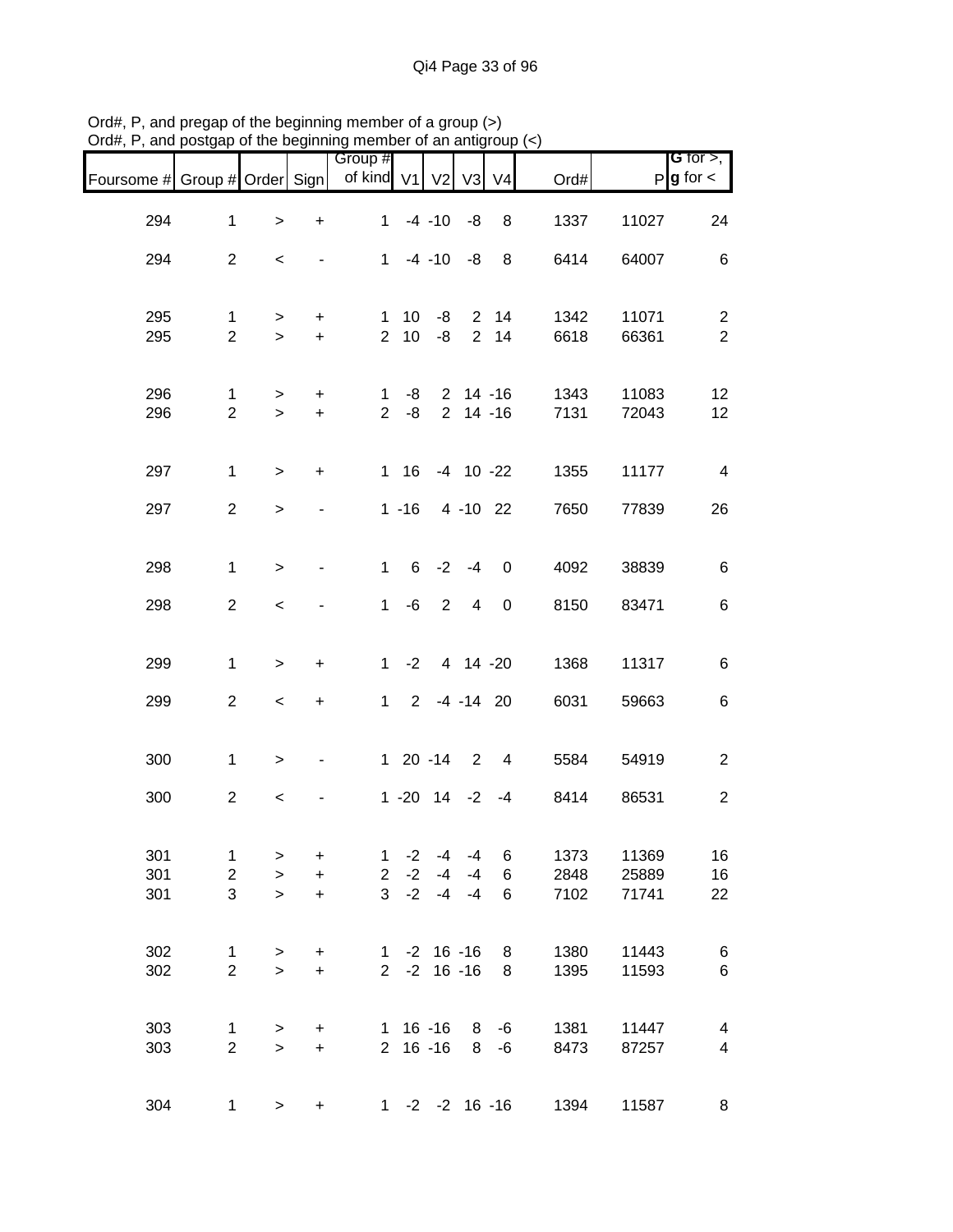Ord#, P, and pregap of the beginning member of a group (>)
Ord#, P, and postgap of the beginning member of an antigroup (<)

| Foursome # | Group # | Order | Sign | Group # of kind | V1 | V2 | V3 | V4 | Ord# | P | G for >, g for < |
|---|---|---|---|---|---|---|---|---|---|---|---|
| 294 | 1 | > | + | 1 | -4 | -10 | -8 | 8 | 1337 | 11027 | 24 |
| 294 | 2 | < | - | 1 | -4 | -10 | -8 | 8 | 6414 | 64007 | 6 |
| 295 | 1 | > | + | 1 | 10 | -8 | 2 | 14 | 1342 | 11071 | 2 |
| 295 | 2 | > | + | 2 | 10 | -8 | 2 | 14 | 6618 | 66361 | 2 |
| 296 | 1 | > | + | 1 | -8 | 2 | 14 | -16 | 1343 | 11083 | 12 |
| 296 | 2 | > | + | 2 | -8 | 2 | 14 | -16 | 7131 | 72043 | 12 |
| 297 | 1 | > | + | 1 | 16 | -4 | 10 | -22 | 1355 | 11177 | 4 |
| 297 | 2 | > | - | 1 | -16 | 4 | -10 | 22 | 7650 | 77839 | 26 |
| 298 | 1 | > | - | 1 | 6 | -2 | -4 | 0 | 4092 | 38839 | 6 |
| 298 | 2 | < | - | 1 | -6 | 2 | 4 | 0 | 8150 | 83471 | 6 |
| 299 | 1 | > | + | 1 | -2 | 4 | 14 | -20 | 1368 | 11317 | 6 |
| 299 | 2 | < | + | 1 | 2 | -4 | -14 | 20 | 6031 | 59663 | 6 |
| 300 | 1 | > | - | 1 | 20 | -14 | 2 | 4 | 5584 | 54919 | 2 |
| 300 | 2 | < | - | 1 | -20 | 14 | -2 | -4 | 8414 | 86531 | 2 |
| 301 | 1 | > | + | 1 | -2 | -4 | -4 | 6 | 1373 | 11369 | 16 |
| 301 | 2 | > | + | 2 | -2 | -4 | -4 | 6 | 2848 | 25889 | 16 |
| 301 | 3 | > | + | 3 | -2 | -4 | -4 | 6 | 7102 | 71741 | 22 |
| 302 | 1 | > | + | 1 | -2 | 16 | -16 | 8 | 1380 | 11443 | 6 |
| 302 | 2 | > | + | 2 | -2 | 16 | -16 | 8 | 1395 | 11593 | 6 |
| 303 | 1 | > | + | 1 | 16 | -16 | 8 | -6 | 1381 | 11447 | 4 |
| 303 | 2 | > | + | 2 | 16 | -16 | 8 | -6 | 8473 | 87257 | 4 |
| 304 | 1 | > | + | 1 | -2 | -2 | 16 | -16 | 1394 | 11587 | 8 |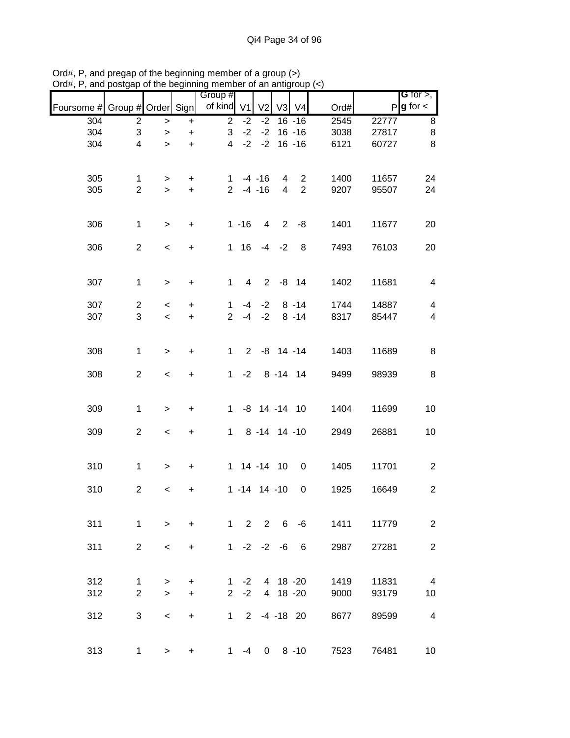Ord#, P, and pregap of the beginning member of a group (>)
Ord#, P, and postgap of the beginning member of an antigroup (<)

| Foursome # | Group # | Order | Sign | Group # of kind | V1 | V2 | V3 | V4 | Ord# | P | G for >, g for < |
|---|---|---|---|---|---|---|---|---|---|---|---|
| 304 | 2 | > | + | 2 | -2 | -2 | 16 | -16 | 2545 | 22777 | 8 |
| 304 | 3 | > | + | 3 | -2 | -2 | 16 | -16 | 3038 | 27817 | 8 |
| 304 | 4 | > | + | 4 | -2 | -2 | 16 | -16 | 6121 | 60727 | 8 |
| 305 | 1 | > | + | 1 | -4 | -16 | 4 | 2 | 1400 | 11657 | 24 |
| 305 | 2 | > | + | 2 | -4 | -16 | 4 | 2 | 9207 | 95507 | 24 |
| 306 | 1 | > | + | 1 | -16 | 4 | 2 | -8 | 1401 | 11677 | 20 |
| 306 | 2 | < | + | 1 | 16 | -4 | -2 | 8 | 7493 | 76103 | 20 |
| 307 | 1 | > | + | 1 | 4 | 2 | -8 | 14 | 1402 | 11681 | 4 |
| 307 | 2 | < | + | 1 | -4 | -2 | 8 | -14 | 1744 | 14887 | 4 |
| 307 | 3 | < | + | 2 | -4 | -2 | 8 | -14 | 8317 | 85447 | 4 |
| 308 | 1 | > | + | 1 | 2 | -8 | 14 | -14 | 1403 | 11689 | 8 |
| 308 | 2 | < | + | 1 | -2 | 8 | -14 | 14 | 9499 | 98939 | 8 |
| 309 | 1 | > | + | 1 | -8 | 14 | -14 | 10 | 1404 | 11699 | 10 |
| 309 | 2 | < | + | 1 | 8 | -14 | 14 | -10 | 2949 | 26881 | 10 |
| 310 | 1 | > | + | 1 | 14 | -14 | 10 | 0 | 1405 | 11701 | 2 |
| 310 | 2 | < | + | 1 | -14 | 14 | -10 | 0 | 1925 | 16649 | 2 |
| 311 | 1 | > | + | 1 | 2 | 2 | 6 | -6 | 1411 | 11779 | 2 |
| 311 | 2 | < | + | 1 | -2 | -2 | -6 | 6 | 2987 | 27281 | 2 |
| 312 | 1 | > | + | 1 | -2 | 4 | 18 | -20 | 1419 | 11831 | 4 |
| 312 | 2 | > | + | 2 | -2 | 4 | 18 | -20 | 9000 | 93179 | 10 |
| 312 | 3 | < | + | 1 | 2 | -4 | -18 | 20 | 8677 | 89599 | 4 |
| 313 | 1 | > | + | 1 | -4 | 0 | 8 | -10 | 7523 | 76481 | 10 |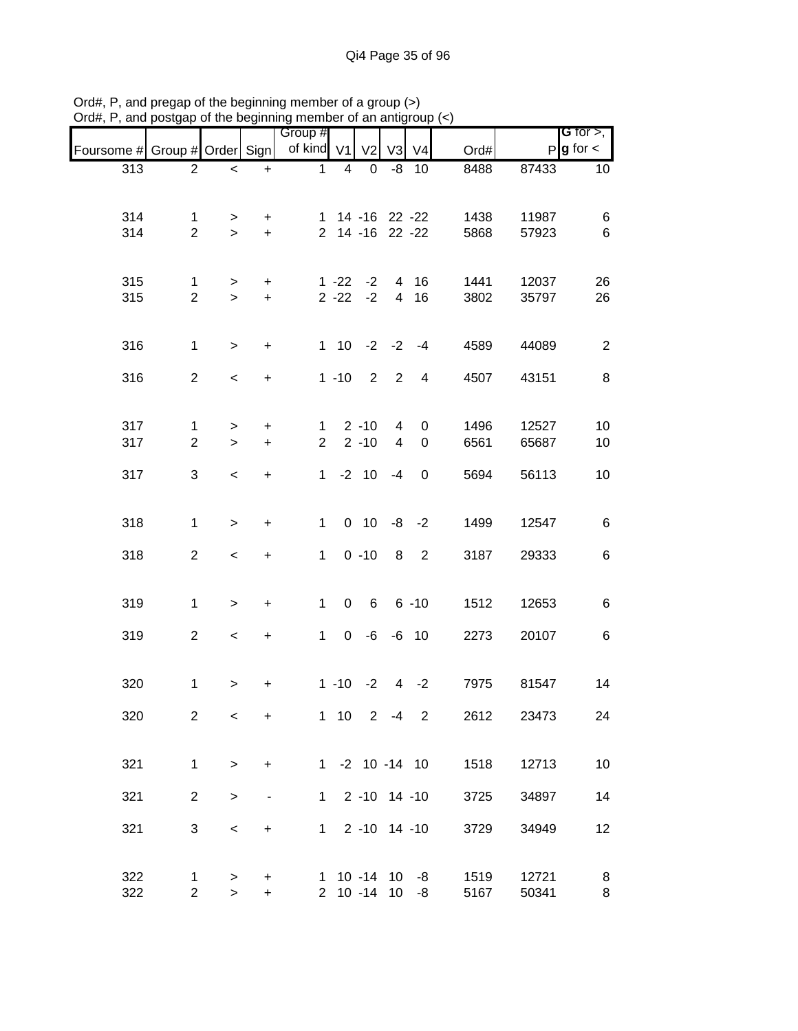Ord#, P, and pregap of the beginning member of a group (>)
Ord#, P, and postgap of the beginning member of an antigroup (<)

| Foursome # | Group # | Order | Sign | Group # of kind | V1 | V2 | V3 | V4 | Ord# | P | G for >, g for < |
|---|---|---|---|---|---|---|---|---|---|---|---|
| 313 | 2 | < | + | 1 | 4 | 0 | -8 | 10 | 8488 | 87433 | 10 |
| | | | | | | | | | | | |
| 314 | 1 | > | + | 1 | 14 | -16 | 22 | -22 | 1438 | 11987 | 6 |
| 314 | 2 | > | + | 2 | 14 | -16 | 22 | -22 | 5868 | 57923 | 6 |
| | | | | | | | | | | | |
| 315 | 1 | > | + | 1 | -22 | -2 | 4 | 16 | 1441 | 12037 | 26 |
| 315 | 2 | > | + | 2 | -22 | -2 | 4 | 16 | 3802 | 35797 | 26 |
| | | | | | | | | | | | |
| 316 | 1 | > | + | 1 | 10 | -2 | -2 | -4 | 4589 | 44089 | 2 |
| 316 | 2 | < | + | 1 | -10 | 2 | 2 | 4 | 4507 | 43151 | 8 |
| | | | | | | | | | | | |
| 317 | 1 | > | + | 1 | 2 | -10 | 4 | 0 | 1496 | 12527 | 10 |
| 317 | 2 | > | + | 2 | 2 | -10 | 4 | 0 | 6561 | 65687 | 10 |
| 317 | 3 | < | + | 1 | -2 | 10 | -4 | 0 | 5694 | 56113 | 10 |
| | | | | | | | | | | | |
| 318 | 1 | > | + | 1 | 0 | 10 | -8 | -2 | 1499 | 12547 | 6 |
| 318 | 2 | < | + | 1 | 0 | -10 | 8 | 2 | 3187 | 29333 | 6 |
| | | | | | | | | | | | |
| 319 | 1 | > | + | 1 | 0 | 6 | 6 | -10 | 1512 | 12653 | 6 |
| 319 | 2 | < | + | 1 | 0 | -6 | -6 | 10 | 2273 | 20107 | 6 |
| | | | | | | | | | | | |
| 320 | 1 | > | + | 1 | -10 | -2 | 4 | -2 | 7975 | 81547 | 14 |
| 320 | 2 | < | + | 1 | 10 | 2 | -4 | 2 | 2612 | 23473 | 24 |
| | | | | | | | | | | | |
| 321 | 1 | > | + | 1 | -2 | 10 | -14 | 10 | 1518 | 12713 | 10 |
| 321 | 2 | > | - | 1 | 2 | -10 | 14 | -10 | 3725 | 34897 | 14 |
| 321 | 3 | < | + | 1 | 2 | -10 | 14 | -10 | 3729 | 34949 | 12 |
| | | | | | | | | | | | |
| 322 | 1 | > | + | 1 | 10 | -14 | 10 | -8 | 1519 | 12721 | 8 |
| 322 | 2 | > | + | 2 | 10 | -14 | 10 | -8 | 5167 | 50341 | 8 |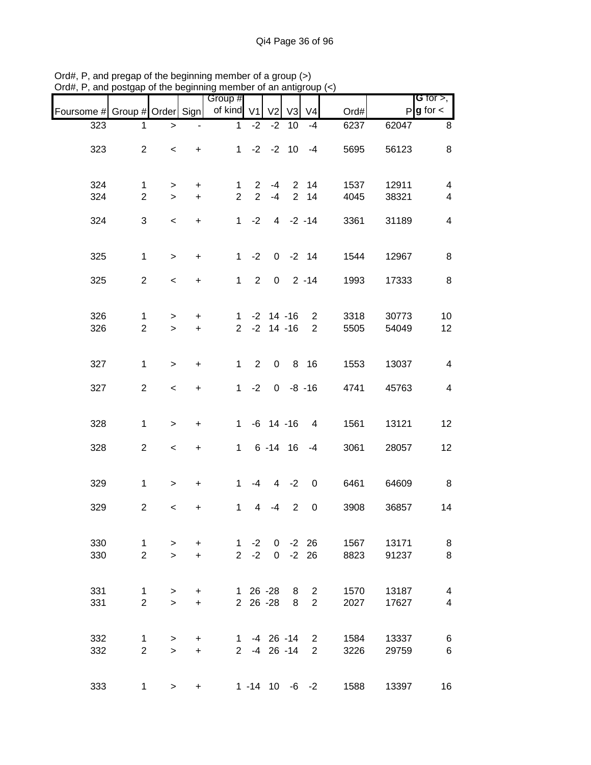Ord#, P, and pregap of the beginning member of a group (>)
Ord#, P, and postgap of the beginning member of an antigroup (<)

| Foursome # | Group # | Order | Sign | Group # of kind | V1 | V2 | V3 | V4 | Ord# | P | G for >, g for < |
|---|---|---|---|---|---|---|---|---|---|---|---|
| 323 | 1 | > | - | 1 | -2 | -2 | 10 | -4 | 6237 | 62047 | 8 |
| 323 | 2 | < | + | 1 | -2 | -2 | 10 | -4 | 5695 | 56123 | 8 |
| 324 | 1 | > | + | 1 | 2 | -4 | 2 | 14 | 1537 | 12911 | 4 |
| 324 | 2 | > | + | 2 | 2 | -4 | 2 | 14 | 4045 | 38321 | 4 |
| 324 | 3 | < | + | 1 | -2 | 4 | -2 | -14 | 3361 | 31189 | 4 |
| 325 | 1 | > | + | 1 | -2 | 0 | -2 | 14 | 1544 | 12967 | 8 |
| 325 | 2 | < | + | 1 | 2 | 0 | 2 | -14 | 1993 | 17333 | 8 |
| 326 | 1 | > | + | 1 | -2 | 14 | -16 | 2 | 3318 | 30773 | 10 |
| 326 | 2 | > | + | 2 | -2 | 14 | -16 | 2 | 5505 | 54049 | 12 |
| 327 | 1 | > | + | 1 | 2 | 0 | 8 | 16 | 1553 | 13037 | 4 |
| 327 | 2 | < | + | 1 | -2 | 0 | -8 | -16 | 4741 | 45763 | 4 |
| 328 | 1 | > | + | 1 | -6 | 14 | -16 | 4 | 1561 | 13121 | 12 |
| 328 | 2 | < | + | 1 | 6 | -14 | 16 | -4 | 3061 | 28057 | 12 |
| 329 | 1 | > | + | 1 | -4 | 4 | -2 | 0 | 6461 | 64609 | 8 |
| 329 | 2 | < | + | 1 | 4 | -4 | 2 | 0 | 3908 | 36857 | 14 |
| 330 | 1 | > | + | 1 | -2 | 0 | -2 | 26 | 1567 | 13171 | 8 |
| 330 | 2 | > | + | 2 | -2 | 0 | -2 | 26 | 8823 | 91237 | 8 |
| 331 | 1 | > | + | 1 | 26 | -28 | 8 | 2 | 1570 | 13187 | 4 |
| 331 | 2 | > | + | 2 | 26 | -28 | 8 | 2 | 2027 | 17627 | 4 |
| 332 | 1 | > | + | 1 | -4 | 26 | -14 | 2 | 1584 | 13337 | 6 |
| 332 | 2 | > | + | 2 | -4 | 26 | -14 | 2 | 3226 | 29759 | 6 |
| 333 | 1 | > | + | 1 | -14 | 10 | -6 | -2 | 1588 | 13397 | 16 |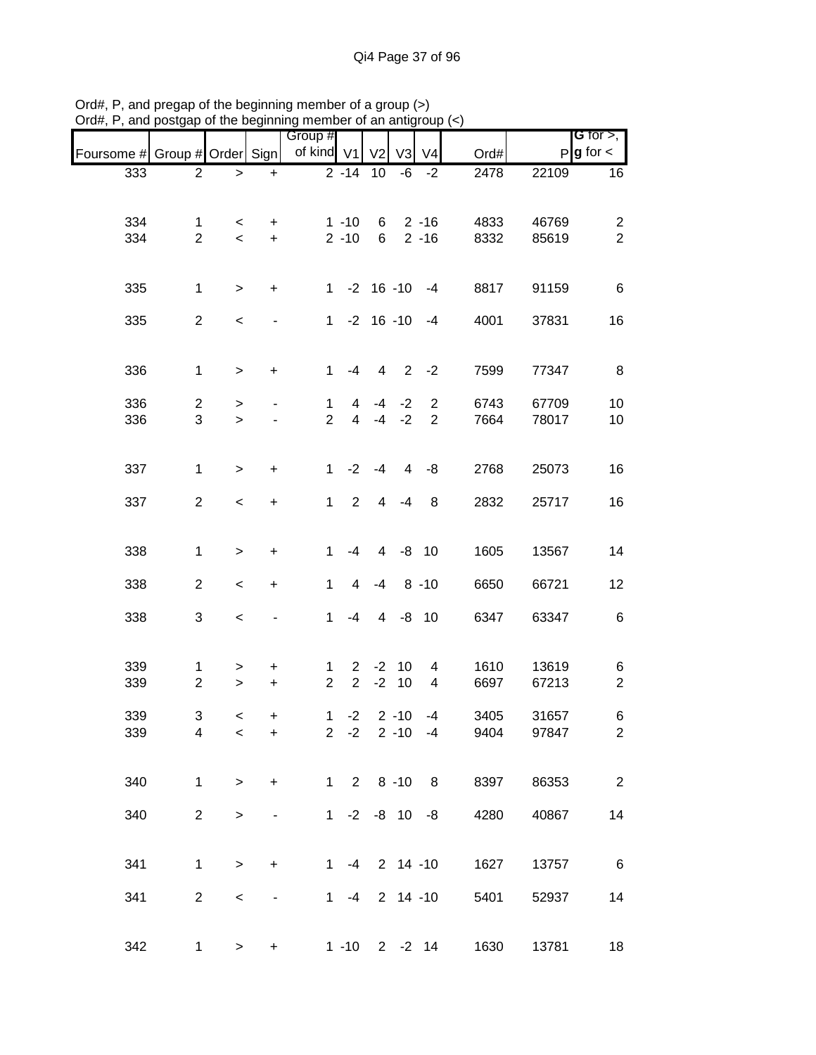Ord#, P, and pregap of the beginning member of a group (>)
Ord#, P, and postgap of the beginning member of an antigroup (<)

| Foursome # | Group # | Order | Sign | Group # of kind | V1 | V2 | V3 | V4 | Ord# | P | G for >, g for < |
|---|---|---|---|---|---|---|---|---|---|---|---|
| 333 | 2 | > | + | 2 | -14 | 10 | -6 | -2 | 2478 | 22109 | 16 |
| 334 | 1 | < | + | 1 | -10 | 6 | 2 | -16 | 4833 | 46769 | 2 |
| 334 | 2 | < | + | 2 | -10 | 6 | 2 | -16 | 8332 | 85619 | 2 |
| 335 | 1 | > | + | 1 | -2 | 16 | -10 | -4 | 8817 | 91159 | 6 |
| 335 | 2 | < | - | 1 | -2 | 16 | -10 | -4 | 4001 | 37831 | 16 |
| 336 | 1 | > | + | 1 | -4 | 4 | 2 | -2 | 7599 | 77347 | 8 |
| 336 | 2 | > | - | 1 | 4 | -4 | -2 | 2 | 6743 | 67709 | 10 |
| 336 | 3 | > | - | 2 | 4 | -4 | -2 | 2 | 7664 | 78017 | 10 |
| 337 | 1 | > | + | 1 | -2 | -4 | 4 | -8 | 2768 | 25073 | 16 |
| 337 | 2 | < | + | 1 | 2 | 4 | -4 | 8 | 2832 | 25717 | 16 |
| 338 | 1 | > | + | 1 | -4 | 4 | -8 | 10 | 1605 | 13567 | 14 |
| 338 | 2 | < | + | 1 | 4 | -4 | 8 | -10 | 6650 | 66721 | 12 |
| 338 | 3 | < | - | 1 | -4 | 4 | -8 | 10 | 6347 | 63347 | 6 |
| 339 | 1 | > | + | 1 | 2 | -2 | 10 | 4 | 1610 | 13619 | 6 |
| 339 | 2 | > | + | 2 | 2 | -2 | 10 | 4 | 6697 | 67213 | 2 |
| 339 | 3 | < | + | 1 | -2 | 2 | -10 | -4 | 3405 | 31657 | 6 |
| 339 | 4 | < | + | 2 | -2 | 2 | -10 | -4 | 9404 | 97847 | 2 |
| 340 | 1 | > | + | 1 | 2 | 8 | -10 | 8 | 8397 | 86353 | 2 |
| 340 | 2 | > | - | 1 | -2 | -8 | 10 | -8 | 4280 | 40867 | 14 |
| 341 | 1 | > | + | 1 | -4 | 2 | 14 | -10 | 1627 | 13757 | 6 |
| 341 | 2 | < | - | 1 | -4 | 2 | 14 | -10 | 5401 | 52937 | 14 |
| 342 | 1 | > | + | 1 | -10 | 2 | -2 | 14 | 1630 | 13781 | 18 |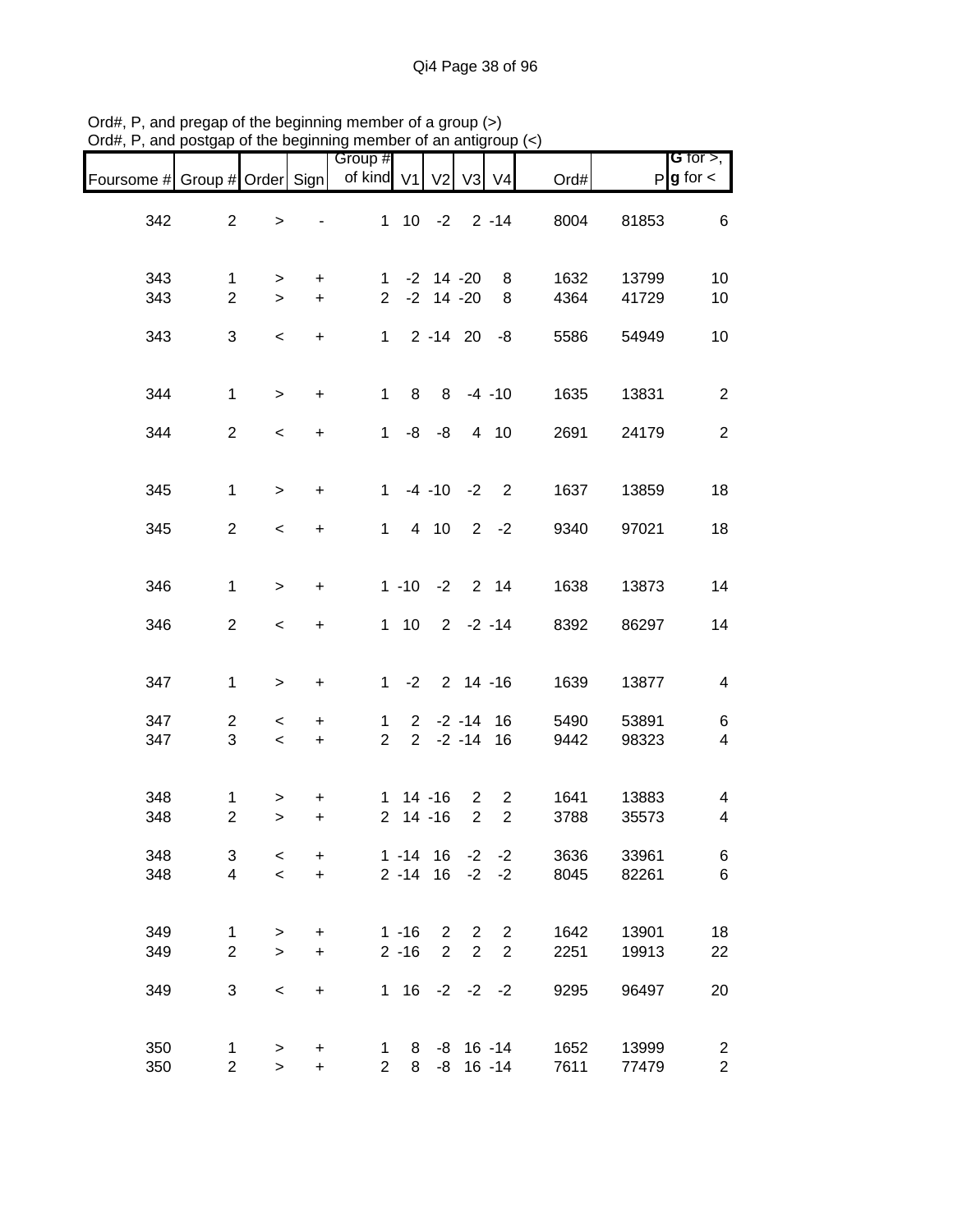Ord#, P, and pregap of the beginning member of a group (>)
Ord#, P, and postgap of the beginning member of an antigroup (<)

| Foursome # | Group # | Order | Sign | Group # of kind | V1 | V2 | V3 | V4 | Ord# | P | G for >, g for < |
|---|---|---|---|---|---|---|---|---|---|---|---|
| 342 | 2 | > | - | 1 | 10 | -2 | 2 | -14 | 8004 | 81853 | 6 |
| 343 | 1 | > | + | 1 | -2 | 14 | -20 | 8 | 1632 | 13799 | 10 |
| 343 | 2 | > | + | 2 | -2 | 14 | -20 | 8 | 4364 | 41729 | 10 |
| 343 | 3 | < | + | 1 | 2 | -14 | 20 | -8 | 5586 | 54949 | 10 |
| 344 | 1 | > | + | 1 | 8 | 8 | -4 | -10 | 1635 | 13831 | 2 |
| 344 | 2 | < | + | 1 | -8 | -8 | 4 | 10 | 2691 | 24179 | 2 |
| 345 | 1 | > | + | 1 | -4 | -10 | -2 | 2 | 1637 | 13859 | 18 |
| 345 | 2 | < | + | 1 | 4 | 10 | 2 | -2 | 9340 | 97021 | 18 |
| 346 | 1 | > | + | 1 | -10 | -2 | 2 | 14 | 1638 | 13873 | 14 |
| 346 | 2 | < | + | 1 | 10 | 2 | -2 | -14 | 8392 | 86297 | 14 |
| 347 | 1 | > | + | 1 | -2 | 2 | 14 | -16 | 1639 | 13877 | 4 |
| 347 | 2 | < | + | 1 | 2 | -2 | -14 | 16 | 5490 | 53891 | 6 |
| 347 | 3 | < | + | 2 | 2 | -2 | -14 | 16 | 9442 | 98323 | 4 |
| 348 | 1 | > | + | 1 | 14 | -16 | 2 | 2 | 1641 | 13883 | 4 |
| 348 | 2 | > | + | 2 | 14 | -16 | 2 | 2 | 3788 | 35573 | 4 |
| 348 | 3 | < | + | 1 | -14 | 16 | -2 | -2 | 3636 | 33961 | 6 |
| 348 | 4 | < | + | 2 | -14 | 16 | -2 | -2 | 8045 | 82261 | 6 |
| 349 | 1 | > | + | 1 | -16 | 2 | 2 | 2 | 1642 | 13901 | 18 |
| 349 | 2 | > | + | 2 | -16 | 2 | 2 | 2 | 2251 | 19913 | 22 |
| 349 | 3 | < | + | 1 | 16 | -2 | -2 | -2 | 9295 | 96497 | 20 |
| 350 | 1 | > | + | 1 | 8 | -8 | 16 | -14 | 1652 | 13999 | 2 |
| 350 | 2 | > | + | 2 | 8 | -8 | 16 | -14 | 7611 | 77479 | 2 |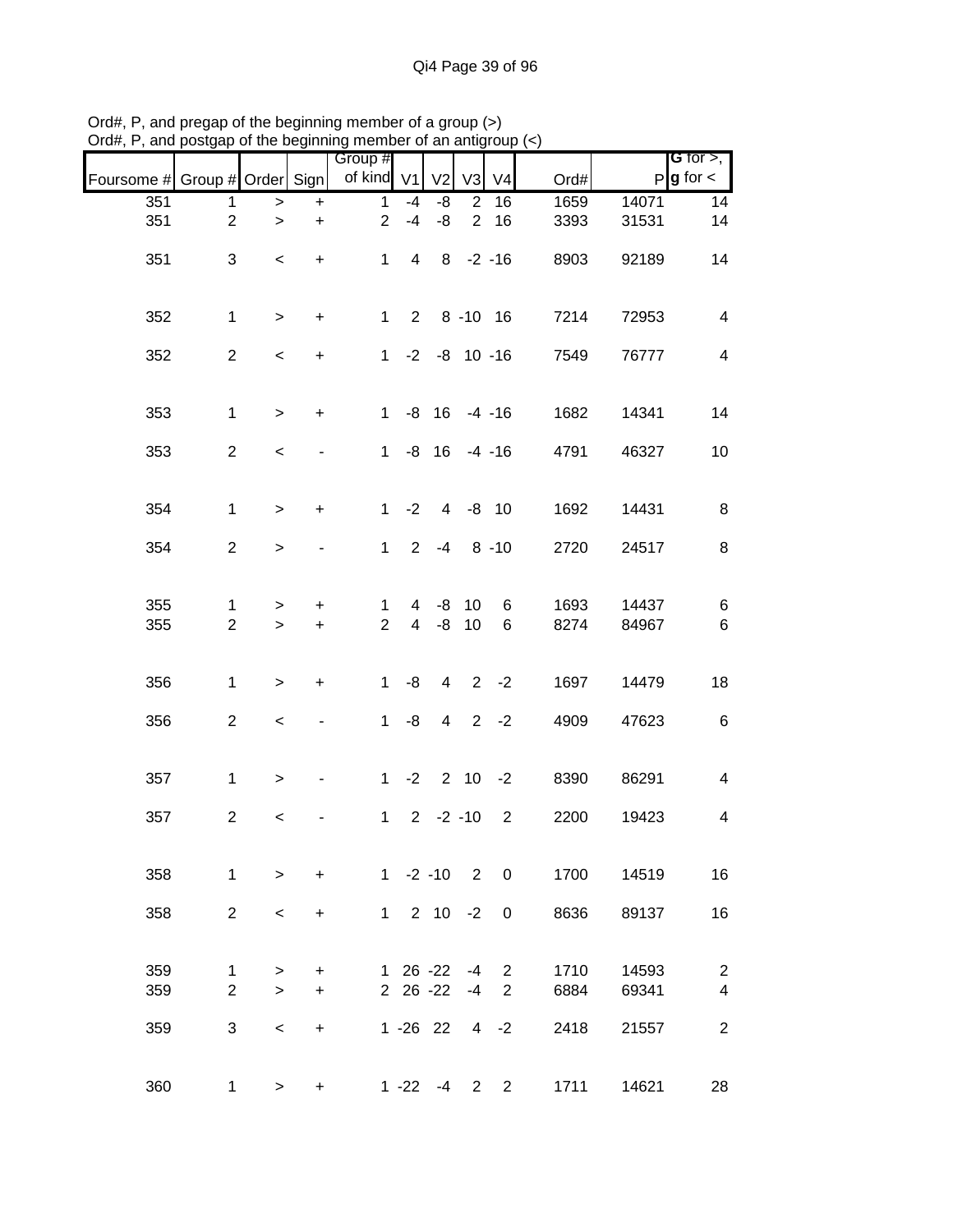Ord#, P, and pregap of the beginning member of a group (>)
Ord#, P, and postgap of the beginning member of an antigroup (<)

| Foursome # | Group # | Order | Sign | Group # of kind | V1 | V2 | V3 | V4 | Ord# | P | G for >, g for < |
|---|---|---|---|---|---|---|---|---|---|---|---|
| 351 | 1 | > | + | 1 | -4 | -8 | 2 | 16 | 1659 | 14071 | 14 |
| 351 | 2 | > | + | 2 | -4 | -8 | 2 | 16 | 3393 | 31531 | 14 |
| 351 | 3 | < | + | 1 | 4 | 8 | -2 | -16 | 8903 | 92189 | 14 |
| 352 | 1 | > | + | 1 | 2 | 8 | -10 | 16 | 7214 | 72953 | 4 |
| 352 | 2 | < | + | 1 | -2 | -8 | 10 | -16 | 7549 | 76777 | 4 |
| 353 | 1 | > | + | 1 | -8 | 16 | -4 | -16 | 1682 | 14341 | 14 |
| 353 | 2 | < | - | 1 | -8 | 16 | -4 | -16 | 4791 | 46327 | 10 |
| 354 | 1 | > | + | 1 | -2 | 4 | -8 | 10 | 1692 | 14431 | 8 |
| 354 | 2 | > | - | 1 | 2 | -4 | 8 | -10 | 2720 | 24517 | 8 |
| 355 | 1 | > | + | 1 | 4 | -8 | 10 | 6 | 1693 | 14437 | 6 |
| 355 | 2 | > | + | 2 | 4 | -8 | 10 | 6 | 8274 | 84967 | 6 |
| 356 | 1 | > | + | 1 | -8 | 4 | 2 | -2 | 1697 | 14479 | 18 |
| 356 | 2 | < | - | 1 | -8 | 4 | 2 | -2 | 4909 | 47623 | 6 |
| 357 | 1 | > | - | 1 | -2 | 2 | 10 | -2 | 8390 | 86291 | 4 |
| 357 | 2 | < | - | 1 | 2 | -2 | -10 | 2 | 2200 | 19423 | 4 |
| 358 | 1 | > | + | 1 | -2 | -10 | 2 | 0 | 1700 | 14519 | 16 |
| 358 | 2 | < | + | 1 | 2 | 10 | -2 | 0 | 8636 | 89137 | 16 |
| 359 | 1 | > | + | 1 | 26 | -22 | -4 | 2 | 1710 | 14593 | 2 |
| 359 | 2 | > | + | 2 | 26 | -22 | -4 | 2 | 6884 | 69341 | 4 |
| 359 | 3 | < | + | 1 | -26 | 22 | 4 | -2 | 2418 | 21557 | 2 |
| 360 | 1 | > | + | 1 | -22 | -4 | 2 | 2 | 1711 | 14621 | 28 |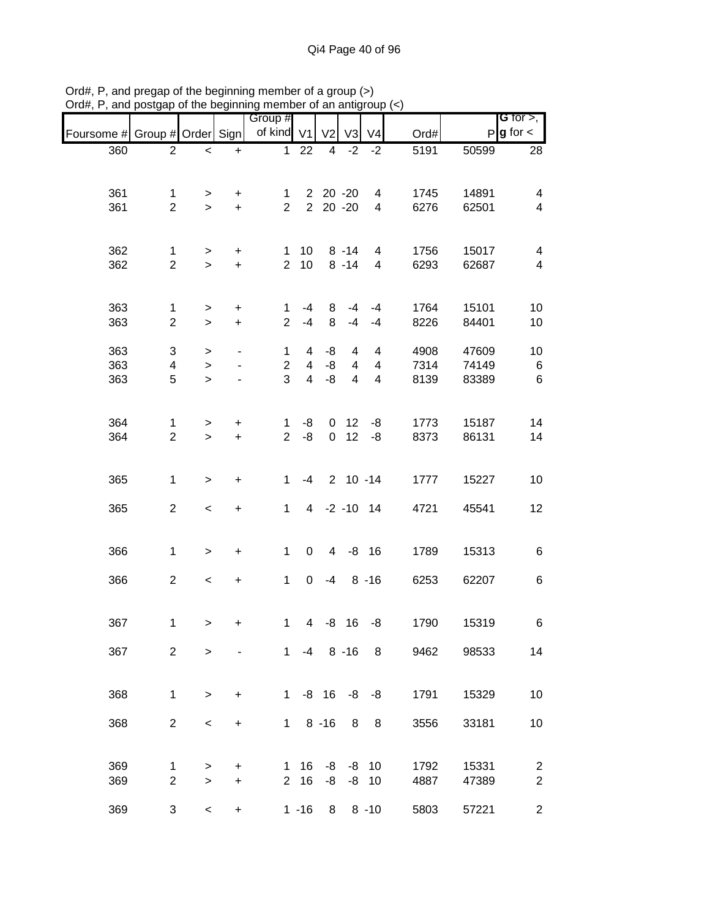Ord#, P, and pregap of the beginning member of a group (>)
Ord#, P, and postgap of the beginning member of an antigroup (<)

| Foursome # | Group # | Order | Sign | Group # of kind | V1 | V2 | V3 | V4 | Ord# | P | G for >, g for < |
|---|---|---|---|---|---|---|---|---|---|---|---|
| 360 | 2 | < | + | 1 | 22 | 4 | -2 | -2 | 5191 | 50599 | 28 |
| | | | | | | | | | | | |
| 361 | 1 | > | + | 1 | 2 | 20 | -20 | 4 | 1745 | 14891 | 4 |
| 361 | 2 | > | + | 2 | 2 | 20 | -20 | 4 | 6276 | 62501 | 4 |
| | | | | | | | | | | | |
| 362 | 1 | > | + | 1 | 10 | 8 | -14 | 4 | 1756 | 15017 | 4 |
| 362 | 2 | > | + | 2 | 10 | 8 | -14 | 4 | 6293 | 62687 | 4 |
| | | | | | | | | | | | |
| 363 | 1 | > | + | 1 | -4 | 8 | -4 | -4 | 1764 | 15101 | 10 |
| 363 | 2 | > | + | 2 | -4 | 8 | -4 | -4 | 8226 | 84401 | 10 |
| 363 | 3 | > | - | 1 | 4 | -8 | 4 | 4 | 4908 | 47609 | 10 |
| 363 | 4 | > | - | 2 | 4 | -8 | 4 | 4 | 7314 | 74149 | 6 |
| 363 | 5 | > | - | 3 | 4 | -8 | 4 | 4 | 8139 | 83389 | 6 |
| | | | | | | | | | | | |
| 364 | 1 | > | + | 1 | -8 | 0 | 12 | -8 | 1773 | 15187 | 14 |
| 364 | 2 | > | + | 2 | -8 | 0 | 12 | -8 | 8373 | 86131 | 14 |
| | | | | | | | | | | | |
| 365 | 1 | > | + | 1 | -4 | 2 | 10 | -14 | 1777 | 15227 | 10 |
| 365 | 2 | < | + | 1 | 4 | -2 | -10 | 14 | 4721 | 45541 | 12 |
| | | | | | | | | | | | |
| 366 | 1 | > | + | 1 | 0 | 4 | -8 | 16 | 1789 | 15313 | 6 |
| 366 | 2 | < | + | 1 | 0 | -4 | 8 | -16 | 6253 | 62207 | 6 |
| | | | | | | | | | | | |
| 367 | 1 | > | + | 1 | 4 | -8 | 16 | -8 | 1790 | 15319 | 6 |
| 367 | 2 | > | - | 1 | -4 | 8 | -16 | 8 | 9462 | 98533 | 14 |
| | | | | | | | | | | | |
| 368 | 1 | > | + | 1 | -8 | 16 | -8 | -8 | 1791 | 15329 | 10 |
| 368 | 2 | < | + | 1 | 8 | -16 | 8 | 8 | 3556 | 33181 | 10 |
| | | | | | | | | | | | |
| 369 | 1 | > | + | 1 | 16 | -8 | -8 | 10 | 1792 | 15331 | 2 |
| 369 | 2 | > | + | 2 | 16 | -8 | -8 | 10 | 4887 | 47389 | 2 |
| 369 | 3 | < | + | 1 | -16 | 8 | 8 | -10 | 5803 | 57221 | 2 |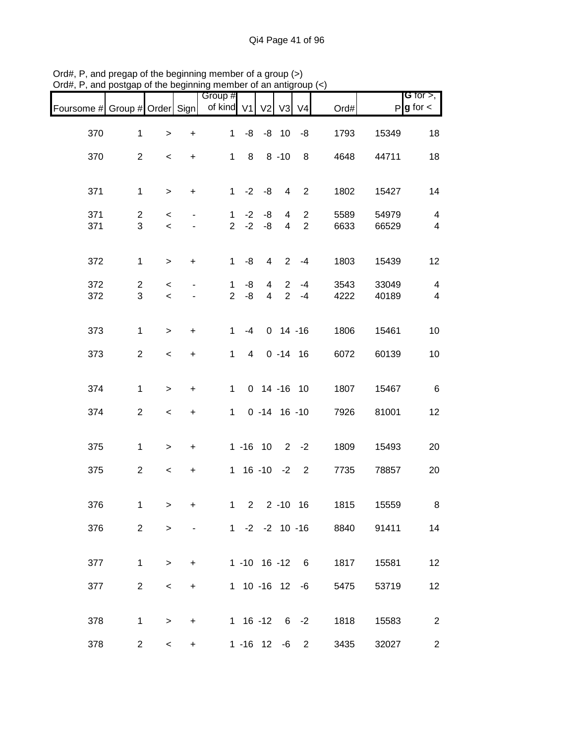Ord#, P, and pregap of the beginning member of a group (>)
Ord#, P, and postgap of the beginning member of an antigroup (<)

| Foursome # | Group # | Order | Sign | Group # of kind | V1 | V2 | V3 | V4 | Ord# | P | G for >, g for < |
|---|---|---|---|---|---|---|---|---|---|---|---|
| 370 | 1 | > | + | 1 | -8 | -8 | 10 | -8 | 1793 | 15349 | 18 |
| 370 | 2 | < | + | 1 | 8 | 8 | -10 | 8 | 4648 | 44711 | 18 |
| 371 | 1 | > | + | 1 | -2 | -8 | 4 | 2 | 1802 | 15427 | 14 |
| 371 | 2 | < | - | 1 | -2 | -8 | 4 | 2 | 5589 | 54979 | 4 |
| 371 | 3 | < | - | 2 | -2 | -8 | 4 | 2 | 6633 | 66529 | 4 |
| 372 | 1 | > | + | 1 | -8 | 4 | 2 | -4 | 1803 | 15439 | 12 |
| 372 | 2 | < | - | 1 | -8 | 4 | 2 | -4 | 3543 | 33049 | 4 |
| 372 | 3 | < | - | 2 | -8 | 4 | 2 | -4 | 4222 | 40189 | 4 |
| 373 | 1 | > | + | 1 | -4 | 0 | 14 | -16 | 1806 | 15461 | 10 |
| 373 | 2 | < | + | 1 | 4 | 0 | -14 | 16 | 6072 | 60139 | 10 |
| 374 | 1 | > | + | 1 | 0 | 14 | -16 | 10 | 1807 | 15467 | 6 |
| 374 | 2 | < | + | 1 | 0 | -14 | 16 | -10 | 7926 | 81001 | 12 |
| 375 | 1 | > | + | 1 | -16 | 10 | 2 | -2 | 1809 | 15493 | 20 |
| 375 | 2 | < | + | 1 | 16 | -10 | -2 | 2 | 7735 | 78857 | 20 |
| 376 | 1 | > | + | 1 | 2 | 2 | -10 | 16 | 1815 | 15559 | 8 |
| 376 | 2 | > | - | 1 | -2 | -2 | 10 | -16 | 8840 | 91411 | 14 |
| 377 | 1 | > | + | 1 | -10 | 16 | -12 | 6 | 1817 | 15581 | 12 |
| 377 | 2 | < | + | 1 | 10 | -16 | 12 | -6 | 5475 | 53719 | 12 |
| 378 | 1 | > | + | 1 | 16 | -12 | 6 | -2 | 1818 | 15583 | 2 |
| 378 | 2 | < | + | 1 | -16 | 12 | -6 | 2 | 3435 | 32027 | 2 |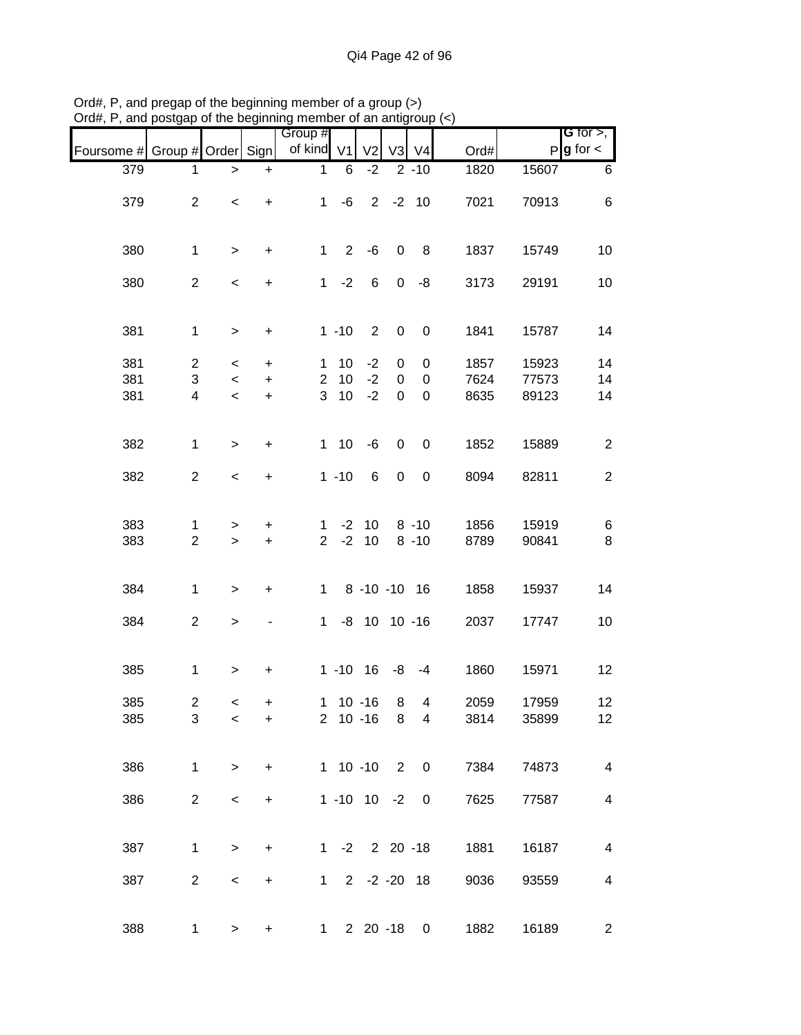Ord#, P, and pregap of the beginning member of a group (>)
Ord#, P, and postgap of the beginning member of an antigroup (<)

| Foursome # | Group # | Order | Sign | Group # of kind | V1 | V2 | V3 | V4 | Ord# | P | G for >, g for < |
|---|---|---|---|---|---|---|---|---|---|---|---|
| 379 | 1 | > | + | 1 | 6 | -2 | 2 | -10 | 1820 | 15607 | 6 |
| 379 | 2 | < | + | 1 | -6 | 2 | -2 | 10 | 7021 | 70913 | 6 |
| 380 | 1 | > | + | 1 | 2 | -6 | 0 | 8 | 1837 | 15749 | 10 |
| 380 | 2 | < | + | 1 | -2 | 6 | 0 | -8 | 3173 | 29191 | 10 |
| 381 | 1 | > | + | 1 | -10 | 2 | 0 | 0 | 1841 | 15787 | 14 |
| 381 | 2 | < | + | 1 | 10 | -2 | 0 | 0 | 1857 | 15923 | 14 |
| 381 | 3 | < | + | 2 | 10 | -2 | 0 | 0 | 7624 | 77573 | 14 |
| 381 | 4 | < | + | 3 | 10 | -2 | 0 | 0 | 8635 | 89123 | 14 |
| 382 | 1 | > | + | 1 | 10 | -6 | 0 | 0 | 1852 | 15889 | 2 |
| 382 | 2 | < | + | 1 | -10 | 6 | 0 | 0 | 8094 | 82811 | 2 |
| 383 | 1 | > | + | 1 | -2 | 10 | 8 | -10 | 1856 | 15919 | 6 |
| 383 | 2 | > | + | 2 | -2 | 10 | 8 | -10 | 8789 | 90841 | 8 |
| 384 | 1 | > | + | 1 | 8 | -10 | -10 | 16 | 1858 | 15937 | 14 |
| 384 | 2 | > | - | 1 | -8 | 10 | 10 | -16 | 2037 | 17747 | 10 |
| 385 | 1 | > | + | 1 | -10 | 16 | -8 | -4 | 1860 | 15971 | 12 |
| 385 | 2 | < | + | 1 | 10 | -16 | 8 | 4 | 2059 | 17959 | 12 |
| 385 | 3 | < | + | 2 | 10 | -16 | 8 | 4 | 3814 | 35899 | 12 |
| 386 | 1 | > | + | 1 | 10 | -10 | 2 | 0 | 7384 | 74873 | 4 |
| 386 | 2 | < | + | 1 | -10 | 10 | -2 | 0 | 7625 | 77587 | 4 |
| 387 | 1 | > | + | 1 | -2 | 2 | 20 | -18 | 1881 | 16187 | 4 |
| 387 | 2 | < | + | 1 | 2 | -2 | -20 | 18 | 9036 | 93559 | 4 |
| 388 | 1 | > | + | 1 | 2 | 20 | -18 | 0 | 1882 | 16189 | 2 |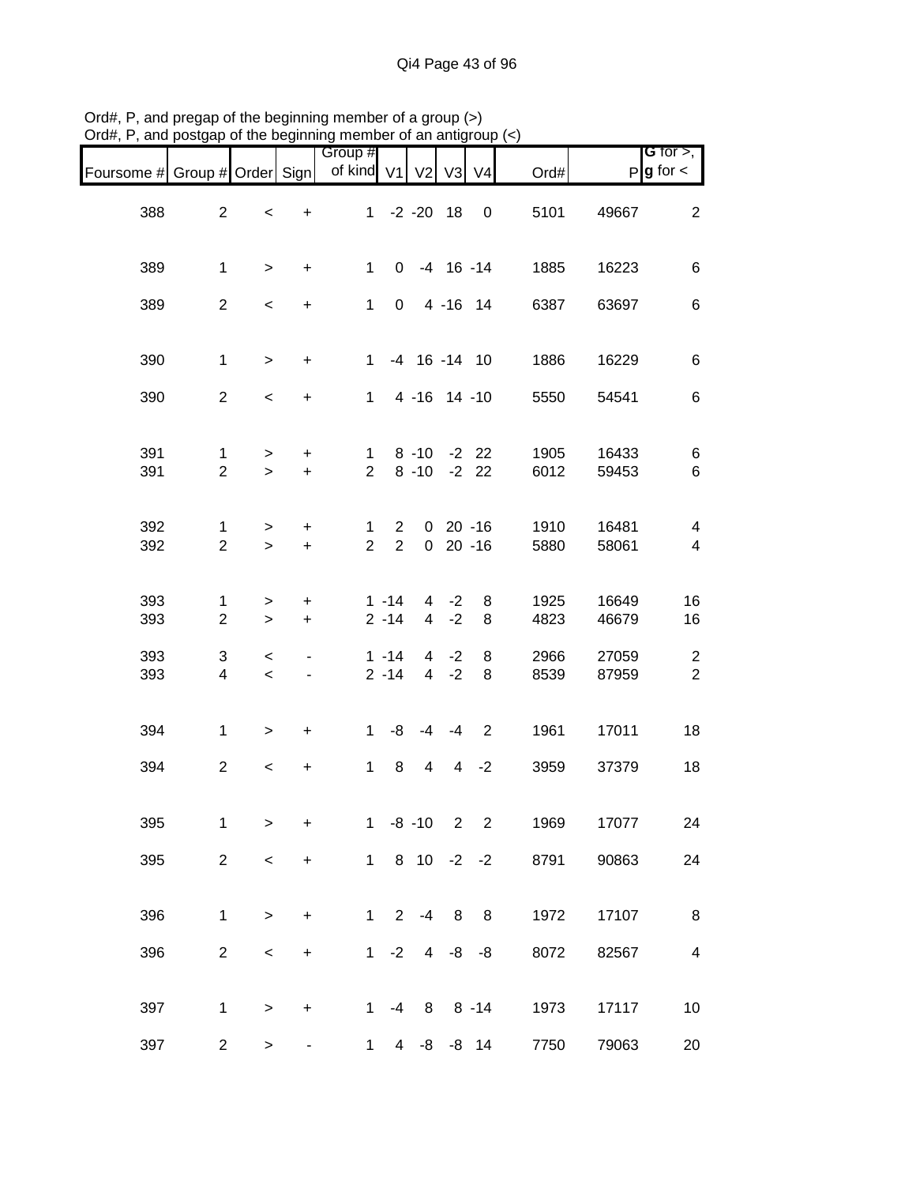Ord#, P, and pregap of the beginning member of a group (>)
Ord#, P, and postgap of the beginning member of an antigroup (<)

| Foursome # | Group # | Order | Sign | Group # of kind | V1 | V2 | V3 | V4 | Ord# | P | G for >, g for < |
|---|---|---|---|---|---|---|---|---|---|---|---|
| 388 | 2 | < | + | 1 | -2 | -20 | 18 | 0 | 5101 | 49667 | 2 |
| 389 | 1 | > | + | 1 | 0 | -4 | 16 | -14 | 1885 | 16223 | 6 |
| 389 | 2 | < | + | 1 | 0 | 4 | -16 | 14 | 6387 | 63697 | 6 |
| 390 | 1 | > | + | 1 | -4 | 16 | -14 | 10 | 1886 | 16229 | 6 |
| 390 | 2 | < | + | 1 | 4 | -16 | 14 | -10 | 5550 | 54541 | 6 |
| 391 | 1 | > | + | 1 | 8 | -10 | -2 | 22 | 1905 | 16433 | 6 |
| 391 | 2 | > | + | 2 | 8 | -10 | -2 | 22 | 6012 | 59453 | 6 |
| 392 | 1 | > | + | 1 | 2 | 0 | 20 | -16 | 1910 | 16481 | 4 |
| 392 | 2 | > | + | 2 | 2 | 0 | 20 | -16 | 5880 | 58061 | 4 |
| 393 | 1 | > | + | 1 | -14 | 4 | -2 | 8 | 1925 | 16649 | 16 |
| 393 | 2 | > | + | 2 | -14 | 4 | -2 | 8 | 4823 | 46679 | 16 |
| 393 | 3 | < | - | 1 | -14 | 4 | -2 | 8 | 2966 | 27059 | 2 |
| 393 | 4 | < | - | 2 | -14 | 4 | -2 | 8 | 8539 | 87959 | 2 |
| 394 | 1 | > | + | 1 | -8 | -4 | -4 | 2 | 1961 | 17011 | 18 |
| 394 | 2 | < | + | 1 | 8 | 4 | 4 | -2 | 3959 | 37379 | 18 |
| 395 | 1 | > | + | 1 | -8 | -10 | 2 | 2 | 1969 | 17077 | 24 |
| 395 | 2 | < | + | 1 | 8 | 10 | -2 | -2 | 8791 | 90863 | 24 |
| 396 | 1 | > | + | 1 | 2 | -4 | 8 | 8 | 1972 | 17107 | 8 |
| 396 | 2 | < | + | 1 | -2 | 4 | -8 | -8 | 8072 | 82567 | 4 |
| 397 | 1 | > | + | 1 | -4 | 8 | 8 | -14 | 1973 | 17117 | 10 |
| 397 | 2 | > | - | 1 | 4 | -8 | -8 | 14 | 7750 | 79063 | 20 |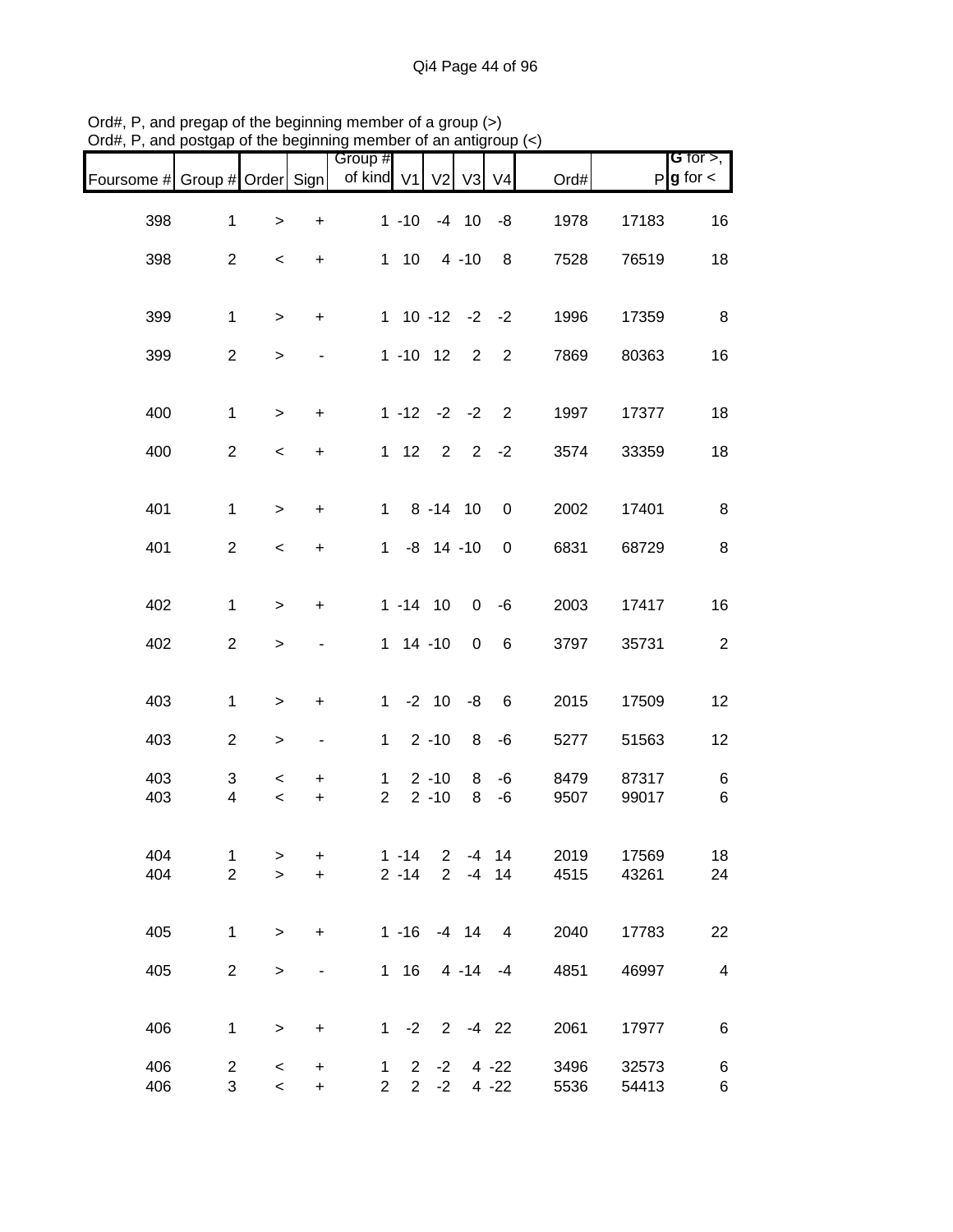Ord#, P, and pregap of the beginning member of a group (>)
Ord#, P, and postgap of the beginning member of an antigroup (<)

| Foursome # | Group # | Order | Sign | Group # of kind | V1 | V2 | V3 | V4 | Ord# | P | G for >, g for < |
|---|---|---|---|---|---|---|---|---|---|---|---|
| 398 | 1 | > | + | 1 | -10 | -4 | 10 | -8 | 1978 | 17183 | 16 |
| 398 | 2 | < | + | 1 | 10 | 4 | -10 | 8 | 7528 | 76519 | 18 |
| 399 | 1 | > | + | 1 | 10 | -12 | -2 | -2 | 1996 | 17359 | 8 |
| 399 | 2 | > | - | 1 | -10 | 12 | 2 | 2 | 7869 | 80363 | 16 |
| 400 | 1 | > | + | 1 | -12 | -2 | -2 | 2 | 1997 | 17377 | 18 |
| 400 | 2 | < | + | 1 | 12 | 2 | 2 | -2 | 3574 | 33359 | 18 |
| 401 | 1 | > | + | 1 | 8 | -14 | 10 | 0 | 2002 | 17401 | 8 |
| 401 | 2 | < | + | 1 | -8 | 14 | -10 | 0 | 6831 | 68729 | 8 |
| 402 | 1 | > | + | 1 | -14 | 10 | 0 | -6 | 2003 | 17417 | 16 |
| 402 | 2 | > | - | 1 | 14 | -10 | 0 | 6 | 3797 | 35731 | 2 |
| 403 | 1 | > | + | 1 | -2 | 10 | -8 | 6 | 2015 | 17509 | 12 |
| 403 | 2 | > | - | 1 | 2 | -10 | 8 | -6 | 5277 | 51563 | 12 |
| 403 | 3 | < | + | 1 | 2 | -10 | 8 | -6 | 8479 | 87317 | 6 |
| 403 | 4 | < | + | 2 | 2 | -10 | 8 | -6 | 9507 | 99017 | 6 |
| 404 | 1 | > | + | 1 | -14 | 2 | -4 | 14 | 2019 | 17569 | 18 |
| 404 | 2 | > | + | 2 | -14 | 2 | -4 | 14 | 4515 | 43261 | 24 |
| 405 | 1 | > | + | 1 | -16 | -4 | 14 | 4 | 2040 | 17783 | 22 |
| 405 | 2 | > | - | 1 | 16 | 4 | -14 | -4 | 4851 | 46997 | 4 |
| 406 | 1 | > | + | 1 | -2 | 2 | -4 | 22 | 2061 | 17977 | 6 |
| 406 | 2 | < | + | 1 | 2 | -2 | 4 | -22 | 3496 | 32573 | 6 |
| 406 | 3 | < | + | 2 | 2 | -2 | 4 | -22 | 5536 | 54413 | 6 |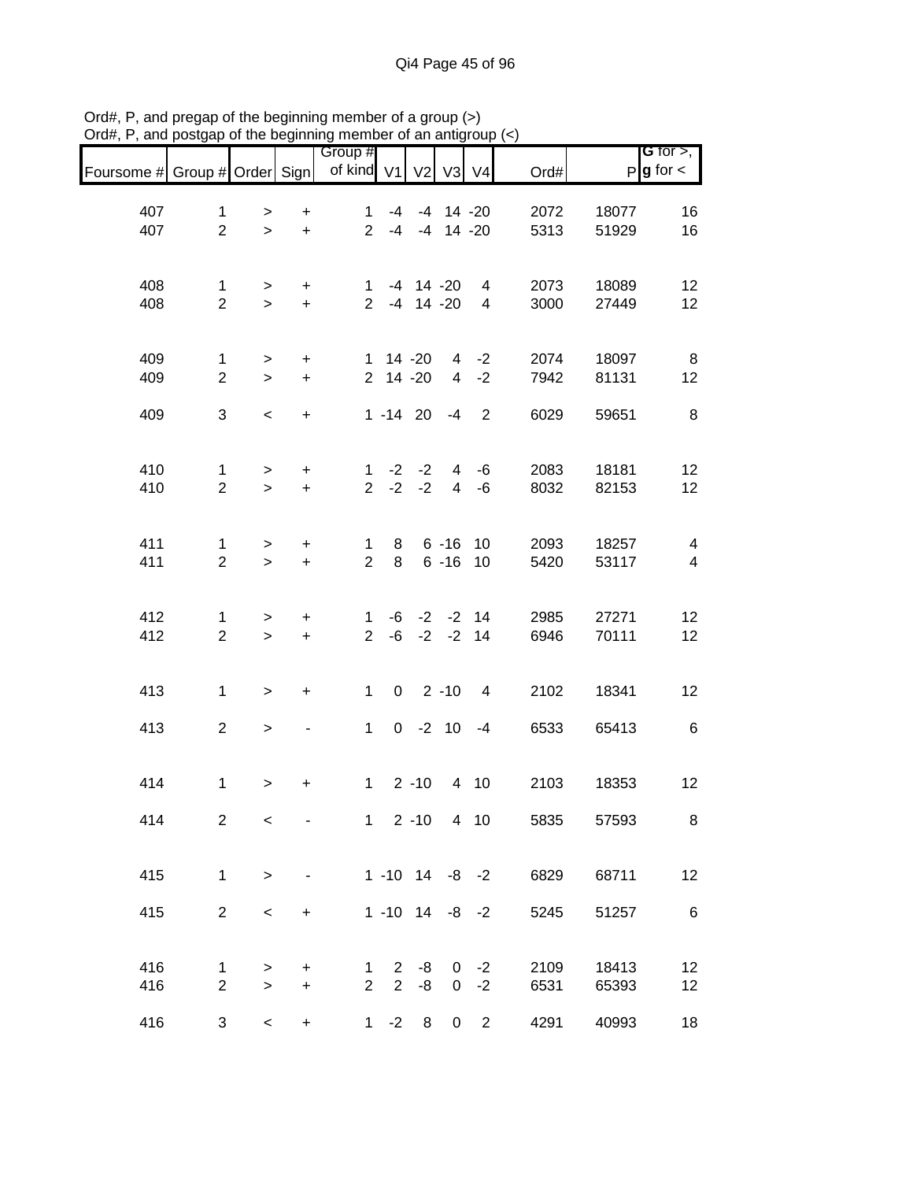Ord#, P, and pregap of the beginning member of a group (>)
Ord#, P, and postgap of the beginning member of an antigroup (<)

| Foursome # | Group # | Order | Sign | Group # of kind | V1 | V2 | V3 | V4 | Ord# | P | G for >, g for < |
|---|---|---|---|---|---|---|---|---|---|---|---|
| 407 | 1 | > | + | 1 | -4 | -4 | 14 | -20 | 2072 | 18077 | 16 |
| 407 | 2 | > | + | 2 | -4 | -4 | 14 | -20 | 5313 | 51929 | 16 |
| 408 | 1 | > | + | 1 | -4 | 14 | -20 | 4 | 2073 | 18089 | 12 |
| 408 | 2 | > | + | 2 | -4 | 14 | -20 | 4 | 3000 | 27449 | 12 |
| 409 | 1 | > | + | 1 | 14 | -20 | 4 | -2 | 2074 | 18097 | 8 |
| 409 | 2 | > | + | 2 | 14 | -20 | 4 | -2 | 7942 | 81131 | 12 |
| 409 | 3 | < | + | 1 | -14 | 20 | -4 | 2 | 6029 | 59651 | 8 |
| 410 | 1 | > | + | 1 | -2 | -2 | 4 | -6 | 2083 | 18181 | 12 |
| 410 | 2 | > | + | 2 | -2 | -2 | 4 | -6 | 8032 | 82153 | 12 |
| 411 | 1 | > | + | 1 | 8 | 6 | -16 | 10 | 2093 | 18257 | 4 |
| 411 | 2 | > | + | 2 | 8 | 6 | -16 | 10 | 5420 | 53117 | 4 |
| 412 | 1 | > | + | 1 | -6 | -2 | -2 | 14 | 2985 | 27271 | 12 |
| 412 | 2 | > | + | 2 | -6 | -2 | -2 | 14 | 6946 | 70111 | 12 |
| 413 | 1 | > | + | 1 | 0 | 2 | -10 | 4 | 2102 | 18341 | 12 |
| 413 | 2 | > | - | 1 | 0 | -2 | 10 | -4 | 6533 | 65413 | 6 |
| 414 | 1 | > | + | 1 | 2 | -10 | 4 | 10 | 2103 | 18353 | 12 |
| 414 | 2 | < | - | 1 | 2 | -10 | 4 | 10 | 5835 | 57593 | 8 |
| 415 | 1 | > | - | 1 | -10 | 14 | -8 | -2 | 6829 | 68711 | 12 |
| 415 | 2 | < | + | 1 | -10 | 14 | -8 | -2 | 5245 | 51257 | 6 |
| 416 | 1 | > | + | 1 | 2 | -8 | 0 | -2 | 2109 | 18413 | 12 |
| 416 | 2 | > | + | 2 | 2 | -8 | 0 | -2 | 6531 | 65393 | 12 |
| 416 | 3 | < | + | 1 | -2 | 8 | 0 | 2 | 4291 | 40993 | 18 |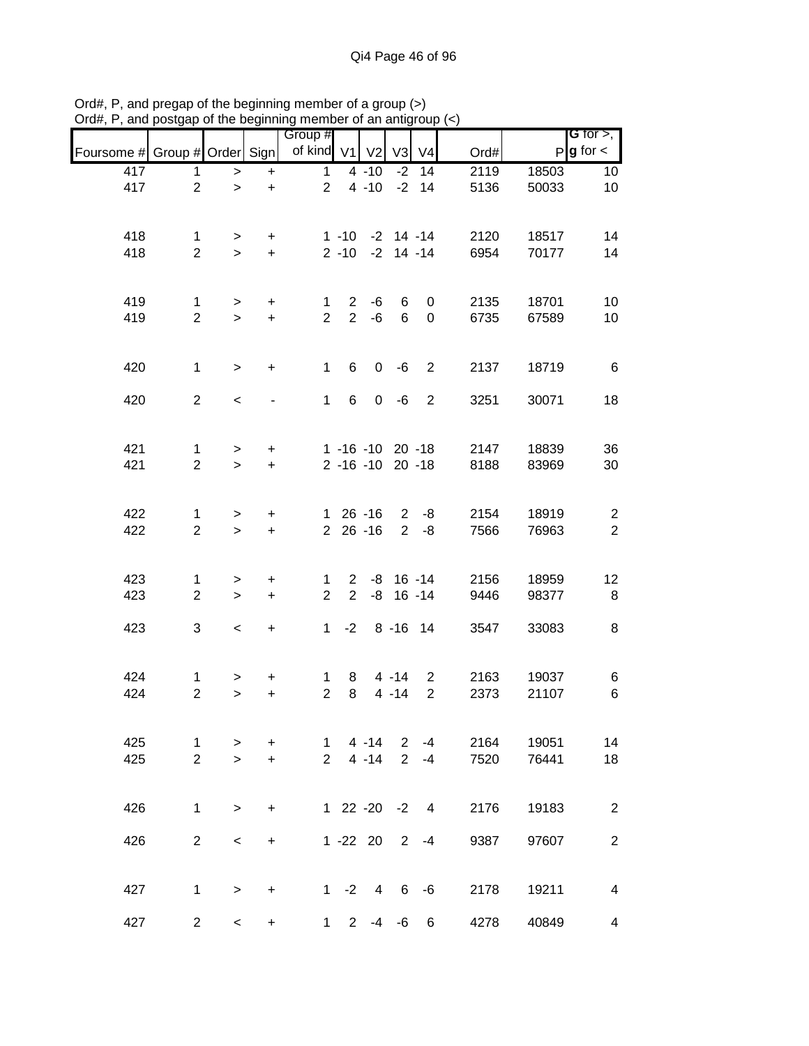Ord#, P, and pregap of the beginning member of a group (>)
Ord#, P, and postgap of the beginning member of an antigroup (<)

| Foursome # | Group # | Order | Sign | Group # of kind | V1 | V2 | V3 | V4 | Ord# | P | G for >, g for < |
|---|---|---|---|---|---|---|---|---|---|---|---|
| 417 | 1 | > | + | 1 | 4 | -10 | -2 | 14 | 2119 | 18503 | 10 |
| 417 | 2 | > | + | 2 | 4 | -10 | -2 | 14 | 5136 | 50033 | 10 |
| 418 | 1 | > | + | 1 | -10 | -2 | 14 | -14 | 2120 | 18517 | 14 |
| 418 | 2 | > | + | 2 | -10 | -2 | 14 | -14 | 6954 | 70177 | 14 |
| 419 | 1 | > | + | 1 | 2 | -6 | 6 | 0 | 2135 | 18701 | 10 |
| 419 | 2 | > | + | 2 | 2 | -6 | 6 | 0 | 6735 | 67589 | 10 |
| 420 | 1 | > | + | 1 | 6 | 0 | -6 | 2 | 2137 | 18719 | 6 |
| 420 | 2 | < | - | 1 | 6 | 0 | -6 | 2 | 3251 | 30071 | 18 |
| 421 | 1 | > | + | 1 | -16 | -10 | 20 | -18 | 2147 | 18839 | 36 |
| 421 | 2 | > | + | 2 | -16 | -10 | 20 | -18 | 8188 | 83969 | 30 |
| 422 | 1 | > | + | 1 | 26 | -16 | 2 | -8 | 2154 | 18919 | 2 |
| 422 | 2 | > | + | 2 | 26 | -16 | 2 | -8 | 7566 | 76963 | 2 |
| 423 | 1 | > | + | 1 | 2 | -8 | 16 | -14 | 2156 | 18959 | 12 |
| 423 | 2 | > | + | 2 | 2 | -8 | 16 | -14 | 9446 | 98377 | 8 |
| 423 | 3 | < | + | 1 | -2 | 8 | -16 | 14 | 3547 | 33083 | 8 |
| 424 | 1 | > | + | 1 | 8 | 4 | -14 | 2 | 2163 | 19037 | 6 |
| 424 | 2 | > | + | 2 | 8 | 4 | -14 | 2 | 2373 | 21107 | 6 |
| 425 | 1 | > | + | 1 | 4 | -14 | 2 | -4 | 2164 | 19051 | 14 |
| 425 | 2 | > | + | 2 | 4 | -14 | 2 | -4 | 7520 | 76441 | 18 |
| 426 | 1 | > | + | 1 | 22 | -20 | -2 | 4 | 2176 | 19183 | 2 |
| 426 | 2 | < | + | 1 | -22 | 20 | 2 | -4 | 9387 | 97607 | 2 |
| 427 | 1 | > | + | 1 | -2 | 4 | 6 | -6 | 2178 | 19211 | 4 |
| 427 | 2 | < | + | 1 | 2 | -4 | -6 | 6 | 4278 | 40849 | 4 |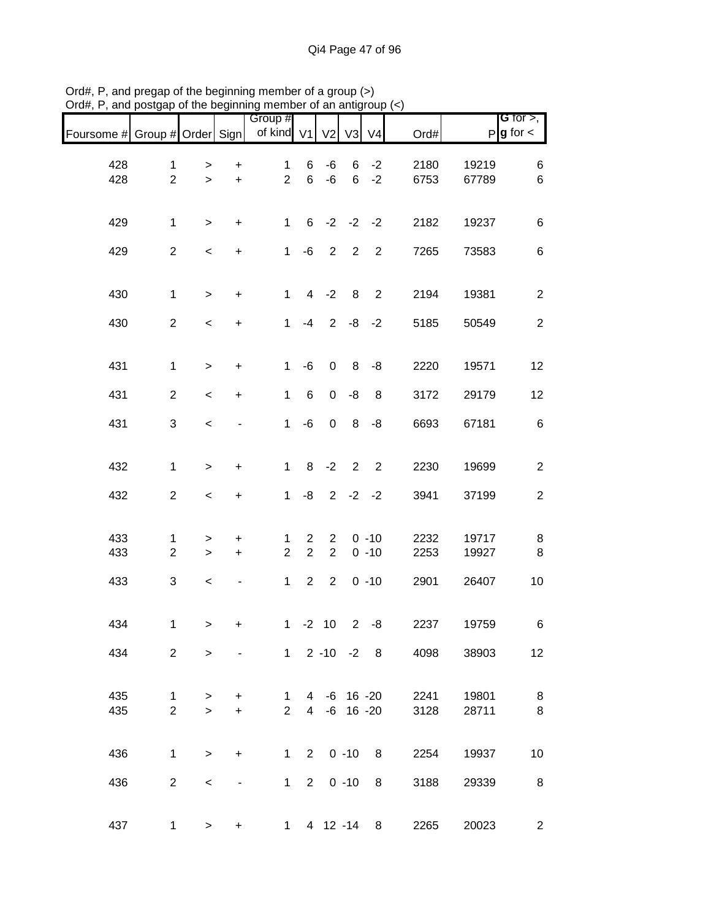Ord#, P, and pregap of the beginning member of a group (>)
Ord#, P, and postgap of the beginning member of an antigroup (<)

| Foursome # | Group # | Order | Sign | Group # of kind | V1 | V2 | V3 | V4 | Ord# | P | G for >, g for < |
|---|---|---|---|---|---|---|---|---|---|---|---|
| 428 | 1 | > | + | 1 | 6 | -6 | 6 | -2 | 2180 | 19219 | 6 |
| 428 | 2 | > | + | 2 | 6 | -6 | 6 | -2 | 6753 | 67789 | 6 |
| 429 | 1 | > | + | 1 | 6 | -2 | -2 | -2 | 2182 | 19237 | 6 |
| 429 | 2 | < | + | 1 | -6 | 2 | 2 | 2 | 7265 | 73583 | 6 |
| 430 | 1 | > | + | 1 | 4 | -2 | 8 | 2 | 2194 | 19381 | 2 |
| 430 | 2 | < | + | 1 | -4 | 2 | -8 | -2 | 5185 | 50549 | 2 |
| 431 | 1 | > | + | 1 | -6 | 0 | 8 | -8 | 2220 | 19571 | 12 |
| 431 | 2 | < | + | 1 | 6 | 0 | -8 | 8 | 3172 | 29179 | 12 |
| 431 | 3 | < | - | 1 | -6 | 0 | 8 | -8 | 6693 | 67181 | 6 |
| 432 | 1 | > | + | 1 | 8 | -2 | 2 | 2 | 2230 | 19699 | 2 |
| 432 | 2 | < | + | 1 | -8 | 2 | -2 | -2 | 3941 | 37199 | 2 |
| 433 | 1 | > | + | 1 | 2 | 2 | 0 | -10 | 2232 | 19717 | 8 |
| 433 | 2 | > | + | 2 | 2 | 2 | 0 | -10 | 2253 | 19927 | 8 |
| 433 | 3 | < | - | 1 | 2 | 2 | 0 | -10 | 2901 | 26407 | 10 |
| 434 | 1 | > | + | 1 | -2 | 10 | 2 | -8 | 2237 | 19759 | 6 |
| 434 | 2 | > | - | 1 | 2 | -10 | -2 | 8 | 4098 | 38903 | 12 |
| 435 | 1 | > | + | 1 | 4 | -6 | 16 | -20 | 2241 | 19801 | 8 |
| 435 | 2 | > | + | 2 | 4 | -6 | 16 | -20 | 3128 | 28711 | 8 |
| 436 | 1 | > | + | 1 | 2 | 0 | -10 | 8 | 2254 | 19937 | 10 |
| 436 | 2 | < | - | 1 | 2 | 0 | -10 | 8 | 3188 | 29339 | 8 |
| 437 | 1 | > | + | 1 | 4 | 12 | -14 | 8 | 2265 | 20023 | 2 |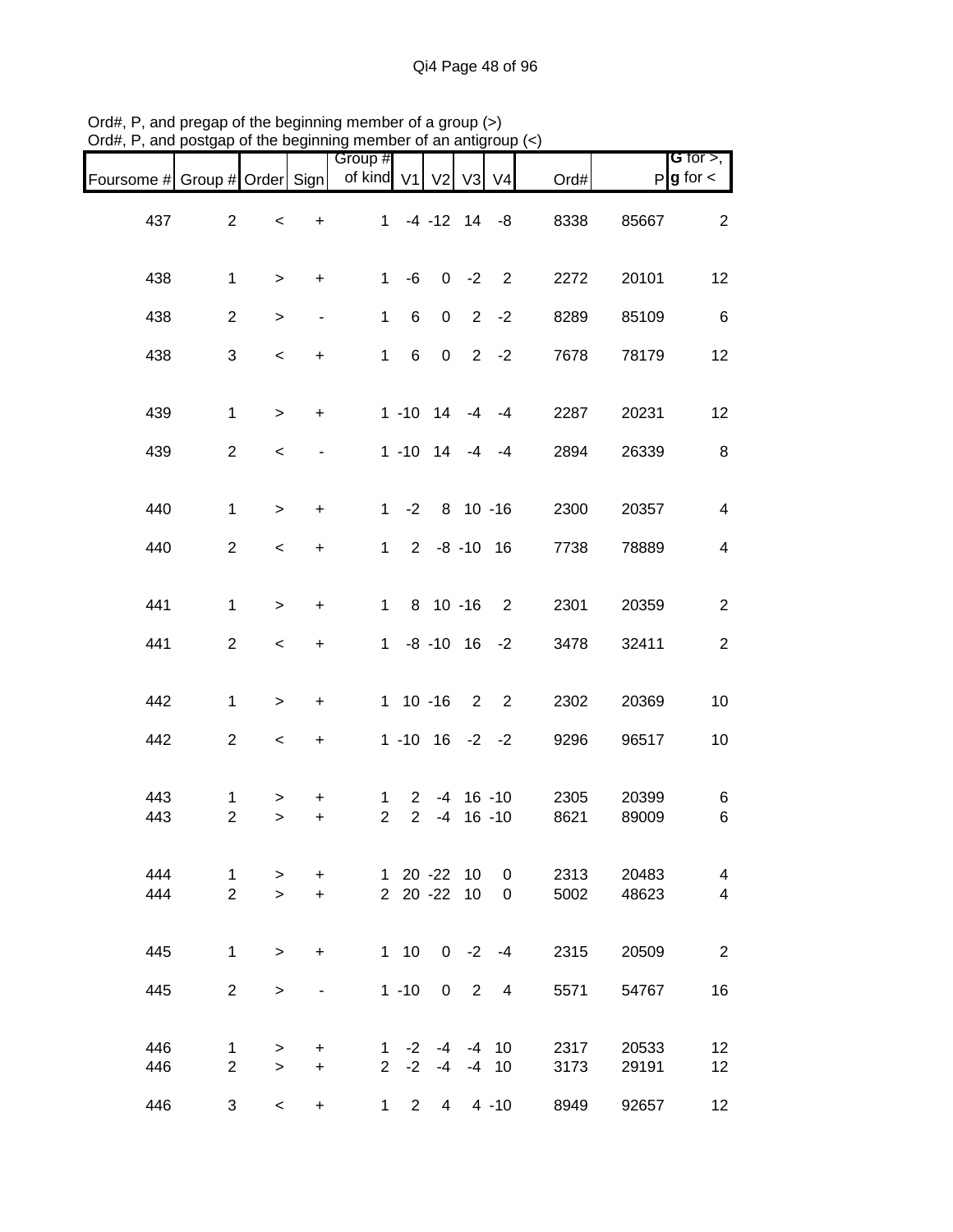Ord#, P, and pregap of the beginning member of a group (>)
Ord#, P, and postgap of the beginning member of an antigroup (<)

| Foursome # | Group # | Order | Sign | Group # of kind | V1 | V2 | V3 | V4 | Ord# | P | G for >, g for < |
|---|---|---|---|---|---|---|---|---|---|---|---|
| 437 | 2 | < | + | 1 | -4 | -12 | 14 | -8 | 8338 | 85667 | 2 |
| 438 | 1 | > | + | 1 | -6 | 0 | -2 | 2 | 2272 | 20101 | 12 |
| 438 | 2 | > | - | 1 | 6 | 0 | 2 | -2 | 8289 | 85109 | 6 |
| 438 | 3 | < | + | 1 | 6 | 0 | 2 | -2 | 7678 | 78179 | 12 |
| 439 | 1 | > | + | 1 | -10 | 14 | -4 | -4 | 2287 | 20231 | 12 |
| 439 | 2 | < | - | 1 | -10 | 14 | -4 | -4 | 2894 | 26339 | 8 |
| 440 | 1 | > | + | 1 | -2 | 8 | 10 | -16 | 2300 | 20357 | 4 |
| 440 | 2 | < | + | 1 | 2 | -8 | -10 | 16 | 7738 | 78889 | 4 |
| 441 | 1 | > | + | 1 | 8 | 10 | -16 | 2 | 2301 | 20359 | 2 |
| 441 | 2 | < | + | 1 | -8 | -10 | 16 | -2 | 3478 | 32411 | 2 |
| 442 | 1 | > | + | 1 | 10 | -16 | 2 | 2 | 2302 | 20369 | 10 |
| 442 | 2 | < | + | 1 | -10 | 16 | -2 | -2 | 9296 | 96517 | 10 |
| 443 | 1 | > | + | 1 | 2 | -4 | 16 | -10 | 2305 | 20399 | 6 |
| 443 | 2 | > | + | 2 | 2 | -4 | 16 | -10 | 8621 | 89009 | 6 |
| 444 | 1 | > | + | 1 | 20 | -22 | 10 | 0 | 2313 | 20483 | 4 |
| 444 | 2 | > | + | 2 | 20 | -22 | 10 | 0 | 5002 | 48623 | 4 |
| 445 | 1 | > | + | 1 | 10 | 0 | -2 | -4 | 2315 | 20509 | 2 |
| 445 | 2 | > | - | 1 | -10 | 0 | 2 | 4 | 5571 | 54767 | 16 |
| 446 | 1 | > | + | 1 | -2 | -4 | -4 | 10 | 2317 | 20533 | 12 |
| 446 | 2 | > | + | 2 | -2 | -4 | -4 | 10 | 3173 | 29191 | 12 |
| 446 | 3 | < | + | 1 | 2 | 4 | 4 | -10 | 8949 | 92657 | 12 |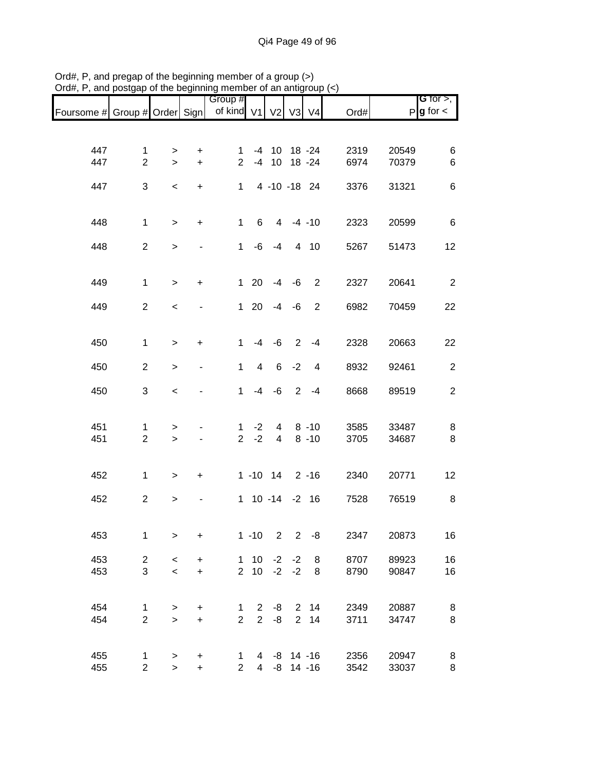Ord#, P, and pregap of the beginning member of a group (>)
Ord#, P, and postgap of the beginning member of an antigroup (<)

| Foursome # | Group # | Order | Sign | Group # of kind | V1 | V2 | V3 | V4 | Ord# | P | G for >, g for < |
|---|---|---|---|---|---|---|---|---|---|---|---|
| 447 | 1 | > | + | 1 | -4 | 10 | 18 | -24 | 2319 | 20549 | 6 |
| 447 | 2 | > | + | 2 | -4 | 10 | 18 | -24 | 6974 | 70379 | 6 |
| 447 | 3 | < | + | 1 | 4 | -10 | -18 | 24 | 3376 | 31321 | 6 |
| 448 | 1 | > | + | 1 | 6 | 4 | -4 | -10 | 2323 | 20599 | 6 |
| 448 | 2 | > | - | 1 | -6 | -4 | 4 | 10 | 5267 | 51473 | 12 |
| 449 | 1 | > | + | 1 | 20 | -4 | -6 | 2 | 2327 | 20641 | 2 |
| 449 | 2 | < | - | 1 | 20 | -4 | -6 | 2 | 6982 | 70459 | 22 |
| 450 | 1 | > | + | 1 | -4 | -6 | 2 | -4 | 2328 | 20663 | 22 |
| 450 | 2 | > | - | 1 | 4 | 6 | -2 | 4 | 8932 | 92461 | 2 |
| 450 | 3 | < | - | 1 | -4 | -6 | 2 | -4 | 8668 | 89519 | 2 |
| 451 | 1 | > | - | 1 | -2 | 4 | 8 | -10 | 3585 | 33487 | 8 |
| 451 | 2 | > | - | 2 | -2 | 4 | 8 | -10 | 3705 | 34687 | 8 |
| 452 | 1 | > | + | 1 | -10 | 14 | 2 | -16 | 2340 | 20771 | 12 |
| 452 | 2 | > | - | 1 | 10 | -14 | -2 | 16 | 7528 | 76519 | 8 |
| 453 | 1 | > | + | 1 | -10 | 2 | 2 | -8 | 2347 | 20873 | 16 |
| 453 | 2 | < | + | 1 | 10 | -2 | -2 | 8 | 8707 | 89923 | 16 |
| 453 | 3 | < | + | 2 | 10 | -2 | -2 | 8 | 8790 | 90847 | 16 |
| 454 | 1 | > | + | 1 | 2 | -8 | 2 | 14 | 2349 | 20887 | 8 |
| 454 | 2 | > | + | 2 | 2 | -8 | 2 | 14 | 3711 | 34747 | 8 |
| 455 | 1 | > | + | 1 | 4 | -8 | 14 | -16 | 2356 | 20947 | 8 |
| 455 | 2 | > | + | 2 | 4 | -8 | 14 | -16 | 3542 | 33037 | 8 |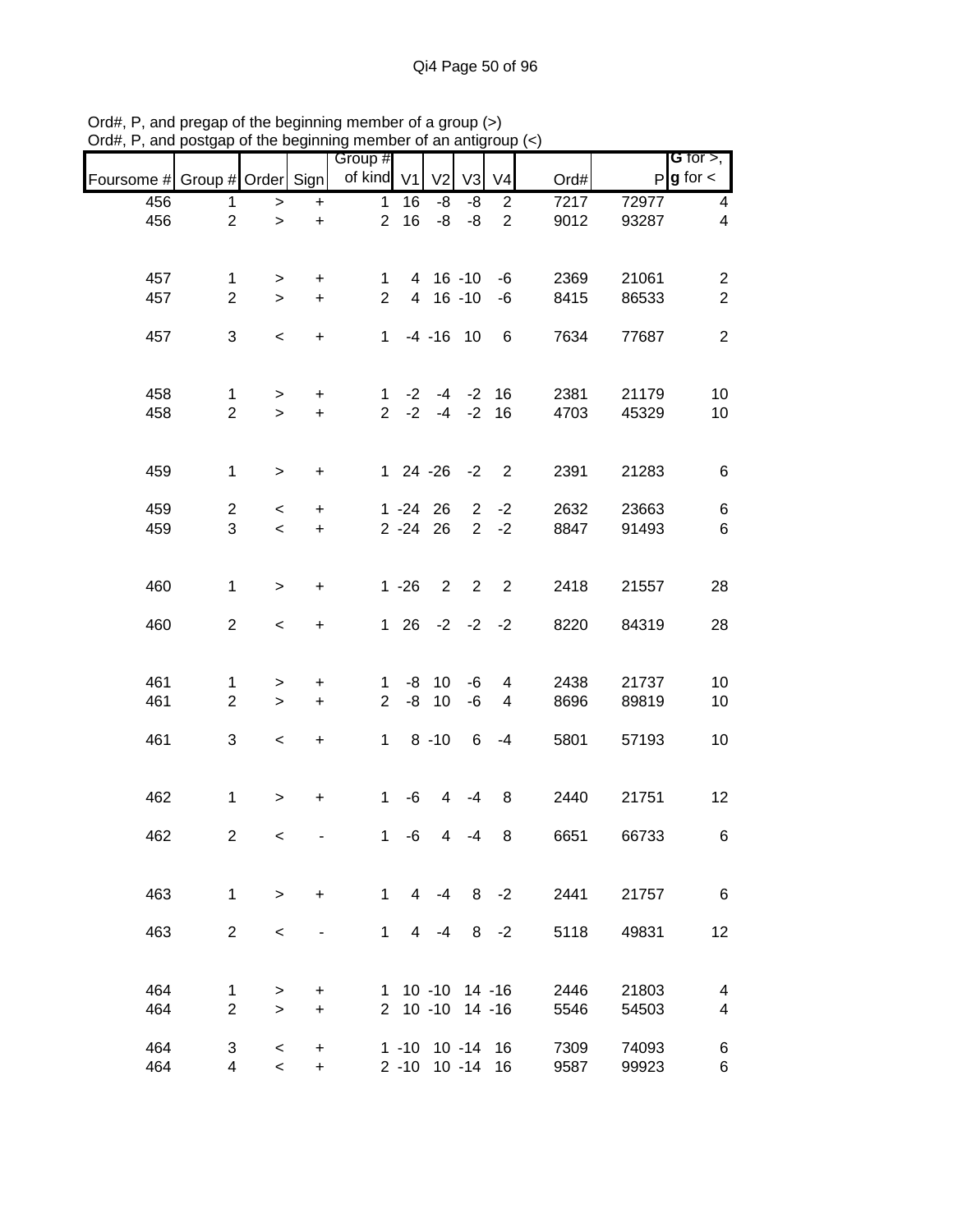Ord#, P, and pregap of the beginning member of a group (>)
Ord#, P, and postgap of the beginning member of an antigroup (<)

| Foursome # | Group # | Order | Sign | Group # of kind | V1 | V2 | V3 | V4 | Ord# | P | G for >, g for < |
|---|---|---|---|---|---|---|---|---|---|---|---|
| 456 | 1 | > | + | 1 | 16 | -8 | -8 | 2 | 7217 | 72977 | 4 |
| 456 | 2 | > | + | 2 | 16 | -8 | -8 | 2 | 9012 | 93287 | 4 |
| | | | | | | | | | | | |
| 457 | 1 | > | + | 1 | 4 | 16 | -10 | -6 | 2369 | 21061 | 2 |
| 457 | 2 | > | + | 2 | 4 | 16 | -10 | -6 | 8415 | 86533 | 2 |
| | | | | | | | | | | | |
| 457 | 3 | < | + | 1 | -4 | -16 | 10 | 6 | 7634 | 77687 | 2 |
| | | | | | | | | | | | |
| 458 | 1 | > | + | 1 | -2 | -4 | -2 | 16 | 2381 | 21179 | 10 |
| 458 | 2 | > | + | 2 | -2 | -4 | -2 | 16 | 4703 | 45329 | 10 |
| | | | | | | | | | | | |
| 459 | 1 | > | + | 1 | 24 | -26 | -2 | 2 | 2391 | 21283 | 6 |
| | | | | | | | | | | | |
| 459 | 2 | < | + | 1 | -24 | 26 | 2 | -2 | 2632 | 23663 | 6 |
| 459 | 3 | < | + | 2 | -24 | 26 | 2 | -2 | 8847 | 91493 | 6 |
| | | | | | | | | | | | |
| 460 | 1 | > | + | 1 | -26 | 2 | 2 | 2 | 2418 | 21557 | 28 |
| | | | | | | | | | | | |
| 460 | 2 | < | + | 1 | 26 | -2 | -2 | -2 | 8220 | 84319 | 28 |
| | | | | | | | | | | | |
| 461 | 1 | > | + | 1 | -8 | 10 | -6 | 4 | 2438 | 21737 | 10 |
| 461 | 2 | > | + | 2 | -8 | 10 | -6 | 4 | 8696 | 89819 | 10 |
| | | | | | | | | | | | |
| 461 | 3 | < | + | 1 | 8 | -10 | 6 | -4 | 5801 | 57193 | 10 |
| | | | | | | | | | | | |
| 462 | 1 | > | + | 1 | -6 | 4 | -4 | 8 | 2440 | 21751 | 12 |
| | | | | | | | | | | | |
| 462 | 2 | < | - | 1 | -6 | 4 | -4 | 8 | 6651 | 66733 | 6 |
| | | | | | | | | | | | |
| 463 | 1 | > | + | 1 | 4 | -4 | 8 | -2 | 2441 | 21757 | 6 |
| | | | | | | | | | | | |
| 463 | 2 | < | - | 1 | 4 | -4 | 8 | -2 | 5118 | 49831 | 12 |
| | | | | | | | | | | | |
| 464 | 1 | > | + | 1 | 10 | -10 | 14 | -16 | 2446 | 21803 | 4 |
| 464 | 2 | > | + | 2 | 10 | -10 | 14 | -16 | 5546 | 54503 | 4 |
| | | | | | | | | | | | |
| 464 | 3 | < | + | 1 | -10 | 10 | -14 | 16 | 7309 | 74093 | 6 |
| 464 | 4 | < | + | 2 | -10 | 10 | -14 | 16 | 9587 | 99923 | 6 |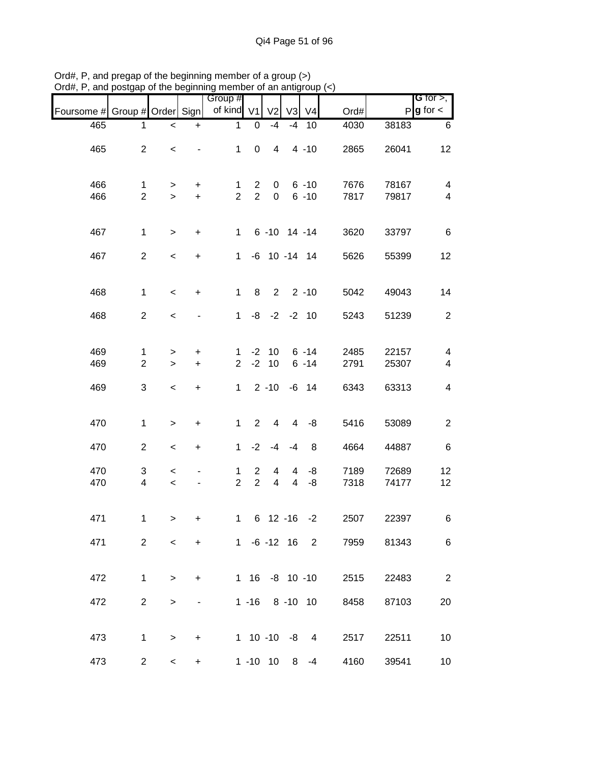Ord#, P, and pregap of the beginning member of a group (>)
Ord#, P, and postgap of the beginning member of an antigroup (<)

| Foursome # | Group # | Order | Sign | Group # of kind | V1 | V2 | V3 | V4 | Ord# | P | G for >, g for < |
|---|---|---|---|---|---|---|---|---|---|---|---|
| 465 | 1 | < | + | 1 | 0 | -4 | -4 | 10 | 4030 | 38183 | 6 |
| 465 | 2 | < | - | 1 | 0 | 4 | 4 | -10 | 2865 | 26041 | 12 |
| 466 | 1 | > | + | 1 | 2 | 0 | 6 | -10 | 7676 | 78167 | 4 |
| 466 | 2 | > | + | 2 | 2 | 0 | 6 | -10 | 7817 | 79817 | 4 |
| 467 | 1 | > | + | 1 | 6 | -10 | 14 | -14 | 3620 | 33797 | 6 |
| 467 | 2 | < | + | 1 | -6 | 10 | -14 | 14 | 5626 | 55399 | 12 |
| 468 | 1 | < | + | 1 | 8 | 2 | 2 | -10 | 5042 | 49043 | 14 |
| 468 | 2 | < | - | 1 | -8 | -2 | -2 | 10 | 5243 | 51239 | 2 |
| 469 | 1 | > | + | 1 | -2 | 10 | 6 | -14 | 2485 | 22157 | 4 |
| 469 | 2 | > | + | 2 | -2 | 10 | 6 | -14 | 2791 | 25307 | 4 |
| 469 | 3 | < | + | 1 | 2 | -10 | -6 | 14 | 6343 | 63313 | 4 |
| 470 | 1 | > | + | 1 | 2 | 4 | 4 | -8 | 5416 | 53089 | 2 |
| 470 | 2 | < | + | 1 | -2 | -4 | -4 | 8 | 4664 | 44887 | 6 |
| 470 | 3 | < | - | 1 | 2 | 4 | 4 | -8 | 7189 | 72689 | 12 |
| 470 | 4 | < | - | 2 | 2 | 4 | 4 | -8 | 7318 | 74177 | 12 |
| 471 | 1 | > | + | 1 | 6 | 12 | -16 | -2 | 2507 | 22397 | 6 |
| 471 | 2 | < | + | 1 | -6 | -12 | 16 | 2 | 7959 | 81343 | 6 |
| 472 | 1 | > | + | 1 | 16 | -8 | 10 | -10 | 2515 | 22483 | 2 |
| 472 | 2 | > | - | 1 | -16 | 8 | -10 | 10 | 8458 | 87103 | 20 |
| 473 | 1 | > | + | 1 | 10 | -10 | -8 | 4 | 2517 | 22511 | 10 |
| 473 | 2 | < | + | 1 | -10 | 10 | 8 | -4 | 4160 | 39541 | 10 |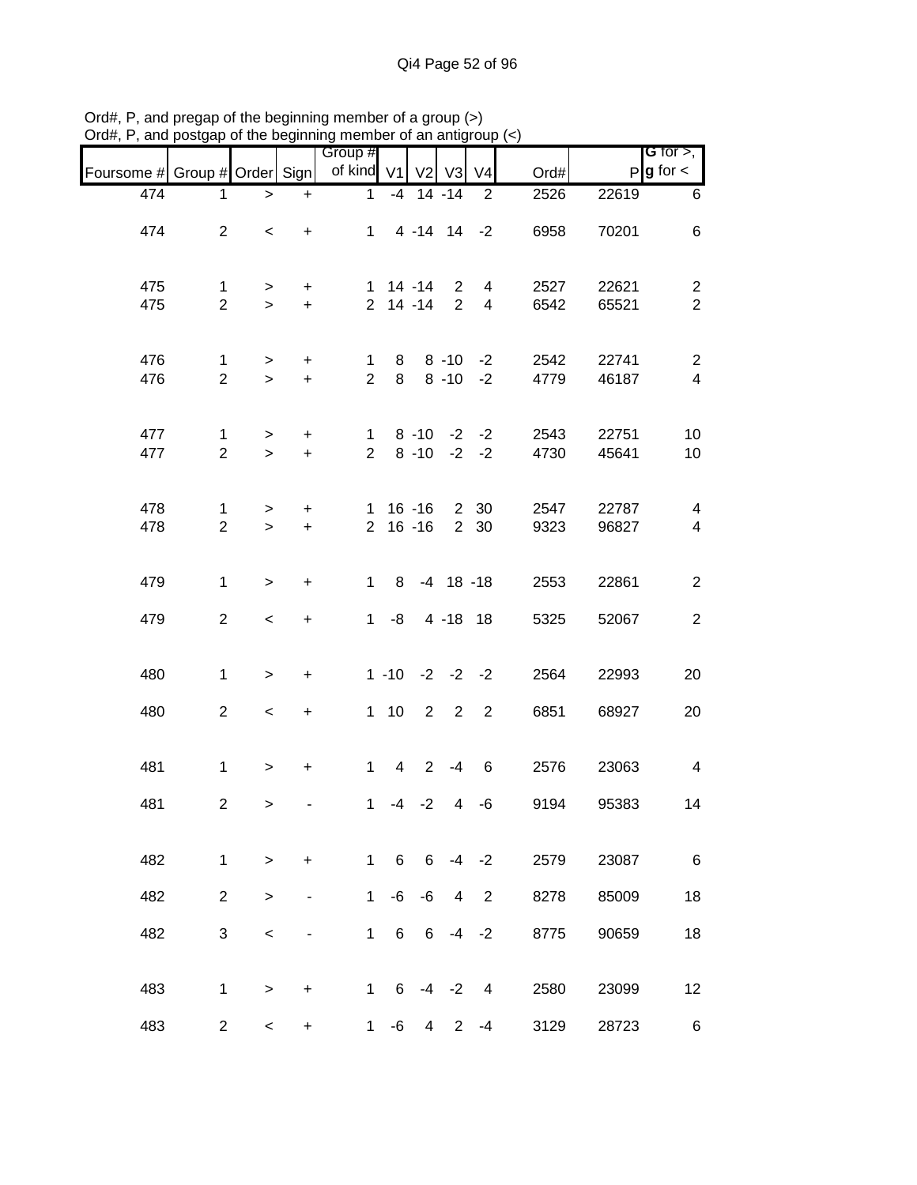Ord#, P, and pregap of the beginning member of a group (>)
Ord#, P, and postgap of the beginning member of an antigroup (<)

| Foursome # | Group # | Order | Sign | Group # of kind | V1 | V2 | V3 | V4 | Ord# | P | G for >, g for < |
|---|---|---|---|---|---|---|---|---|---|---|---|
| 474 | 1 | > | + | 1 | -4 | 14 | -14 | 2 | 2526 | 22619 | 6 |
| 474 | 2 | < | + | 1 | 4 | -14 | 14 | -2 | 6958 | 70201 | 6 |
| 475 | 1 | > | + | 1 | 14 | -14 | 2 | 4 | 2527 | 22621 | 2 |
| 475 | 2 | > | + | 2 | 14 | -14 | 2 | 4 | 6542 | 65521 | 2 |
| 476 | 1 | > | + | 1 | 8 | 8 | -10 | -2 | 2542 | 22741 | 2 |
| 476 | 2 | > | + | 2 | 8 | 8 | -10 | -2 | 4779 | 46187 | 4 |
| 477 | 1 | > | + | 1 | 8 | -10 | -2 | -2 | 2543 | 22751 | 10 |
| 477 | 2 | > | + | 2 | 8 | -10 | -2 | -2 | 4730 | 45641 | 10 |
| 478 | 1 | > | + | 1 | 16 | -16 | 2 | 30 | 2547 | 22787 | 4 |
| 478 | 2 | > | + | 2 | 16 | -16 | 2 | 30 | 9323 | 96827 | 4 |
| 479 | 1 | > | + | 1 | 8 | -4 | 18 | -18 | 2553 | 22861 | 2 |
| 479 | 2 | < | + | 1 | -8 | 4 | -18 | 18 | 5325 | 52067 | 2 |
| 480 | 1 | > | + | 1 | -10 | -2 | -2 | -2 | 2564 | 22993 | 20 |
| 480 | 2 | < | + | 1 | 10 | 2 | 2 | 2 | 6851 | 68927 | 20 |
| 481 | 1 | > | + | 1 | 4 | 2 | -4 | 6 | 2576 | 23063 | 4 |
| 481 | 2 | > | - | 1 | -4 | -2 | 4 | -6 | 9194 | 95383 | 14 |
| 482 | 1 | > | + | 1 | 6 | 6 | -4 | -2 | 2579 | 23087 | 6 |
| 482 | 2 | > | - | 1 | -6 | -6 | 4 | 2 | 8278 | 85009 | 18 |
| 482 | 3 | < | - | 1 | 6 | 6 | -4 | -2 | 8775 | 90659 | 18 |
| 483 | 1 | > | + | 1 | 6 | -4 | -2 | 4 | 2580 | 23099 | 12 |
| 483 | 2 | < | + | 1 | -6 | 4 | 2 | -4 | 3129 | 28723 | 6 |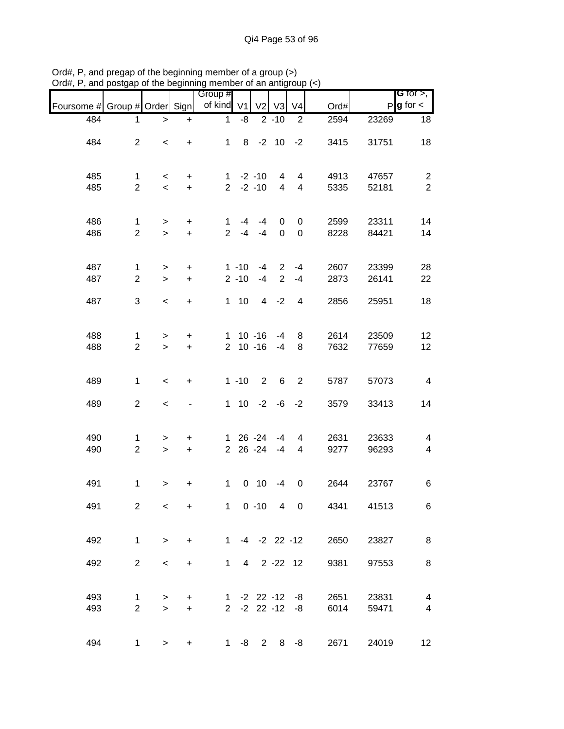Ord#, P, and pregap of the beginning member of a group (>)
Ord#, P, and postgap of the beginning member of an antigroup (<)

| Foursome # | Group # | Order | Sign | Group # of kind | V1 | V2 | V3 | V4 | Ord# | P | G for >, g for < |
|---|---|---|---|---|---|---|---|---|---|---|---|
| 484 | 1 | > | + | 1 | -8 | 2 | -10 | 2 | 2594 | 23269 | 18 |
| 484 | 2 | < | + | 1 | 8 | -2 | 10 | -2 | 3415 | 31751 | 18 |
| 485 | 1 | < | + | 1 | -2 | -10 | 4 | 4 | 4913 | 47657 | 2 |
| 485 | 2 | < | + | 2 | -2 | -10 | 4 | 4 | 5335 | 52181 | 2 |
| 486 | 1 | > | + | 1 | -4 | -4 | 0 | 0 | 2599 | 23311 | 14 |
| 486 | 2 | > | + | 2 | -4 | -4 | 0 | 0 | 8228 | 84421 | 14 |
| 487 | 1 | > | + | 1 | -10 | -4 | 2 | -4 | 2607 | 23399 | 28 |
| 487 | 2 | > | + | 2 | -10 | -4 | 2 | -4 | 2873 | 26141 | 22 |
| 487 | 3 | < | + | 1 | 10 | 4 | -2 | 4 | 2856 | 25951 | 18 |
| 488 | 1 | > | + | 1 | 10 | -16 | -4 | 8 | 2614 | 23509 | 12 |
| 488 | 2 | > | + | 2 | 10 | -16 | -4 | 8 | 7632 | 77659 | 12 |
| 489 | 1 | < | + | 1 | -10 | 2 | 6 | 2 | 5787 | 57073 | 4 |
| 489 | 2 | < | - | 1 | 10 | -2 | -6 | -2 | 3579 | 33413 | 14 |
| 490 | 1 | > | + | 1 | 26 | -24 | -4 | 4 | 2631 | 23633 | 4 |
| 490 | 2 | > | + | 2 | 26 | -24 | -4 | 4 | 9277 | 96293 | 4 |
| 491 | 1 | > | + | 1 | 0 | 10 | -4 | 0 | 2644 | 23767 | 6 |
| 491 | 2 | < | + | 1 | 0 | -10 | 4 | 0 | 4341 | 41513 | 6 |
| 492 | 1 | > | + | 1 | -4 | -2 | 22 | -12 | 2650 | 23827 | 8 |
| 492 | 2 | < | + | 1 | 4 | 2 | -22 | 12 | 9381 | 97553 | 8 |
| 493 | 1 | > | + | 1 | -2 | 22 | -12 | -8 | 2651 | 23831 | 4 |
| 493 | 2 | > | + | 2 | -2 | 22 | -12 | -8 | 6014 | 59471 | 4 |
| 494 | 1 | > | + | 1 | -8 | 2 | 8 | -8 | 2671 | 24019 | 12 |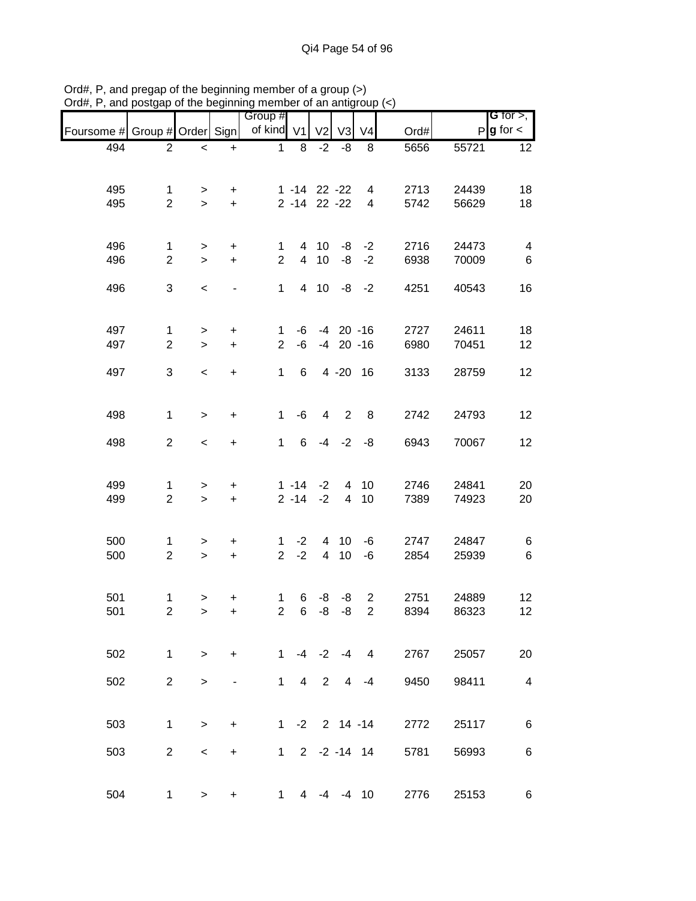Ord#, P, and pregap of the beginning member of a group (>)
Ord#, P, and postgap of the beginning member of an antigroup (<)

| Foursome # | Group # | Order | Sign | Group # of kind | V1 | V2 | V3 | V4 | Ord# | P | G for >, g for < |
|---|---|---|---|---|---|---|---|---|---|---|---|
| 494 | 2 | < | + | 1 | 8 | -2 | -8 | 8 | 5656 | 55721 | 12 |
| | | | | | | | | | | | |
| 495 | 1 | > | + | 1 | -14 | 22 | -22 | 4 | 2713 | 24439 | 18 |
| 495 | 2 | > | + | 2 | -14 | 22 | -22 | 4 | 5742 | 56629 | 18 |
| | | | | | | | | | | | |
| 496 | 1 | > | + | 1 | 4 | 10 | -8 | -2 | 2716 | 24473 | 4 |
| 496 | 2 | > | + | 2 | 4 | 10 | -8 | -2 | 6938 | 70009 | 6 |
| 496 | 3 | < | - | 1 | 4 | 10 | -8 | -2 | 4251 | 40543 | 16 |
| | | | | | | | | | | | |
| 497 | 1 | > | + | 1 | -6 | -4 | 20 | -16 | 2727 | 24611 | 18 |
| 497 | 2 | > | + | 2 | -6 | -4 | 20 | -16 | 6980 | 70451 | 12 |
| 497 | 3 | < | + | 1 | 6 | 4 | -20 | 16 | 3133 | 28759 | 12 |
| | | | | | | | | | | | |
| 498 | 1 | > | + | 1 | -6 | 4 | 2 | 8 | 2742 | 24793 | 12 |
| 498 | 2 | < | + | 1 | 6 | -4 | -2 | -8 | 6943 | 70067 | 12 |
| | | | | | | | | | | | |
| 499 | 1 | > | + | 1 | -14 | -2 | 4 | 10 | 2746 | 24841 | 20 |
| 499 | 2 | > | + | 2 | -14 | -2 | 4 | 10 | 7389 | 74923 | 20 |
| | | | | | | | | | | | |
| 500 | 1 | > | + | 1 | -2 | 4 | 10 | -6 | 2747 | 24847 | 6 |
| 500 | 2 | > | + | 2 | -2 | 4 | 10 | -6 | 2854 | 25939 | 6 |
| | | | | | | | | | | | |
| 501 | 1 | > | + | 1 | 6 | -8 | -8 | 2 | 2751 | 24889 | 12 |
| 501 | 2 | > | + | 2 | 6 | -8 | -8 | 2 | 8394 | 86323 | 12 |
| | | | | | | | | | | | |
| 502 | 1 | > | + | 1 | -4 | -2 | -4 | 4 | 2767 | 25057 | 20 |
| 502 | 2 | > | - | 1 | 4 | 2 | 4 | -4 | 9450 | 98411 | 4 |
| | | | | | | | | | | | |
| 503 | 1 | > | + | 1 | -2 | 2 | 14 | -14 | 2772 | 25117 | 6 |
| 503 | 2 | < | + | 1 | 2 | -2 | -14 | 14 | 5781 | 56993 | 6 |
| | | | | | | | | | | | |
| 504 | 1 | > | + | 1 | 4 | -4 | -4 | 10 | 2776 | 25153 | 6 |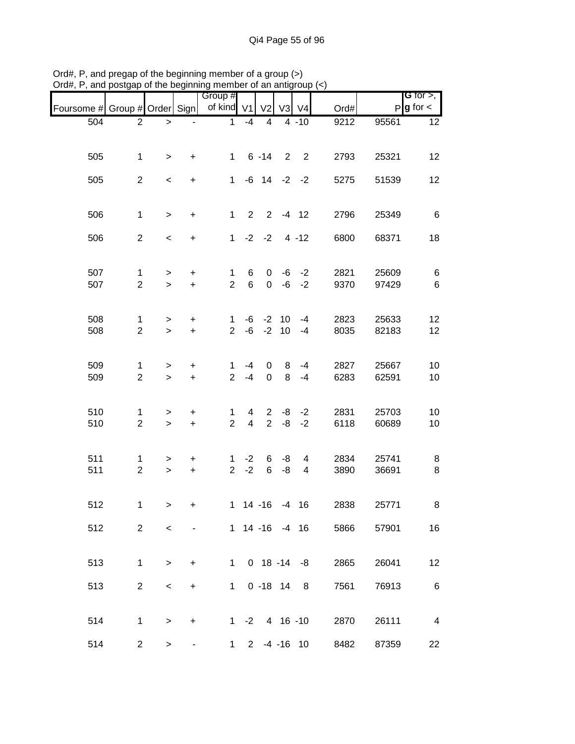Ord#, P, and pregap of the beginning member of a group (>)
Ord#, P, and postgap of the beginning member of an antigroup (<)

| Foursome # | Group # | Order | Sign | Group # of kind | V1 | V2 | V3 | V4 | Ord# | P | G for >, g for < |
|---|---|---|---|---|---|---|---|---|---|---|---|
| 504 | 2 | > | - | 1 | -4 | 4 | 4 | -10 | 9212 | 95561 | 12 |
| 505 | 1 | > | + | 1 | 6 | -14 | 2 | 2 | 2793 | 25321 | 12 |
| 505 | 2 | < | + | 1 | -6 | 14 | -2 | -2 | 5275 | 51539 | 12 |
| 506 | 1 | > | + | 1 | 2 | 2 | -4 | 12 | 2796 | 25349 | 6 |
| 506 | 2 | < | + | 1 | -2 | -2 | 4 | -12 | 6800 | 68371 | 18 |
| 507 | 1 | > | + | 1 | 6 | 0 | -6 | -2 | 2821 | 25609 | 6 |
| 507 | 2 | > | + | 2 | 6 | 0 | -6 | -2 | 9370 | 97429 | 6 |
| 508 | 1 | > | + | 1 | -6 | -2 | 10 | -4 | 2823 | 25633 | 12 |
| 508 | 2 | > | + | 2 | -6 | -2 | 10 | -4 | 8035 | 82183 | 12 |
| 509 | 1 | > | + | 1 | -4 | 0 | 8 | -4 | 2827 | 25667 | 10 |
| 509 | 2 | > | + | 2 | -4 | 0 | 8 | -4 | 6283 | 62591 | 10 |
| 510 | 1 | > | + | 1 | 4 | 2 | -8 | -2 | 2831 | 25703 | 10 |
| 510 | 2 | > | + | 2 | 4 | 2 | -8 | -2 | 6118 | 60689 | 10 |
| 511 | 1 | > | + | 1 | -2 | 6 | -8 | 4 | 2834 | 25741 | 8 |
| 511 | 2 | > | + | 2 | -2 | 6 | -8 | 4 | 3890 | 36691 | 8 |
| 512 | 1 | > | + | 1 | 14 | -16 | -4 | 16 | 2838 | 25771 | 8 |
| 512 | 2 | < | - | 1 | 14 | -16 | -4 | 16 | 5866 | 57901 | 16 |
| 513 | 1 | > | + | 1 | 0 | 18 | -14 | -8 | 2865 | 26041 | 12 |
| 513 | 2 | < | + | 1 | 0 | -18 | 14 | 8 | 7561 | 76913 | 6 |
| 514 | 1 | > | + | 1 | -2 | 4 | 16 | -10 | 2870 | 26111 | 4 |
| 514 | 2 | > | - | 1 | 2 | -4 | -16 | 10 | 8482 | 87359 | 22 |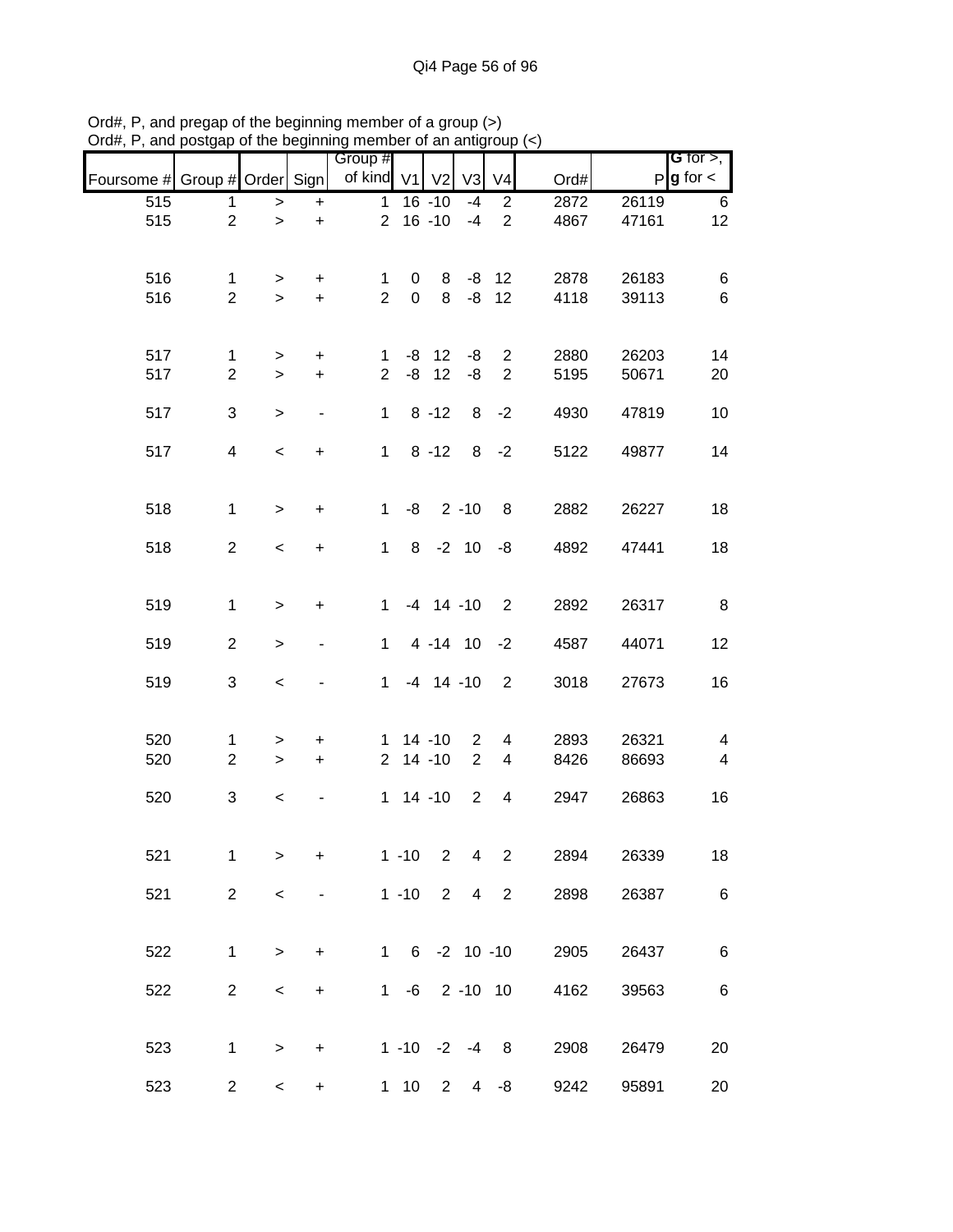Ord#, P, and pregap of the beginning member of a group (>)
Ord#, P, and postgap of the beginning member of an antigroup (<)

| Foursome # | Group # | Order | Sign | Group # of kind | V1 | V2 | V3 | V4 | Ord# | P | G for >, g for < |
|---|---|---|---|---|---|---|---|---|---|---|---|
| 515 | 1 | > | + | 1 | 16 | -10 | -4 | 2 | 2872 | 26119 | 6 |
| 515 | 2 | > | + | 2 | 16 | -10 | -4 | 2 | 4867 | 47161 | 12 |
| 516 | 1 | > | + | 1 | 0 | 8 | -8 | 12 | 2878 | 26183 | 6 |
| 516 | 2 | > | + | 2 | 0 | 8 | -8 | 12 | 4118 | 39113 | 6 |
| 517 | 1 | > | + | 1 | -8 | 12 | -8 | 2 | 2880 | 26203 | 14 |
| 517 | 2 | > | + | 2 | -8 | 12 | -8 | 2 | 5195 | 50671 | 20 |
| 517 | 3 | > | - | 1 | 8 | -12 | 8 | -2 | 4930 | 47819 | 10 |
| 517 | 4 | < | + | 1 | 8 | -12 | 8 | -2 | 5122 | 49877 | 14 |
| 518 | 1 | > | + | 1 | -8 | 2 | -10 | 8 | 2882 | 26227 | 18 |
| 518 | 2 | < | + | 1 | 8 | -2 | 10 | -8 | 4892 | 47441 | 18 |
| 519 | 1 | > | + | 1 | -4 | 14 | -10 | 2 | 2892 | 26317 | 8 |
| 519 | 2 | > | - | 1 | 4 | -14 | 10 | -2 | 4587 | 44071 | 12 |
| 519 | 3 | < | - | 1 | -4 | 14 | -10 | 2 | 3018 | 27673 | 16 |
| 520 | 1 | > | + | 1 | 14 | -10 | 2 | 4 | 2893 | 26321 | 4 |
| 520 | 2 | > | + | 2 | 14 | -10 | 2 | 4 | 8426 | 86693 | 4 |
| 520 | 3 | < | - | 1 | 14 | -10 | 2 | 4 | 2947 | 26863 | 16 |
| 521 | 1 | > | + | 1 | -10 | 2 | 4 | 2 | 2894 | 26339 | 18 |
| 521 | 2 | < | - | 1 | -10 | 2 | 4 | 2 | 2898 | 26387 | 6 |
| 522 | 1 | > | + | 1 | 6 | -2 | 10 | -10 | 2905 | 26437 | 6 |
| 522 | 2 | < | + | 1 | -6 | 2 | -10 | 10 | 4162 | 39563 | 6 |
| 523 | 1 | > | + | 1 | -10 | -2 | -4 | 8 | 2908 | 26479 | 20 |
| 523 | 2 | < | + | 1 | 10 | 2 | 4 | -8 | 9242 | 95891 | 20 |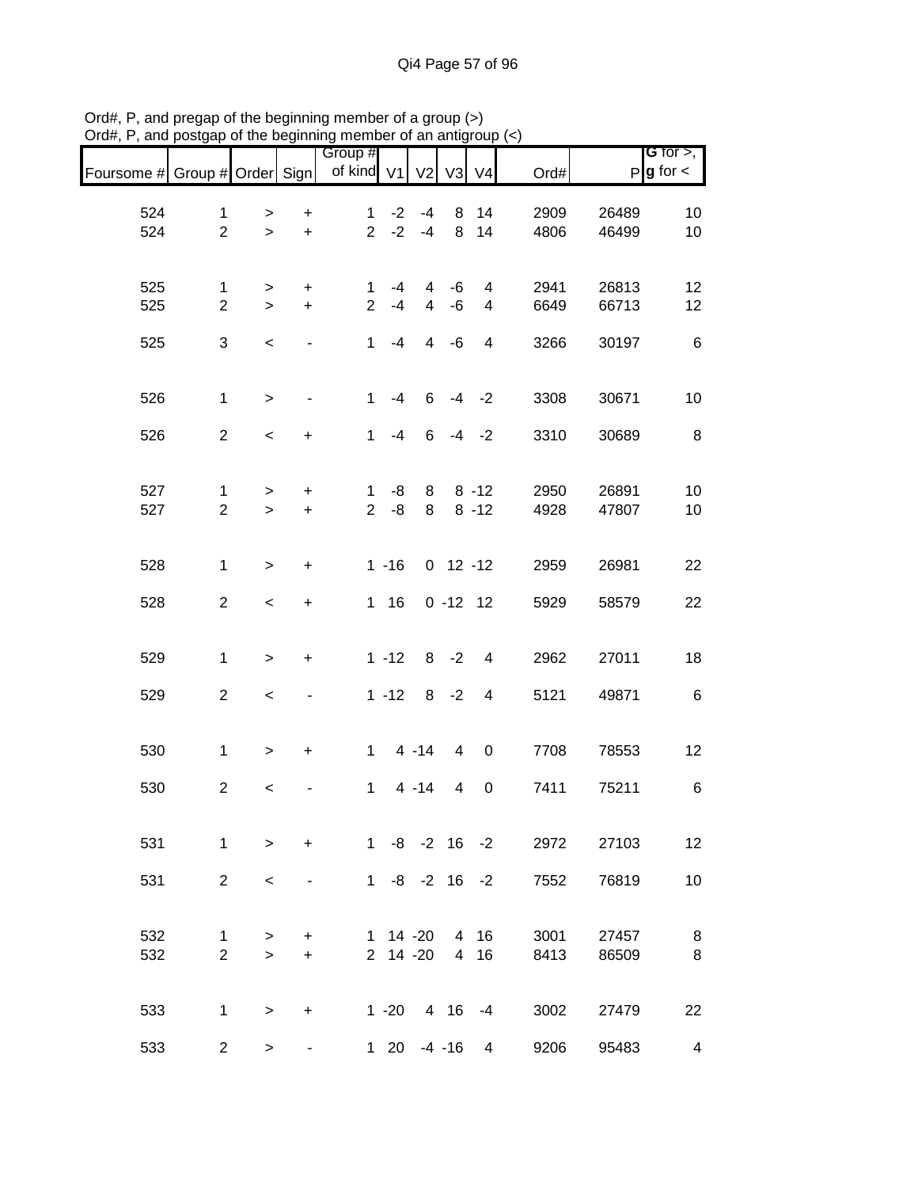Ord#, P, and pregap of the beginning member of a group (>)
Ord#, P, and postgap of the beginning member of an antigroup (<)

| Foursome # | Group # | Order | Sign | Group # of kind | V1 | V2 | V3 | V4 | Ord# | P | G for >, g for < |
|---|---|---|---|---|---|---|---|---|---|---|---|
| 524 | 1 | > | + | 1 | -2 | -4 | 8 | 14 | 2909 | 26489 | 10 |
| 524 | 2 | > | + | 2 | -2 | -4 | 8 | 14 | 4806 | 46499 | 10 |
| 525 | 1 | > | + | 1 | -4 | 4 | -6 | 4 | 2941 | 26813 | 12 |
| 525 | 2 | > | + | 2 | -4 | 4 | -6 | 4 | 6649 | 66713 | 12 |
| 525 | 3 | < | - | 1 | -4 | 4 | -6 | 4 | 3266 | 30197 | 6 |
| 526 | 1 | > | - | 1 | -4 | 6 | -4 | -2 | 3308 | 30671 | 10 |
| 526 | 2 | < | + | 1 | -4 | 6 | -4 | -2 | 3310 | 30689 | 8 |
| 527 | 1 | > | + | 1 | -8 | 8 | 8 | -12 | 2950 | 26891 | 10 |
| 527 | 2 | > | + | 2 | -8 | 8 | 8 | -12 | 4928 | 47807 | 10 |
| 528 | 1 | > | + | 1 | -16 | 0 | 12 | -12 | 2959 | 26981 | 22 |
| 528 | 2 | < | + | 1 | 16 | 0 | -12 | 12 | 5929 | 58579 | 22 |
| 529 | 1 | > | + | 1 | -12 | 8 | -2 | 4 | 2962 | 27011 | 18 |
| 529 | 2 | < | - | 1 | -12 | 8 | -2 | 4 | 5121 | 49871 | 6 |
| 530 | 1 | > | + | 1 | 4 | -14 | 4 | 0 | 7708 | 78553 | 12 |
| 530 | 2 | < | - | 1 | 4 | -14 | 4 | 0 | 7411 | 75211 | 6 |
| 531 | 1 | > | + | 1 | -8 | -2 | 16 | -2 | 2972 | 27103 | 12 |
| 531 | 2 | < | - | 1 | -8 | -2 | 16 | -2 | 7552 | 76819 | 10 |
| 532 | 1 | > | + | 1 | 14 | -20 | 4 | 16 | 3001 | 27457 | 8 |
| 532 | 2 | > | + | 2 | 14 | -20 | 4 | 16 | 8413 | 86509 | 8 |
| 533 | 1 | > | + | 1 | -20 | 4 | 16 | -4 | 3002 | 27479 | 22 |
| 533 | 2 | > | - | 1 | 20 | -4 | -16 | 4 | 9206 | 95483 | 4 |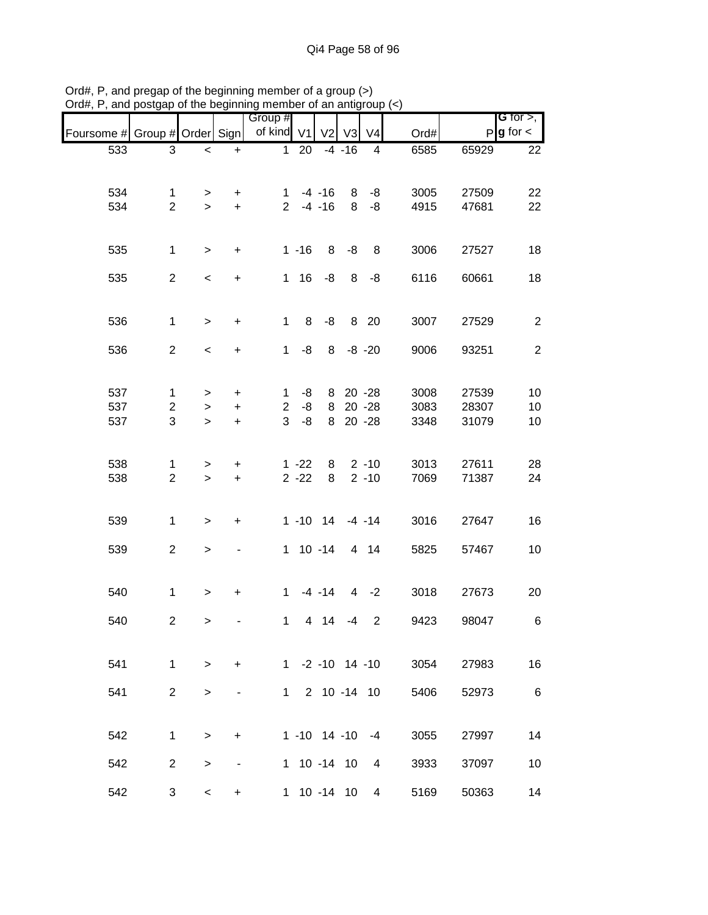Ord#, P, and pregap of the beginning member of a group (>)
Ord#, P, and postgap of the beginning member of an antigroup (<)

| Foursome # | Group # | Order | Sign | Group # of kind | V1 | V2 | V3 | V4 | Ord# | P | G for >, g for < |
|---|---|---|---|---|---|---|---|---|---|---|---|
| 533 | 3 | < | + | 1 | 20 | -4 | -16 | 4 | 6585 | 65929 | 22 |
| 534 | 1 | > | + | 1 | -4 | -16 | 8 | -8 | 3005 | 27509 | 22 |
| 534 | 2 | > | + | 2 | -4 | -16 | 8 | -8 | 4915 | 47681 | 22 |
| 535 | 1 | > | + | 1 | -16 | 8 | -8 | 8 | 3006 | 27527 | 18 |
| 535 | 2 | < | + | 1 | 16 | -8 | 8 | -8 | 6116 | 60661 | 18 |
| 536 | 1 | > | + | 1 | 8 | -8 | 8 | 20 | 3007 | 27529 | 2 |
| 536 | 2 | < | + | 1 | -8 | 8 | -8 | -20 | 9006 | 93251 | 2 |
| 537 | 1 | > | + | 1 | -8 | 8 | 20 | -28 | 3008 | 27539 | 10 |
| 537 | 2 | > | + | 2 | -8 | 8 | 20 | -28 | 3083 | 28307 | 10 |
| 537 | 3 | > | + | 3 | -8 | 8 | 20 | -28 | 3348 | 31079 | 10 |
| 538 | 1 | > | + | 1 | -22 | 8 | 2 | -10 | 3013 | 27611 | 28 |
| 538 | 2 | > | + | 2 | -22 | 8 | 2 | -10 | 7069 | 71387 | 24 |
| 539 | 1 | > | + | 1 | -10 | 14 | -4 | -14 | 3016 | 27647 | 16 |
| 539 | 2 | > | - | 1 | 10 | -14 | 4 | 14 | 5825 | 57467 | 10 |
| 540 | 1 | > | + | 1 | -4 | -14 | 4 | -2 | 3018 | 27673 | 20 |
| 540 | 2 | > | - | 1 | 4 | 14 | -4 | 2 | 9423 | 98047 | 6 |
| 541 | 1 | > | + | 1 | -2 | -10 | 14 | -10 | 3054 | 27983 | 16 |
| 541 | 2 | > | - | 1 | 2 | 10 | -14 | 10 | 5406 | 52973 | 6 |
| 542 | 1 | > | + | 1 | -10 | 14 | -10 | -4 | 3055 | 27997 | 14 |
| 542 | 2 | > | - | 1 | 10 | -14 | 10 | 4 | 3933 | 37097 | 10 |
| 542 | 3 | < | + | 1 | 10 | -14 | 10 | 4 | 5169 | 50363 | 14 |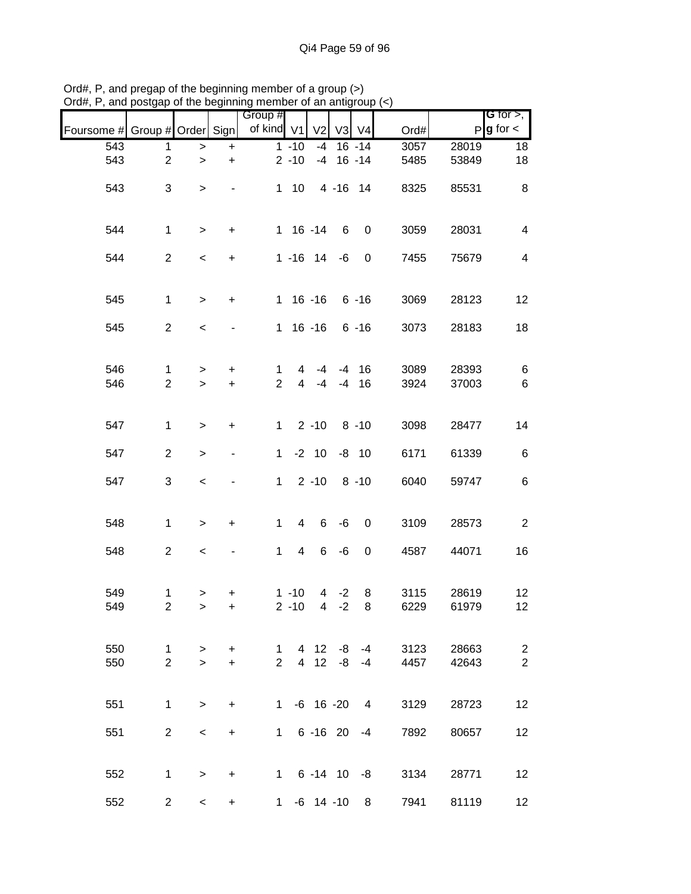Ord#, P, and pregap of the beginning member of a group (>)
Ord#, P, and postgap of the beginning member of an antigroup (<)

| Foursome # | Group # | Order | Sign | Group # of kind | V1 | V2 | V3 | V4 | Ord# | P | G for >, g for < |
|---|---|---|---|---|---|---|---|---|---|---|---|
| 543 | 1 | > | + | 1 | -10 | -4 | 16 | -14 | 3057 | 28019 | 18 |
| 543 | 2 | > | + | 2 | -10 | -4 | 16 | -14 | 5485 | 53849 | 18 |
| 543 | 3 | > | - | 1 | 10 | 4 | -16 | 14 | 8325 | 85531 | 8 |
| 544 | 1 | > | + | 1 | 16 | -14 | 6 | 0 | 3059 | 28031 | 4 |
| 544 | 2 | < | + | 1 | -16 | 14 | -6 | 0 | 7455 | 75679 | 4 |
| 545 | 1 | > | + | 1 | 16 | -16 | 6 | -16 | 3069 | 28123 | 12 |
| 545 | 2 | < | - | 1 | 16 | -16 | 6 | -16 | 3073 | 28183 | 18 |
| 546 | 1 | > | + | 1 | 4 | -4 | -4 | 16 | 3089 | 28393 | 6 |
| 546 | 2 | > | + | 2 | 4 | -4 | -4 | 16 | 3924 | 37003 | 6 |
| 547 | 1 | > | + | 1 | 2 | -10 | 8 | -10 | 3098 | 28477 | 14 |
| 547 | 2 | > | - | 1 | -2 | 10 | -8 | 10 | 6171 | 61339 | 6 |
| 547 | 3 | < | - | 1 | 2 | -10 | 8 | -10 | 6040 | 59747 | 6 |
| 548 | 1 | > | + | 1 | 4 | 6 | -6 | 0 | 3109 | 28573 | 2 |
| 548 | 2 | < | - | 1 | 4 | 6 | -6 | 0 | 4587 | 44071 | 16 |
| 549 | 1 | > | + | 1 | -10 | 4 | -2 | 8 | 3115 | 28619 | 12 |
| 549 | 2 | > | + | 2 | -10 | 4 | -2 | 8 | 6229 | 61979 | 12 |
| 550 | 1 | > | + | 1 | 4 | 12 | -8 | -4 | 3123 | 28663 | 2 |
| 550 | 2 | > | + | 2 | 4 | 12 | -8 | -4 | 4457 | 42643 | 2 |
| 551 | 1 | > | + | 1 | -6 | 16 | -20 | 4 | 3129 | 28723 | 12 |
| 551 | 2 | < | + | 1 | 6 | -16 | 20 | -4 | 7892 | 80657 | 12 |
| 552 | 1 | > | + | 1 | 6 | -14 | 10 | -8 | 3134 | 28771 | 12 |
| 552 | 2 | < | + | 1 | -6 | 14 | -10 | 8 | 7941 | 81119 | 12 |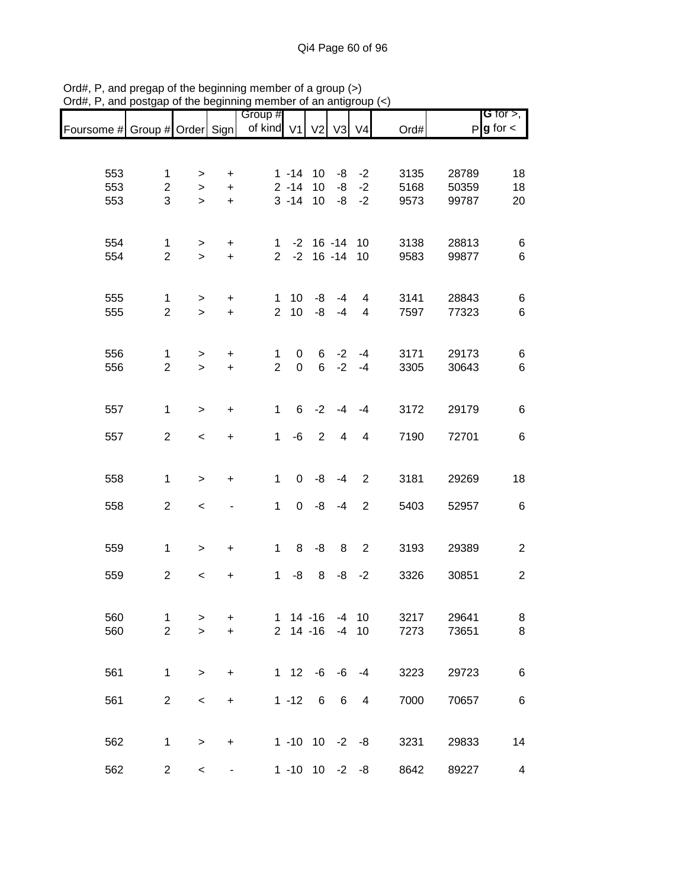Ord#, P, and pregap of the beginning member of a group (>)
Ord#, P, and postgap of the beginning member of an antigroup (<)

| Foursome # | Group # | Order | Sign | Group # of kind | V1 | V2 | V3 | V4 | Ord# | P | G for >, g for < |
|---|---|---|---|---|---|---|---|---|---|---|---|
| 553 | 1 | > | + | 1 | -14 | 10 | -8 | -2 | 3135 | 28789 | 18 |
| 553 | 2 | > | + | 2 | -14 | 10 | -8 | -2 | 5168 | 50359 | 18 |
| 553 | 3 | > | + | 3 | -14 | 10 | -8 | -2 | 9573 | 99787 | 20 |
| 554 | 1 | > | + | 1 | -2 | 16 | -14 | 10 | 3138 | 28813 | 6 |
| 554 | 2 | > | + | 2 | -2 | 16 | -14 | 10 | 9583 | 99877 | 6 |
| 555 | 1 | > | + | 1 | 10 | -8 | -4 | 4 | 3141 | 28843 | 6 |
| 555 | 2 | > | + | 2 | 10 | -8 | -4 | 4 | 7597 | 77323 | 6 |
| 556 | 1 | > | + | 1 | 0 | 6 | -2 | -4 | 3171 | 29173 | 6 |
| 556 | 2 | > | + | 2 | 0 | 6 | -2 | -4 | 3305 | 30643 | 6 |
| 557 | 1 | > | + | 1 | 6 | -2 | -4 | -4 | 3172 | 29179 | 6 |
| 557 | 2 | < | + | 1 | -6 | 2 | 4 | 4 | 7190 | 72701 | 6 |
| 558 | 1 | > | + | 1 | 0 | -8 | -4 | 2 | 3181 | 29269 | 18 |
| 558 | 2 | < | - | 1 | 0 | -8 | -4 | 2 | 5403 | 52957 | 6 |
| 559 | 1 | > | + | 1 | 8 | -8 | 8 | 2 | 3193 | 29389 | 2 |
| 559 | 2 | < | + | 1 | -8 | 8 | -8 | -2 | 3326 | 30851 | 2 |
| 560 | 1 | > | + | 1 | 14 | -16 | -4 | 10 | 3217 | 29641 | 8 |
| 560 | 2 | > | + | 2 | 14 | -16 | -4 | 10 | 7273 | 73651 | 8 |
| 561 | 1 | > | + | 1 | 12 | -6 | -6 | -4 | 3223 | 29723 | 6 |
| 561 | 2 | < | + | 1 | -12 | 6 | 6 | 4 | 7000 | 70657 | 6 |
| 562 | 1 | > | + | 1 | -10 | 10 | -2 | -8 | 3231 | 29833 | 14 |
| 562 | 2 | < | - | 1 | -10 | 10 | -2 | -8 | 8642 | 89227 | 4 |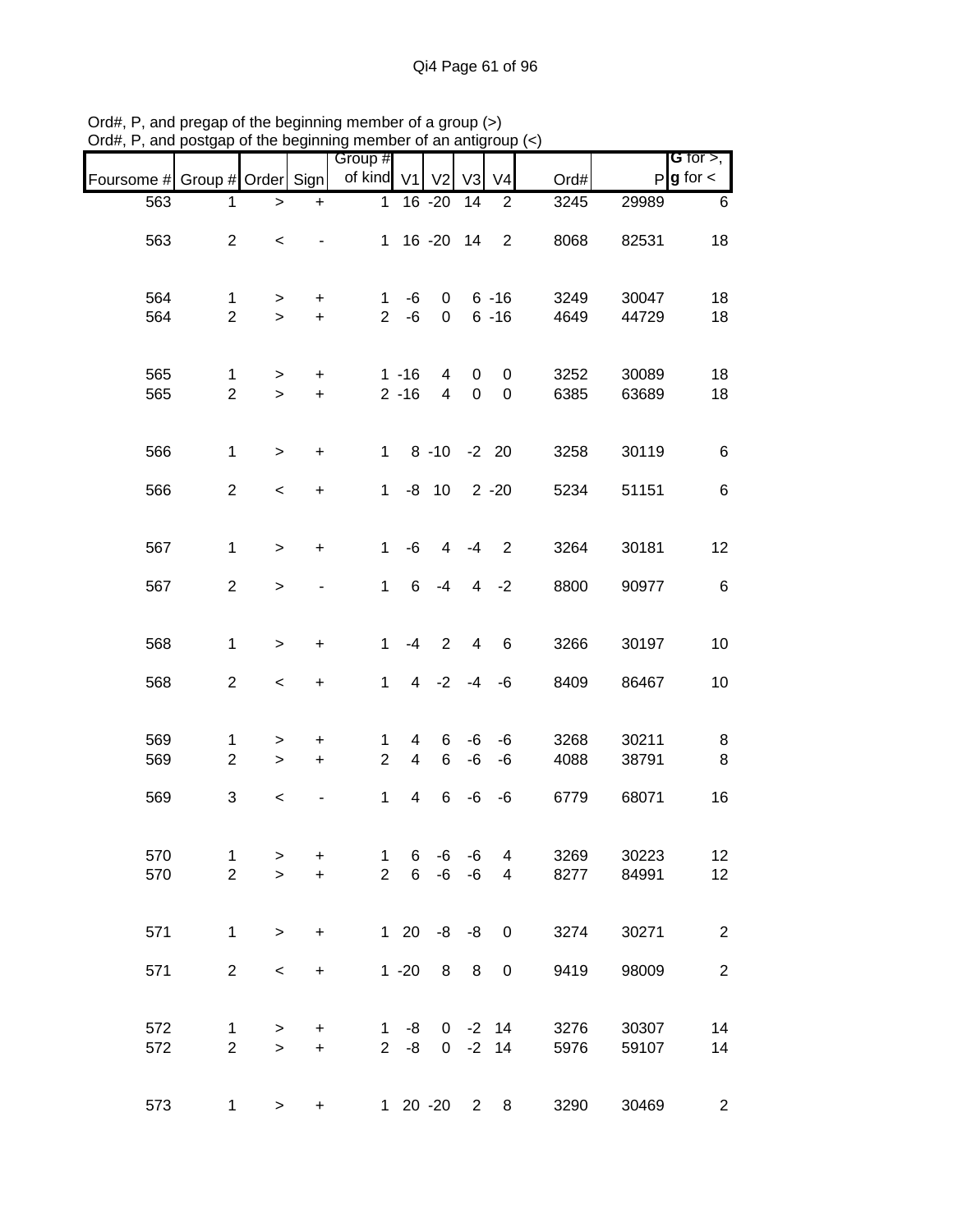Ord#, P, and pregap of the beginning member of a group (>)
Ord#, P, and postgap of the beginning member of an antigroup (<)

| Foursome # | Group # | Order | Sign | Group # of kind | V1 | V2 | V3 | V4 | Ord# | P | G for >, g for < |
|---|---|---|---|---|---|---|---|---|---|---|---|
| 563 | 1 | > | + | 1 | 16 | -20 | 14 | 2 | 3245 | 29989 | 6 |
| 563 | 2 | < | - | 1 | 16 | -20 | 14 | 2 | 8068 | 82531 | 18 |
| 564 | 1 | > | + | 1 | -6 | 0 | 6 | -16 | 3249 | 30047 | 18 |
| 564 | 2 | > | + | 2 | -6 | 0 | 6 | -16 | 4649 | 44729 | 18 |
| 565 | 1 | > | + | 1 | -16 | 4 | 0 | 0 | 3252 | 30089 | 18 |
| 565 | 2 | > | + | 2 | -16 | 4 | 0 | 0 | 6385 | 63689 | 18 |
| 566 | 1 | > | + | 1 | 8 | -10 | -2 | 20 | 3258 | 30119 | 6 |
| 566 | 2 | < | + | 1 | -8 | 10 | 2 | -20 | 5234 | 51151 | 6 |
| 567 | 1 | > | + | 1 | -6 | 4 | -4 | 2 | 3264 | 30181 | 12 |
| 567 | 2 | > | - | 1 | 6 | -4 | 4 | -2 | 8800 | 90977 | 6 |
| 568 | 1 | > | + | 1 | -4 | 2 | 4 | 6 | 3266 | 30197 | 10 |
| 568 | 2 | < | + | 1 | 4 | -2 | -4 | -6 | 8409 | 86467 | 10 |
| 569 | 1 | > | + | 1 | 4 | 6 | -6 | -6 | 3268 | 30211 | 8 |
| 569 | 2 | > | + | 2 | 4 | 6 | -6 | -6 | 4088 | 38791 | 8 |
| 569 | 3 | < | - | 1 | 4 | 6 | -6 | -6 | 6779 | 68071 | 16 |
| 570 | 1 | > | + | 1 | 6 | -6 | -6 | 4 | 3269 | 30223 | 12 |
| 570 | 2 | > | + | 2 | 6 | -6 | -6 | 4 | 8277 | 84991 | 12 |
| 571 | 1 | > | + | 1 | 20 | -8 | -8 | 0 | 3274 | 30271 | 2 |
| 571 | 2 | < | + | 1 | -20 | 8 | 8 | 0 | 9419 | 98009 | 2 |
| 572 | 1 | > | + | 1 | -8 | 0 | -2 | 14 | 3276 | 30307 | 14 |
| 572 | 2 | > | + | 2 | -8 | 0 | -2 | 14 | 5976 | 59107 | 14 |
| 573 | 1 | > | + | 1 | 20 | -20 | 2 | 8 | 3290 | 30469 | 2 |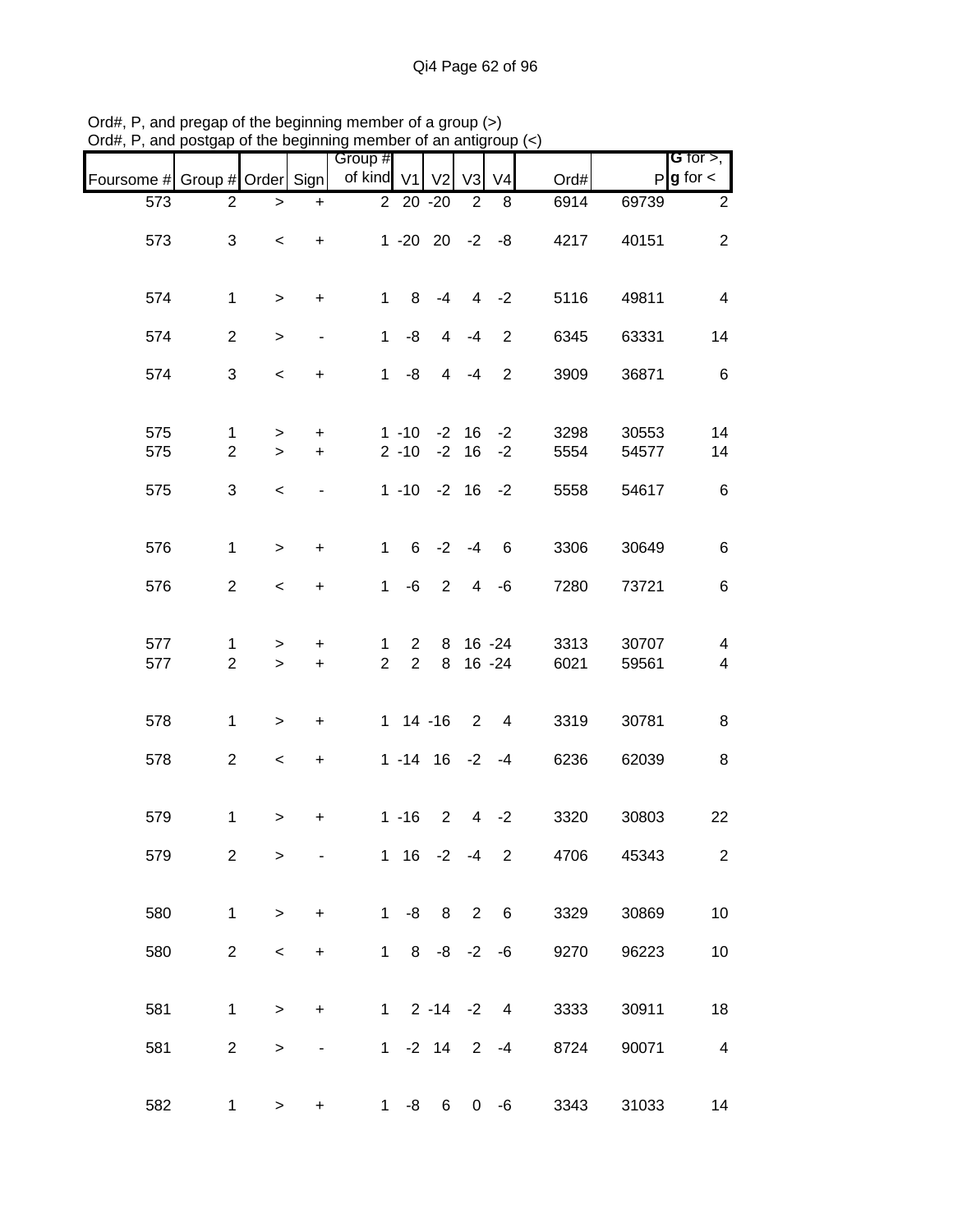Ord#, P, and pregap of the beginning member of a group (>)
Ord#, P, and postgap of the beginning member of an antigroup (<)

| Foursome # | Group # | Order | Sign | Group # of kind | V1 | V2 | V3 | V4 | Ord# | P | G for >, g for < |
|---|---|---|---|---|---|---|---|---|---|---|---|
| 573 | 2 | > | + | 2 | 20 | -20 | 2 | 8 | 6914 | 69739 | 2 |
| 573 | 3 | < | + | 1 | -20 | 20 | -2 | -8 | 4217 | 40151 | 2 |
| 574 | 1 | > | + | 1 | 8 | -4 | 4 | -2 | 5116 | 49811 | 4 |
| 574 | 2 | > | - | 1 | -8 | 4 | -4 | 2 | 6345 | 63331 | 14 |
| 574 | 3 | < | + | 1 | -8 | 4 | -4 | 2 | 3909 | 36871 | 6 |
| 575 | 1 | > | + | 1 | -10 | -2 | 16 | -2 | 3298 | 30553 | 14 |
| 575 | 2 | > | + | 2 | -10 | -2 | 16 | -2 | 5554 | 54577 | 14 |
| 575 | 3 | < | - | 1 | -10 | -2 | 16 | -2 | 5558 | 54617 | 6 |
| 576 | 1 | > | + | 1 | 6 | -2 | -4 | 6 | 3306 | 30649 | 6 |
| 576 | 2 | < | + | 1 | -6 | 2 | 4 | -6 | 7280 | 73721 | 6 |
| 577 | 1 | > | + | 1 | 2 | 8 | 16 | -24 | 3313 | 30707 | 4 |
| 577 | 2 | > | + | 2 | 2 | 8 | 16 | -24 | 6021 | 59561 | 4 |
| 578 | 1 | > | + | 1 | 14 | -16 | 2 | 4 | 3319 | 30781 | 8 |
| 578 | 2 | < | + | 1 | -14 | 16 | -2 | -4 | 6236 | 62039 | 8 |
| 579 | 1 | > | + | 1 | -16 | 2 | 4 | -2 | 3320 | 30803 | 22 |
| 579 | 2 | > | - | 1 | 16 | -2 | -4 | 2 | 4706 | 45343 | 2 |
| 580 | 1 | > | + | 1 | -8 | 8 | 2 | 6 | 3329 | 30869 | 10 |
| 580 | 2 | < | + | 1 | 8 | -8 | -2 | -6 | 9270 | 96223 | 10 |
| 581 | 1 | > | + | 1 | 2 | -14 | -2 | 4 | 3333 | 30911 | 18 |
| 581 | 2 | > | - | 1 | -2 | 14 | 2 | -4 | 8724 | 90071 | 4 |
| 582 | 1 | > | + | 1 | -8 | 6 | 0 | -6 | 3343 | 31033 | 14 |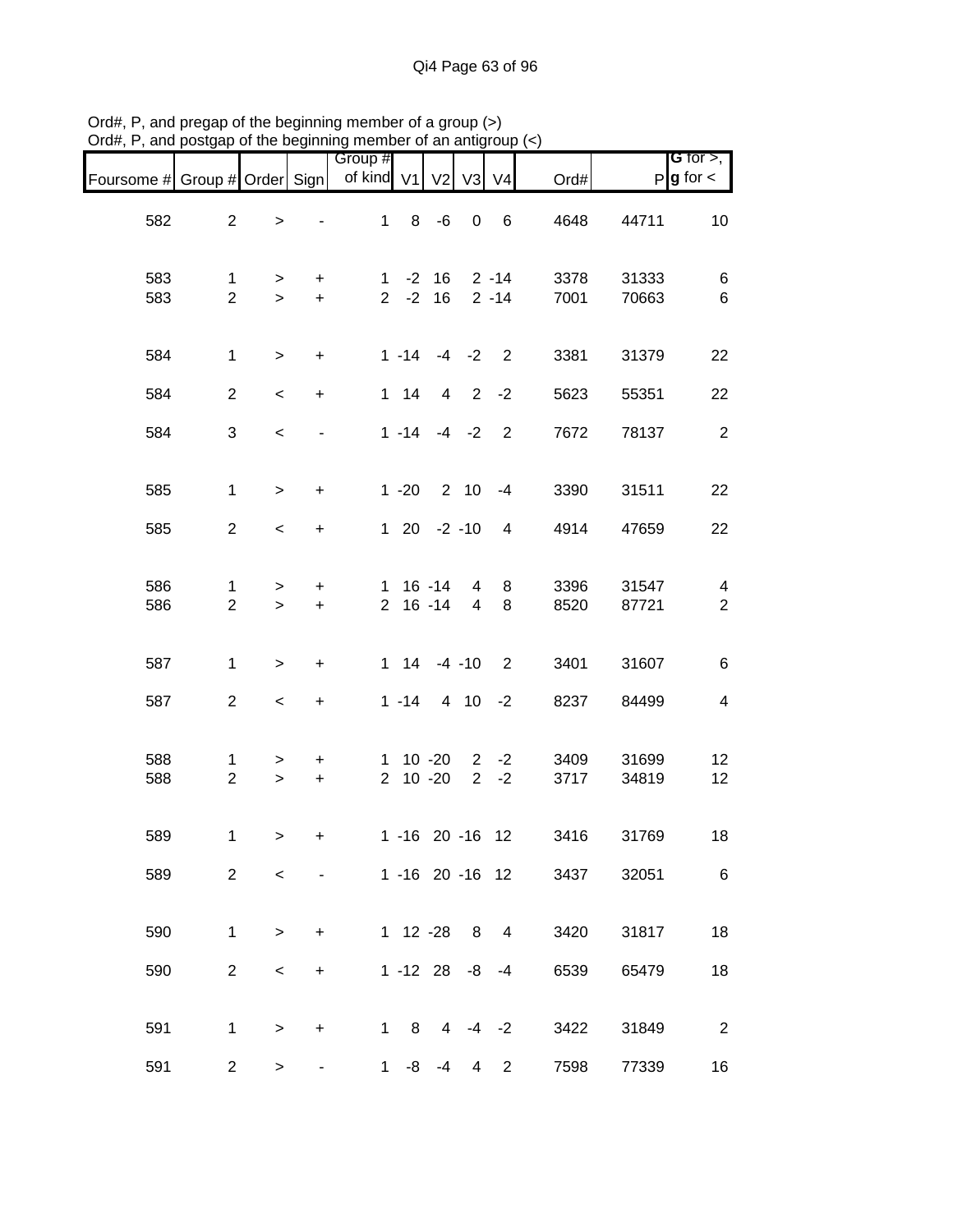Ord#, P, and pregap of the beginning member of a group (>)
Ord#, P, and postgap of the beginning member of an antigroup (<)

| Foursome # | Group # | Order | Sign | Group # of kind | V1 | V2 | V3 | V4 | Ord# | P | G for >, g for < |
|---|---|---|---|---|---|---|---|---|---|---|---|
| 582 | 2 | > | - | 1 | 8 | -6 | 0 | 6 | 4648 | 44711 | 10 |
| 583 | 1 | > | + | 1 | -2 | 16 | 2 | -14 | 3378 | 31333 | 6 |
| 583 | 2 | > | + | 2 | -2 | 16 | 2 | -14 | 7001 | 70663 | 6 |
| 584 | 1 | > | + | 1 | -14 | -4 | -2 | 2 | 3381 | 31379 | 22 |
| 584 | 2 | < | + | 1 | 14 | 4 | 2 | -2 | 5623 | 55351 | 22 |
| 584 | 3 | < | - | 1 | -14 | -4 | -2 | 2 | 7672 | 78137 | 2 |
| 585 | 1 | > | + | 1 | -20 | 2 | 10 | -4 | 3390 | 31511 | 22 |
| 585 | 2 | < | + | 1 | 20 | -2 | -10 | 4 | 4914 | 47659 | 22 |
| 586 | 1 | > | + | 1 | 16 | -14 | 4 | 8 | 3396 | 31547 | 4 |
| 586 | 2 | > | + | 2 | 16 | -14 | 4 | 8 | 8520 | 87721 | 2 |
| 587 | 1 | > | + | 1 | 14 | -4 | -10 | 2 | 3401 | 31607 | 6 |
| 587 | 2 | < | + | 1 | -14 | 4 | 10 | -2 | 8237 | 84499 | 4 |
| 588 | 1 | > | + | 1 | 10 | -20 | 2 | -2 | 3409 | 31699 | 12 |
| 588 | 2 | > | + | 2 | 10 | -20 | 2 | -2 | 3717 | 34819 | 12 |
| 589 | 1 | > | + | 1 | -16 | 20 | -16 | 12 | 3416 | 31769 | 18 |
| 589 | 2 | < | - | 1 | -16 | 20 | -16 | 12 | 3437 | 32051 | 6 |
| 590 | 1 | > | + | 1 | 12 | -28 | 8 | 4 | 3420 | 31817 | 18 |
| 590 | 2 | < | + | 1 | -12 | 28 | -8 | -4 | 6539 | 65479 | 18 |
| 591 | 1 | > | + | 1 | 8 | 4 | -4 | -2 | 3422 | 31849 | 2 |
| 591 | 2 | > | - | 1 | -8 | -4 | 4 | 2 | 7598 | 77339 | 16 |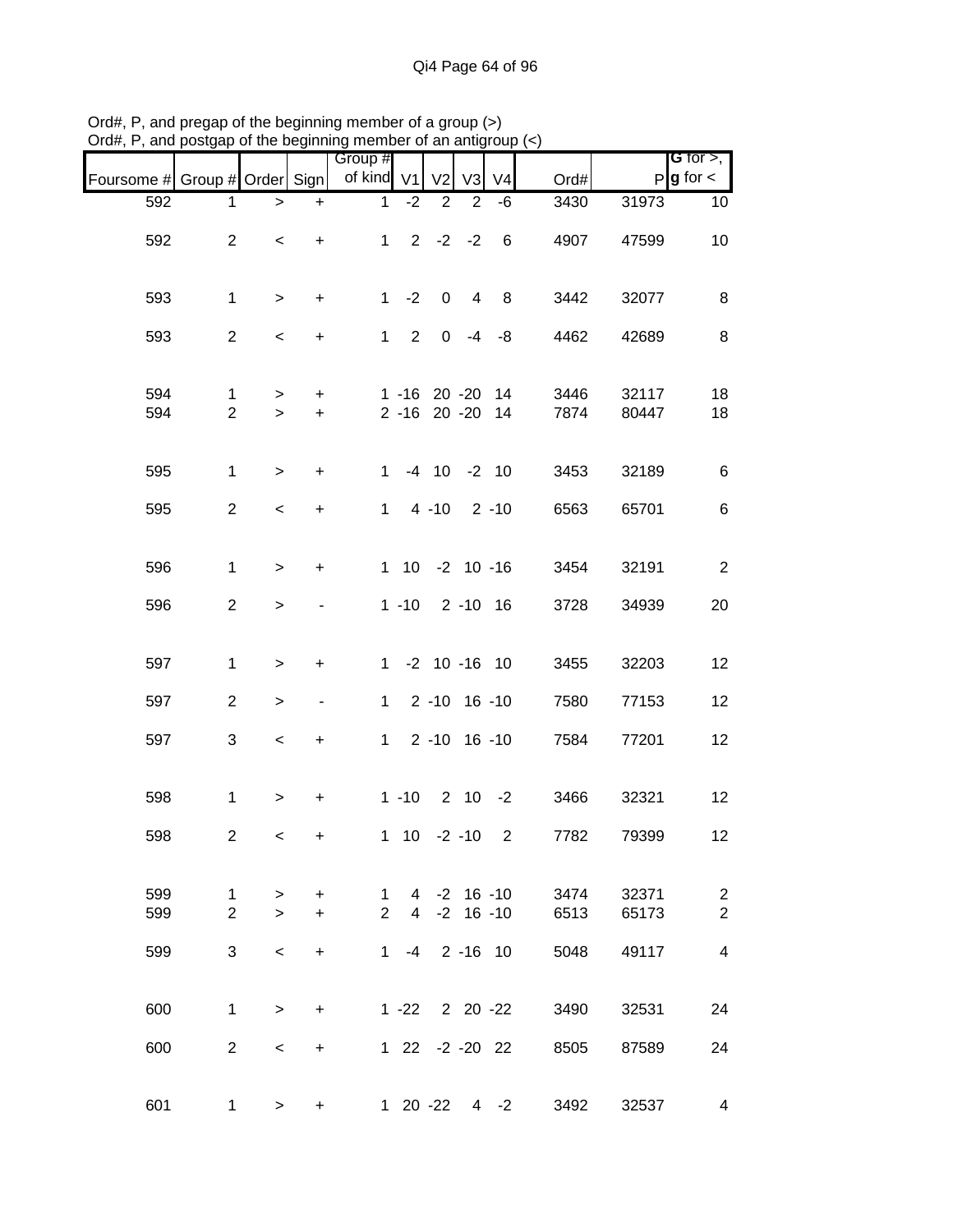Ord#, P, and pregap of the beginning member of a group (>)
Ord#, P, and postgap of the beginning member of an antigroup (<)

| Foursome # | Group # | Order | Sign | Group # of kind | V1 | V2 | V3 | V4 | Ord# | P | G for >, g for < |
|---|---|---|---|---|---|---|---|---|---|---|---|
| 592 | 1 | > | + | 1 | -2 | 2 | 2 | -6 | 3430 | 31973 | 10 |
| 592 | 2 | < | + | 1 | 2 | -2 | -2 | 6 | 4907 | 47599 | 10 |
| 593 | 1 | > | + | 1 | -2 | 0 | 4 | 8 | 3442 | 32077 | 8 |
| 593 | 2 | < | + | 1 | 2 | 0 | -4 | -8 | 4462 | 42689 | 8 |
| 594 | 1 | > | + | 1 | -16 | 20 | -20 | 14 | 3446 | 32117 | 18 |
| 594 | 2 | > | + | 2 | -16 | 20 | -20 | 14 | 7874 | 80447 | 18 |
| 595 | 1 | > | + | 1 | -4 | 10 | -2 | 10 | 3453 | 32189 | 6 |
| 595 | 2 | < | + | 1 | 4 | -10 | 2 | -10 | 6563 | 65701 | 6 |
| 596 | 1 | > | + | 1 | 10 | -2 | 10 | -16 | 3454 | 32191 | 2 |
| 596 | 2 | > | - | 1 | -10 | 2 | -10 | 16 | 3728 | 34939 | 20 |
| 597 | 1 | > | + | 1 | -2 | 10 | -16 | 10 | 3455 | 32203 | 12 |
| 597 | 2 | > | - | 1 | 2 | -10 | 16 | -10 | 7580 | 77153 | 12 |
| 597 | 3 | < | + | 1 | 2 | -10 | 16 | -10 | 7584 | 77201 | 12 |
| 598 | 1 | > | + | 1 | -10 | 2 | 10 | -2 | 3466 | 32321 | 12 |
| 598 | 2 | < | + | 1 | 10 | -2 | -10 | 2 | 7782 | 79399 | 12 |
| 599 | 1 | > | + | 1 | 4 | -2 | 16 | -10 | 3474 | 32371 | 2 |
| 599 | 2 | > | + | 2 | 4 | -2 | 16 | -10 | 6513 | 65173 | 2 |
| 599 | 3 | < | + | 1 | -4 | 2 | -16 | 10 | 5048 | 49117 | 4 |
| 600 | 1 | > | + | 1 | -22 | 2 | 20 | -22 | 3490 | 32531 | 24 |
| 600 | 2 | < | + | 1 | 22 | -2 | -20 | 22 | 8505 | 87589 | 24 |
| 601 | 1 | > | + | 1 | 20 | -22 | 4 | -2 | 3492 | 32537 | 4 |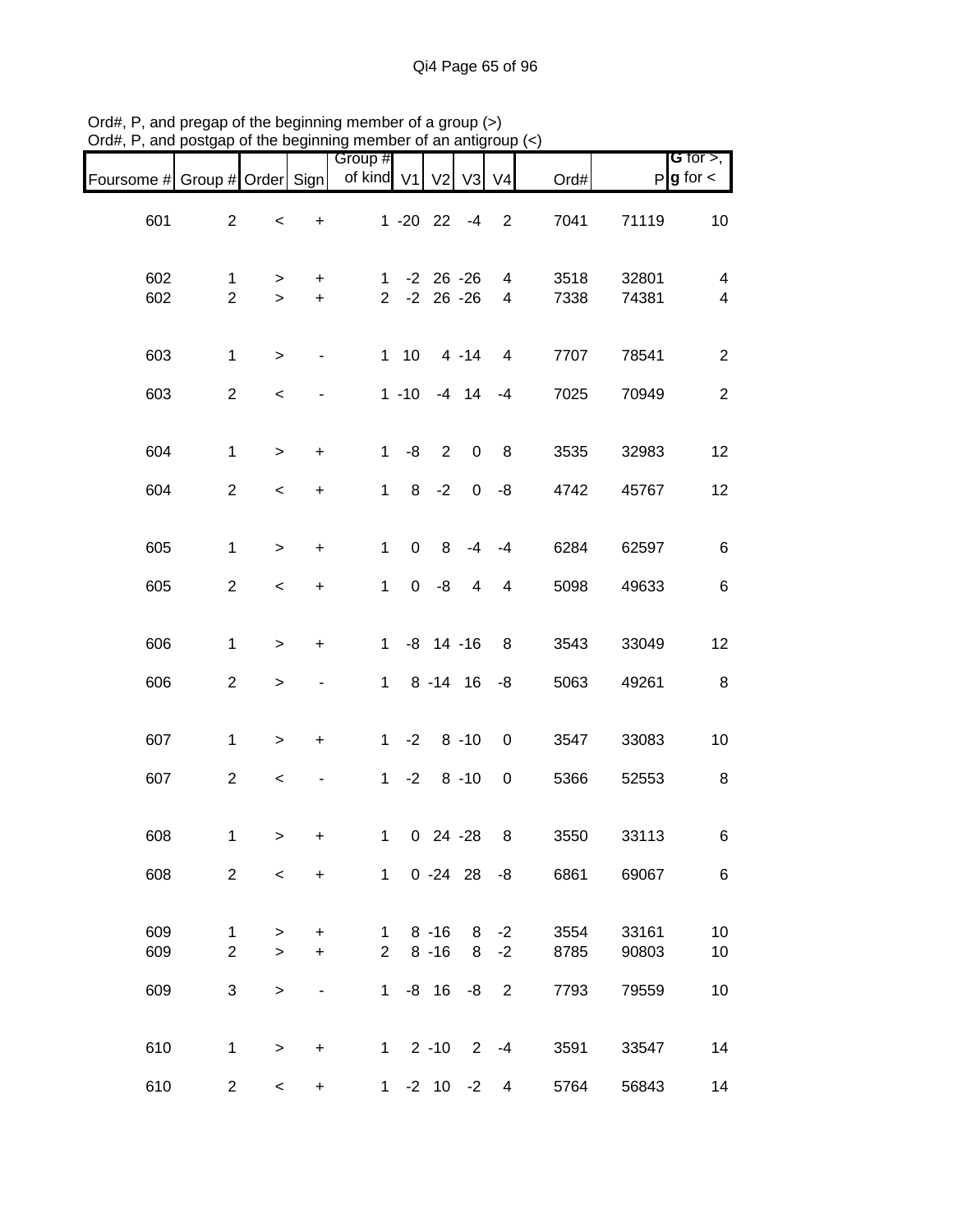Ord#, P, and pregap of the beginning member of a group (>)
Ord#, P, and postgap of the beginning member of an antigroup (<)

| Foursome # | Group # | Order | Sign | Group # of kind | V1 | V2 | V3 | V4 | Ord# | P | G for >, g for < |
|---|---|---|---|---|---|---|---|---|---|---|---|
| 601 | 2 | < | + | 1 | -20 | 22 | -4 | 2 | 7041 | 71119 | 10 |
| 602 | 1 | > | + | 1 | -2 | 26 | -26 | 4 | 3518 | 32801 | 4 |
| 602 | 2 | > | + | 2 | -2 | 26 | -26 | 4 | 7338 | 74381 | 4 |
| 603 | 1 | > | - | 1 | 10 | 4 | -14 | 4 | 7707 | 78541 | 2 |
| 603 | 2 | < | - | 1 | -10 | -4 | 14 | -4 | 7025 | 70949 | 2 |
| 604 | 1 | > | + | 1 | -8 | 2 | 0 | 8 | 3535 | 32983 | 12 |
| 604 | 2 | < | + | 1 | 8 | -2 | 0 | -8 | 4742 | 45767 | 12 |
| 605 | 1 | > | + | 1 | 0 | 8 | -4 | -4 | 6284 | 62597 | 6 |
| 605 | 2 | < | + | 1 | 0 | -8 | 4 | 4 | 5098 | 49633 | 6 |
| 606 | 1 | > | + | 1 | -8 | 14 | -16 | 8 | 3543 | 33049 | 12 |
| 606 | 2 | > | - | 1 | 8 | -14 | 16 | -8 | 5063 | 49261 | 8 |
| 607 | 1 | > | + | 1 | -2 | 8 | -10 | 0 | 3547 | 33083 | 10 |
| 607 | 2 | < | - | 1 | -2 | 8 | -10 | 0 | 5366 | 52553 | 8 |
| 608 | 1 | > | + | 1 | 0 | 24 | -28 | 8 | 3550 | 33113 | 6 |
| 608 | 2 | < | + | 1 | 0 | -24 | 28 | -8 | 6861 | 69067 | 6 |
| 609 | 1 | > | + | 1 | 8 | -16 | 8 | -2 | 3554 | 33161 | 10 |
| 609 | 2 | > | + | 2 | 8 | -16 | 8 | -2 | 8785 | 90803 | 10 |
| 609 | 3 | > | - | 1 | -8 | 16 | -8 | 2 | 7793 | 79559 | 10 |
| 610 | 1 | > | + | 1 | 2 | -10 | 2 | -4 | 3591 | 33547 | 14 |
| 610 | 2 | < | + | 1 | -2 | 10 | -2 | 4 | 5764 | 56843 | 14 |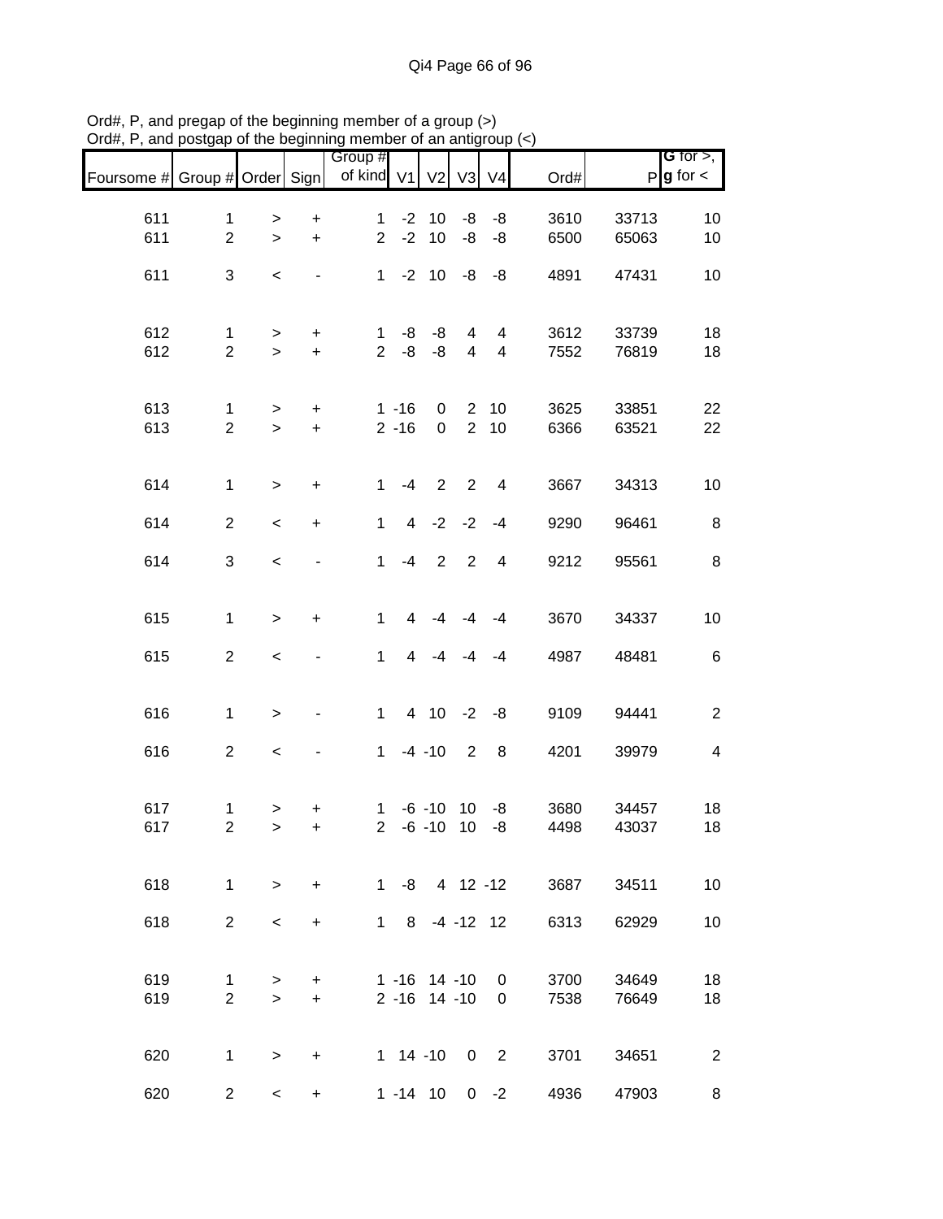Ord#, P, and pregap of the beginning member of a group (>)
Ord#, P, and postgap of the beginning member of an antigroup (<)

| Foursome # | Group # | Order | Sign | Group # of kind | V1 | V2 | V3 | V4 | Ord# | P | G for >, g for < |
|---|---|---|---|---|---|---|---|---|---|---|---|
| 611 | 1 | > | + | 1 | -2 | 10 | -8 | -8 | 3610 | 33713 | 10 |
| 611 | 2 | > | + | 2 | -2 | 10 | -8 | -8 | 6500 | 65063 | 10 |
| 611 | 3 | < | - | 1 | -2 | 10 | -8 | -8 | 4891 | 47431 | 10 |
| 612 | 1 | > | + | 1 | -8 | -8 | 4 | 4 | 3612 | 33739 | 18 |
| 612 | 2 | > | + | 2 | -8 | -8 | 4 | 4 | 7552 | 76819 | 18 |
| 613 | 1 | > | + | 1 | -16 | 0 | 2 | 10 | 3625 | 33851 | 22 |
| 613 | 2 | > | + | 2 | -16 | 0 | 2 | 10 | 6366 | 63521 | 22 |
| 614 | 1 | > | + | 1 | -4 | 2 | 2 | 4 | 3667 | 34313 | 10 |
| 614 | 2 | < | + | 1 | 4 | -2 | -2 | -4 | 9290 | 96461 | 8 |
| 614 | 3 | < | - | 1 | -4 | 2 | 2 | 4 | 9212 | 95561 | 8 |
| 615 | 1 | > | + | 1 | 4 | -4 | -4 | -4 | 3670 | 34337 | 10 |
| 615 | 2 | < | - | 1 | 4 | -4 | -4 | -4 | 4987 | 48481 | 6 |
| 616 | 1 | > | - | 1 | 4 | 10 | -2 | -8 | 9109 | 94441 | 2 |
| 616 | 2 | < | - | 1 | -4 | -10 | 2 | 8 | 4201 | 39979 | 4 |
| 617 | 1 | > | + | 1 | -6 | -10 | 10 | -8 | 3680 | 34457 | 18 |
| 617 | 2 | > | + | 2 | -6 | -10 | 10 | -8 | 4498 | 43037 | 18 |
| 618 | 1 | > | + | 1 | -8 | 4 | 12 | -12 | 3687 | 34511 | 10 |
| 618 | 2 | < | + | 1 | 8 | -4 | -12 | 12 | 6313 | 62929 | 10 |
| 619 | 1 | > | + | 1 | -16 | 14 | -10 | 0 | 3700 | 34649 | 18 |
| 619 | 2 | > | + | 2 | -16 | 14 | -10 | 0 | 7538 | 76649 | 18 |
| 620 | 1 | > | + | 1 | 14 | -10 | 0 | 2 | 3701 | 34651 | 2 |
| 620 | 2 | < | + | 1 | -14 | 10 | 0 | -2 | 4936 | 47903 | 8 |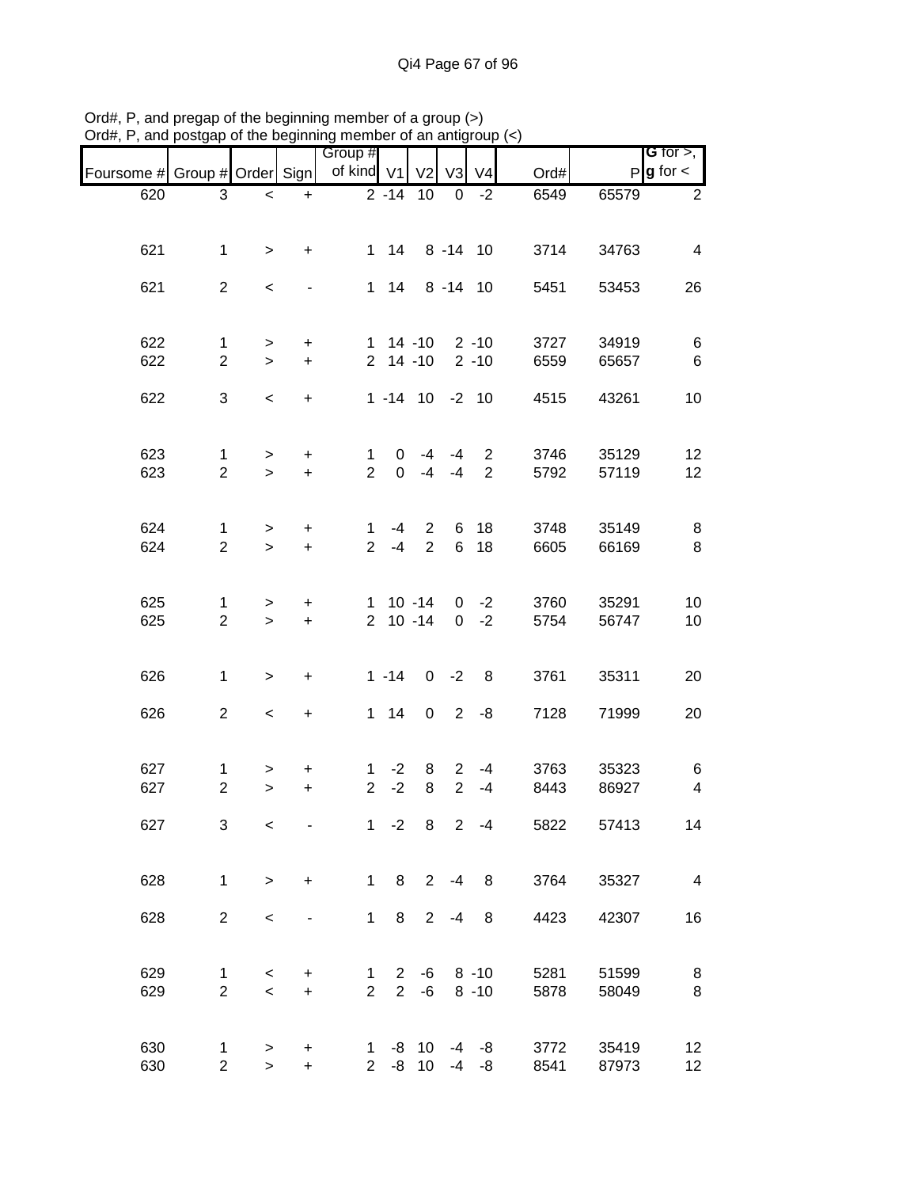Ord#, P, and pregap of the beginning member of a group (>)
Ord#, P, and postgap of the beginning member of an antigroup (<)

| Foursome # | Group # | Order | Sign | Group # of kind | V1 | V2 | V3 | V4 | Ord# | P | G for >, g for < |
|---|---|---|---|---|---|---|---|---|---|---|---|
| 620 | 3 | < | + | 2 | -14 | 10 | 0 | -2 | 6549 | 65579 | 2 |
| 621 | 1 | > | + | 1 | 14 | 8 | -14 | 10 | 3714 | 34763 | 4 |
| 621 | 2 | < | - | 1 | 14 | 8 | -14 | 10 | 5451 | 53453 | 26 |
| 622 | 1 | > | + | 1 | 14 | -10 | 2 | -10 | 3727 | 34919 | 6 |
| 622 | 2 | > | + | 2 | 14 | -10 | 2 | -10 | 6559 | 65657 | 6 |
| 622 | 3 | < | + | 1 | -14 | 10 | -2 | 10 | 4515 | 43261 | 10 |
| 623 | 1 | > | + | 1 | 0 | -4 | -4 | 2 | 3746 | 35129 | 12 |
| 623 | 2 | > | + | 2 | 0 | -4 | -4 | 2 | 5792 | 57119 | 12 |
| 624 | 1 | > | + | 1 | -4 | 2 | 6 | 18 | 3748 | 35149 | 8 |
| 624 | 2 | > | + | 2 | -4 | 2 | 6 | 18 | 6605 | 66169 | 8 |
| 625 | 1 | > | + | 1 | 10 | -14 | 0 | -2 | 3760 | 35291 | 10 |
| 625 | 2 | > | + | 2 | 10 | -14 | 0 | -2 | 5754 | 56747 | 10 |
| 626 | 1 | > | + | 1 | -14 | 0 | -2 | 8 | 3761 | 35311 | 20 |
| 626 | 2 | < | + | 1 | 14 | 0 | 2 | -8 | 7128 | 71999 | 20 |
| 627 | 1 | > | + | 1 | -2 | 8 | 2 | -4 | 3763 | 35323 | 6 |
| 627 | 2 | > | + | 2 | -2 | 8 | 2 | -4 | 8443 | 86927 | 4 |
| 627 | 3 | < | - | 1 | -2 | 8 | 2 | -4 | 5822 | 57413 | 14 |
| 628 | 1 | > | + | 1 | 8 | 2 | -4 | 8 | 3764 | 35327 | 4 |
| 628 | 2 | < | - | 1 | 8 | 2 | -4 | 8 | 4423 | 42307 | 16 |
| 629 | 1 | < | + | 1 | 2 | -6 | 8 | -10 | 5281 | 51599 | 8 |
| 629 | 2 | < | + | 2 | 2 | -6 | 8 | -10 | 5878 | 58049 | 8 |
| 630 | 1 | > | + | 1 | -8 | 10 | -4 | -8 | 3772 | 35419 | 12 |
| 630 | 2 | > | + | 2 | -8 | 10 | -4 | -8 | 8541 | 87973 | 12 |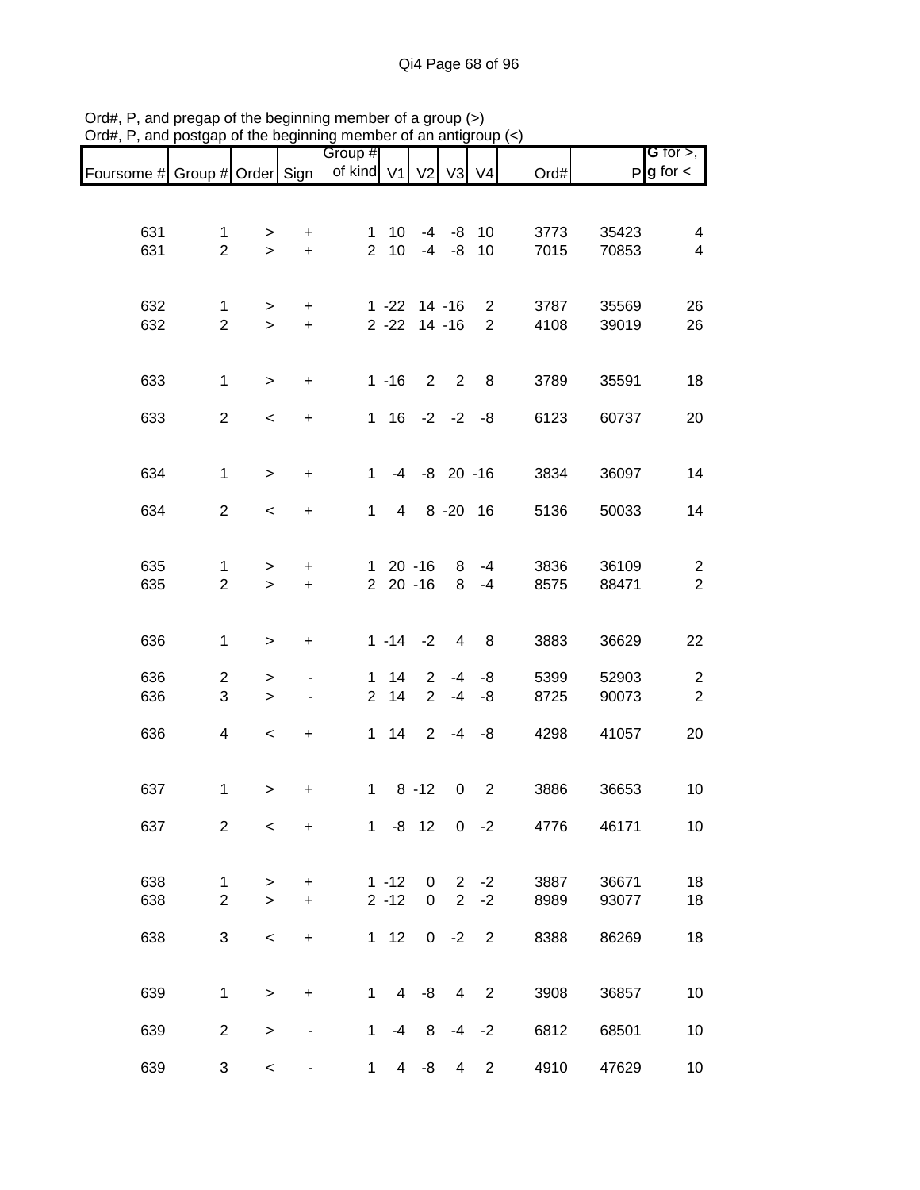Ord#, P, and pregap of the beginning member of a group (>)
Ord#, P, and postgap of the beginning member of an antigroup (<)

| Foursome # | Group # | Order | Sign | Group # of kind | V1 | V2 | V3 | V4 | Ord# | P | G for >, g for < |
|---|---|---|---|---|---|---|---|---|---|---|---|
| 631 | 1 | > | + | 1 | 10 | -4 | -8 | 10 | 3773 | 35423 | 4 |
| 631 | 2 | > | + | 2 | 10 | -4 | -8 | 10 | 7015 | 70853 | 4 |
| 632 | 1 | > | + | 1 | -22 | 14 | -16 | 2 | 3787 | 35569 | 26 |
| 632 | 2 | > | + | 2 | -22 | 14 | -16 | 2 | 4108 | 39019 | 26 |
| 633 | 1 | > | + | 1 | -16 | 2 | 2 | 8 | 3789 | 35591 | 18 |
| 633 | 2 | < | + | 1 | 16 | -2 | -2 | -8 | 6123 | 60737 | 20 |
| 634 | 1 | > | + | 1 | -4 | -8 | 20 | -16 | 3834 | 36097 | 14 |
| 634 | 2 | < | + | 1 | 4 | 8 | -20 | 16 | 5136 | 50033 | 14 |
| 635 | 1 | > | + | 1 | 20 | -16 | 8 | -4 | 3836 | 36109 | 2 |
| 635 | 2 | > | + | 2 | 20 | -16 | 8 | -4 | 8575 | 88471 | 2 |
| 636 | 1 | > | + | 1 | -14 | -2 | 4 | 8 | 3883 | 36629 | 22 |
| 636 | 2 | > | - | 1 | 14 | 2 | -4 | -8 | 5399 | 52903 | 2 |
| 636 | 3 | > | - | 2 | 14 | 2 | -4 | -8 | 8725 | 90073 | 2 |
| 636 | 4 | < | + | 1 | 14 | 2 | -4 | -8 | 4298 | 41057 | 20 |
| 637 | 1 | > | + | 1 | 8 | -12 | 0 | 2 | 3886 | 36653 | 10 |
| 637 | 2 | < | + | 1 | -8 | 12 | 0 | -2 | 4776 | 46171 | 10 |
| 638 | 1 | > | + | 1 | -12 | 0 | 2 | -2 | 3887 | 36671 | 18 |
| 638 | 2 | > | + | 2 | -12 | 0 | 2 | -2 | 8989 | 93077 | 18 |
| 638 | 3 | < | + | 1 | 12 | 0 | -2 | 2 | 8388 | 86269 | 18 |
| 639 | 1 | > | + | 1 | 4 | -8 | 4 | 2 | 3908 | 36857 | 10 |
| 639 | 2 | > | - | 1 | -4 | 8 | -4 | -2 | 6812 | 68501 | 10 |
| 639 | 3 | < | - | 1 | 4 | -8 | 4 | 2 | 4910 | 47629 | 10 |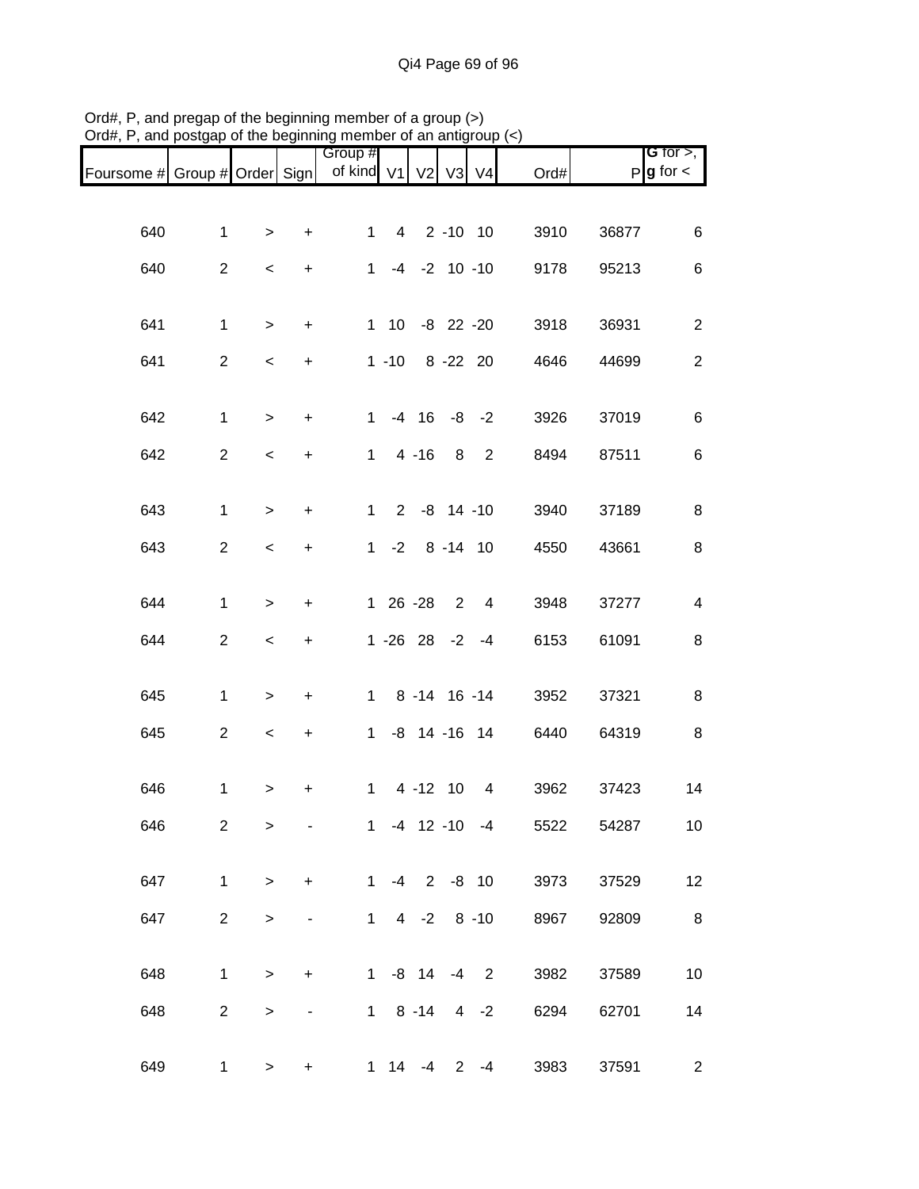Ord#, P, and pregap of the beginning member of a group (>)
Ord#, P, and postgap of the beginning member of an antigroup (<)

| Foursome # | Group # | Order | Sign | Group # of kind | V1 | V2 | V3 | V4 | Ord# | P | G for >, g for < |
|---|---|---|---|---|---|---|---|---|---|---|---|
| 640 | 1 | > | + | 1 | 4 | 2 | -10 | 10 | 3910 | 36877 | 6 |
| 640 | 2 | < | + | 1 | -4 | -2 | 10 | -10 | 9178 | 95213 | 6 |
| 641 | 1 | > | + | 1 | 10 | -8 | 22 | -20 | 3918 | 36931 | 2 |
| 641 | 2 | < | + | 1 | -10 | 8 | -22 | 20 | 4646 | 44699 | 2 |
| 642 | 1 | > | + | 1 | -4 | 16 | -8 | -2 | 3926 | 37019 | 6 |
| 642 | 2 | < | + | 1 | 4 | -16 | 8 | 2 | 8494 | 87511 | 6 |
| 643 | 1 | > | + | 1 | 2 | -8 | 14 | -10 | 3940 | 37189 | 8 |
| 643 | 2 | < | + | 1 | -2 | 8 | -14 | 10 | 4550 | 43661 | 8 |
| 644 | 1 | > | + | 1 | 26 | -28 | 2 | 4 | 3948 | 37277 | 4 |
| 644 | 2 | < | + | 1 | -26 | 28 | -2 | -4 | 6153 | 61091 | 8 |
| 645 | 1 | > | + | 1 | 8 | -14 | 16 | -14 | 3952 | 37321 | 8 |
| 645 | 2 | < | + | 1 | -8 | 14 | -16 | 14 | 6440 | 64319 | 8 |
| 646 | 1 | > | + | 1 | 4 | -12 | 10 | 4 | 3962 | 37423 | 14 |
| 646 | 2 | > | - | 1 | -4 | 12 | -10 | -4 | 5522 | 54287 | 10 |
| 647 | 1 | > | + | 1 | -4 | 2 | -8 | 10 | 3973 | 37529 | 12 |
| 647 | 2 | > | - | 1 | 4 | -2 | 8 | -10 | 8967 | 92809 | 8 |
| 648 | 1 | > | + | 1 | -8 | 14 | -4 | 2 | 3982 | 37589 | 10 |
| 648 | 2 | > | - | 1 | 8 | -14 | 4 | -2 | 6294 | 62701 | 14 |
| 649 | 1 | > | + | 1 | 14 | -4 | 2 | -4 | 3983 | 37591 | 2 |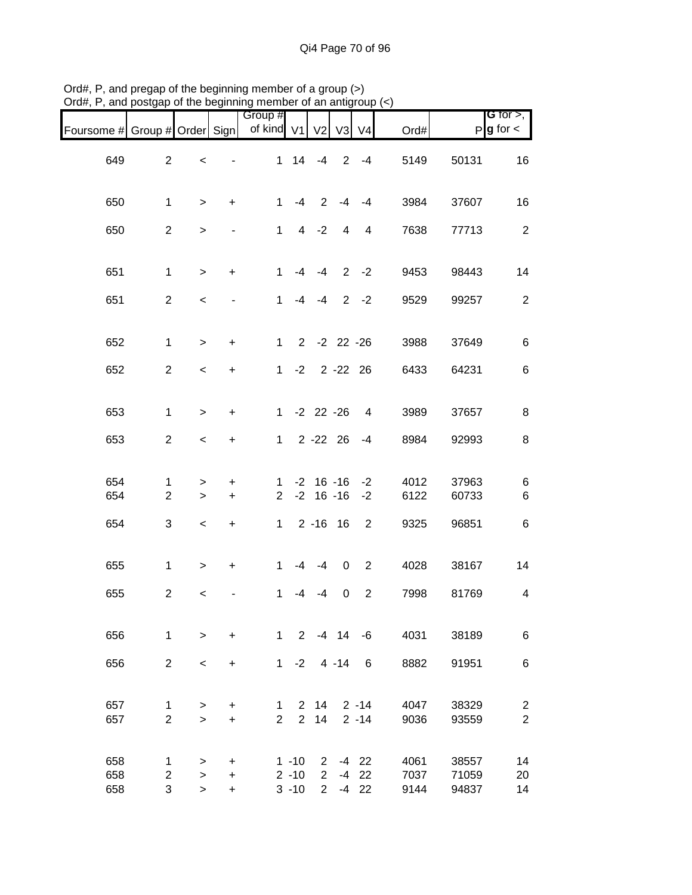Ord#, P, and pregap of the beginning member of a group (>)
Ord#, P, and postgap of the beginning member of an antigroup (<)

| Foursome # | Group # | Order | Sign | Group # of kind | V1 | V2 | V3 | V4 | Ord# | P | G for >, g for < |
|---|---|---|---|---|---|---|---|---|---|---|---|
| 649 | 2 | < | - | 1 | 14 | -4 | 2 | -4 | 5149 | 50131 | 16 |
| 650 | 1 | > | + | 1 | -4 | 2 | -4 | -4 | 3984 | 37607 | 16 |
| 650 | 2 | > | - | 1 | 4 | -2 | 4 | 4 | 7638 | 77713 | 2 |
| 651 | 1 | > | + | 1 | -4 | -4 | 2 | -2 | 9453 | 98443 | 14 |
| 651 | 2 | < | - | 1 | -4 | -4 | 2 | -2 | 9529 | 99257 | 2 |
| 652 | 1 | > | + | 1 | 2 | -2 | 22 | -26 | 3988 | 37649 | 6 |
| 652 | 2 | < | + | 1 | -2 | 2 | -22 | 26 | 6433 | 64231 | 6 |
| 653 | 1 | > | + | 1 | -2 | 22 | -26 | 4 | 3989 | 37657 | 8 |
| 653 | 2 | < | + | 1 | 2 | -22 | 26 | -4 | 8984 | 92993 | 8 |
| 654 | 1 | > | + | 1 | -2 | 16 | -16 | -2 | 4012 | 37963 | 6 |
| 654 | 2 | > | + | 2 | -2 | 16 | -16 | -2 | 6122 | 60733 | 6 |
| 654 | 3 | < | + | 1 | 2 | -16 | 16 | 2 | 9325 | 96851 | 6 |
| 655 | 1 | > | + | 1 | -4 | -4 | 0 | 2 | 4028 | 38167 | 14 |
| 655 | 2 | < | - | 1 | -4 | -4 | 0 | 2 | 7998 | 81769 | 4 |
| 656 | 1 | > | + | 1 | 2 | -4 | 14 | -6 | 4031 | 38189 | 6 |
| 656 | 2 | < | + | 1 | -2 | 4 | -14 | 6 | 8882 | 91951 | 6 |
| 657 | 1 | > | + | 1 | 2 | 14 | 2 | -14 | 4047 | 38329 | 2 |
| 657 | 2 | > | + | 2 | 2 | 14 | 2 | -14 | 9036 | 93559 | 2 |
| 658 | 1 | > | + | 1 | -10 | 2 | -4 | 22 | 4061 | 38557 | 14 |
| 658 | 2 | > | + | 2 | -10 | 2 | -4 | 22 | 7037 | 71059 | 20 |
| 658 | 3 | > | + | 3 | -10 | 2 | -4 | 22 | 9144 | 94837 | 14 |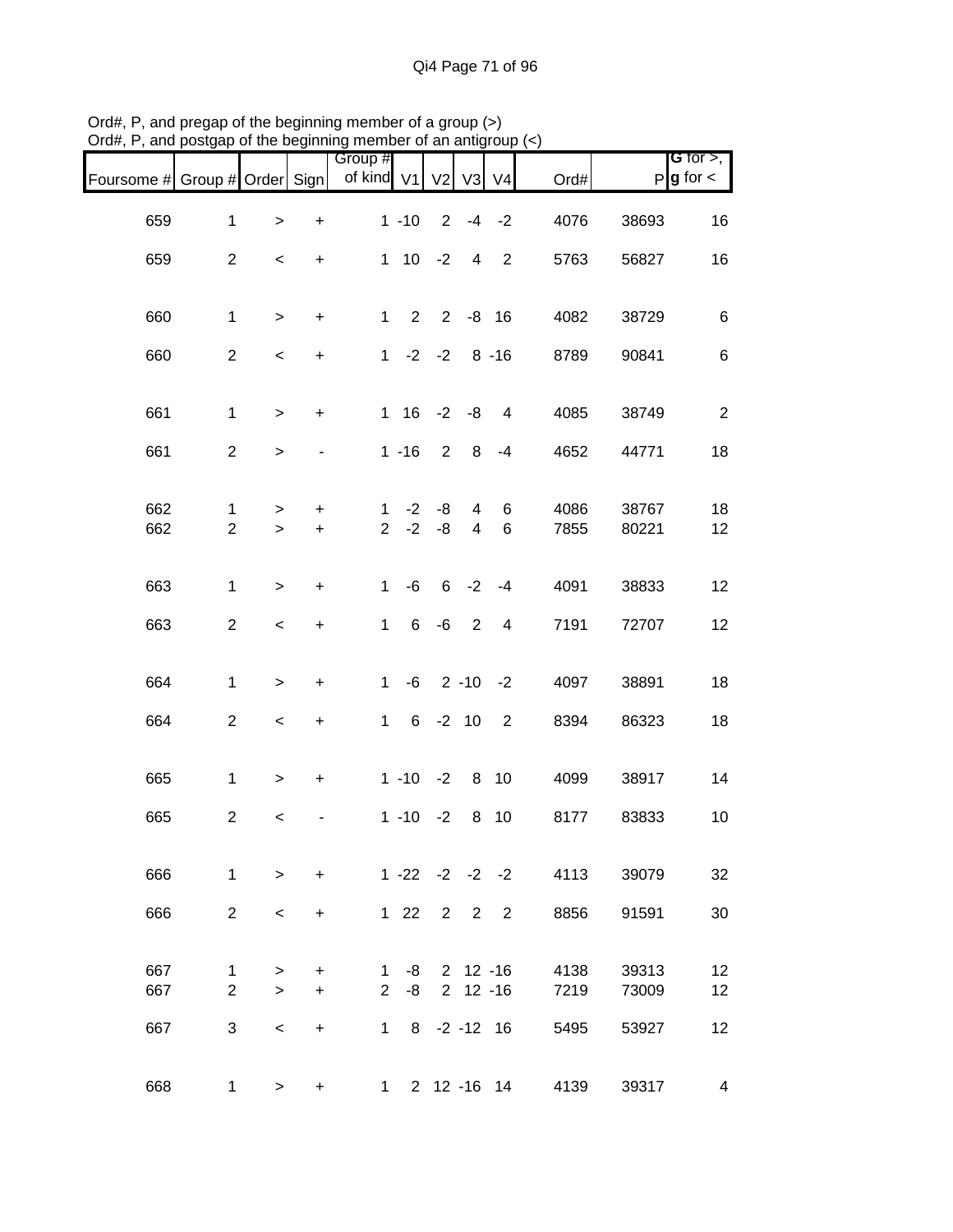Ord#, P, and pregap of the beginning member of a group (>)
Ord#, P, and postgap of the beginning member of an antigroup (<)

| Foursome # | Group # | Order | Sign | Group # of kind | V1 | V2 | V3 | V4 | Ord# | P | G for >, g for < |
|---|---|---|---|---|---|---|---|---|---|---|---|
| 659 | 1 | > | + | 1 | -10 | 2 | -4 | -2 | 4076 | 38693 | 16 |
| 659 | 2 | < | + | 1 | 10 | -2 | 4 | 2 | 5763 | 56827 | 16 |
| 660 | 1 | > | + | 1 | 2 | 2 | -8 | 16 | 4082 | 38729 | 6 |
| 660 | 2 | < | + | 1 | -2 | -2 | 8 | -16 | 8789 | 90841 | 6 |
| 661 | 1 | > | + | 1 | 16 | -2 | -8 | 4 | 4085 | 38749 | 2 |
| 661 | 2 | > | - | 1 | -16 | 2 | 8 | -4 | 4652 | 44771 | 18 |
| 662 | 1 | > | + | 1 | -2 | -8 | 4 | 6 | 4086 | 38767 | 18 |
| 662 | 2 | > | + | 2 | -2 | -8 | 4 | 6 | 7855 | 80221 | 12 |
| 663 | 1 | > | + | 1 | -6 | 6 | -2 | -4 | 4091 | 38833 | 12 |
| 663 | 2 | < | + | 1 | 6 | -6 | 2 | 4 | 7191 | 72707 | 12 |
| 664 | 1 | > | + | 1 | -6 | 2 | -10 | -2 | 4097 | 38891 | 18 |
| 664 | 2 | < | + | 1 | 6 | -2 | 10 | 2 | 8394 | 86323 | 18 |
| 665 | 1 | > | + | 1 | -10 | -2 | 8 | 10 | 4099 | 38917 | 14 |
| 665 | 2 | < | - | 1 | -10 | -2 | 8 | 10 | 8177 | 83833 | 10 |
| 666 | 1 | > | + | 1 | -22 | -2 | -2 | -2 | 4113 | 39079 | 32 |
| 666 | 2 | < | + | 1 | 22 | 2 | 2 | 2 | 8856 | 91591 | 30 |
| 667 | 1 | > | + | 1 | -8 | 2 | 12 | -16 | 4138 | 39313 | 12 |
| 667 | 2 | > | + | 2 | -8 | 2 | 12 | -16 | 7219 | 73009 | 12 |
| 667 | 3 | < | + | 1 | 8 | -2 | -12 | 16 | 5495 | 53927 | 12 |
| 668 | 1 | > | + | 1 | 2 | 12 | -16 | 14 | 4139 | 39317 | 4 |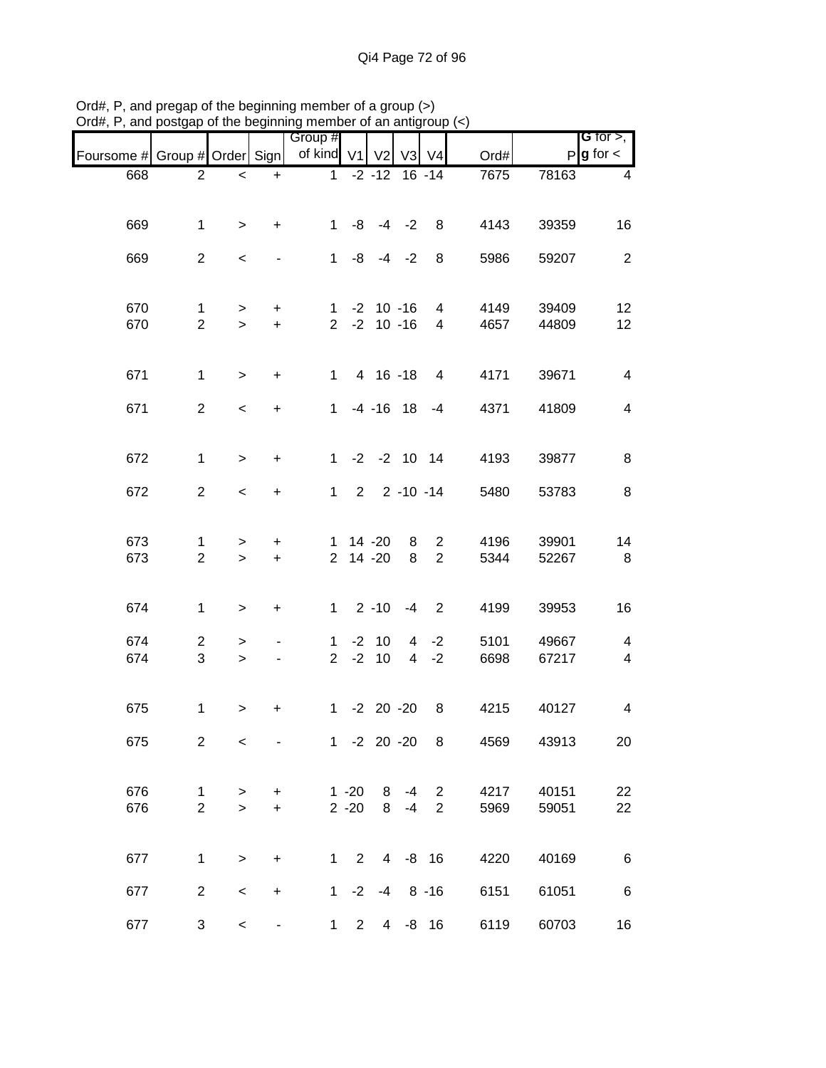Ord#, P, and pregap of the beginning member of a group (>)
Ord#, P, and postgap of the beginning member of an antigroup (<)

| Foursome # | Group # | Order | Sign | Group # of kind | V1 | V2 | V3 | V4 | Ord# | P | G for >, g for < |
|---|---|---|---|---|---|---|---|---|---|---|---|
| 668 | 2 | < | + | 1 | -2 | -12 | 16 | -14 | 7675 | 78163 | 4 |
| 669 | 1 | > | + | 1 | -8 | -4 | -2 | 8 | 4143 | 39359 | 16 |
| 669 | 2 | < | - | 1 | -8 | -4 | -2 | 8 | 5986 | 59207 | 2 |
| 670 | 1 | > | + | 1 | -2 | 10 | -16 | 4 | 4149 | 39409 | 12 |
| 670 | 2 | > | + | 2 | -2 | 10 | -16 | 4 | 4657 | 44809 | 12 |
| 671 | 1 | > | + | 1 | 4 | 16 | -18 | 4 | 4171 | 39671 | 4 |
| 671 | 2 | < | + | 1 | -4 | -16 | 18 | -4 | 4371 | 41809 | 4 |
| 672 | 1 | > | + | 1 | -2 | -2 | 10 | 14 | 4193 | 39877 | 8 |
| 672 | 2 | < | + | 1 | 2 | 2 | -10 | -14 | 5480 | 53783 | 8 |
| 673 | 1 | > | + | 1 | 14 | -20 | 8 | 2 | 4196 | 39901 | 14 |
| 673 | 2 | > | + | 2 | 14 | -20 | 8 | 2 | 5344 | 52267 | 8 |
| 674 | 1 | > | + | 1 | 2 | -10 | -4 | 2 | 4199 | 39953 | 16 |
| 674 | 2 | > | - | 1 | -2 | 10 | 4 | -2 | 5101 | 49667 | 4 |
| 674 | 3 | > | - | 2 | -2 | 10 | 4 | -2 | 6698 | 67217 | 4 |
| 675 | 1 | > | + | 1 | -2 | 20 | -20 | 8 | 4215 | 40127 | 4 |
| 675 | 2 | < | - | 1 | -2 | 20 | -20 | 8 | 4569 | 43913 | 20 |
| 676 | 1 | > | + | 1 | -20 | 8 | -4 | 2 | 4217 | 40151 | 22 |
| 676 | 2 | > | + | 2 | -20 | 8 | -4 | 2 | 5969 | 59051 | 22 |
| 677 | 1 | > | + | 1 | 2 | 4 | -8 | 16 | 4220 | 40169 | 6 |
| 677 | 2 | < | + | 1 | -2 | -4 | 8 | -16 | 6151 | 61051 | 6 |
| 677 | 3 | < | - | 1 | 2 | 4 | -8 | 16 | 6119 | 60703 | 16 |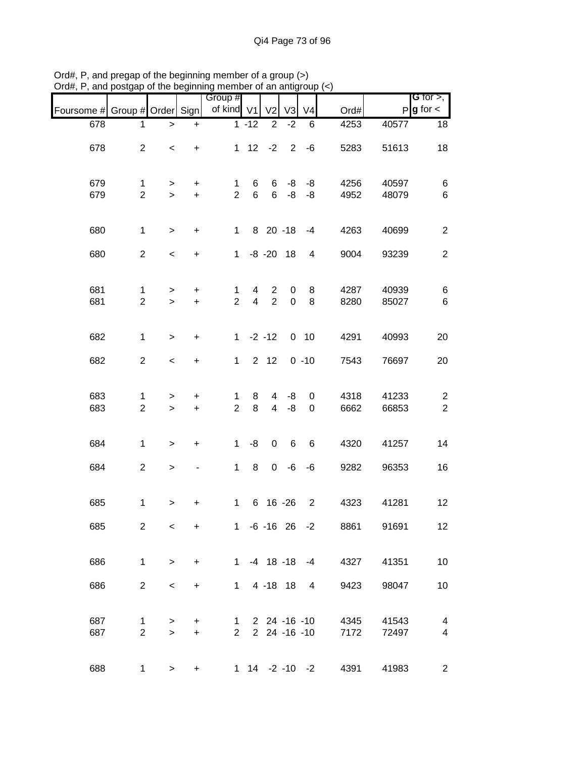Ord#, P, and pregap of the beginning member of a group (>)
Ord#, P, and postgap of the beginning member of an antigroup (<)

| Foursome # | Group # | Order | Sign | Group # of kind | V1 | V2 | V3 | V4 | Ord# | P | G for >, g for < |
|---|---|---|---|---|---|---|---|---|---|---|---|
| 678 | 1 | > | + | 1 | -12 | 2 | -2 | 6 | 4253 | 40577 | 18 |
| 678 | 2 | < | + | 1 | 12 | -2 | 2 | -6 | 5283 | 51613 | 18 |
| 679 | 1 | > | + | 1 | 6 | 6 | -8 | -8 | 4256 | 40597 | 6 |
| 679 | 2 | > | + | 2 | 6 | 6 | -8 | -8 | 4952 | 48079 | 6 |
| 680 | 1 | > | + | 1 | 8 | 20 | -18 | -4 | 4263 | 40699 | 2 |
| 680 | 2 | < | + | 1 | -8 | -20 | 18 | 4 | 9004 | 93239 | 2 |
| 681 | 1 | > | + | 1 | 4 | 2 | 0 | 8 | 4287 | 40939 | 6 |
| 681 | 2 | > | + | 2 | 4 | 2 | 0 | 8 | 8280 | 85027 | 6 |
| 682 | 1 | > | + | 1 | -2 | -12 | 0 | 10 | 4291 | 40993 | 20 |
| 682 | 2 | < | + | 1 | 2 | 12 | 0 | -10 | 7543 | 76697 | 20 |
| 683 | 1 | > | + | 1 | 8 | 4 | -8 | 0 | 4318 | 41233 | 2 |
| 683 | 2 | > | + | 2 | 8 | 4 | -8 | 0 | 6662 | 66853 | 2 |
| 684 | 1 | > | + | 1 | -8 | 0 | 6 | 6 | 4320 | 41257 | 14 |
| 684 | 2 | > | - | 1 | 8 | 0 | -6 | -6 | 9282 | 96353 | 16 |
| 685 | 1 | > | + | 1 | 6 | 16 | -26 | 2 | 4323 | 41281 | 12 |
| 685 | 2 | < | + | 1 | -6 | -16 | 26 | -2 | 8861 | 91691 | 12 |
| 686 | 1 | > | + | 1 | -4 | 18 | -18 | -4 | 4327 | 41351 | 10 |
| 686 | 2 | < | + | 1 | 4 | -18 | 18 | 4 | 9423 | 98047 | 10 |
| 687 | 1 | > | + | 1 | 2 | 24 | -16 | -10 | 4345 | 41543 | 4 |
| 687 | 2 | > | + | 2 | 2 | 24 | -16 | -10 | 7172 | 72497 | 4 |
| 688 | 1 | > | + | 1 | 14 | -2 | -10 | -2 | 4391 | 41983 | 2 |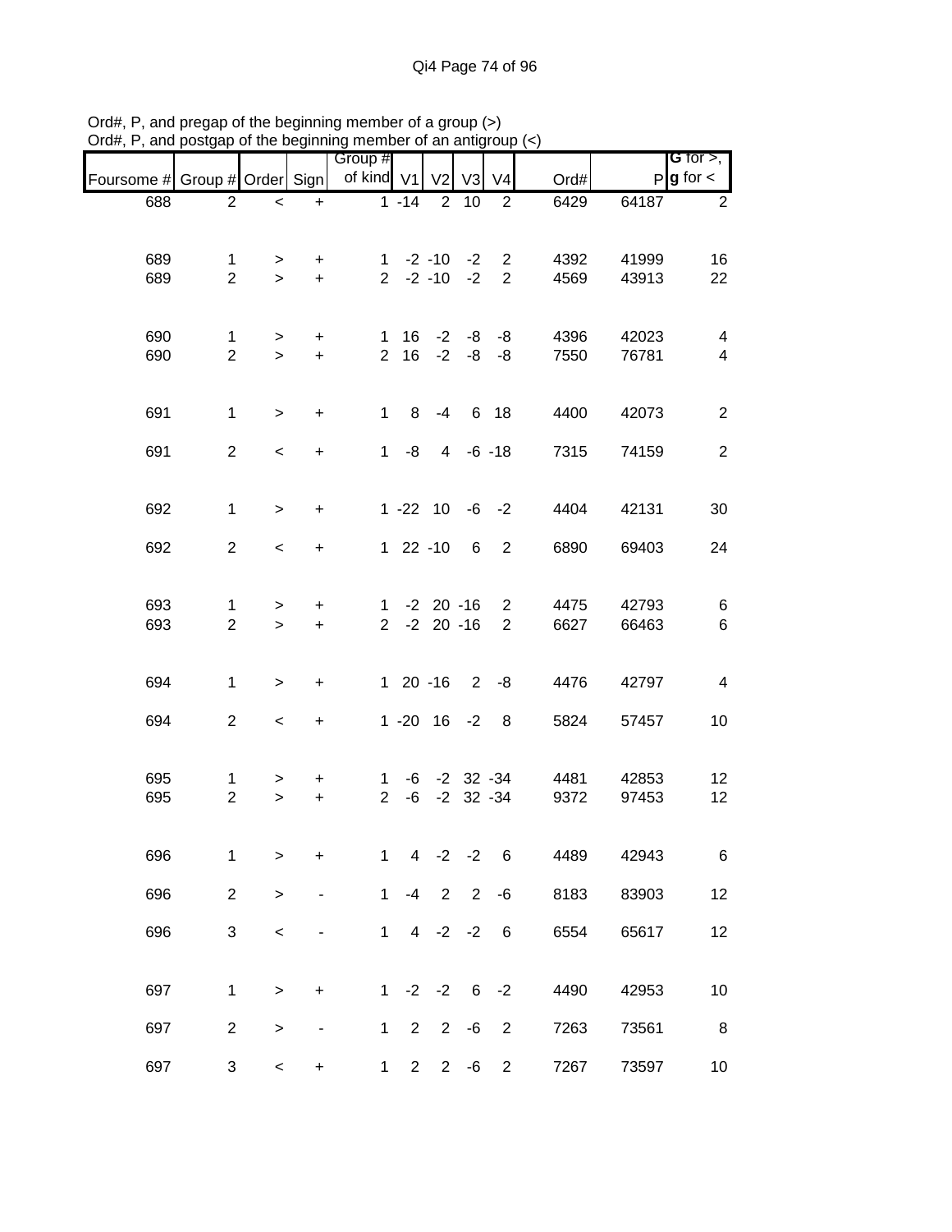Ord#, P, and pregap of the beginning member of a group (>)
Ord#, P, and postgap of the beginning member of an antigroup (<)

| Foursome # | Group # | Order | Sign | Group # of kind | V1 | V2 | V3 | V4 | Ord# | P | G for >, g for < |
|---|---|---|---|---|---|---|---|---|---|---|---|
| 688 | 2 | < | + | 1 | -14 | 2 | 10 | 2 | 6429 | 64187 | 2 |
| 689 | 1 | > | + | 1 | -2 | -10 | -2 | 2 | 4392 | 41999 | 16 |
| 689 | 2 | > | + | 2 | -2 | -10 | -2 | 2 | 4569 | 43913 | 22 |
| 690 | 1 | > | + | 1 | 16 | -2 | -8 | -8 | 4396 | 42023 | 4 |
| 690 | 2 | > | + | 2 | 16 | -2 | -8 | -8 | 7550 | 76781 | 4 |
| 691 | 1 | > | + | 1 | 8 | -4 | 6 | 18 | 4400 | 42073 | 2 |
| 691 | 2 | < | + | 1 | -8 | 4 | -6 | -18 | 7315 | 74159 | 2 |
| 692 | 1 | > | + | 1 | -22 | 10 | -6 | -2 | 4404 | 42131 | 30 |
| 692 | 2 | < | + | 1 | 22 | -10 | 6 | 2 | 6890 | 69403 | 24 |
| 693 | 1 | > | + | 1 | -2 | 20 | -16 | 2 | 4475 | 42793 | 6 |
| 693 | 2 | > | + | 2 | -2 | 20 | -16 | 2 | 6627 | 66463 | 6 |
| 694 | 1 | > | + | 1 | 20 | -16 | 2 | -8 | 4476 | 42797 | 4 |
| 694 | 2 | < | + | 1 | -20 | 16 | -2 | 8 | 5824 | 57457 | 10 |
| 695 | 1 | > | + | 1 | -6 | -2 | 32 | -34 | 4481 | 42853 | 12 |
| 695 | 2 | > | + | 2 | -6 | -2 | 32 | -34 | 9372 | 97453 | 12 |
| 696 | 1 | > | + | 1 | 4 | -2 | -2 | 6 | 4489 | 42943 | 6 |
| 696 | 2 | > | - | 1 | -4 | 2 | 2 | -6 | 8183 | 83903 | 12 |
| 696 | 3 | < | - | 1 | 4 | -2 | -2 | 6 | 6554 | 65617 | 12 |
| 697 | 1 | > | + | 1 | -2 | -2 | 6 | -2 | 4490 | 42953 | 10 |
| 697 | 2 | > | - | 1 | 2 | 2 | -6 | 2 | 7263 | 73561 | 8 |
| 697 | 3 | < | + | 1 | 2 | 2 | -6 | 2 | 7267 | 73597 | 10 |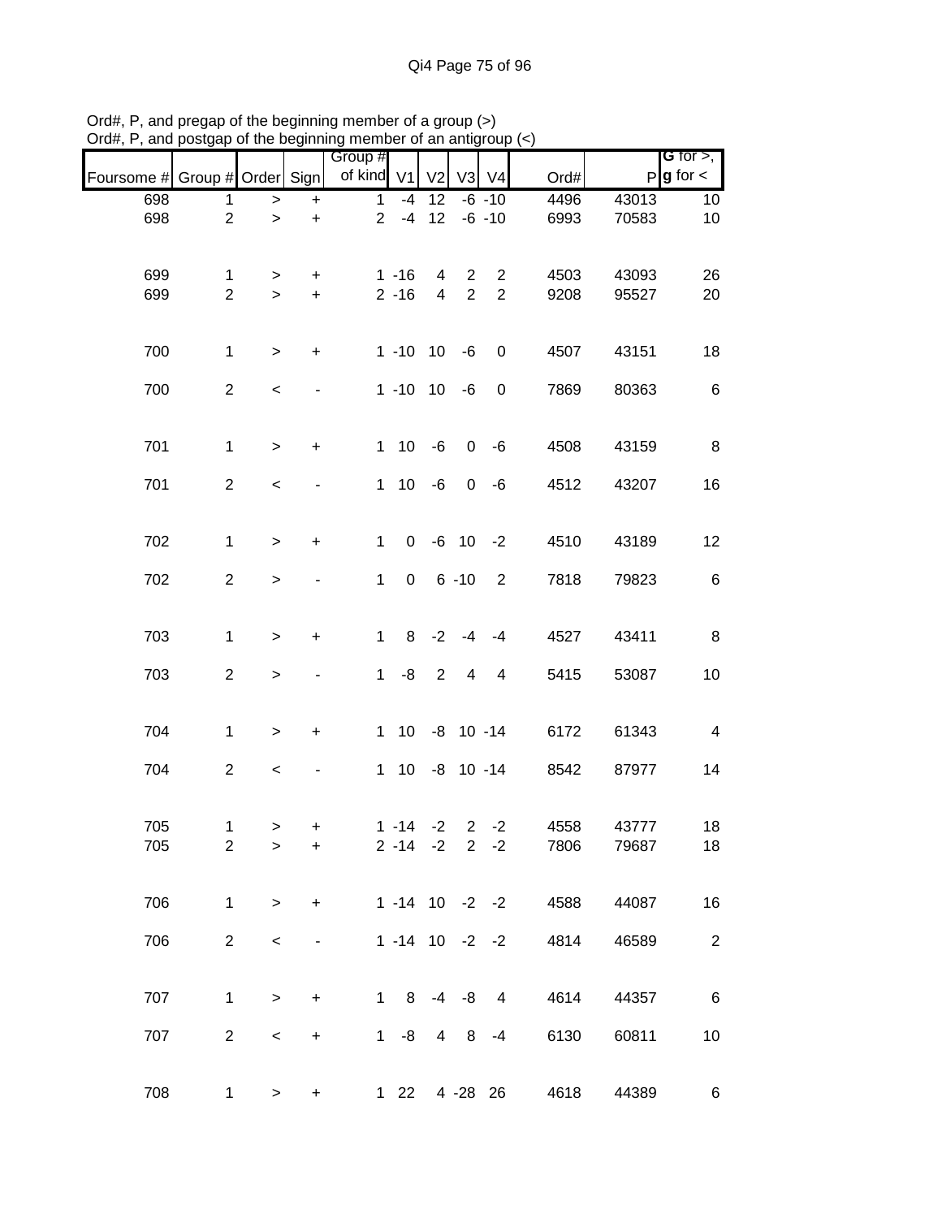Ord#, P, and pregap of the beginning member of a group (>)
Ord#, P, and postgap of the beginning member of an antigroup (<)

| Foursome # | Group # | Order | Sign | Group # of kind | V1 | V2 | V3 | V4 | Ord# | P | G for >, g for < |
|---|---|---|---|---|---|---|---|---|---|---|---|
| 698 | 1 | > | + | 1 | -4 | 12 | -6 | -10 | 4496 | 43013 | 10 |
| 698 | 2 | > | + | 2 | -4 | 12 | -6 | -10 | 6993 | 70583 | 10 |
| 699 | 1 | > | + | 1 | -16 | 4 | 2 | 2 | 4503 | 43093 | 26 |
| 699 | 2 | > | + | 2 | -16 | 4 | 2 | 2 | 9208 | 95527 | 20 |
| 700 | 1 | > | + | 1 | -10 | 10 | -6 | 0 | 4507 | 43151 | 18 |
| 700 | 2 | < | - | 1 | -10 | 10 | -6 | 0 | 7869 | 80363 | 6 |
| 701 | 1 | > | + | 1 | 10 | -6 | 0 | -6 | 4508 | 43159 | 8 |
| 701 | 2 | < | - | 1 | 10 | -6 | 0 | -6 | 4512 | 43207 | 16 |
| 702 | 1 | > | + | 1 | 0 | -6 | 10 | -2 | 4510 | 43189 | 12 |
| 702 | 2 | > | - | 1 | 0 | 6 | -10 | 2 | 7818 | 79823 | 6 |
| 703 | 1 | > | + | 1 | 8 | -2 | -4 | -4 | 4527 | 43411 | 8 |
| 703 | 2 | > | - | 1 | -8 | 2 | 4 | 4 | 5415 | 53087 | 10 |
| 704 | 1 | > | + | 1 | 10 | -8 | 10 | -14 | 6172 | 61343 | 4 |
| 704 | 2 | < | - | 1 | 10 | -8 | 10 | -14 | 8542 | 87977 | 14 |
| 705 | 1 | > | + | 1 | -14 | -2 | 2 | -2 | 4558 | 43777 | 18 |
| 705 | 2 | > | + | 2 | -14 | -2 | 2 | -2 | 7806 | 79687 | 18 |
| 706 | 1 | > | + | 1 | -14 | 10 | -2 | -2 | 4588 | 44087 | 16 |
| 706 | 2 | < | - | 1 | -14 | 10 | -2 | -2 | 4814 | 46589 | 2 |
| 707 | 1 | > | + | 1 | 8 | -4 | -8 | 4 | 4614 | 44357 | 6 |
| 707 | 2 | < | + | 1 | -8 | 4 | 8 | -4 | 6130 | 60811 | 10 |
| 708 | 1 | > | + | 1 | 22 | 4 | -28 | 26 | 4618 | 44389 | 6 |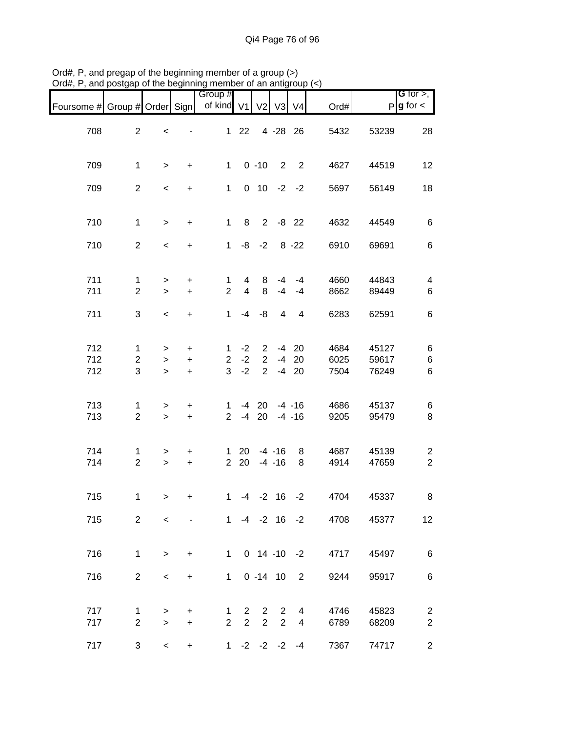Ord#, P, and pregap of the beginning member of a group (>)
Ord#, P, and postgap of the beginning member of an antigroup (<)

| Foursome # | Group # | Order | Sign | Group # of kind | V1 | V2 | V3 | V4 | Ord# | P | G for >, g for < |
|---|---|---|---|---|---|---|---|---|---|---|---|
| 708 | 2 | < | - | 1 | 22 | 4 | -28 | 26 | 5432 | 53239 | 28 |
| 709 | 1 | > | + | 1 | 0 | -10 | 2 | 2 | 4627 | 44519 | 12 |
| 709 | 2 | < | + | 1 | 0 | 10 | -2 | -2 | 5697 | 56149 | 18 |
| 710 | 1 | > | + | 1 | 8 | 2 | -8 | 22 | 4632 | 44549 | 6 |
| 710 | 2 | < | + | 1 | -8 | -2 | 8 | -22 | 6910 | 69691 | 6 |
| 711 | 1 | > | + | 1 | 4 | 8 | -4 | -4 | 4660 | 44843 | 4 |
| 711 | 2 | > | + | 2 | 4 | 8 | -4 | -4 | 8662 | 89449 | 6 |
| 711 | 3 | < | + | 1 | -4 | -8 | 4 | 4 | 6283 | 62591 | 6 |
| 712 | 1 | > | + | 1 | -2 | 2 | -4 | 20 | 4684 | 45127 | 6 |
| 712 | 2 | > | + | 2 | -2 | 2 | -4 | 20 | 6025 | 59617 | 6 |
| 712 | 3 | > | + | 3 | -2 | 2 | -4 | 20 | 7504 | 76249 | 6 |
| 713 | 1 | > | + | 1 | -4 | 20 | -4 | -16 | 4686 | 45137 | 6 |
| 713 | 2 | > | + | 2 | -4 | 20 | -4 | -16 | 9205 | 95479 | 8 |
| 714 | 1 | > | + | 1 | 20 | -4 | -16 | 8 | 4687 | 45139 | 2 |
| 714 | 2 | > | + | 2 | 20 | -4 | -16 | 8 | 4914 | 47659 | 2 |
| 715 | 1 | > | + | 1 | -4 | -2 | 16 | -2 | 4704 | 45337 | 8 |
| 715 | 2 | < | - | 1 | -4 | -2 | 16 | -2 | 4708 | 45377 | 12 |
| 716 | 1 | > | + | 1 | 0 | 14 | -10 | -2 | 4717 | 45497 | 6 |
| 716 | 2 | < | + | 1 | 0 | -14 | 10 | 2 | 9244 | 95917 | 6 |
| 717 | 1 | > | + | 1 | 2 | 2 | 2 | 4 | 4746 | 45823 | 2 |
| 717 | 2 | > | + | 2 | 2 | 2 | 2 | 4 | 6789 | 68209 | 2 |
| 717 | 3 | < | + | 1 | -2 | -2 | -2 | -4 | 7367 | 74717 | 2 |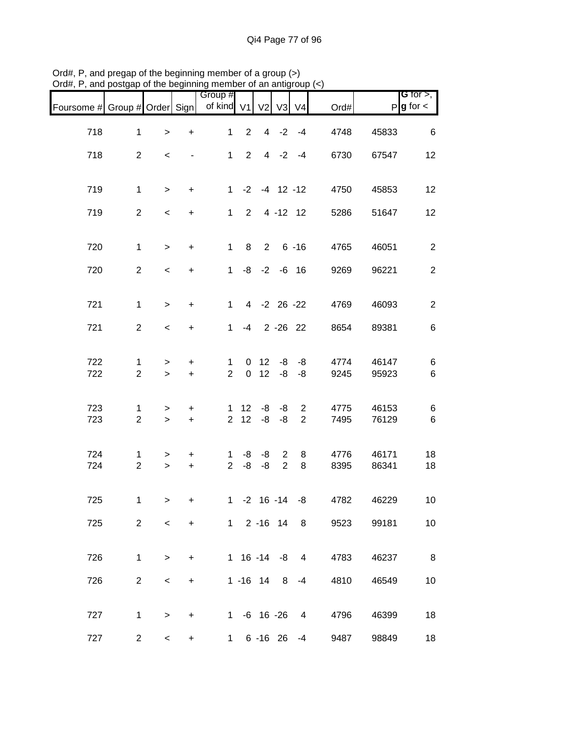Ord#, P, and pregap of the beginning member of a group (>)
Ord#, P, and postgap of the beginning member of an antigroup (<)

| Foursome # | Group # | Order | Sign | Group # of kind | V1 | V2 | V3 | V4 | Ord# | P | G for >, g for < |
|---|---|---|---|---|---|---|---|---|---|---|---|
| 718 | 1 | > | + | 1 | 2 | 4 | -2 | -4 | 4748 | 45833 | 6 |
| 718 | 2 | < | - | 1 | 2 | 4 | -2 | -4 | 6730 | 67547 | 12 |
| 719 | 1 | > | + | 1 | -2 | -4 | 12 | -12 | 4750 | 45853 | 12 |
| 719 | 2 | < | + | 1 | 2 | 4 | -12 | 12 | 5286 | 51647 | 12 |
| 720 | 1 | > | + | 1 | 8 | 2 | 6 | -16 | 4765 | 46051 | 2 |
| 720 | 2 | < | + | 1 | -8 | -2 | -6 | 16 | 9269 | 96221 | 2 |
| 721 | 1 | > | + | 1 | 4 | -2 | 26 | -22 | 4769 | 46093 | 2 |
| 721 | 2 | < | + | 1 | -4 | 2 | -26 | 22 | 8654 | 89381 | 6 |
| 722 | 1 | > | + | 1 | 0 | 12 | -8 | -8 | 4774 | 46147 | 6 |
| 722 | 2 | > | + | 2 | 0 | 12 | -8 | -8 | 9245 | 95923 | 6 |
| 723 | 1 | > | + | 1 | 12 | -8 | -8 | 2 | 4775 | 46153 | 6 |
| 723 | 2 | > | + | 2 | 12 | -8 | -8 | 2 | 7495 | 76129 | 6 |
| 724 | 1 | > | + | 1 | -8 | -8 | 2 | 8 | 4776 | 46171 | 18 |
| 724 | 2 | > | + | 2 | -8 | -8 | 2 | 8 | 8395 | 86341 | 18 |
| 725 | 1 | > | + | 1 | -2 | 16 | -14 | -8 | 4782 | 46229 | 10 |
| 725 | 2 | < | + | 1 | 2 | -16 | 14 | 8 | 9523 | 99181 | 10 |
| 726 | 1 | > | + | 1 | 16 | -14 | -8 | 4 | 4783 | 46237 | 8 |
| 726 | 2 | < | + | 1 | -16 | 14 | 8 | -4 | 4810 | 46549 | 10 |
| 727 | 1 | > | + | 1 | -6 | 16 | -26 | 4 | 4796 | 46399 | 18 |
| 727 | 2 | < | + | 1 | 6 | -16 | 26 | -4 | 9487 | 98849 | 18 |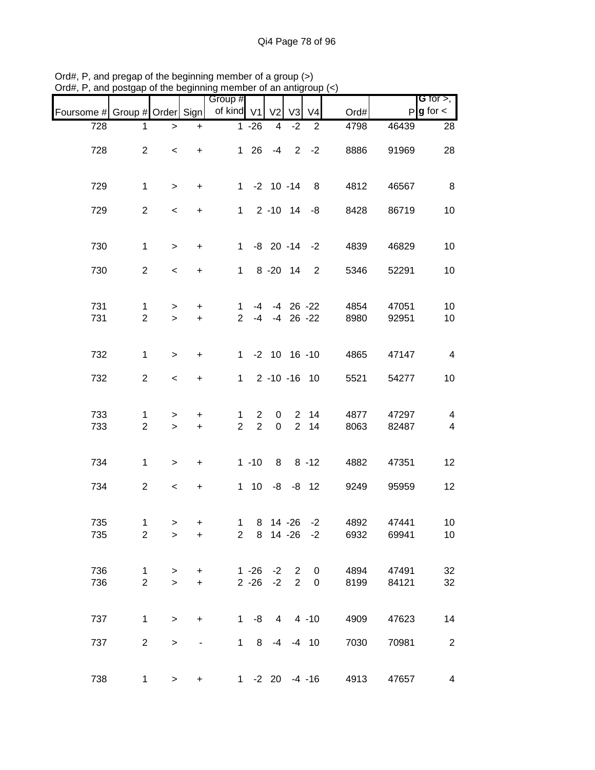Ord#, P, and pregap of the beginning member of a group (>)
Ord#, P, and postgap of the beginning member of an antigroup (<)

| Foursome # | Group # | Order | Sign | Group # of kind | V1 | V2 | V3 | V4 | Ord# | P | G for >, g for < |
|---|---|---|---|---|---|---|---|---|---|---|---|
| 728 | 1 | > | + | 1 | -26 | 4 | -2 | 2 | 4798 | 46439 | 28 |
| 728 | 2 | < | + | 1 | 26 | -4 | 2 | -2 | 8886 | 91969 | 28 |
| 729 | 1 | > | + | 1 | -2 | 10 | -14 | 8 | 4812 | 46567 | 8 |
| 729 | 2 | < | + | 1 | 2 | -10 | 14 | -8 | 8428 | 86719 | 10 |
| 730 | 1 | > | + | 1 | -8 | 20 | -14 | -2 | 4839 | 46829 | 10 |
| 730 | 2 | < | + | 1 | 8 | -20 | 14 | 2 | 5346 | 52291 | 10 |
| 731 | 1 | > | + | 1 | -4 | -4 | 26 | -22 | 4854 | 47051 | 10 |
| 731 | 2 | > | + | 2 | -4 | -4 | 26 | -22 | 8980 | 92951 | 10 |
| 732 | 1 | > | + | 1 | -2 | 10 | 16 | -10 | 4865 | 47147 | 4 |
| 732 | 2 | < | + | 1 | 2 | -10 | -16 | 10 | 5521 | 54277 | 10 |
| 733 | 1 | > | + | 1 | 2 | 0 | 2 | 14 | 4877 | 47297 | 4 |
| 733 | 2 | > | + | 2 | 2 | 0 | 2 | 14 | 8063 | 82487 | 4 |
| 734 | 1 | > | + | 1 | -10 | 8 | 8 | -12 | 4882 | 47351 | 12 |
| 734 | 2 | < | + | 1 | 10 | -8 | -8 | 12 | 9249 | 95959 | 12 |
| 735 | 1 | > | + | 1 | 8 | 14 | -26 | -2 | 4892 | 47441 | 10 |
| 735 | 2 | > | + | 2 | 8 | 14 | -26 | -2 | 6932 | 69941 | 10 |
| 736 | 1 | > | + | 1 | -26 | -2 | 2 | 0 | 4894 | 47491 | 32 |
| 736 | 2 | > | + | 2 | -26 | -2 | 2 | 0 | 8199 | 84121 | 32 |
| 737 | 1 | > | + | 1 | -8 | 4 | 4 | -10 | 4909 | 47623 | 14 |
| 737 | 2 | > | - | 1 | 8 | -4 | -4 | 10 | 7030 | 70981 | 2 |
| 738 | 1 | > | + | 1 | -2 | 20 | -4 | -16 | 4913 | 47657 | 4 |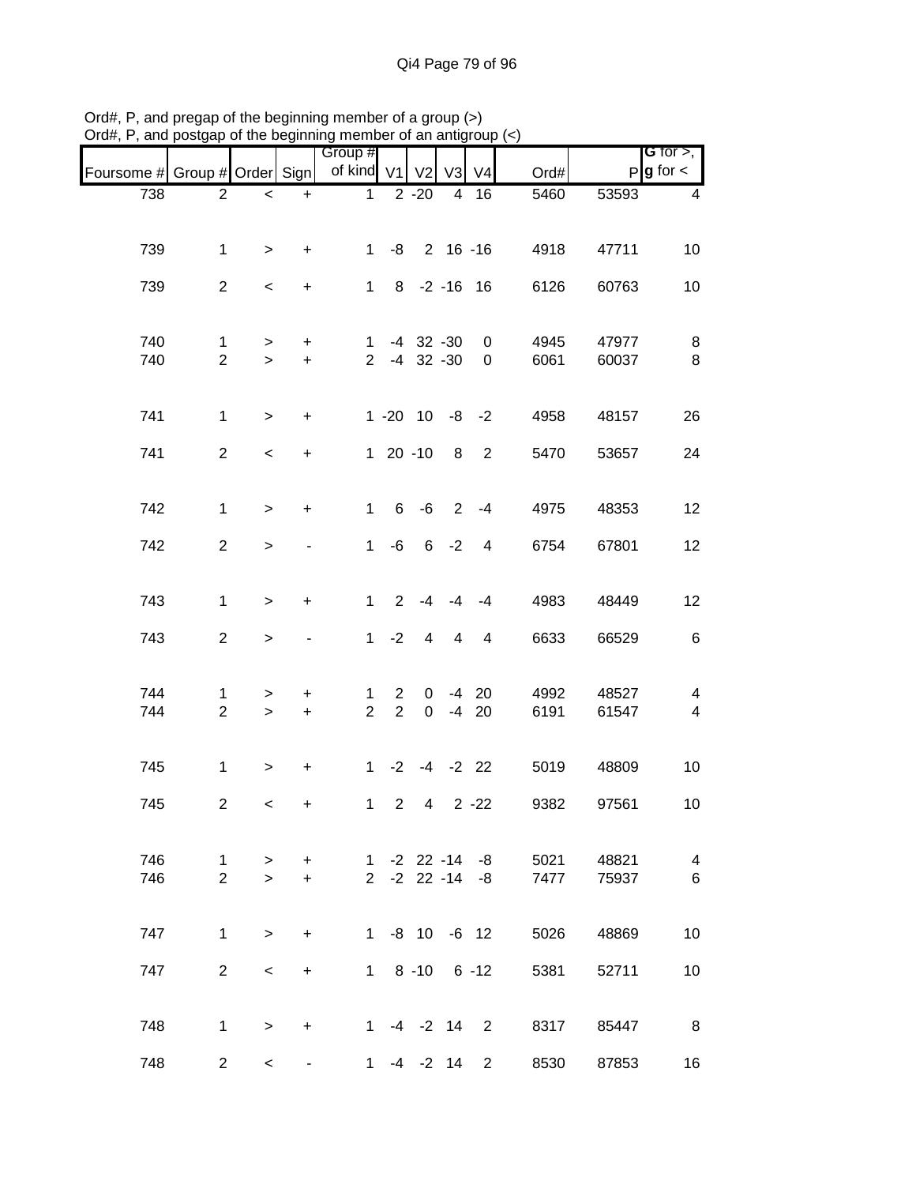Ord#, P, and pregap of the beginning member of a group (>)
Ord#, P, and postgap of the beginning member of an antigroup (<)

| Foursome # | Group # | Order | Sign | Group # of kind | V1 | V2 | V3 | V4 | Ord# | P | G for >, g for < |
|---|---|---|---|---|---|---|---|---|---|---|---|
| 738 | 2 | < | + | 1 | 2 | -20 | 4 | 16 | 5460 | 53593 | 4 |
| 739 | 1 | > | + | 1 | -8 | 2 | 16 | -16 | 4918 | 47711 | 10 |
| 739 | 2 | < | + | 1 | 8 | -2 | -16 | 16 | 6126 | 60763 | 10 |
| 740 | 1 | > | + | 1 | -4 | 32 | -30 | 0 | 4945 | 47977 | 8 |
| 740 | 2 | > | + | 2 | -4 | 32 | -30 | 0 | 6061 | 60037 | 8 |
| 741 | 1 | > | + | 1 | -20 | 10 | -8 | -2 | 4958 | 48157 | 26 |
| 741 | 2 | < | + | 1 | 20 | -10 | 8 | 2 | 5470 | 53657 | 24 |
| 742 | 1 | > | + | 1 | 6 | -6 | 2 | -4 | 4975 | 48353 | 12 |
| 742 | 2 | > | - | 1 | -6 | 6 | -2 | 4 | 6754 | 67801 | 12 |
| 743 | 1 | > | + | 1 | 2 | -4 | -4 | -4 | 4983 | 48449 | 12 |
| 743 | 2 | > | - | 1 | -2 | 4 | 4 | 4 | 6633 | 66529 | 6 |
| 744 | 1 | > | + | 1 | 2 | 0 | -4 | 20 | 4992 | 48527 | 4 |
| 744 | 2 | > | + | 2 | 2 | 0 | -4 | 20 | 6191 | 61547 | 4 |
| 745 | 1 | > | + | 1 | -2 | -4 | -2 | 22 | 5019 | 48809 | 10 |
| 745 | 2 | < | + | 1 | 2 | 4 | 2 | -22 | 9382 | 97561 | 10 |
| 746 | 1 | > | + | 1 | -2 | 22 | -14 | -8 | 5021 | 48821 | 4 |
| 746 | 2 | > | + | 2 | -2 | 22 | -14 | -8 | 7477 | 75937 | 6 |
| 747 | 1 | > | + | 1 | -8 | 10 | -6 | 12 | 5026 | 48869 | 10 |
| 747 | 2 | < | + | 1 | 8 | -10 | 6 | -12 | 5381 | 52711 | 10 |
| 748 | 1 | > | + | 1 | -4 | -2 | 14 | 2 | 8317 | 85447 | 8 |
| 748 | 2 | < | - | 1 | -4 | -2 | 14 | 2 | 8530 | 87853 | 16 |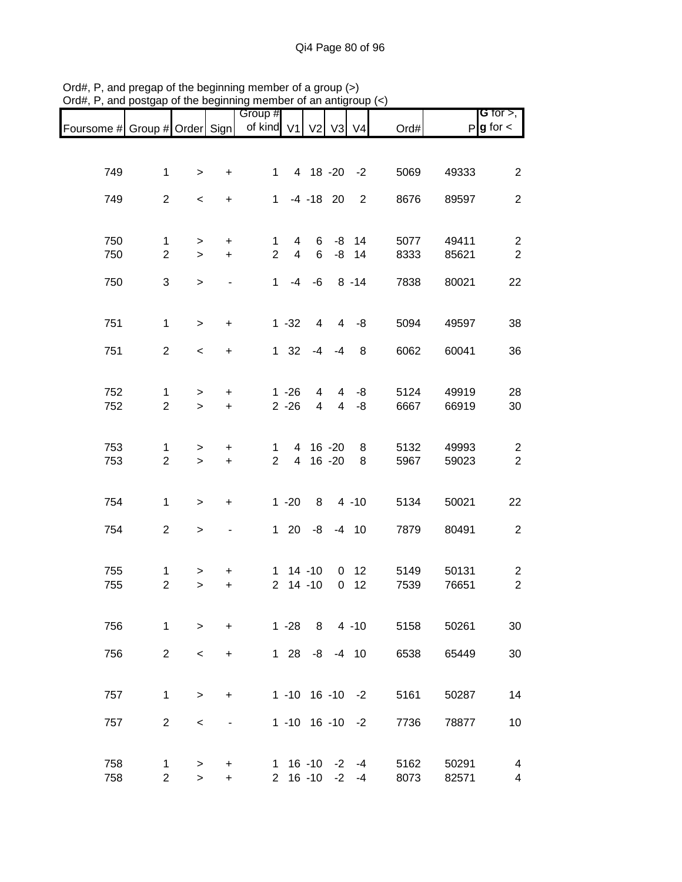Ord#, P, and pregap of the beginning member of a group (>)
Ord#, P, and postgap of the beginning member of an antigroup (<)

| Foursome # | Group # | Order | Sign | Group # of kind | V1 | V2 | V3 | V4 | Ord# | P | G for >, g for < |
|---|---|---|---|---|---|---|---|---|---|---|---|
| 749 | 1 | > | + | 1 | 4 | 18 | -20 | -2 | 5069 | 49333 | 2 |
| 749 | 2 | < | + | 1 | -4 | -18 | 20 | 2 | 8676 | 89597 | 2 |
| 750 | 1 | > | + | 1 | 4 | 6 | -8 | 14 | 5077 | 49411 | 2 |
| 750 | 2 | > | + | 2 | 4 | 6 | -8 | 14 | 8333 | 85621 | 2 |
| 750 | 3 | > | - | 1 | -4 | -6 | 8 | -14 | 7838 | 80021 | 22 |
| 751 | 1 | > | + | 1 | -32 | 4 | 4 | -8 | 5094 | 49597 | 38 |
| 751 | 2 | < | + | 1 | 32 | -4 | -4 | 8 | 6062 | 60041 | 36 |
| 752 | 1 | > | + | 1 | -26 | 4 | 4 | -8 | 5124 | 49919 | 28 |
| 752 | 2 | > | + | 2 | -26 | 4 | 4 | -8 | 6667 | 66919 | 30 |
| 753 | 1 | > | + | 1 | 4 | 16 | -20 | 8 | 5132 | 49993 | 2 |
| 753 | 2 | > | + | 2 | 4 | 16 | -20 | 8 | 5967 | 59023 | 2 |
| 754 | 1 | > | + | 1 | -20 | 8 | 4 | -10 | 5134 | 50021 | 22 |
| 754 | 2 | > | - | 1 | 20 | -8 | -4 | 10 | 7879 | 80491 | 2 |
| 755 | 1 | > | + | 1 | 14 | -10 | 0 | 12 | 5149 | 50131 | 2 |
| 755 | 2 | > | + | 2 | 14 | -10 | 0 | 12 | 7539 | 76651 | 2 |
| 756 | 1 | > | + | 1 | -28 | 8 | 4 | -10 | 5158 | 50261 | 30 |
| 756 | 2 | < | + | 1 | 28 | -8 | -4 | 10 | 6538 | 65449 | 30 |
| 757 | 1 | > | + | 1 | -10 | 16 | -10 | -2 | 5161 | 50287 | 14 |
| 757 | 2 | < | - | 1 | -10 | 16 | -10 | -2 | 7736 | 78877 | 10 |
| 758 | 1 | > | + | 1 | 16 | -10 | -2 | -4 | 5162 | 50291 | 4 |
| 758 | 2 | > | + | 2 | 16 | -10 | -2 | -4 | 8073 | 82571 | 4 |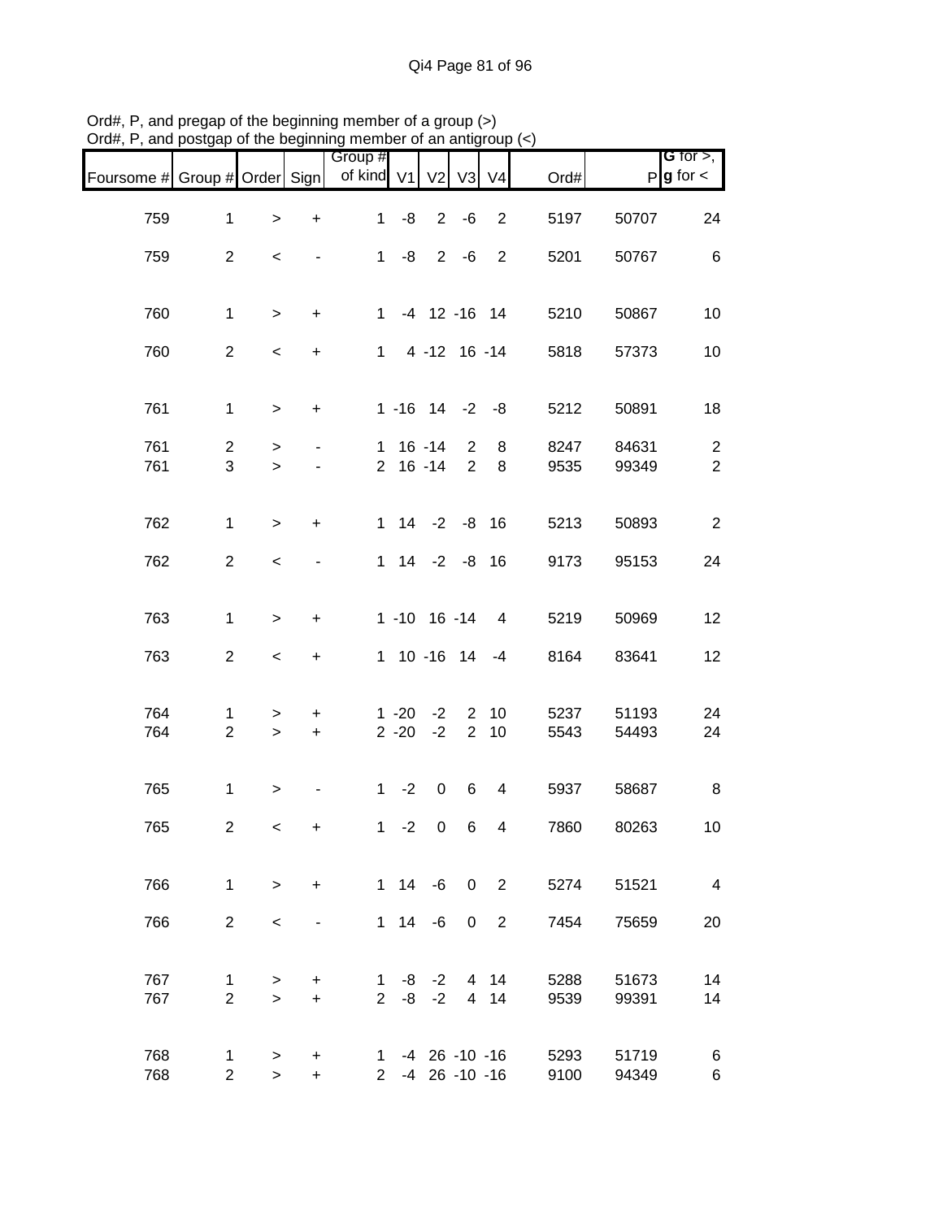Ord#, P, and pregap of the beginning member of a group (>)
Ord#, P, and postgap of the beginning member of an antigroup (<)

| Foursome # | Group # | Order | Sign | Group # of kind | V1 | V2 | V3 | V4 | Ord# | P | G for >, g for < |
|---|---|---|---|---|---|---|---|---|---|---|---|
| 759 | 1 | > | + | 1 | -8 | 2 | -6 | 2 | 5197 | 50707 | 24 |
| 759 | 2 | < | - | 1 | -8 | 2 | -6 | 2 | 5201 | 50767 | 6 |
| 760 | 1 | > | + | 1 | -4 | 12 | -16 | 14 | 5210 | 50867 | 10 |
| 760 | 2 | < | + | 1 | 4 | -12 | 16 | -14 | 5818 | 57373 | 10 |
| 761 | 1 | > | + | 1 | -16 | 14 | -2 | -8 | 5212 | 50891 | 18 |
| 761 | 2 | > | - | 1 | 16 | -14 | 2 | 8 | 8247 | 84631 | 2 |
| 761 | 3 | > | - | 2 | 16 | -14 | 2 | 8 | 9535 | 99349 | 2 |
| 762 | 1 | > | + | 1 | 14 | -2 | -8 | 16 | 5213 | 50893 | 2 |
| 762 | 2 | < | - | 1 | 14 | -2 | -8 | 16 | 9173 | 95153 | 24 |
| 763 | 1 | > | + | 1 | -10 | 16 | -14 | 4 | 5219 | 50969 | 12 |
| 763 | 2 | < | + | 1 | 10 | -16 | 14 | -4 | 8164 | 83641 | 12 |
| 764 | 1 | > | + | 1 | -20 | -2 | 2 | 10 | 5237 | 51193 | 24 |
| 764 | 2 | > | + | 2 | -20 | -2 | 2 | 10 | 5543 | 54493 | 24 |
| 765 | 1 | > | - | 1 | -2 | 0 | 6 | 4 | 5937 | 58687 | 8 |
| 765 | 2 | < | + | 1 | -2 | 0 | 6 | 4 | 7860 | 80263 | 10 |
| 766 | 1 | > | + | 1 | 14 | -6 | 0 | 2 | 5274 | 51521 | 4 |
| 766 | 2 | < | - | 1 | 14 | -6 | 0 | 2 | 7454 | 75659 | 20 |
| 767 | 1 | > | + | 1 | -8 | -2 | 4 | 14 | 5288 | 51673 | 14 |
| 767 | 2 | > | + | 2 | -8 | -2 | 4 | 14 | 9539 | 99391 | 14 |
| 768 | 1 | > | + | 1 | -4 | 26 | -10 | -16 | 5293 | 51719 | 6 |
| 768 | 2 | > | + | 2 | -4 | 26 | -10 | -16 | 9100 | 94349 | 6 |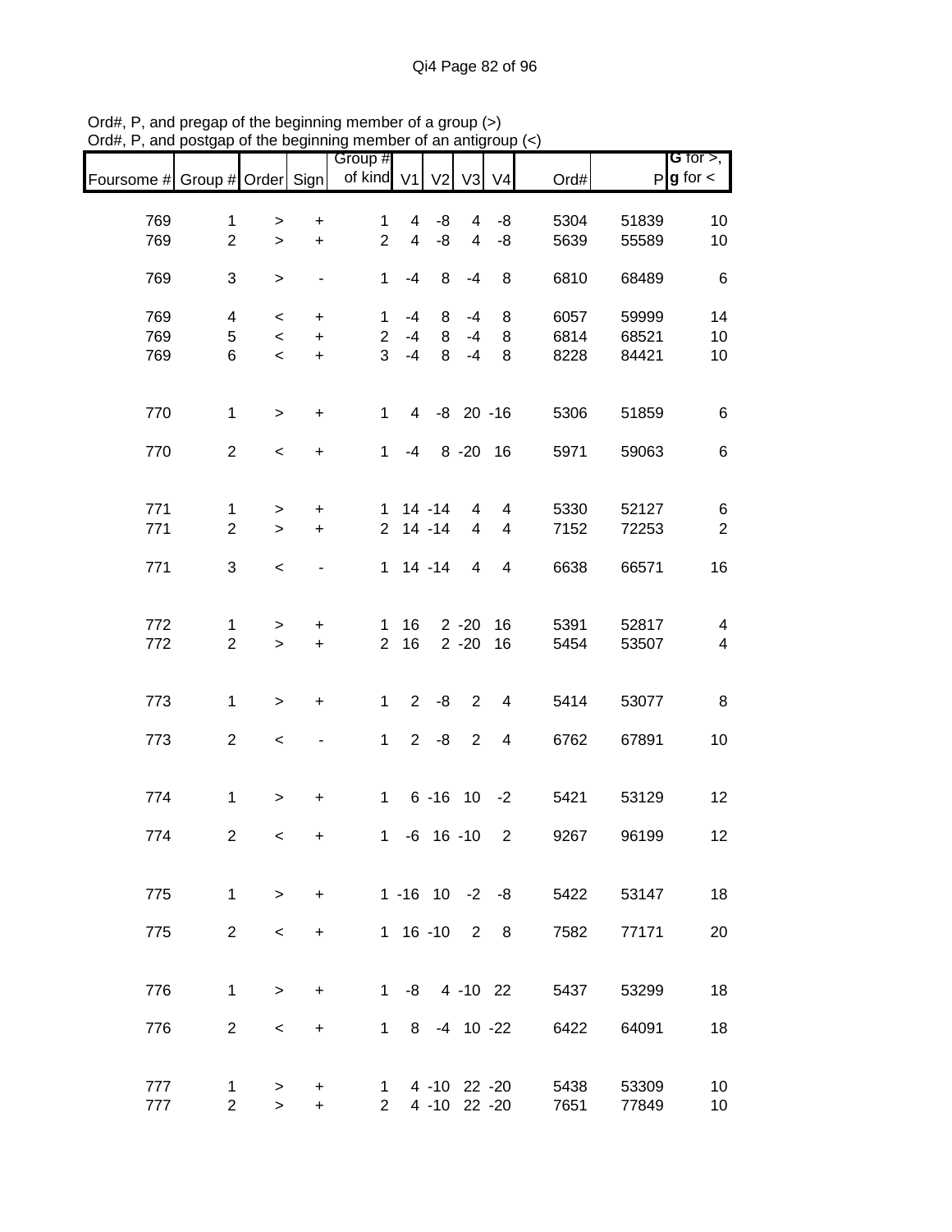Ord#, P, and pregap of the beginning member of a group (>)
Ord#, P, and postgap of the beginning member of an antigroup (<)

| Foursome # | Group # | Order | Sign | Group # of kind | V1 | V2 | V3 | V4 | Ord# | P | G for >, g for < |
|---|---|---|---|---|---|---|---|---|---|---|---|
| 769 | 1 | > | + | 1 | 4 | -8 | 4 | -8 | 5304 | 51839 | 10 |
| 769 | 2 | > | + | 2 | 4 | -8 | 4 | -8 | 5639 | 55589 | 10 |
| 769 | 3 | > | - | 1 | -4 | 8 | -4 | 8 | 6810 | 68489 | 6 |
| 769 | 4 | < | + | 1 | -4 | 8 | -4 | 8 | 6057 | 59999 | 14 |
| 769 | 5 | < | + | 2 | -4 | 8 | -4 | 8 | 6814 | 68521 | 10 |
| 769 | 6 | < | + | 3 | -4 | 8 | -4 | 8 | 8228 | 84421 | 10 |
| 770 | 1 | > | + | 1 | 4 | -8 | 20 | -16 | 5306 | 51859 | 6 |
| 770 | 2 | < | + | 1 | -4 | 8 | -20 | 16 | 5971 | 59063 | 6 |
| 771 | 1 | > | + | 1 | 14 | -14 | 4 | 4 | 5330 | 52127 | 6 |
| 771 | 2 | > | + | 2 | 14 | -14 | 4 | 4 | 7152 | 72253 | 2 |
| 771 | 3 | < | - | 1 | 14 | -14 | 4 | 4 | 6638 | 66571 | 16 |
| 772 | 1 | > | + | 1 | 16 | 2 | -20 | 16 | 5391 | 52817 | 4 |
| 772 | 2 | > | + | 2 | 16 | 2 | -20 | 16 | 5454 | 53507 | 4 |
| 773 | 1 | > | + | 1 | 2 | -8 | 2 | 4 | 5414 | 53077 | 8 |
| 773 | 2 | < | - | 1 | 2 | -8 | 2 | 4 | 6762 | 67891 | 10 |
| 774 | 1 | > | + | 1 | 6 | -16 | 10 | -2 | 5421 | 53129 | 12 |
| 774 | 2 | < | + | 1 | -6 | 16 | -10 | 2 | 9267 | 96199 | 12 |
| 775 | 1 | > | + | 1 | -16 | 10 | -2 | -8 | 5422 | 53147 | 18 |
| 775 | 2 | < | + | 1 | 16 | -10 | 2 | 8 | 7582 | 77171 | 20 |
| 776 | 1 | > | + | 1 | -8 | 4 | -10 | 22 | 5437 | 53299 | 18 |
| 776 | 2 | < | + | 1 | 8 | -4 | 10 | -22 | 6422 | 64091 | 18 |
| 777 | 1 | > | + | 1 | 4 | -10 | 22 | -20 | 5438 | 53309 | 10 |
| 777 | 2 | > | + | 2 | 4 | -10 | 22 | -20 | 7651 | 77849 | 10 |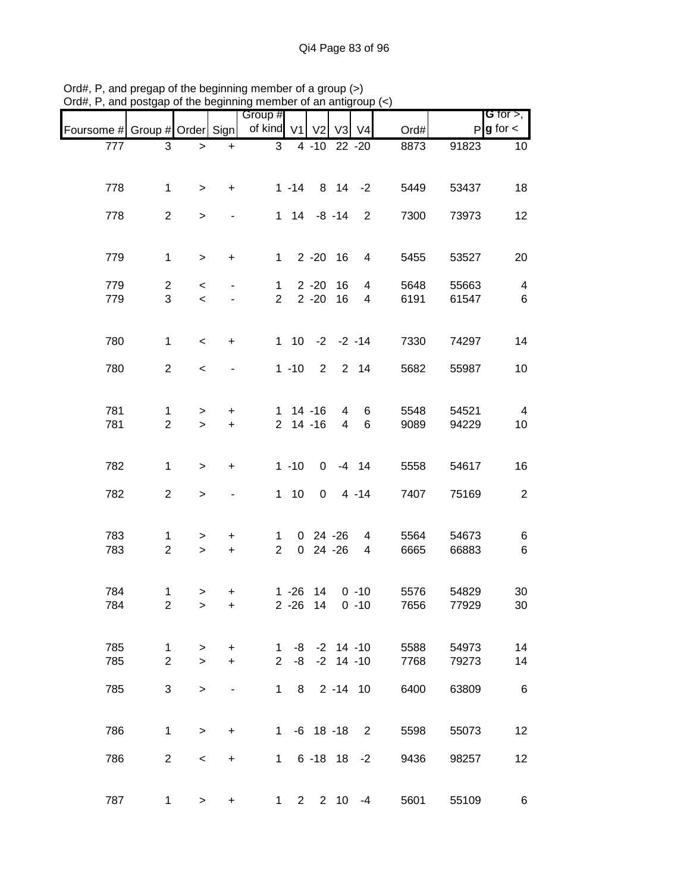Ord#, P, and pregap of the beginning member of a group (>)
Ord#, P, and postgap of the beginning member of an antigroup (<)

| Foursome # | Group # | Order | Sign | Group # of kind | V1 | V2 | V3 | V4 | Ord# | P | G for >, g for < |
|---|---|---|---|---|---|---|---|---|---|---|---|
| 777 | 3 | > | + | 3 | 4 | -10 | 22 | -20 | 8873 | 91823 | 10 |
| 778 | 1 | > | + | 1 | -14 | 8 | 14 | -2 | 5449 | 53437 | 18 |
| 778 | 2 | > | - | 1 | 14 | -8 | -14 | 2 | 7300 | 73973 | 12 |
| 779 | 1 | > | + | 1 | 2 | -20 | 16 | 4 | 5455 | 53527 | 20 |
| 779 | 2 | < | - | 1 | 2 | -20 | 16 | 4 | 5648 | 55663 | 4 |
| 779 | 3 | < | - | 2 | 2 | -20 | 16 | 4 | 6191 | 61547 | 6 |
| 780 | 1 | < | + | 1 | 10 | -2 | -2 | -14 | 7330 | 74297 | 14 |
| 780 | 2 | < | - | 1 | -10 | 2 | 2 | 14 | 5682 | 55987 | 10 |
| 781 | 1 | > | + | 1 | 14 | -16 | 4 | 6 | 5548 | 54521 | 4 |
| 781 | 2 | > | + | 2 | 14 | -16 | 4 | 6 | 9089 | 94229 | 10 |
| 782 | 1 | > | + | 1 | -10 | 0 | -4 | 14 | 5558 | 54617 | 16 |
| 782 | 2 | > | - | 1 | 10 | 0 | 4 | -14 | 7407 | 75169 | 2 |
| 783 | 1 | > | + | 1 | 0 | 24 | -26 | 4 | 5564 | 54673 | 6 |
| 783 | 2 | > | + | 2 | 0 | 24 | -26 | 4 | 6665 | 66883 | 6 |
| 784 | 1 | > | + | 1 | -26 | 14 | 0 | -10 | 5576 | 54829 | 30 |
| 784 | 2 | > | + | 2 | -26 | 14 | 0 | -10 | 7656 | 77929 | 30 |
| 785 | 1 | > | + | 1 | -8 | -2 | 14 | -10 | 5588 | 54973 | 14 |
| 785 | 2 | > | + | 2 | -8 | -2 | 14 | -10 | 7768 | 79273 | 14 |
| 785 | 3 | > | - | 1 | 8 | 2 | -14 | 10 | 6400 | 63809 | 6 |
| 786 | 1 | > | + | 1 | -6 | 18 | -18 | 2 | 5598 | 55073 | 12 |
| 786 | 2 | < | + | 1 | 6 | -18 | 18 | -2 | 9436 | 98257 | 12 |
| 787 | 1 | > | + | 1 | 2 | 2 | 10 | -4 | 5601 | 55109 | 6 |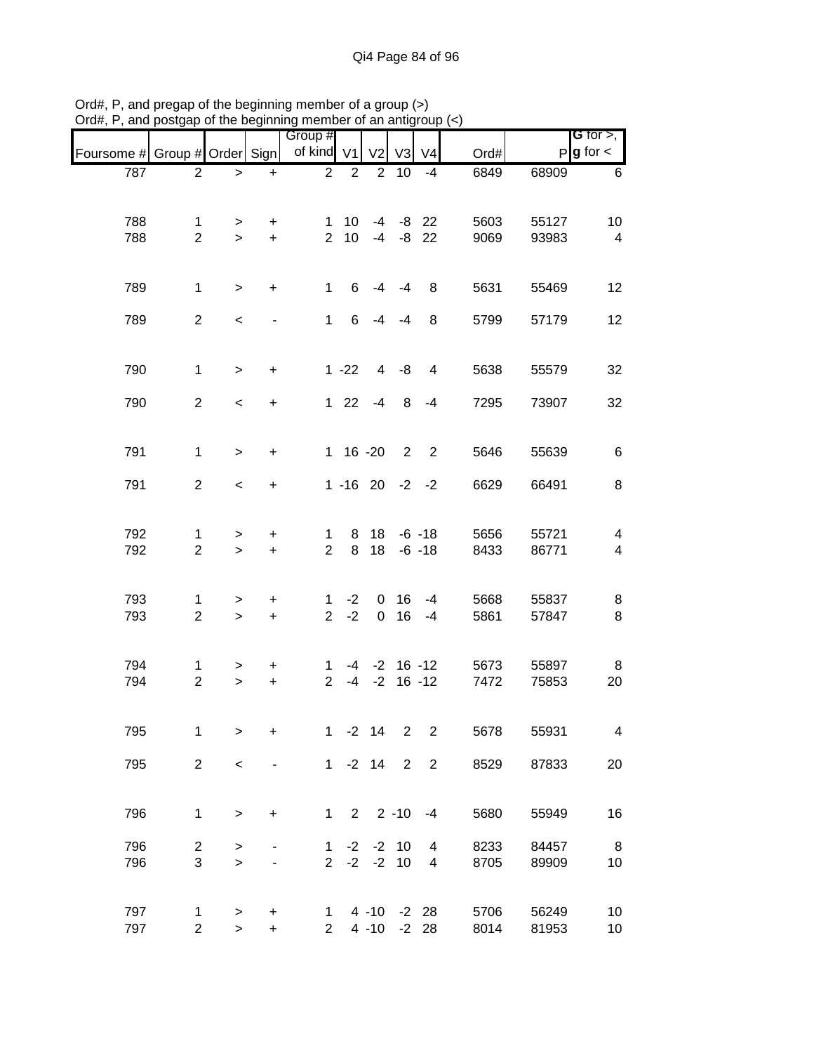Ord#, P, and pregap of the beginning member of a group (>)
Ord#, P, and postgap of the beginning member of an antigroup (<)

| Foursome # | Group # | Order | Sign | Group # of kind | V1 | V2 | V3 | V4 | Ord# | P | G for >, g for < |
|---|---|---|---|---|---|---|---|---|---|---|---|
| 787 | 2 | > | + | 2 | 2 | 2 | 10 | -4 | 6849 | 68909 | 6 |
| 788 | 1 | > | + | 1 | 10 | -4 | -8 | 22 | 5603 | 55127 | 10 |
| 788 | 2 | > | + | 2 | 10 | -4 | -8 | 22 | 9069 | 93983 | 4 |
| 789 | 1 | > | + | 1 | 6 | -4 | -4 | 8 | 5631 | 55469 | 12 |
| 789 | 2 | < | - | 1 | 6 | -4 | -4 | 8 | 5799 | 57179 | 12 |
| 790 | 1 | > | + | 1 | -22 | 4 | -8 | 4 | 5638 | 55579 | 32 |
| 790 | 2 | < | + | 1 | 22 | -4 | 8 | -4 | 7295 | 73907 | 32 |
| 791 | 1 | > | + | 1 | 16 | -20 | 2 | 2 | 5646 | 55639 | 6 |
| 791 | 2 | < | + | 1 | -16 | 20 | -2 | -2 | 6629 | 66491 | 8 |
| 792 | 1 | > | + | 1 | 8 | 18 | -6 | -18 | 5656 | 55721 | 4 |
| 792 | 2 | > | + | 2 | 8 | 18 | -6 | -18 | 8433 | 86771 | 4 |
| 793 | 1 | > | + | 1 | -2 | 0 | 16 | -4 | 5668 | 55837 | 8 |
| 793 | 2 | > | + | 2 | -2 | 0 | 16 | -4 | 5861 | 57847 | 8 |
| 794 | 1 | > | + | 1 | -4 | -2 | 16 | -12 | 5673 | 55897 | 8 |
| 794 | 2 | > | + | 2 | -4 | -2 | 16 | -12 | 7472 | 75853 | 20 |
| 795 | 1 | > | + | 1 | -2 | 14 | 2 | 2 | 5678 | 55931 | 4 |
| 795 | 2 | < | - | 1 | -2 | 14 | 2 | 2 | 8529 | 87833 | 20 |
| 796 | 1 | > | + | 1 | 2 | 2 | -10 | -4 | 5680 | 55949 | 16 |
| 796 | 2 | > | - | 1 | -2 | -2 | 10 | 4 | 8233 | 84457 | 8 |
| 796 | 3 | > | - | 2 | -2 | -2 | 10 | 4 | 8705 | 89909 | 10 |
| 797 | 1 | > | + | 1 | 4 | -10 | -2 | 28 | 5706 | 56249 | 10 |
| 797 | 2 | > | + | 2 | 4 | -10 | -2 | 28 | 8014 | 81953 | 10 |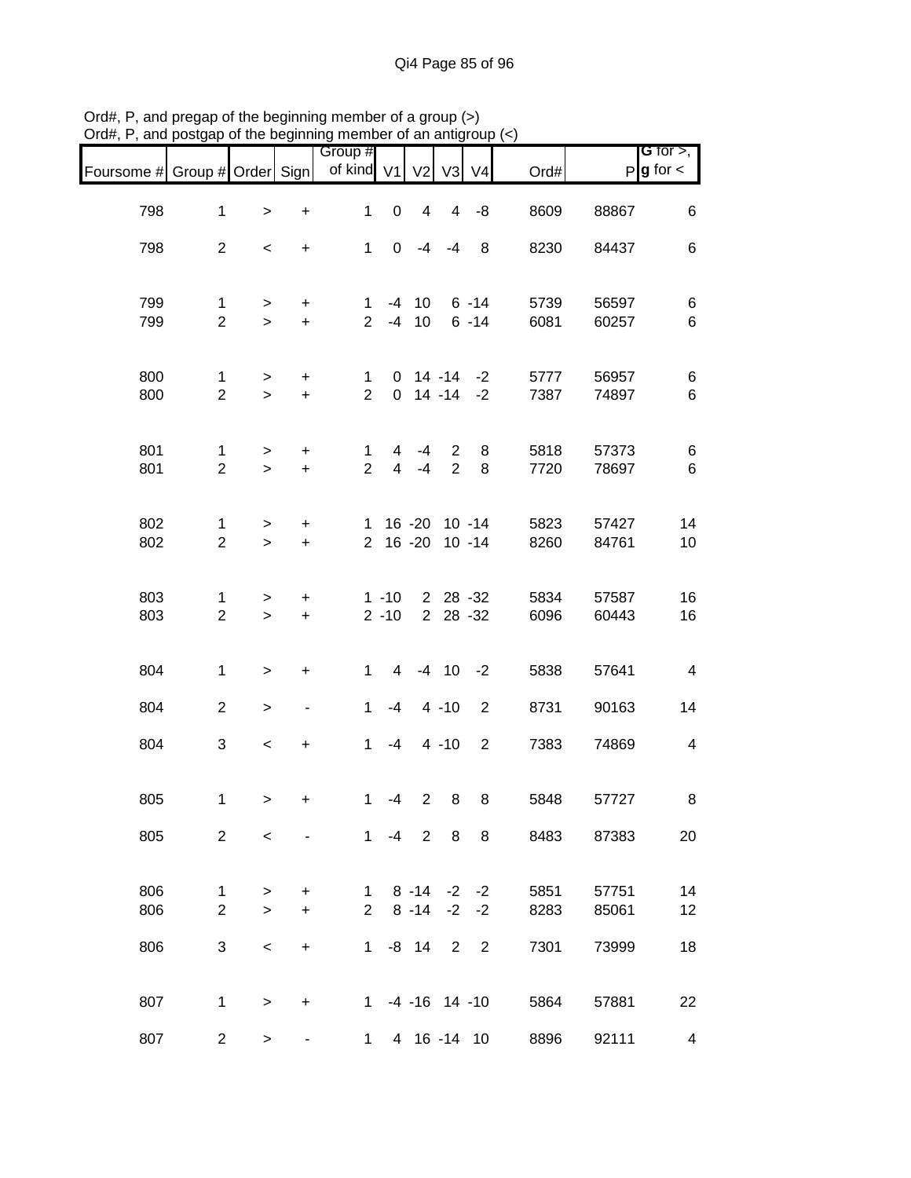Ord#, P, and pregap of the beginning member of a group (>)
Ord#, P, and postgap of the beginning member of an antigroup (<)

| Foursome # | Group # | Order | Sign | Group # of kind | V1 | V2 | V3 | V4 | Ord# | P | G for >, g for < |
|---|---|---|---|---|---|---|---|---|---|---|---|
| 798 | 1 | > | + | 1 | 0 | 4 | 4 | -8 | 8609 | 88867 | 6 |
| 798 | 2 | < | + | 1 | 0 | -4 | -4 | 8 | 8230 | 84437 | 6 |
| 799 | 1 | > | + | 1 | -4 | 10 | 6 | -14 | 5739 | 56597 | 6 |
| 799 | 2 | > | + | 2 | -4 | 10 | 6 | -14 | 6081 | 60257 | 6 |
| 800 | 1 | > | + | 1 | 0 | 14 | -14 | -2 | 5777 | 56957 | 6 |
| 800 | 2 | > | + | 2 | 0 | 14 | -14 | -2 | 7387 | 74897 | 6 |
| 801 | 1 | > | + | 1 | 4 | -4 | 2 | 8 | 5818 | 57373 | 6 |
| 801 | 2 | > | + | 2 | 4 | -4 | 2 | 8 | 7720 | 78697 | 6 |
| 802 | 1 | > | + | 1 | 16 | -20 | 10 | -14 | 5823 | 57427 | 14 |
| 802 | 2 | > | + | 2 | 16 | -20 | 10 | -14 | 8260 | 84761 | 10 |
| 803 | 1 | > | + | 1 | -10 | 2 | 28 | -32 | 5834 | 57587 | 16 |
| 803 | 2 | > | + | 2 | -10 | 2 | 28 | -32 | 6096 | 60443 | 16 |
| 804 | 1 | > | + | 1 | 4 | -4 | 10 | -2 | 5838 | 57641 | 4 |
| 804 | 2 | > | - | 1 | -4 | 4 | -10 | 2 | 8731 | 90163 | 14 |
| 804 | 3 | < | + | 1 | -4 | 4 | -10 | 2 | 7383 | 74869 | 4 |
| 805 | 1 | > | + | 1 | -4 | 2 | 8 | 8 | 5848 | 57727 | 8 |
| 805 | 2 | < | - | 1 | -4 | 2 | 8 | 8 | 8483 | 87383 | 20 |
| 806 | 1 | > | + | 1 | 8 | -14 | -2 | -2 | 5851 | 57751 | 14 |
| 806 | 2 | > | + | 2 | 8 | -14 | -2 | -2 | 8283 | 85061 | 12 |
| 806 | 3 | < | + | 1 | -8 | 14 | 2 | 2 | 7301 | 73999 | 18 |
| 807 | 1 | > | + | 1 | -4 | -16 | 14 | -10 | 5864 | 57881 | 22 |
| 807 | 2 | > | - | 1 | 4 | 16 | -14 | 10 | 8896 | 92111 | 4 |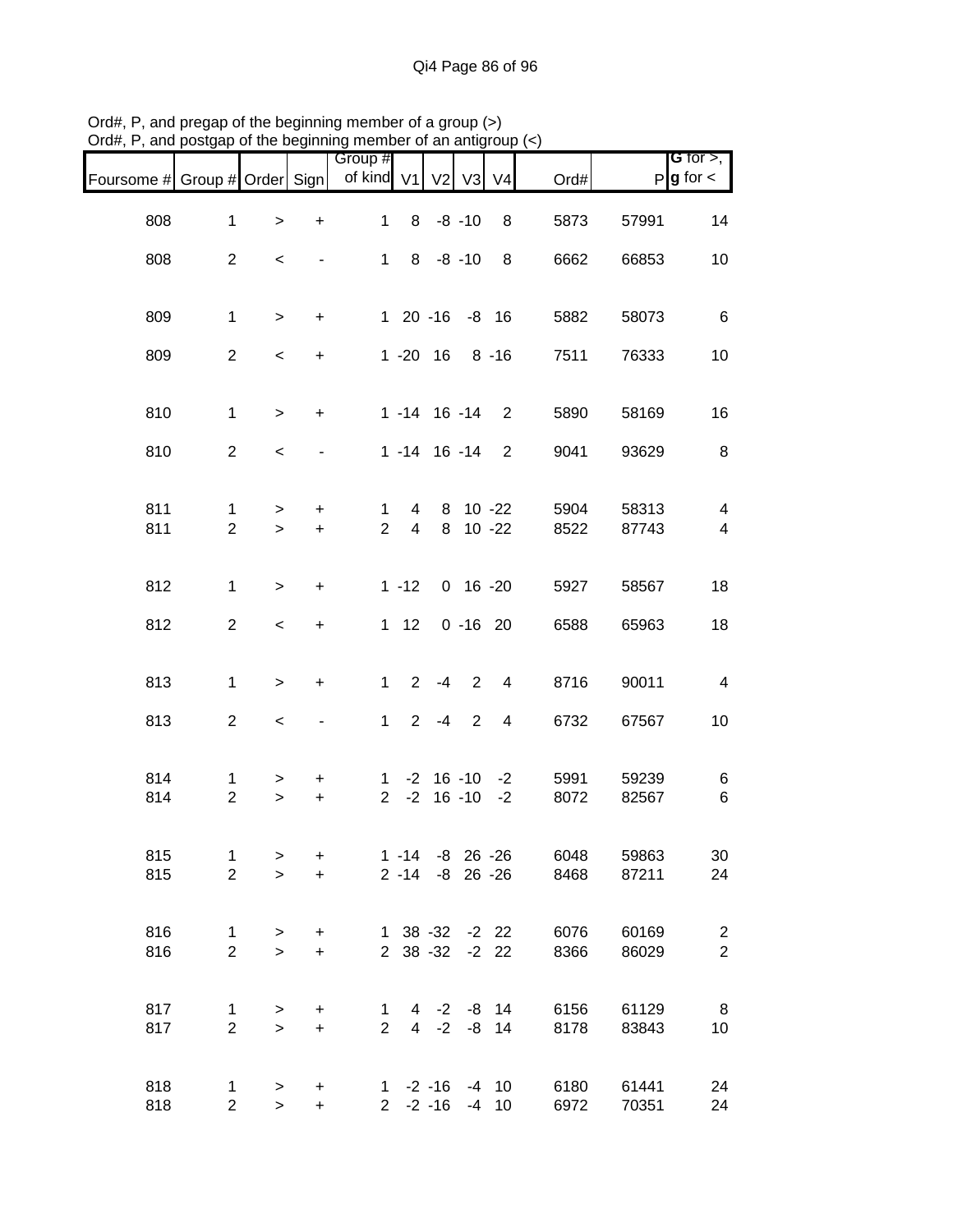Ord#, P, and pregap of the beginning member of a group (>)
Ord#, P, and postgap of the beginning member of an antigroup (<)

| Foursome # | Group # | Order | Sign | Group # of kind | V1 | V2 | V3 | V4 | Ord# | P | G for >, g for < |
|---|---|---|---|---|---|---|---|---|---|---|---|
| 808 | 1 | > | + | 1 | 8 | -8 | -10 | 8 | 5873 | 57991 | 14 |
| 808 | 2 | < | - | 1 | 8 | -8 | -10 | 8 | 6662 | 66853 | 10 |
| 809 | 1 | > | + | 1 | 20 | -16 | -8 | 16 | 5882 | 58073 | 6 |
| 809 | 2 | < | + | 1 | -20 | 16 | 8 | -16 | 7511 | 76333 | 10 |
| 810 | 1 | > | + | 1 | -14 | 16 | -14 | 2 | 5890 | 58169 | 16 |
| 810 | 2 | < | - | 1 | -14 | 16 | -14 | 2 | 9041 | 93629 | 8 |
| 811 | 1 | > | + | 1 | 4 | 8 | 10 | -22 | 5904 | 58313 | 4 |
| 811 | 2 | > | + | 2 | 4 | 8 | 10 | -22 | 8522 | 87743 | 4 |
| 812 | 1 | > | + | 1 | -12 | 0 | 16 | -20 | 5927 | 58567 | 18 |
| 812 | 2 | < | + | 1 | 12 | 0 | -16 | 20 | 6588 | 65963 | 18 |
| 813 | 1 | > | + | 1 | 2 | -4 | 2 | 4 | 8716 | 90011 | 4 |
| 813 | 2 | < | - | 1 | 2 | -4 | 2 | 4 | 6732 | 67567 | 10 |
| 814 | 1 | > | + | 1 | -2 | 16 | -10 | -2 | 5991 | 59239 | 6 |
| 814 | 2 | > | + | 2 | -2 | 16 | -10 | -2 | 8072 | 82567 | 6 |
| 815 | 1 | > | + | 1 | -14 | -8 | 26 | -26 | 6048 | 59863 | 30 |
| 815 | 2 | > | + | 2 | -14 | -8 | 26 | -26 | 8468 | 87211 | 24 |
| 816 | 1 | > | + | 1 | 38 | -32 | -2 | 22 | 6076 | 60169 | 2 |
| 816 | 2 | > | + | 2 | 38 | -32 | -2 | 22 | 8366 | 86029 | 2 |
| 817 | 1 | > | + | 1 | 4 | -2 | -8 | 14 | 6156 | 61129 | 8 |
| 817 | 2 | > | + | 2 | 4 | -2 | -8 | 14 | 8178 | 83843 | 10 |
| 818 | 1 | > | + | 1 | -2 | -16 | -4 | 10 | 6180 | 61441 | 24 |
| 818 | 2 | > | + | 2 | -2 | -16 | -4 | 10 | 6972 | 70351 | 24 |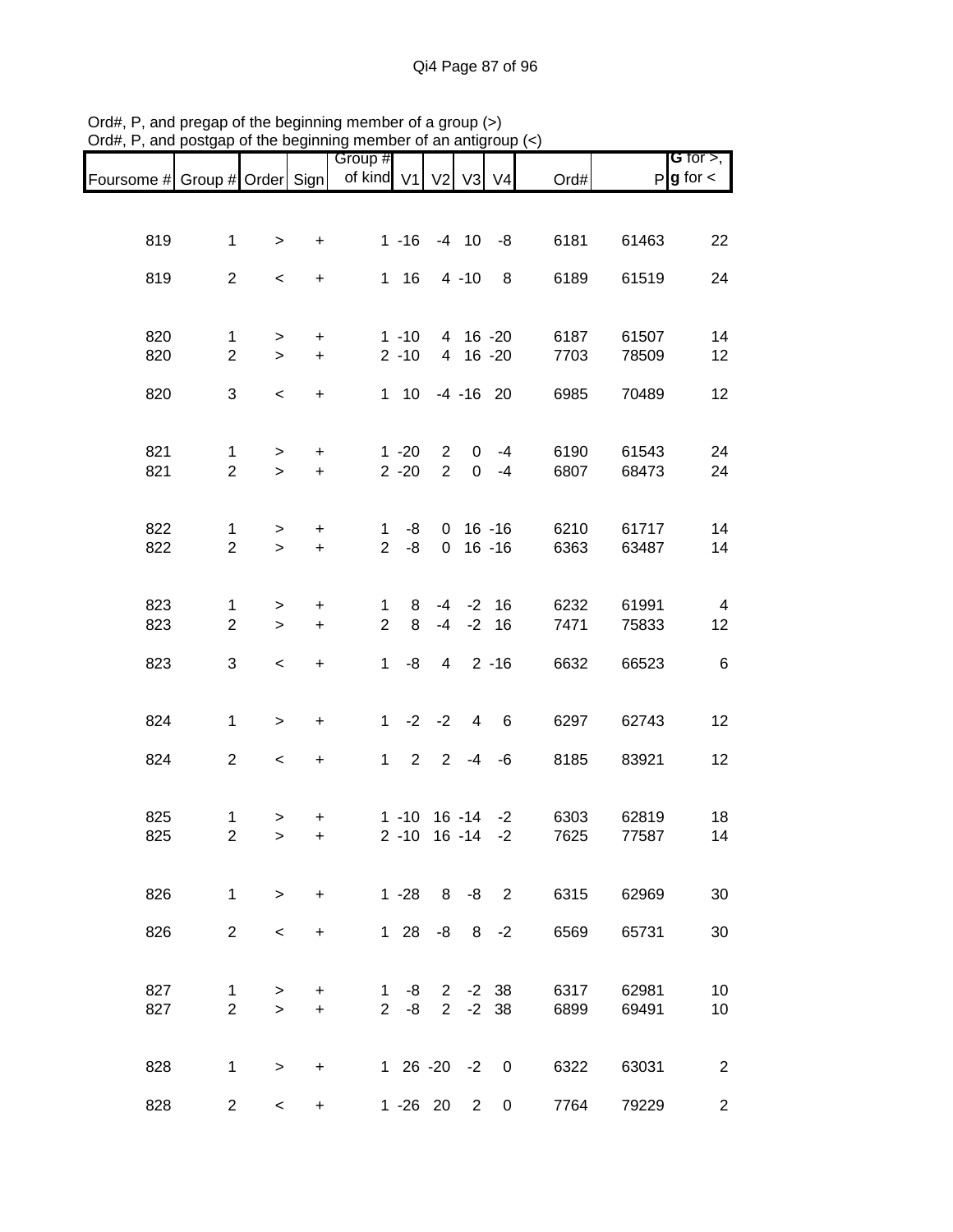Ord#, P, and pregap of the beginning member of a group (>)
Ord#, P, and postgap of the beginning member of an antigroup (<)

| Foursome # | Group # | Order | Sign | Group # of kind | V1 | V2 | V3 | V4 | Ord# | P | G for >, g for < |
|---|---|---|---|---|---|---|---|---|---|---|---|
| 819 | 1 | > | + | 1 | -16 | -4 | 10 | -8 | 6181 | 61463 | 22 |
| 819 | 2 | < | + | 1 | 16 | 4 | -10 | 8 | 6189 | 61519 | 24 |
| 820 | 1 | > | + | 1 | -10 | 4 | 16 | -20 | 6187 | 61507 | 14 |
| 820 | 2 | > | + | 2 | -10 | 4 | 16 | -20 | 7703 | 78509 | 12 |
| 820 | 3 | < | + | 1 | 10 | -4 | -16 | 20 | 6985 | 70489 | 12 |
| 821 | 1 | > | + | 1 | -20 | 2 | 0 | -4 | 6190 | 61543 | 24 |
| 821 | 2 | > | + | 2 | -20 | 2 | 0 | -4 | 6807 | 68473 | 24 |
| 822 | 1 | > | + | 1 | -8 | 0 | 16 | -16 | 6210 | 61717 | 14 |
| 822 | 2 | > | + | 2 | -8 | 0 | 16 | -16 | 6363 | 63487 | 14 |
| 823 | 1 | > | + | 1 | 8 | -4 | -2 | 16 | 6232 | 61991 | 4 |
| 823 | 2 | > | + | 2 | 8 | -4 | -2 | 16 | 7471 | 75833 | 12 |
| 823 | 3 | < | + | 1 | -8 | 4 | 2 | -16 | 6632 | 66523 | 6 |
| 824 | 1 | > | + | 1 | -2 | -2 | 4 | 6 | 6297 | 62743 | 12 |
| 824 | 2 | < | + | 1 | 2 | 2 | -4 | -6 | 8185 | 83921 | 12 |
| 825 | 1 | > | + | 1 | -10 | 16 | -14 | -2 | 6303 | 62819 | 18 |
| 825 | 2 | > | + | 2 | -10 | 16 | -14 | -2 | 7625 | 77587 | 14 |
| 826 | 1 | > | + | 1 | -28 | 8 | -8 | 2 | 6315 | 62969 | 30 |
| 826 | 2 | < | + | 1 | 28 | -8 | 8 | -2 | 6569 | 65731 | 30 |
| 827 | 1 | > | + | 1 | -8 | 2 | -2 | 38 | 6317 | 62981 | 10 |
| 827 | 2 | > | + | 2 | -8 | 2 | -2 | 38 | 6899 | 69491 | 10 |
| 828 | 1 | > | + | 1 | 26 | -20 | -2 | 0 | 6322 | 63031 | 2 |
| 828 | 2 | < | + | 1 | -26 | 20 | 2 | 0 | 7764 | 79229 | 2 |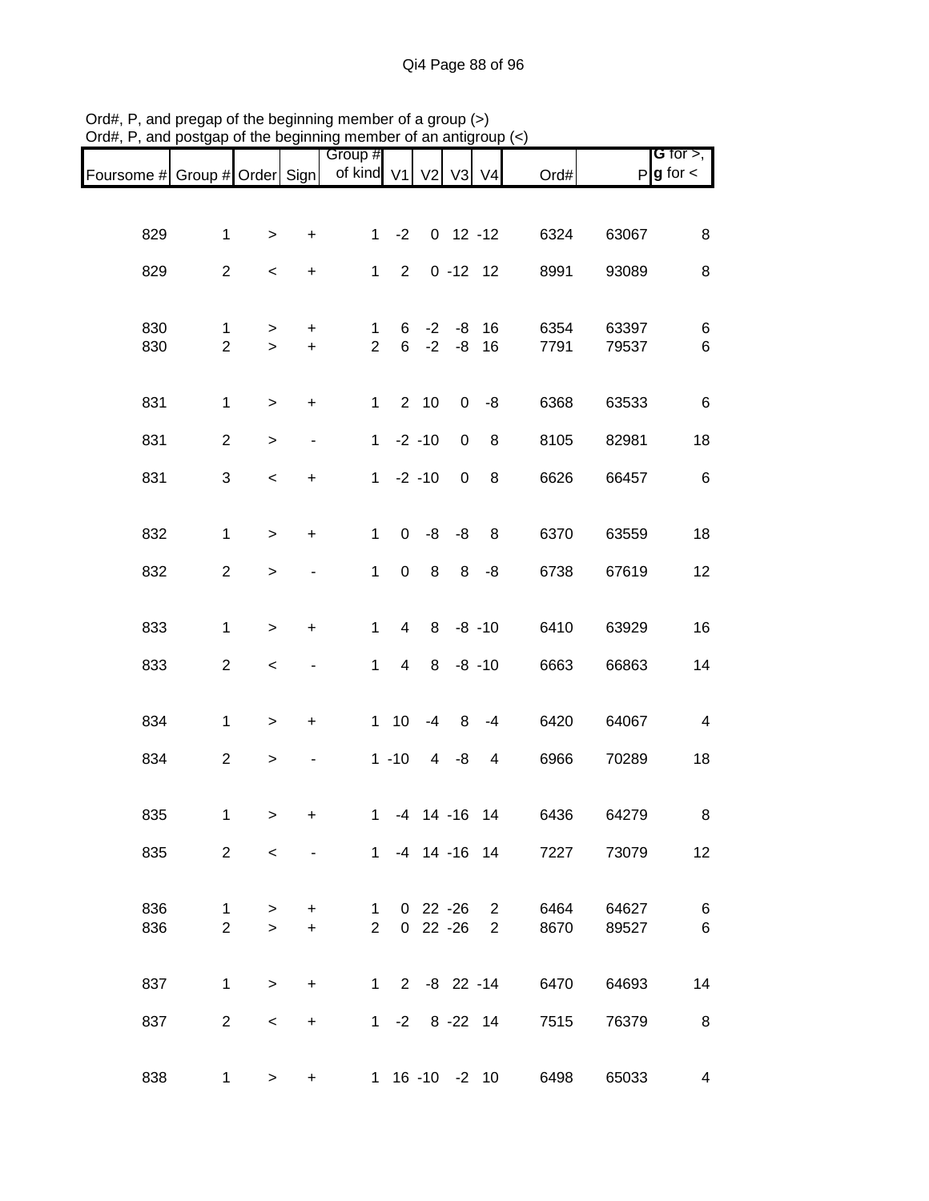Ord#, P, and pregap of the beginning member of a group (>)
Ord#, P, and postgap of the beginning member of an antigroup (<)

| Foursome # | Group # | Order | Sign | Group # of kind | V1 | V2 | V3 | V4 | Ord# | P | G for >, g for < |
|---|---|---|---|---|---|---|---|---|---|---|---|
| 829 | 1 | > | + | 1 | -2 | 0 | 12 | -12 | 6324 | 63067 | 8 |
| 829 | 2 | < | + | 1 | 2 | 0 | -12 | 12 | 8991 | 93089 | 8 |
| 830 | 1 | > | + | 1 | 6 | -2 | -8 | 16 | 6354 | 63397 | 6 |
| 830 | 2 | > | + | 2 | 6 | -2 | -8 | 16 | 7791 | 79537 | 6 |
| 831 | 1 | > | + | 1 | 2 | 10 | 0 | -8 | 6368 | 63533 | 6 |
| 831 | 2 | > | - | 1 | -2 | -10 | 0 | 8 | 8105 | 82981 | 18 |
| 831 | 3 | < | + | 1 | -2 | -10 | 0 | 8 | 6626 | 66457 | 6 |
| 832 | 1 | > | + | 1 | 0 | -8 | -8 | 8 | 6370 | 63559 | 18 |
| 832 | 2 | > | - | 1 | 0 | 8 | 8 | -8 | 6738 | 67619 | 12 |
| 833 | 1 | > | + | 1 | 4 | 8 | -8 | -10 | 6410 | 63929 | 16 |
| 833 | 2 | < | - | 1 | 4 | 8 | -8 | -10 | 6663 | 66863 | 14 |
| 834 | 1 | > | + | 1 | 10 | -4 | 8 | -4 | 6420 | 64067 | 4 |
| 834 | 2 | > | - | 1 | -10 | 4 | -8 | 4 | 6966 | 70289 | 18 |
| 835 | 1 | > | + | 1 | -4 | 14 | -16 | 14 | 6436 | 64279 | 8 |
| 835 | 2 | < | - | 1 | -4 | 14 | -16 | 14 | 7227 | 73079 | 12 |
| 836 | 1 | > | + | 1 | 0 | 22 | -26 | 2 | 6464 | 64627 | 6 |
| 836 | 2 | > | + | 2 | 0 | 22 | -26 | 2 | 8670 | 89527 | 6 |
| 837 | 1 | > | + | 1 | 2 | -8 | 22 | -14 | 6470 | 64693 | 14 |
| 837 | 2 | < | + | 1 | -2 | 8 | -22 | 14 | 7515 | 76379 | 8 |
| 838 | 1 | > | + | 1 | 16 | -10 | -2 | 10 | 6498 | 65033 | 4 |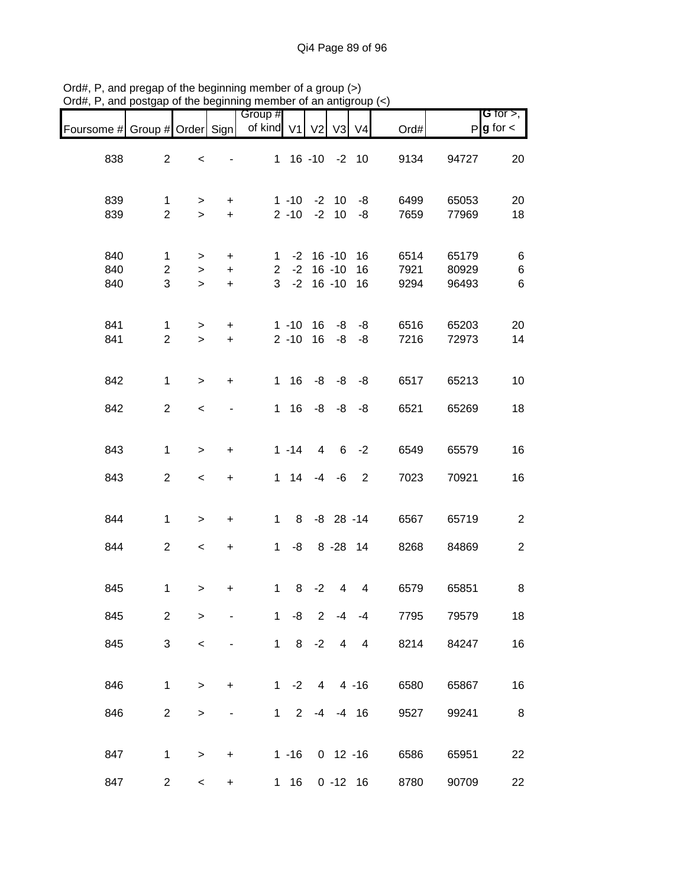Ord#, P, and pregap of the beginning member of a group (>)
Ord#, P, and postgap of the beginning member of an antigroup (<)

| Foursome # | Group # | Order | Sign | Group # of kind | V1 | V2 | V3 | V4 | Ord# | P | G for >, g for < |
|---|---|---|---|---|---|---|---|---|---|---|---|
| 838 | 2 | < | - | 1 | 16 | -10 | -2 | 10 | 9134 | 94727 | 20 |
| 839 | 1 | > | + | 1 | -10 | -2 | 10 | -8 | 6499 | 65053 | 20 |
| 839 | 2 | > | + | 2 | -10 | -2 | 10 | -8 | 7659 | 77969 | 18 |
| 840 | 1 | > | + | 1 | -2 | 16 | -10 | 16 | 6514 | 65179 | 6 |
| 840 | 2 | > | + | 2 | -2 | 16 | -10 | 16 | 7921 | 80929 | 6 |
| 840 | 3 | > | + | 3 | -2 | 16 | -10 | 16 | 9294 | 96493 | 6 |
| 841 | 1 | > | + | 1 | -10 | 16 | -8 | -8 | 6516 | 65203 | 20 |
| 841 | 2 | > | + | 2 | -10 | 16 | -8 | -8 | 7216 | 72973 | 14 |
| 842 | 1 | > | + | 1 | 16 | -8 | -8 | -8 | 6517 | 65213 | 10 |
| 842 | 2 | < | - | 1 | 16 | -8 | -8 | -8 | 6521 | 65269 | 18 |
| 843 | 1 | > | + | 1 | -14 | 4 | 6 | -2 | 6549 | 65579 | 16 |
| 843 | 2 | < | + | 1 | 14 | -4 | -6 | 2 | 7023 | 70921 | 16 |
| 844 | 1 | > | + | 1 | 8 | -8 | 28 | -14 | 6567 | 65719 | 2 |
| 844 | 2 | < | + | 1 | -8 | 8 | -28 | 14 | 8268 | 84869 | 2 |
| 845 | 1 | > | + | 1 | 8 | -2 | 4 | 4 | 6579 | 65851 | 8 |
| 845 | 2 | > | - | 1 | -8 | 2 | -4 | -4 | 7795 | 79579 | 18 |
| 845 | 3 | < | - | 1 | 8 | -2 | 4 | 4 | 8214 | 84247 | 16 |
| 846 | 1 | > | + | 1 | -2 | 4 | 4 | -16 | 6580 | 65867 | 16 |
| 846 | 2 | > | - | 1 | 2 | -4 | -4 | 16 | 9527 | 99241 | 8 |
| 847 | 1 | > | + | 1 | -16 | 0 | 12 | -16 | 6586 | 65951 | 22 |
| 847 | 2 | < | + | 1 | 16 | 0 | -12 | 16 | 8780 | 90709 | 22 |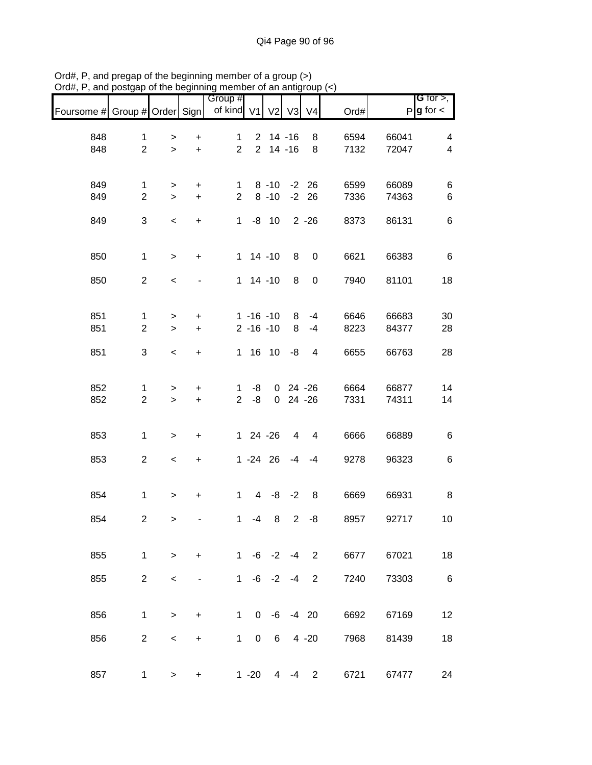Ord#, P, and pregap of the beginning member of a group (>)
Ord#, P, and postgap of the beginning member of an antigroup (<)

| Foursome # | Group # | Order | Sign | Group # of kind | V1 | V2 | V3 | V4 | Ord# | P | G for >, g for < |
|---|---|---|---|---|---|---|---|---|---|---|---|
| 848 | 1 | > | + | 1 | 2 | 14 | -16 | 8 | 6594 | 66041 | 4 |
| 848 | 2 | > | + | 2 | 2 | 14 | -16 | 8 | 7132 | 72047 | 4 |
| | | | | | | | | | | | |
| 849 | 1 | > | + | 1 | 8 | -10 | -2 | 26 | 6599 | 66089 | 6 |
| 849 | 2 | > | + | 2 | 8 | -10 | -2 | 26 | 7336 | 74363 | 6 |
| 849 | 3 | < | + | 1 | -8 | 10 | 2 | -26 | 8373 | 86131 | 6 |
| | | | | | | | | | | | |
| 850 | 1 | > | + | 1 | 14 | -10 | 8 | 0 | 6621 | 66383 | 6 |
| 850 | 2 | < | - | 1 | 14 | -10 | 8 | 0 | 7940 | 81101 | 18 |
| | | | | | | | | | | | |
| 851 | 1 | > | + | 1 | -16 | -10 | 8 | -4 | 6646 | 66683 | 30 |
| 851 | 2 | > | + | 2 | -16 | -10 | 8 | -4 | 8223 | 84377 | 28 |
| 851 | 3 | < | + | 1 | 16 | 10 | -8 | 4 | 6655 | 66763 | 28 |
| | | | | | | | | | | | |
| 852 | 1 | > | + | 1 | -8 | 0 | 24 | -26 | 6664 | 66877 | 14 |
| 852 | 2 | > | + | 2 | -8 | 0 | 24 | -26 | 7331 | 74311 | 14 |
| | | | | | | | | | | | |
| 853 | 1 | > | + | 1 | 24 | -26 | 4 | 4 | 6666 | 66889 | 6 |
| 853 | 2 | < | + | 1 | -24 | 26 | -4 | -4 | 9278 | 96323 | 6 |
| | | | | | | | | | | | |
| 854 | 1 | > | + | 1 | 4 | -8 | -2 | 8 | 6669 | 66931 | 8 |
| 854 | 2 | > | - | 1 | -4 | 8 | 2 | -8 | 8957 | 92717 | 10 |
| | | | | | | | | | | | |
| 855 | 1 | > | + | 1 | -6 | -2 | -4 | 2 | 6677 | 67021 | 18 |
| 855 | 2 | < | - | 1 | -6 | -2 | -4 | 2 | 7240 | 73303 | 6 |
| | | | | | | | | | | | |
| 856 | 1 | > | + | 1 | 0 | -6 | -4 | 20 | 6692 | 67169 | 12 |
| 856 | 2 | < | + | 1 | 0 | 6 | 4 | -20 | 7968 | 81439 | 18 |
| | | | | | | | | | | | |
| 857 | 1 | > | + | 1 | -20 | 4 | -4 | 2 | 6721 | 67477 | 24 |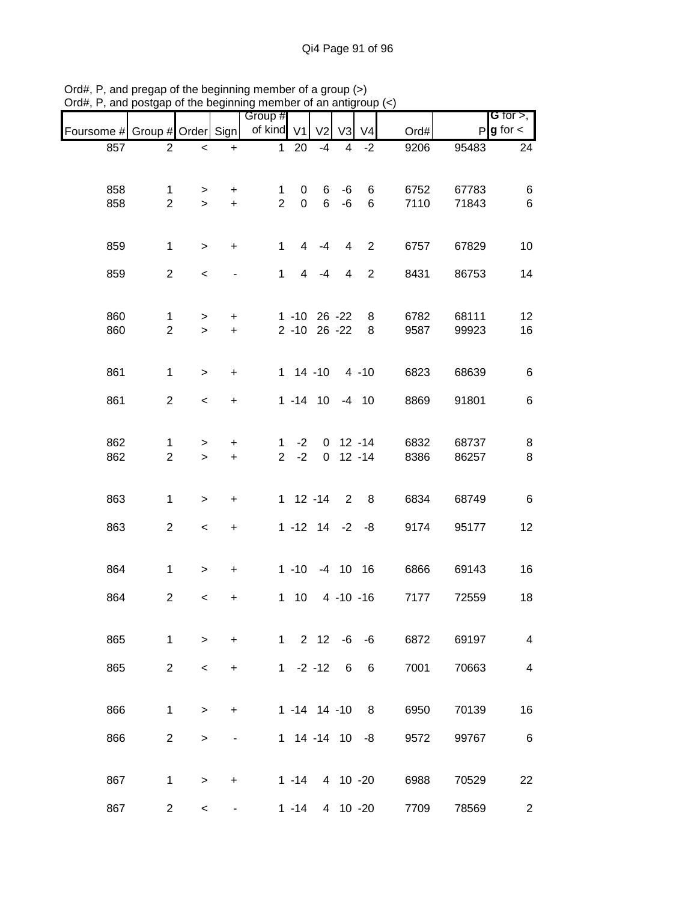Ord#, P, and pregap of the beginning member of a group (>)
Ord#, P, and postgap of the beginning member of an antigroup (<)

| Foursome # | Group # | Order | Sign | Group # of kind | V1 | V2 | V3 | V4 | Ord# | P | G for >, g for < |
|---|---|---|---|---|---|---|---|---|---|---|---|
| 857 | 2 | < | + | 1 | 20 | -4 | 4 | -2 | 9206 | 95483 | 24 |
| 858 | 1 | > | + | 1 | 0 | 6 | -6 | 6 | 6752 | 67783 | 6 |
| 858 | 2 | > | + | 2 | 0 | 6 | -6 | 6 | 7110 | 71843 | 6 |
| 859 | 1 | > | + | 1 | 4 | -4 | 4 | 2 | 6757 | 67829 | 10 |
| 859 | 2 | < | - | 1 | 4 | -4 | 4 | 2 | 8431 | 86753 | 14 |
| 860 | 1 | > | + | 1 | -10 | 26 | -22 | 8 | 6782 | 68111 | 12 |
| 860 | 2 | > | + | 2 | -10 | 26 | -22 | 8 | 9587 | 99923 | 16 |
| 861 | 1 | > | + | 1 | 14 | -10 | 4 | -10 | 6823 | 68639 | 6 |
| 861 | 2 | < | + | 1 | -14 | 10 | -4 | 10 | 8869 | 91801 | 6 |
| 862 | 1 | > | + | 1 | -2 | 0 | 12 | -14 | 6832 | 68737 | 8 |
| 862 | 2 | > | + | 2 | -2 | 0 | 12 | -14 | 8386 | 86257 | 8 |
| 863 | 1 | > | + | 1 | 12 | -14 | 2 | 8 | 6834 | 68749 | 6 |
| 863 | 2 | < | + | 1 | -12 | 14 | -2 | -8 | 9174 | 95177 | 12 |
| 864 | 1 | > | + | 1 | -10 | -4 | 10 | 16 | 6866 | 69143 | 16 |
| 864 | 2 | < | + | 1 | 10 | 4 | -10 | -16 | 7177 | 72559 | 18 |
| 865 | 1 | > | + | 1 | 2 | 12 | -6 | -6 | 6872 | 69197 | 4 |
| 865 | 2 | < | + | 1 | -2 | -12 | 6 | 6 | 7001 | 70663 | 4 |
| 866 | 1 | > | + | 1 | -14 | 14 | -10 | 8 | 6950 | 70139 | 16 |
| 866 | 2 | > | - | 1 | 14 | -14 | 10 | -8 | 9572 | 99767 | 6 |
| 867 | 1 | > | + | 1 | -14 | 4 | 10 | -20 | 6988 | 70529 | 22 |
| 867 | 2 | < | - | 1 | -14 | 4 | 10 | -20 | 7709 | 78569 | 2 |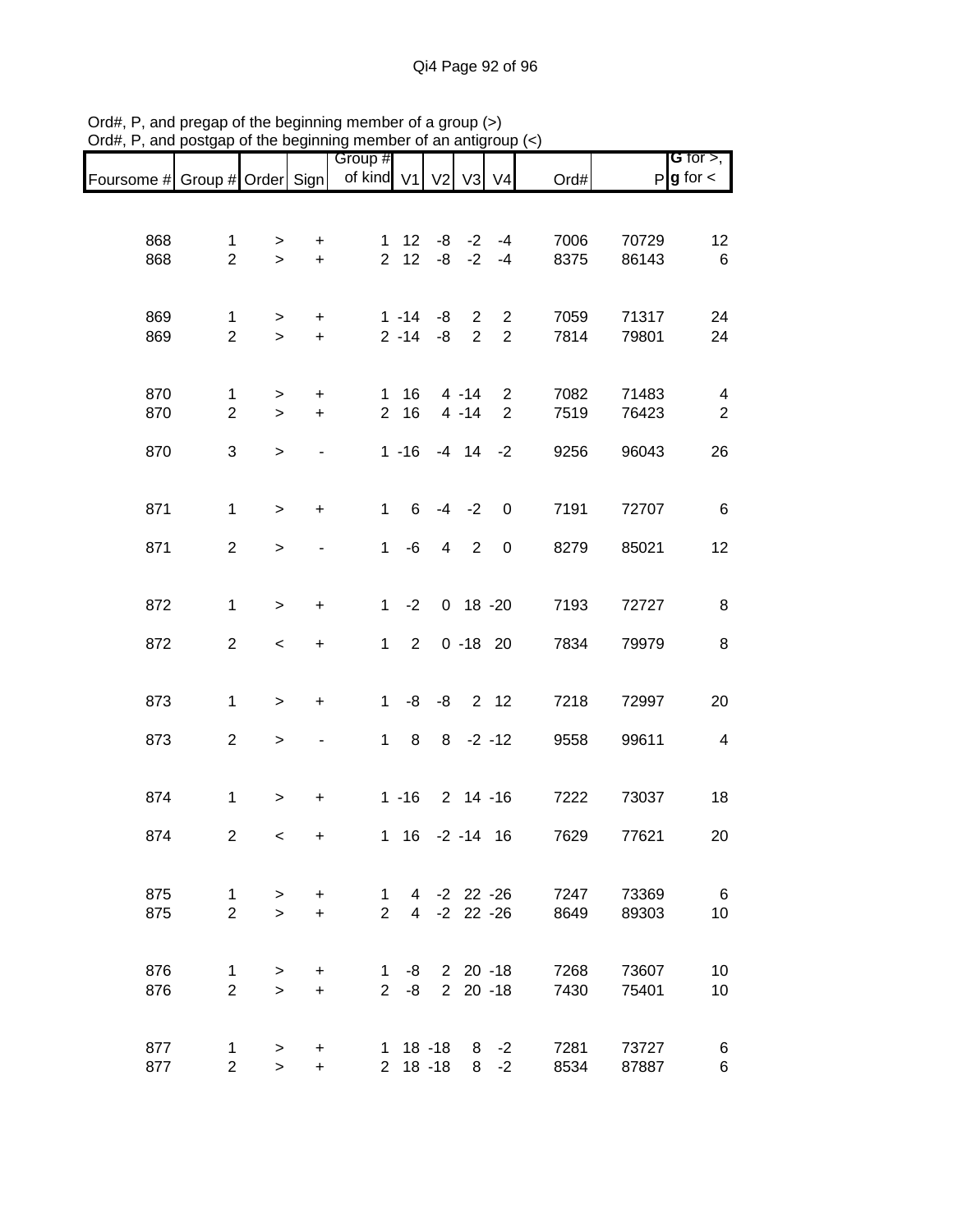Ord#, P, and pregap of the beginning member of a group (>)
Ord#, P, and postgap of the beginning member of an antigroup (<)

| Foursome # | Group # | Order | Sign | Group # of kind | V1 | V2 | V3 | V4 | Ord# | P | G for >, g for < |
|---|---|---|---|---|---|---|---|---|---|---|---|
| 868 | 1 | > | + | 1 | 12 | -8 | -2 | -4 | 7006 | 70729 | 12 |
| 868 | 2 | > | + | 2 | 12 | -8 | -2 | -4 | 8375 | 86143 | 6 |
| 869 | 1 | > | + | 1 | -14 | -8 | 2 | 2 | 7059 | 71317 | 24 |
| 869 | 2 | > | + | 2 | -14 | -8 | 2 | 2 | 7814 | 79801 | 24 |
| 870 | 1 | > | + | 1 | 16 | 4 | -14 | 2 | 7082 | 71483 | 4 |
| 870 | 2 | > | + | 2 | 16 | 4 | -14 | 2 | 7519 | 76423 | 2 |
| 870 | 3 | > | - | 1 | -16 | -4 | 14 | -2 | 9256 | 96043 | 26 |
| 871 | 1 | > | + | 1 | 6 | -4 | -2 | 0 | 7191 | 72707 | 6 |
| 871 | 2 | > | - | 1 | -6 | 4 | 2 | 0 | 8279 | 85021 | 12 |
| 872 | 1 | > | + | 1 | -2 | 0 | 18 | -20 | 7193 | 72727 | 8 |
| 872 | 2 | < | + | 1 | 2 | 0 | -18 | 20 | 7834 | 79979 | 8 |
| 873 | 1 | > | + | 1 | -8 | -8 | 2 | 12 | 7218 | 72997 | 20 |
| 873 | 2 | > | - | 1 | 8 | 8 | -2 | -12 | 9558 | 99611 | 4 |
| 874 | 1 | > | + | 1 | -16 | 2 | 14 | -16 | 7222 | 73037 | 18 |
| 874 | 2 | < | + | 1 | 16 | -2 | -14 | 16 | 7629 | 77621 | 20 |
| 875 | 1 | > | + | 1 | 4 | -2 | 22 | -26 | 7247 | 73369 | 6 |
| 875 | 2 | > | + | 2 | 4 | -2 | 22 | -26 | 8649 | 89303 | 10 |
| 876 | 1 | > | + | 1 | -8 | 2 | 20 | -18 | 7268 | 73607 | 10 |
| 876 | 2 | > | + | 2 | -8 | 2 | 20 | -18 | 7430 | 75401 | 10 |
| 877 | 1 | > | + | 1 | 18 | -18 | 8 | -2 | 7281 | 73727 | 6 |
| 877 | 2 | > | + | 2 | 18 | -18 | 8 | -2 | 8534 | 87887 | 6 |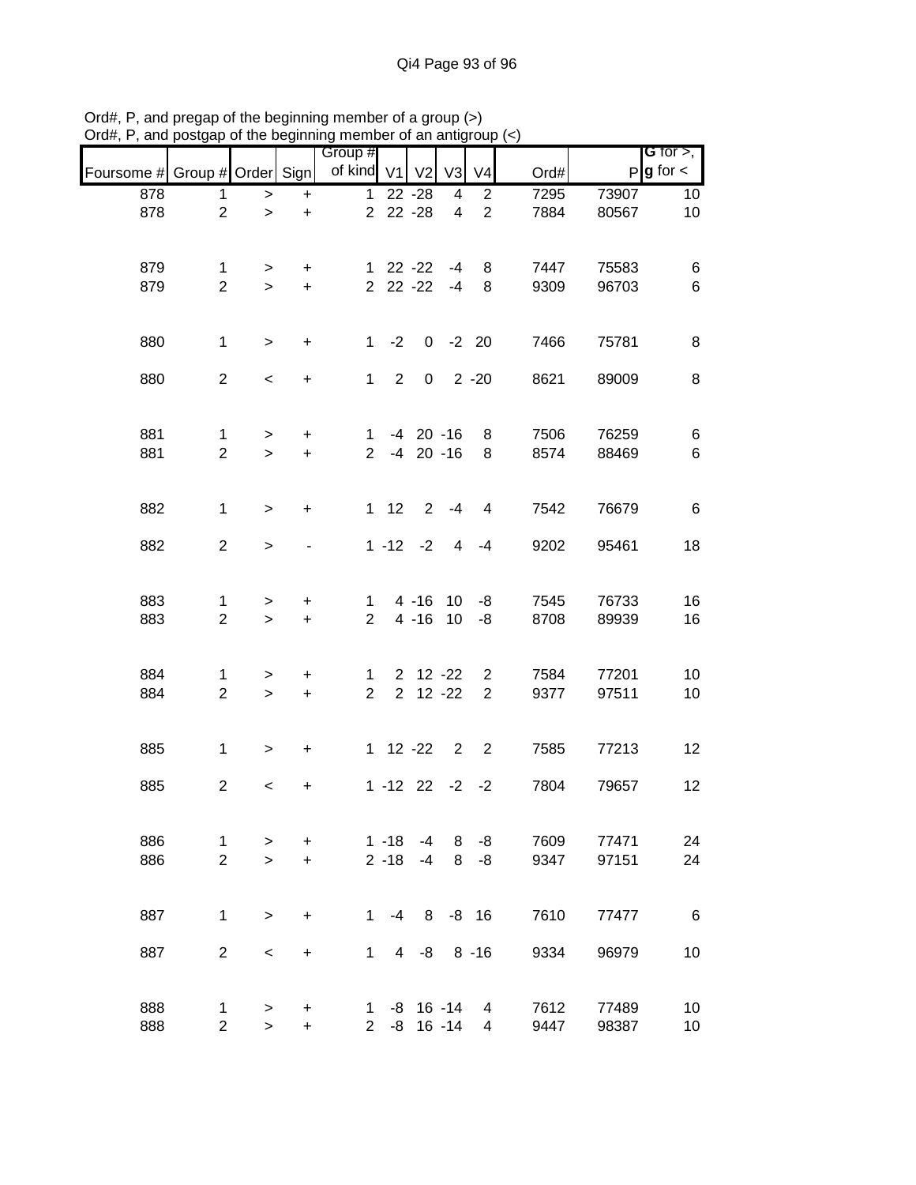Ord#, P, and pregap of the beginning member of a group (>)
Ord#, P, and postgap of the beginning member of an antigroup (<)

| Foursome # | Group # | Order | Sign | Group # of kind | V1 | V2 | V3 | V4 | Ord# | P | G for >, g for < |
|---|---|---|---|---|---|---|---|---|---|---|---|
| 878 | 1 | > | + | 1 | 22 | -28 | 4 | 2 | 7295 | 73907 | 10 |
| 878 | 2 | > | + | 2 | 22 | -28 | 4 | 2 | 7884 | 80567 | 10 |
| 879 | 1 | > | + | 1 | 22 | -22 | -4 | 8 | 7447 | 75583 | 6 |
| 879 | 2 | > | + | 2 | 22 | -22 | -4 | 8 | 9309 | 96703 | 6 |
| 880 | 1 | > | + | 1 | -2 | 0 | -2 | 20 | 7466 | 75781 | 8 |
| 880 | 2 | < | + | 1 | 2 | 0 | 2 | -20 | 8621 | 89009 | 8 |
| 881 | 1 | > | + | 1 | -4 | 20 | -16 | 8 | 7506 | 76259 | 6 |
| 881 | 2 | > | + | 2 | -4 | 20 | -16 | 8 | 8574 | 88469 | 6 |
| 882 | 1 | > | + | 1 | 12 | 2 | -4 | 4 | 7542 | 76679 | 6 |
| 882 | 2 | > | - | 1 | -12 | -2 | 4 | -4 | 9202 | 95461 | 18 |
| 883 | 1 | > | + | 1 | 4 | -16 | 10 | -8 | 7545 | 76733 | 16 |
| 883 | 2 | > | + | 2 | 4 | -16 | 10 | -8 | 8708 | 89939 | 16 |
| 884 | 1 | > | + | 1 | 2 | 12 | -22 | 2 | 7584 | 77201 | 10 |
| 884 | 2 | > | + | 2 | 2 | 12 | -22 | 2 | 9377 | 97511 | 10 |
| 885 | 1 | > | + | 1 | 12 | -22 | 2 | 2 | 7585 | 77213 | 12 |
| 885 | 2 | < | + | 1 | -12 | 22 | -2 | -2 | 7804 | 79657 | 12 |
| 886 | 1 | > | + | 1 | -18 | -4 | 8 | -8 | 7609 | 77471 | 24 |
| 886 | 2 | > | + | 2 | -18 | -4 | 8 | -8 | 9347 | 97151 | 24 |
| 887 | 1 | > | + | 1 | -4 | 8 | -8 | 16 | 7610 | 77477 | 6 |
| 887 | 2 | < | + | 1 | 4 | -8 | 8 | -16 | 9334 | 96979 | 10 |
| 888 | 1 | > | + | 1 | -8 | 16 | -14 | 4 | 7612 | 77489 | 10 |
| 888 | 2 | > | + | 2 | -8 | 16 | -14 | 4 | 9447 | 98387 | 10 |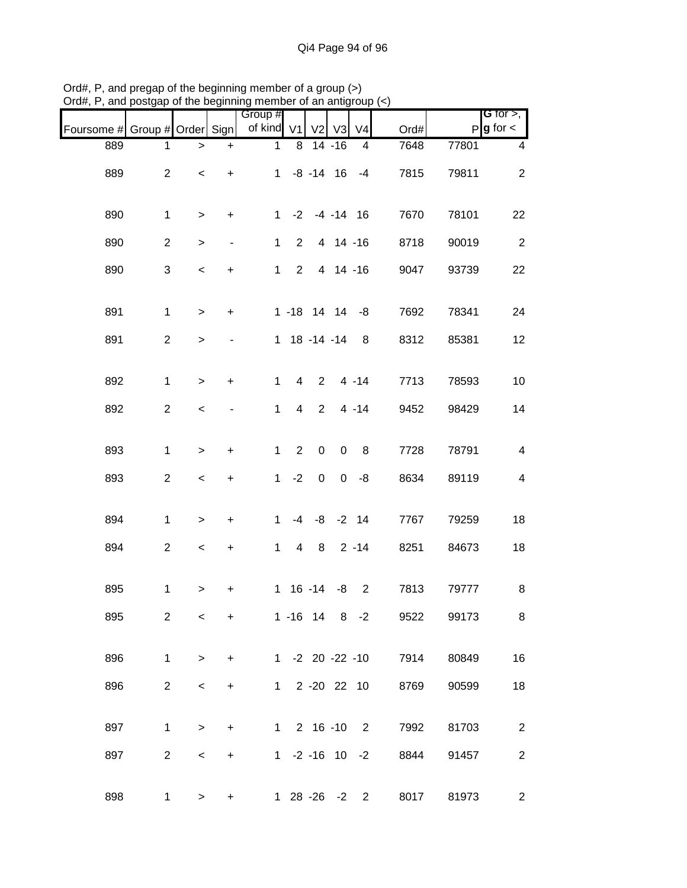Ord#, P, and pregap of the beginning member of a group (>)
Ord#, P, and postgap of the beginning member of an antigroup (<)

| Foursome # | Group # | Order | Sign | Group # of kind | V1 | V2 | V3 | V4 | Ord# | P | G for >, g for < |
|---|---|---|---|---|---|---|---|---|---|---|---|
| 889 | 1 | > | + | 1 | 8 | 14 | -16 | 4 | 7648 | 77801 | 4 |
| 889 | 2 | < | + | 1 | -8 | -14 | 16 | -4 | 7815 | 79811 | 2 |
| 890 | 1 | > | + | 1 | -2 | -4 | -14 | 16 | 7670 | 78101 | 22 |
| 890 | 2 | > | - | 1 | 2 | 4 | 14 | -16 | 8718 | 90019 | 2 |
| 890 | 3 | < | + | 1 | 2 | 4 | 14 | -16 | 9047 | 93739 | 22 |
| 891 | 1 | > | + | 1 | -18 | 14 | 14 | -8 | 7692 | 78341 | 24 |
| 891 | 2 | > | - | 1 | 18 | -14 | -14 | 8 | 8312 | 85381 | 12 |
| 892 | 1 | > | + | 1 | 4 | 2 | 4 | -14 | 7713 | 78593 | 10 |
| 892 | 2 | < | - | 1 | 4 | 2 | 4 | -14 | 9452 | 98429 | 14 |
| 893 | 1 | > | + | 1 | 2 | 0 | 0 | 8 | 7728 | 78791 | 4 |
| 893 | 2 | < | + | 1 | -2 | 0 | 0 | -8 | 8634 | 89119 | 4 |
| 894 | 1 | > | + | 1 | -4 | -8 | -2 | 14 | 7767 | 79259 | 18 |
| 894 | 2 | < | + | 1 | 4 | 8 | 2 | -14 | 8251 | 84673 | 18 |
| 895 | 1 | > | + | 1 | 16 | -14 | -8 | 2 | 7813 | 79777 | 8 |
| 895 | 2 | < | + | 1 | -16 | 14 | 8 | -2 | 9522 | 99173 | 8 |
| 896 | 1 | > | + | 1 | -2 | 20 | -22 | -10 | 7914 | 80849 | 16 |
| 896 | 2 | < | + | 1 | 2 | -20 | 22 | 10 | 8769 | 90599 | 18 |
| 897 | 1 | > | + | 1 | 2 | 16 | -10 | 2 | 7992 | 81703 | 2 |
| 897 | 2 | < | + | 1 | -2 | -16 | 10 | -2 | 8844 | 91457 | 2 |
| 898 | 1 | > | + | 1 | 28 | -26 | -2 | 2 | 8017 | 81973 | 2 |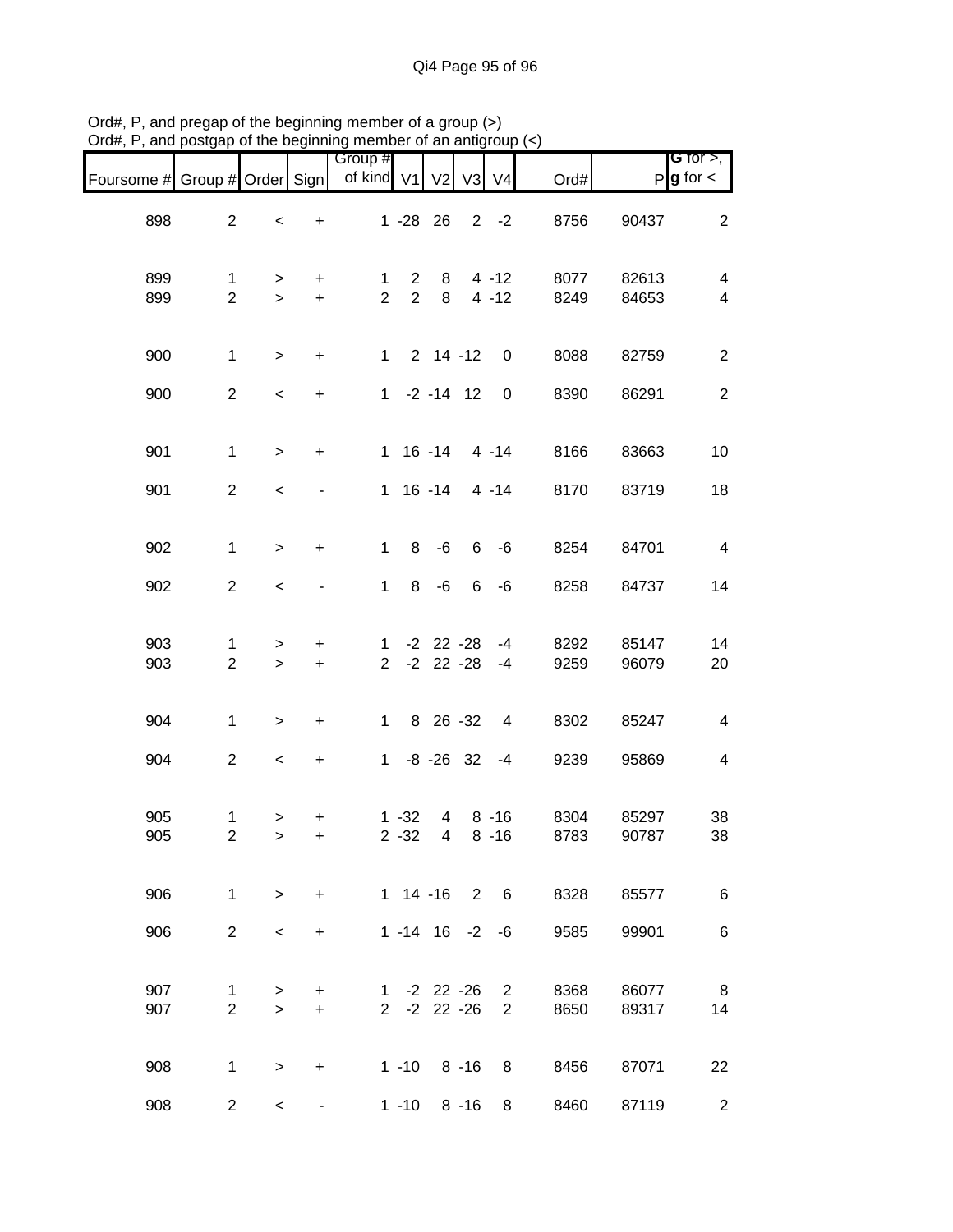Ord#, P, and pregap of the beginning member of a group (>)
Ord#, P, and postgap of the beginning member of an antigroup (<)

| Foursome # | Group # | Order | Sign | Group # of kind | V1 | V2 | V3 | V4 | Ord# | P | G for >, g for < |
|---|---|---|---|---|---|---|---|---|---|---|---|
| 898 | 2 | < | + | 1 | -28 | 26 | 2 | -2 | 8756 | 90437 | 2 |
| 899 | 1 | > | + | 1 | 2 | 8 | 4 | -12 | 8077 | 82613 | 4 |
| 899 | 2 | > | + | 2 | 2 | 8 | 4 | -12 | 8249 | 84653 | 4 |
| 900 | 1 | > | + | 1 | 2 | 14 | -12 | 0 | 8088 | 82759 | 2 |
| 900 | 2 | < | + | 1 | -2 | -14 | 12 | 0 | 8390 | 86291 | 2 |
| 901 | 1 | > | + | 1 | 16 | -14 | 4 | -14 | 8166 | 83663 | 10 |
| 901 | 2 | < | - | 1 | 16 | -14 | 4 | -14 | 8170 | 83719 | 18 |
| 902 | 1 | > | + | 1 | 8 | -6 | 6 | -6 | 8254 | 84701 | 4 |
| 902 | 2 | < | - | 1 | 8 | -6 | 6 | -6 | 8258 | 84737 | 14 |
| 903 | 1 | > | + | 1 | -2 | 22 | -28 | -4 | 8292 | 85147 | 14 |
| 903 | 2 | > | + | 2 | -2 | 22 | -28 | -4 | 9259 | 96079 | 20 |
| 904 | 1 | > | + | 1 | 8 | 26 | -32 | 4 | 8302 | 85247 | 4 |
| 904 | 2 | < | + | 1 | -8 | -26 | 32 | -4 | 9239 | 95869 | 4 |
| 905 | 1 | > | + | 1 | -32 | 4 | 8 | -16 | 8304 | 85297 | 38 |
| 905 | 2 | > | + | 2 | -32 | 4 | 8 | -16 | 8783 | 90787 | 38 |
| 906 | 1 | > | + | 1 | 14 | -16 | 2 | 6 | 8328 | 85577 | 6 |
| 906 | 2 | < | + | 1 | -14 | 16 | -2 | -6 | 9585 | 99901 | 6 |
| 907 | 1 | > | + | 1 | -2 | 22 | -26 | 2 | 8368 | 86077 | 8 |
| 907 | 2 | > | + | 2 | -2 | 22 | -26 | 2 | 8650 | 89317 | 14 |
| 908 | 1 | > | + | 1 | -10 | 8 | -16 | 8 | 8456 | 87071 | 22 |
| 908 | 2 | < | - | 1 | -10 | 8 | -16 | 8 | 8460 | 87119 | 2 |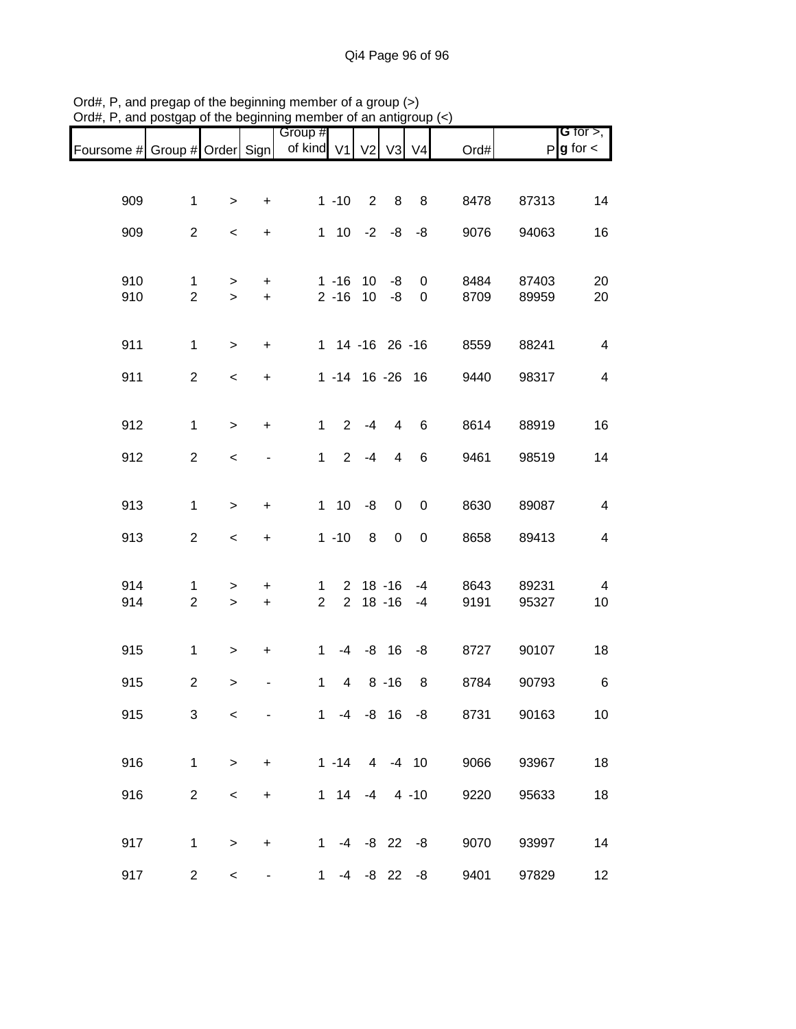Ord#, P, and pregap of the beginning member of a group (>)
Ord#, P, and postgap of the beginning member of an antigroup (<)

| Foursome # | Group # | Order | Sign | Group # of kind | V1 | V2 | V3 | V4 | Ord# | P | **G** for >, **g** for < |
|---|---|---|---|---|---|---|---|---|---|---|---|
| 909 | 1 | > | + | 1 | -10 | 2 | 8 | 8 | 8478 | 87313 | 14 |
| 909 | 2 | < | + | 1 | 10 | -2 | -8 | -8 | 9076 | 94063 | 16 |
| 910 | 1 | > | + | 1 | -16 | 10 | -8 | 0 | 8484 | 87403 | 20 |
| 910 | 2 | > | + | 2 | -16 | 10 | -8 | 0 | 8709 | 89959 | 20 |
| 911 | 1 | > | + | 1 | 14 | -16 | 26 | -16 | 8559 | 88241 | 4 |
| 911 | 2 | < | + | 1 | -14 | 16 | -26 | 16 | 9440 | 98317 | 4 |
| 912 | 1 | > | + | 1 | 2 | -4 | 4 | 6 | 8614 | 88919 | 16 |
| 912 | 2 | < | - | 1 | 2 | -4 | 4 | 6 | 9461 | 98519 | 14 |
| 913 | 1 | > | + | 1 | 10 | -8 | 0 | 0 | 8630 | 89087 | 4 |
| 913 | 2 | < | + | 1 | -10 | 8 | 0 | 0 | 8658 | 89413 | 4 |
| 914 | 1 | > | + | 1 | 2 | 18 | -16 | -4 | 8643 | 89231 | 4 |
| 914 | 2 | > | + | 2 | 2 | 18 | -16 | -4 | 9191 | 95327 | 10 |
| 915 | 1 | > | + | 1 | -4 | -8 | 16 | -8 | 8727 | 90107 | 18 |
| 915 | 2 | > | - | 1 | 4 | 8 | -16 | 8 | 8784 | 90793 | 6 |
| 915 | 3 | < | - | 1 | -4 | -8 | 16 | -8 | 8731 | 90163 | 10 |
| 916 | 1 | > | + | 1 | -14 | 4 | -4 | 10 | 9066 | 93967 | 18 |
| 916 | 2 | < | + | 1 | 14 | -4 | 4 | -10 | 9220 | 95633 | 18 |
| 917 | 1 | > | + | 1 | -4 | -8 | 22 | -8 | 9070 | 93997 | 14 |
| 917 | 2 | < | - | 1 | -4 | -8 | 22 | -8 | 9401 | 97829 | 12 |